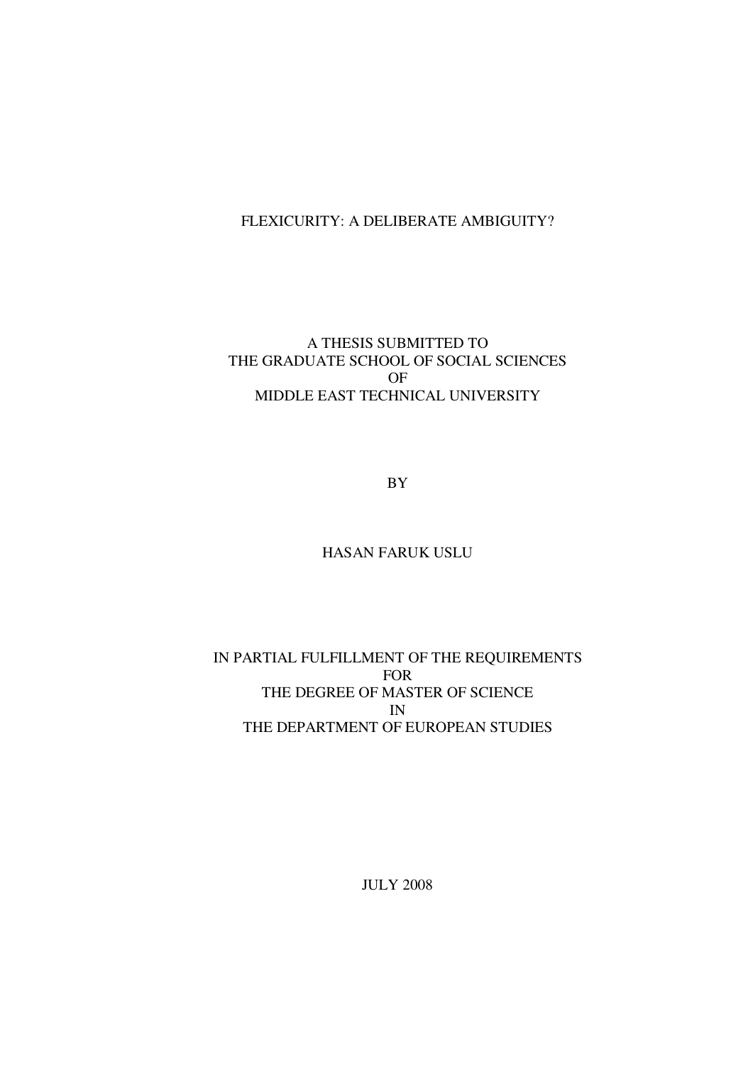# FLEXICURITY: A DELIBERATE AMBIGUITY?

A THESIS SUBMITTED TO
THE GRADUATE SCHOOL OF SOCIAL SCIENCES
OF
MIDDLE EAST TECHNICAL UNIVERSITY

BY

HASAN FARUK USLU

IN PARTIAL FULFILLMENT OF THE REQUIREMENTS
FOR
THE DEGREE OF MASTER OF SCIENCE
IN
THE DEPARTMENT OF EUROPEAN STUDIES

JULY 2008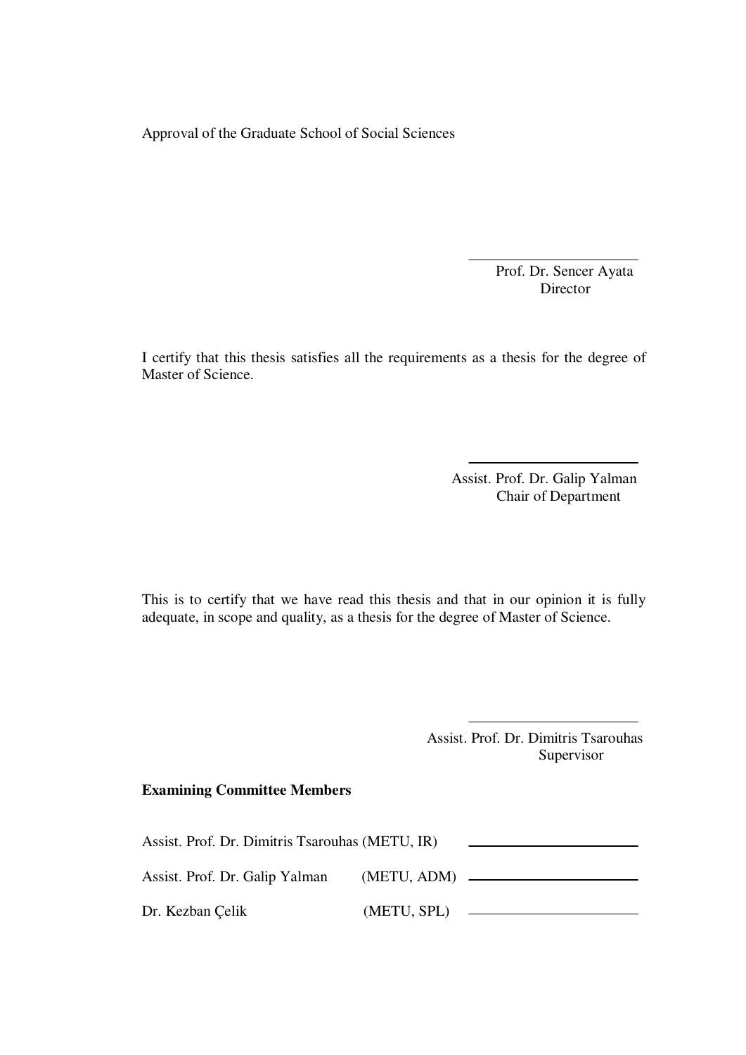Approval of the Graduate School of Social Sciences

Prof. Dr. Sencer Ayata
Director

I certify that this thesis satisfies all the requirements as a thesis for the degree of Master of Science.

Assist. Prof. Dr. Galip Yalman
Chair of Department

This is to certify that we have read this thesis and that in our opinion it is fully adequate, in scope and quality, as a thesis for the degree of Master of Science.

Assist. Prof. Dr. Dimitris Tsarouhas
Supervisor

**Examining Committee Members**

Assist. Prof. Dr. Dimitris Tsarouhas (METU, IR) \_\_\_\_\_\_\_\_\_\_\_\_\_\_\_\_\_\_\_\_

Assist. Prof. Dr. Galip Yalman (METU, ADM) \_\_\_\_\_\_\_\_\_\_\_\_\_\_\_\_\_\_\_\_

Dr. Kezban Çelik (METU, SPL) \_\_\_\_\_\_\_\_\_\_\_\_\_\_\_\_\_\_\_\_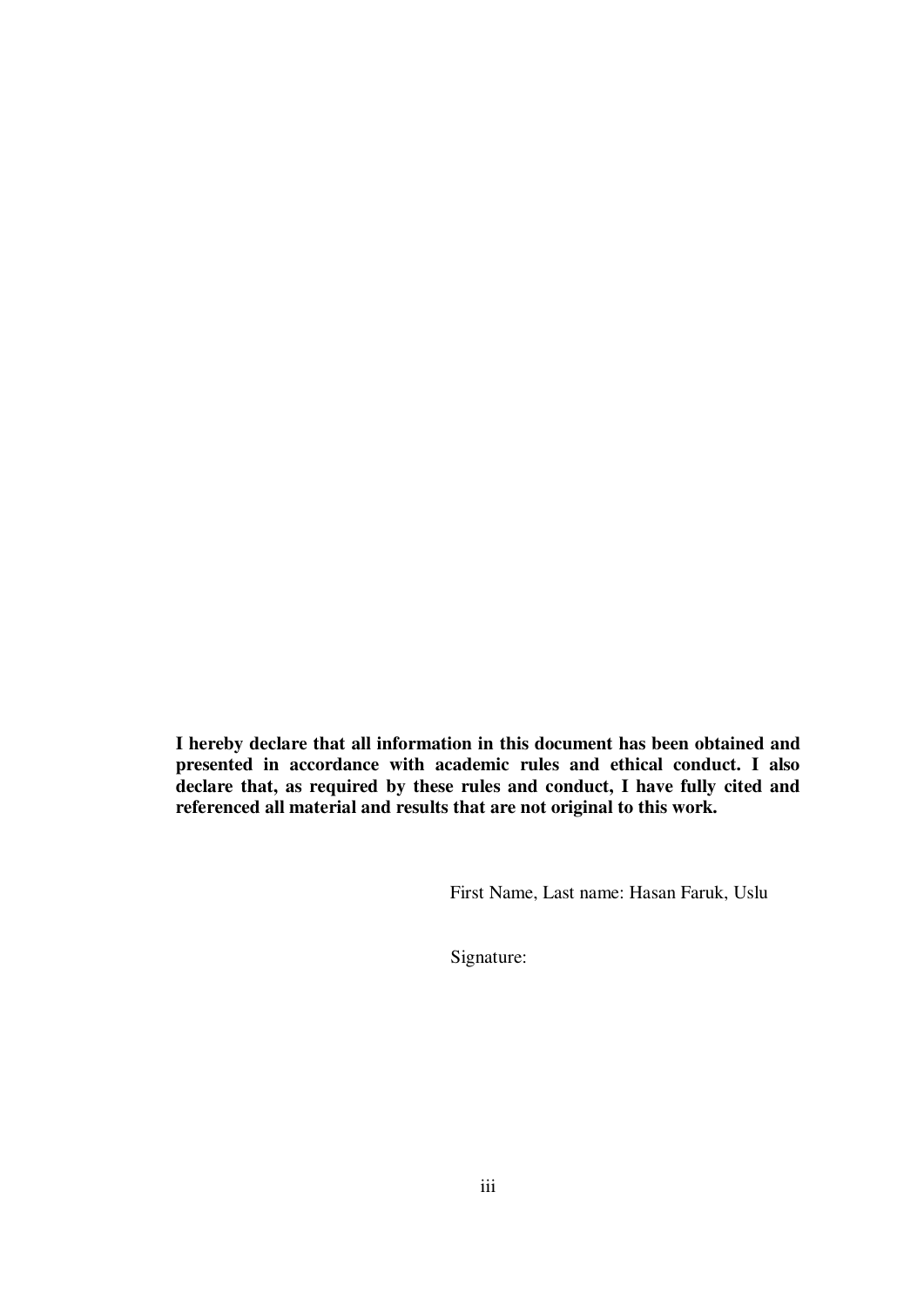**I hereby declare that all information in this document has been obtained and presented in accordance with academic rules and ethical conduct. I also declare that, as required by these rules and conduct, I have fully cited and referenced all material and results that are not original to this work.**

First Name, Last name: Hasan Faruk, Uslu

Signature: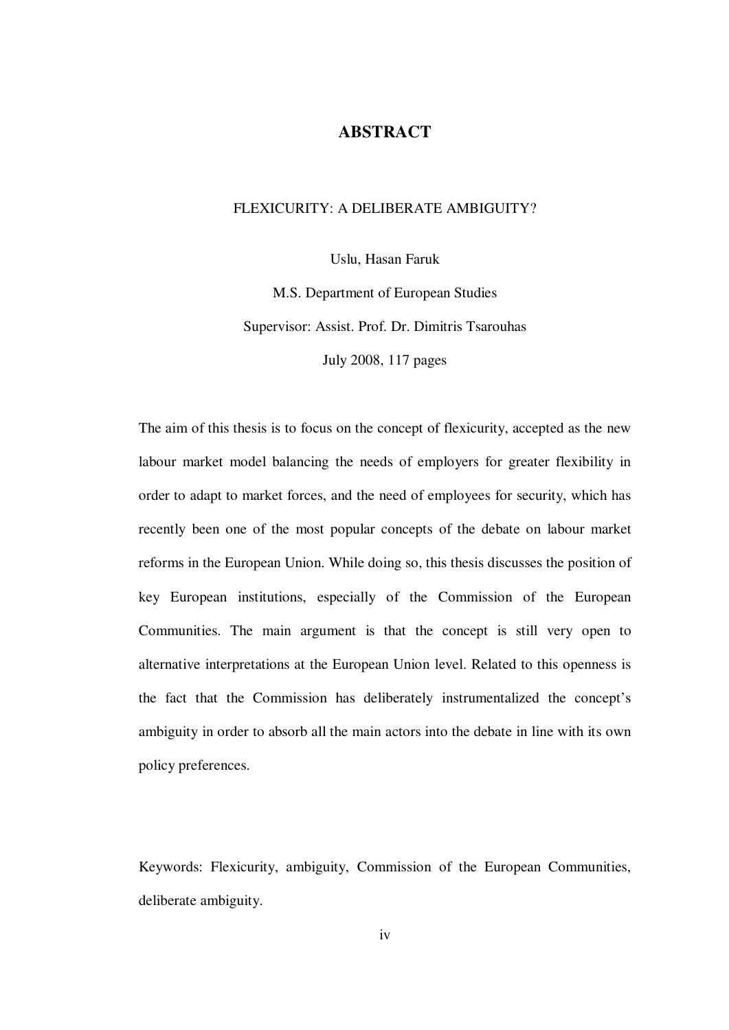# ABSTRACT

FLEXICURITY: A DELIBERATE AMBIGUITY?

Uslu, Hasan Faruk

M.S. Department of European Studies

Supervisor: Assist. Prof. Dr. Dimitris Tsarouhas

July 2008, 117 pages

The aim of this thesis is to focus on the concept of flexicurity, accepted as the new labour market model balancing the needs of employers for greater flexibility in order to adapt to market forces, and the need of employees for security, which has recently been one of the most popular concepts of the debate on labour market reforms in the European Union. While doing so, this thesis discusses the position of key European institutions, especially of the Commission of the European Communities. The main argument is that the concept is still very open to alternative interpretations at the European Union level. Related to this openness is the fact that the Commission has deliberately instrumentalized the concept's ambiguity in order to absorb all the main actors into the debate in line with its own policy preferences.

Keywords: Flexicurity, ambiguity, Commission of the European Communities, deliberate ambiguity.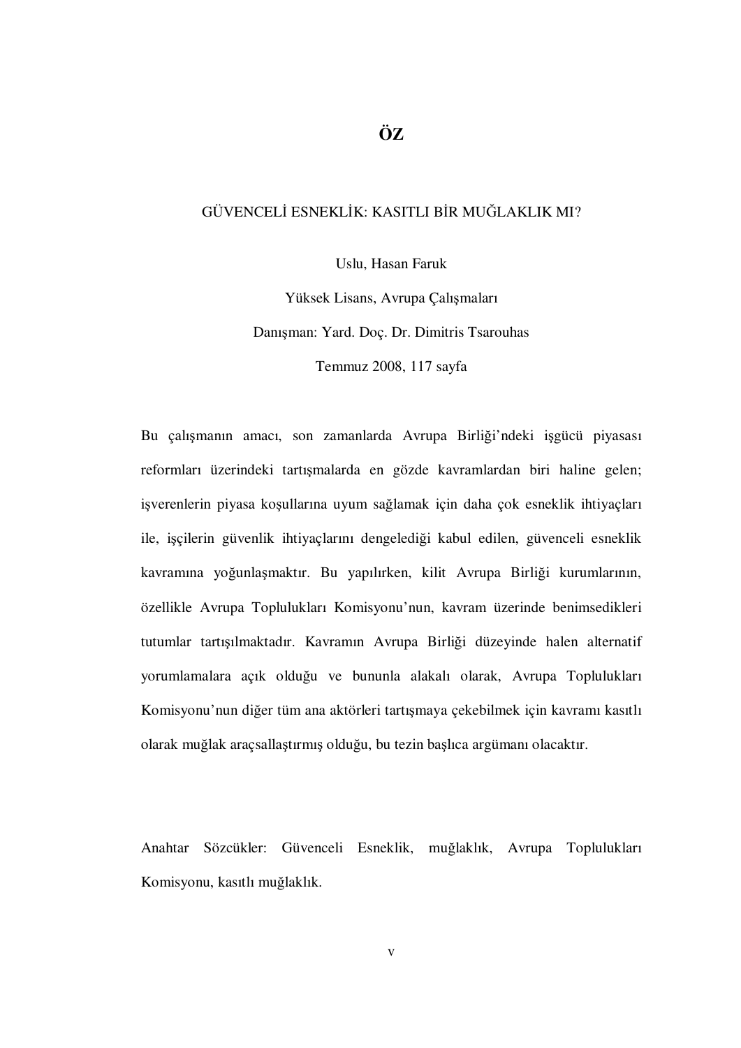# ÖZ

GÜVENCELİ ESNEKLİK: KASITLI BİR MUĞLAKLIK MI?

Uslu, Hasan Faruk

Yüksek Lisans, Avrupa Çalışmaları

Danışman: Yard. Doç. Dr. Dimitris Tsarouhas

Temmuz 2008, 117 sayfa

Bu çalışmanın amacı, son zamanlarda Avrupa Birliği'ndeki işgücü piyasası reformları üzerindeki tartışmalarda en gözde kavramlardan biri haline gelen; işverenlerin piyasa koşullarına uyum sağlamak için daha çok esneklik ihtiyaçları ile, işçilerin güvenlik ihtiyaçlarını dengelediği kabul edilen, güvenceli esneklik kavramına yoğunlaşmaktır. Bu yapılırken, kilit Avrupa Birliği kurumlarının, özellikle Avrupa Toplulukları Komisyonu'nun, kavram üzerinde benimsedikleri tutumlar tartışılmaktadır. Kavramın Avrupa Birliği düzeyinde halen alternatif yorumlamalara açık olduğu ve bununla alakalı olarak, Avrupa Toplulukları Komisyonu'nun diğer tüm ana aktörleri tartışmaya çekebilmek için kavramı kasıtlı olarak muğlak araçsallaştırmış olduğu, bu tezin başlıca argümanı olacaktır.

Anahtar Sözcükler: Güvenceli Esneklik, muğlaklık, Avrupa Toplulukları Komisyonu, kasıtlı muğlaklık.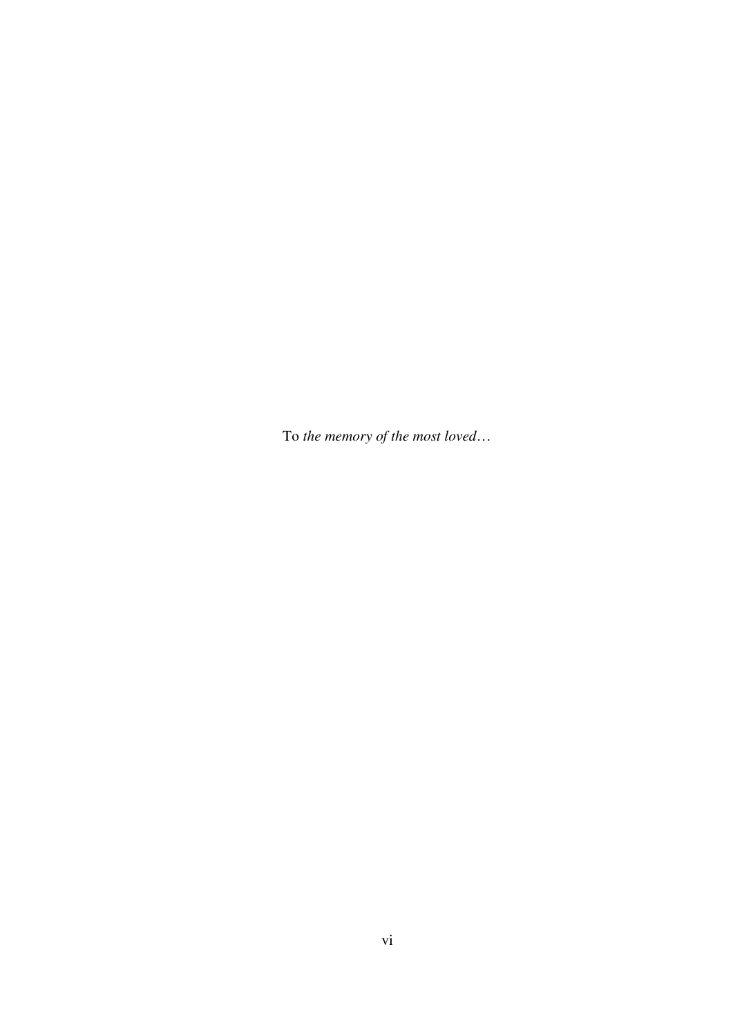To *the memory of the most loved…*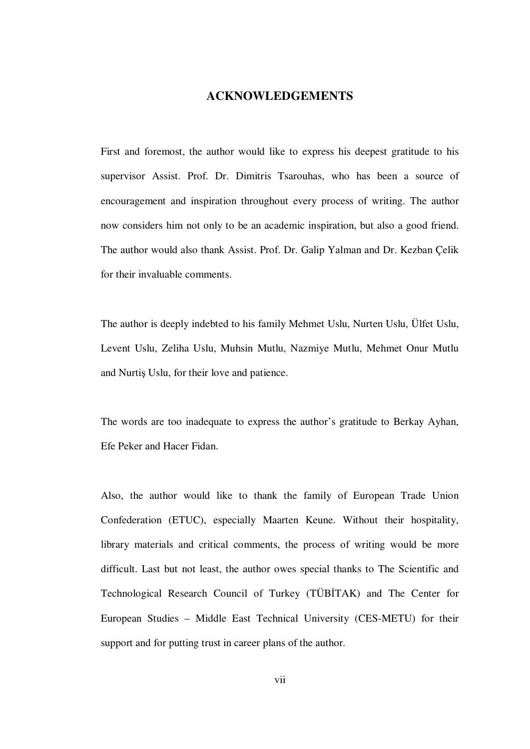# ACKNOWLEDGEMENTS

First and foremost, the author would like to express his deepest gratitude to his supervisor Assist. Prof. Dr. Dimitris Tsarouhas, who has been a source of encouragement and inspiration throughout every process of writing. The author now considers him not only to be an academic inspiration, but also a good friend. The author would also thank Assist. Prof. Dr. Galip Yalman and Dr. Kezban Çelik for their invaluable comments.

The author is deeply indebted to his family Mehmet Uslu, Nurten Uslu, Ülfet Uslu, Levent Uslu, Zeliha Uslu, Muhsin Mutlu, Nazmiye Mutlu, Mehmet Onur Mutlu and Nurtiş Uslu, for their love and patience.

The words are too inadequate to express the author's gratitude to Berkay Ayhan, Efe Peker and Hacer Fidan.

Also, the author would like to thank the family of European Trade Union Confederation (ETUC), especially Maarten Keune. Without their hospitality, library materials and critical comments, the process of writing would be more difficult. Last but not least, the author owes special thanks to The Scientific and Technological Research Council of Turkey (TÜBİTAK) and The Center for European Studies – Middle East Technical University (CES-METU) for their support and for putting trust in career plans of the author.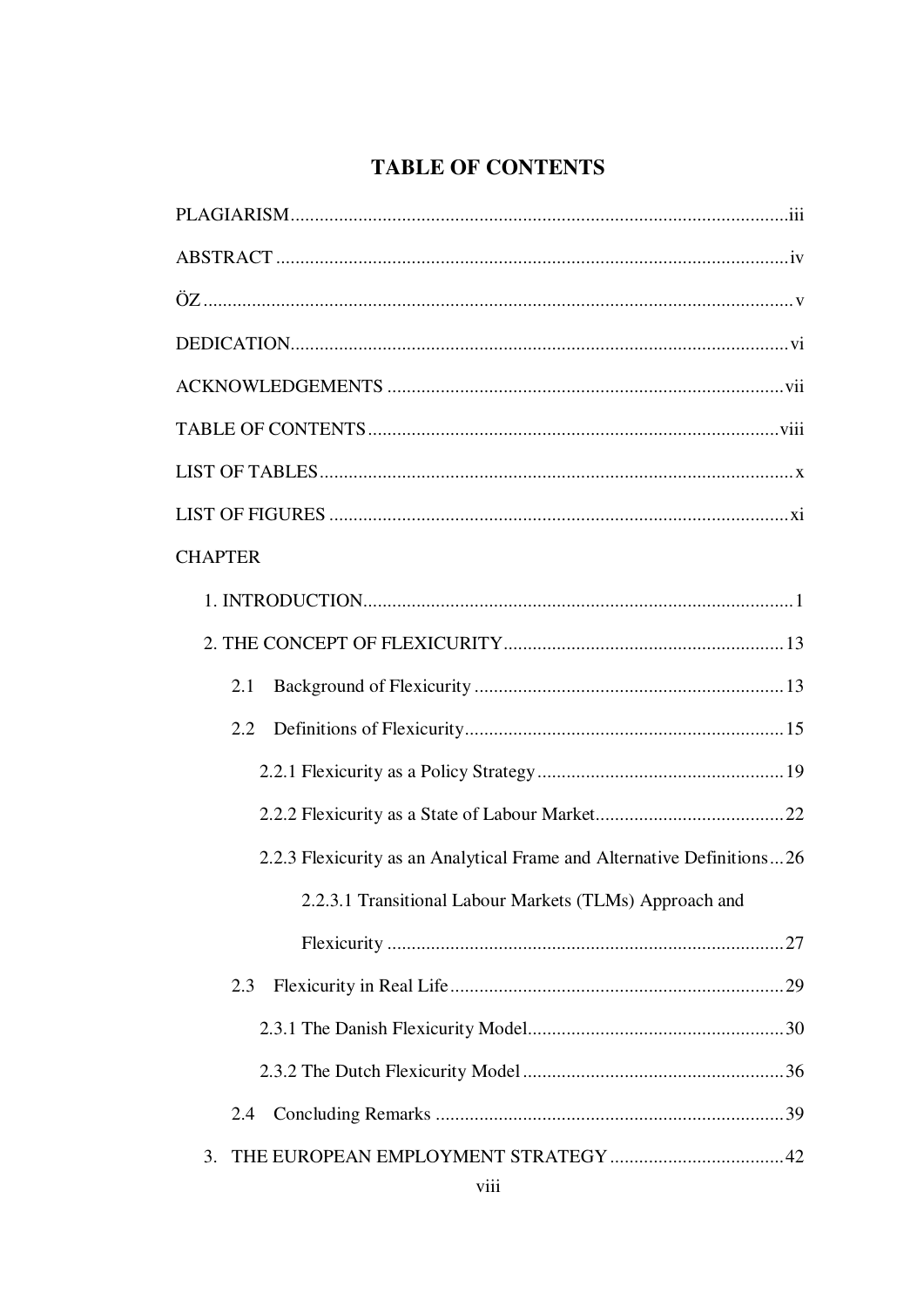# TABLE OF CONTENTS

PLAGIARISM ........................................................................................................ iii

ABSTRACT ........................................................................................................... iv

ÖZ ......................................................................................................................... v

DEDICATION ........................................................................................................ vi

ACKNOWLEDGEMENTS ................................................................................... vii

TABLE OF CONTENTS ..................................................................................... viii

LIST OF TABLES .................................................................................................. x

LIST OF FIGURES ................................................................................................ xi

CHAPTER

1. INTRODUCTION ............................................................................................. 1

2. THE CONCEPT OF FLEXICURITY ............................................................ 13

- 2.1 Background of Flexicurity ................................................................... 13
- 2.2 Definitions of Flexicurity ..................................................................... 15
  - 2.2.1 Flexicurity as a Policy Strategy ..................................................... 19
  - 2.2.2 Flexicurity as a State of Labour Market ......................................... 22
  - 2.2.3 Flexicurity as an Analytical Frame and Alternative Definitions ... 26
    - 2.2.3.1 Transitional Labour Markets (TLMs) Approach and Flexicurity ..................................................................................... 27
- 2.3 Flexicurity in Real Life ........................................................................ 29
  - 2.3.1 The Danish Flexicurity Model ....................................................... 30
  - 2.3.2 The Dutch Flexicurity Model ......................................................... 36
- 2.4 Concluding Remarks ............................................................................ 39

3. THE EUROPEAN EMPLOYMENT STRATEGY ........................................ 42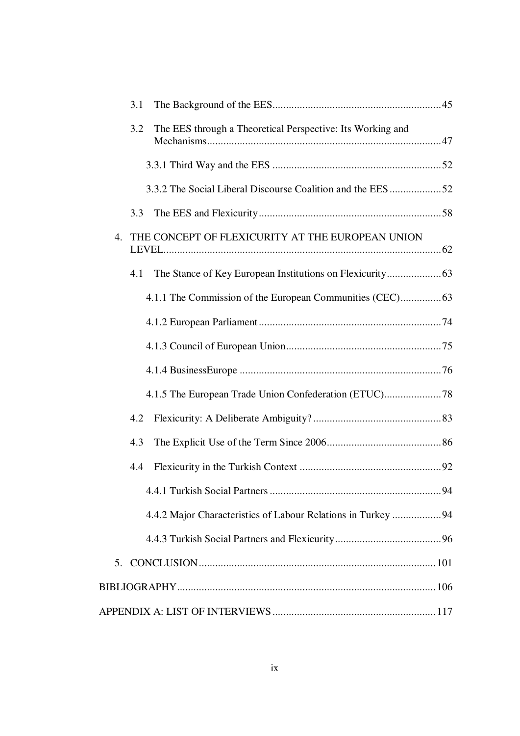3.1 The Background of the EES..............................................................45

3.2 The EES through a Theoretical Perspective: Its Working and Mechanisms......................................................................................47

3.3.1 Third Way and the EES ..............................................................52

3.3.2 The Social Liberal Discourse Coalition and the EES ...................52

3.3 The EES and Flexicurity...................................................................58

4. THE CONCEPT OF FLEXICURITY AT THE EUROPEAN UNION LEVEL......................................................................................................62

4.1 The Stance of Key European Institutions on Flexicurity....................63

4.1.1 The Commission of the European Communities (CEC)...............63

4.1.2 European Parliament...................................................................74

4.1.3 Council of European Union.........................................................75

4.1.4 BusinessEurope ..........................................................................76

4.1.5 The European Trade Union Confederation (ETUC).....................78

4.2 Flexicurity: A Deliberate Ambiguity?...............................................83

4.3 The Explicit Use of the Term Since 2006..........................................86

4.4 Flexicurity in the Turkish Context ....................................................92

4.4.1 Turkish Social Partners ...............................................................94

4.4.2 Major Characteristics of Labour Relations in Turkey ..................94

4.4.3 Turkish Social Partners and Flexicurity.......................................96

5. CONCLUSION......................................................................................101

BIBLIOGRAPHY..............................................................................................106

APPENDIX A: LIST OF INTERVIEWS ............................................................117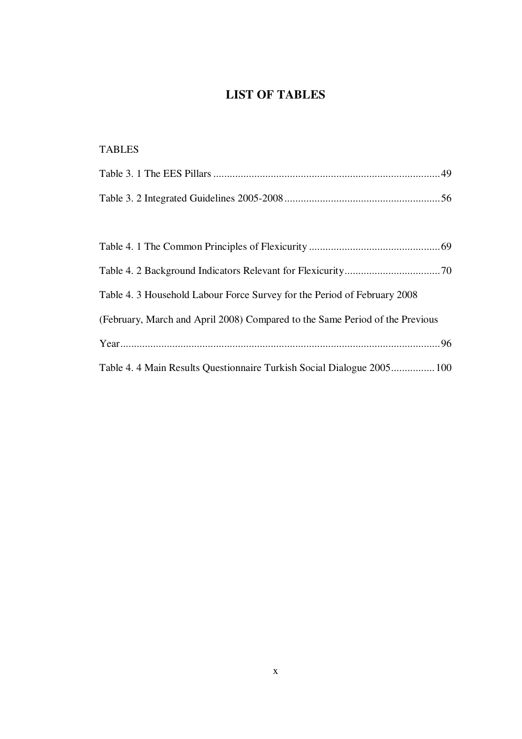# LIST OF TABLES

TABLES

Table 3. 1 The EES Pillars ..................................................................................49

Table 3. 2 Integrated Guidelines 2005-2008 ........................................................56

Table 4. 1 The Common Principles of Flexicurity ................................................69

Table 4. 2 Background Indicators Relevant for Flexicurity....................................70

Table 4. 3 Household Labour Force Survey for the Period of February 2008 (February, March and April 2008) Compared to the Same Period of the Previous Year....................................................................................................................96

Table 4. 4 Main Results Questionnaire Turkish Social Dialogue 2005................100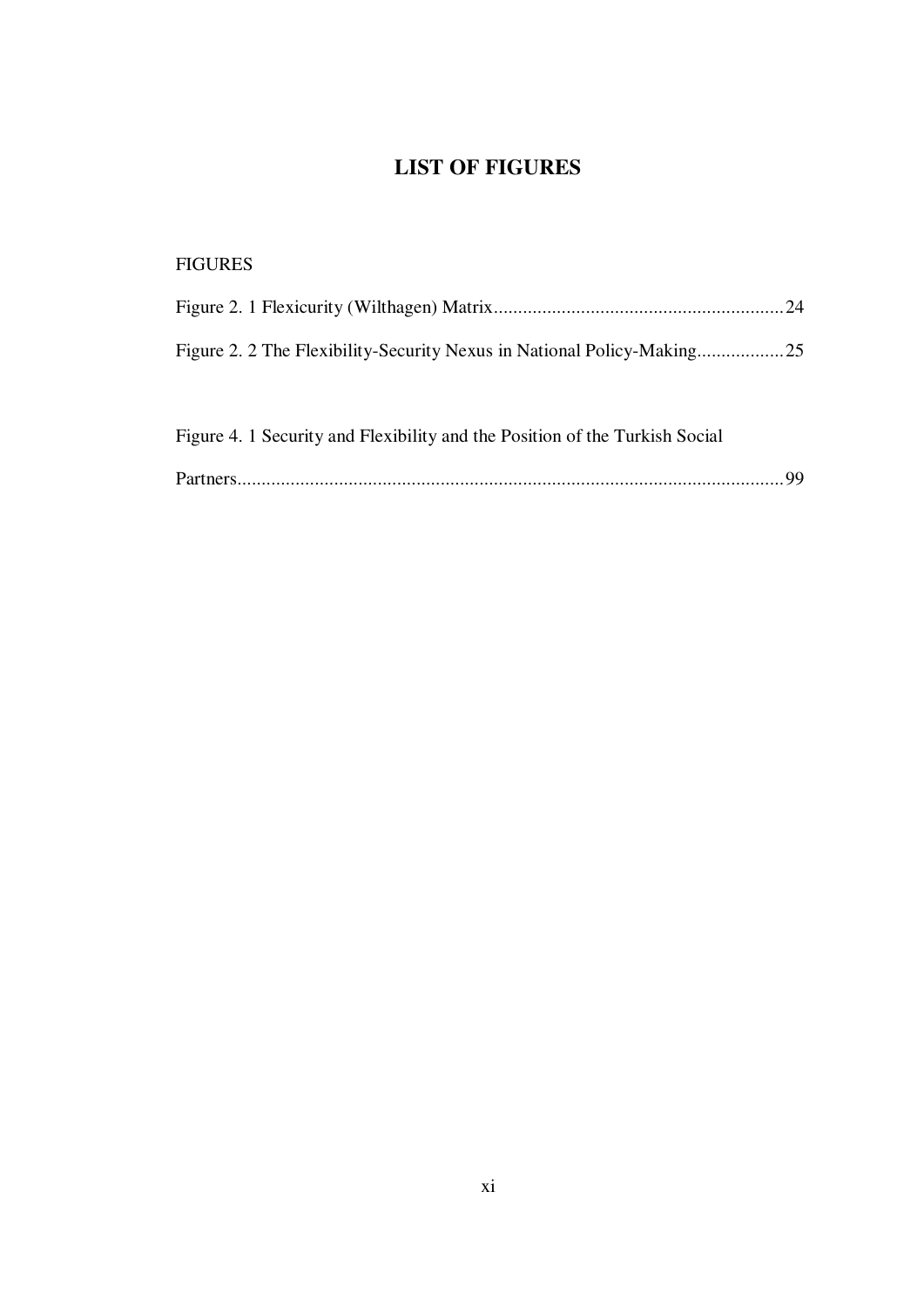# LIST OF FIGURES

FIGURES

Figure 2. 1 Flexicurity (Wilthagen) Matrix............................................................24

Figure 2. 2 The Flexibility-Security Nexus in National Policy-Making..................25

Figure 4. 1 Security and Flexibility and the Position of the Turkish Social Partners.................................................................................................................99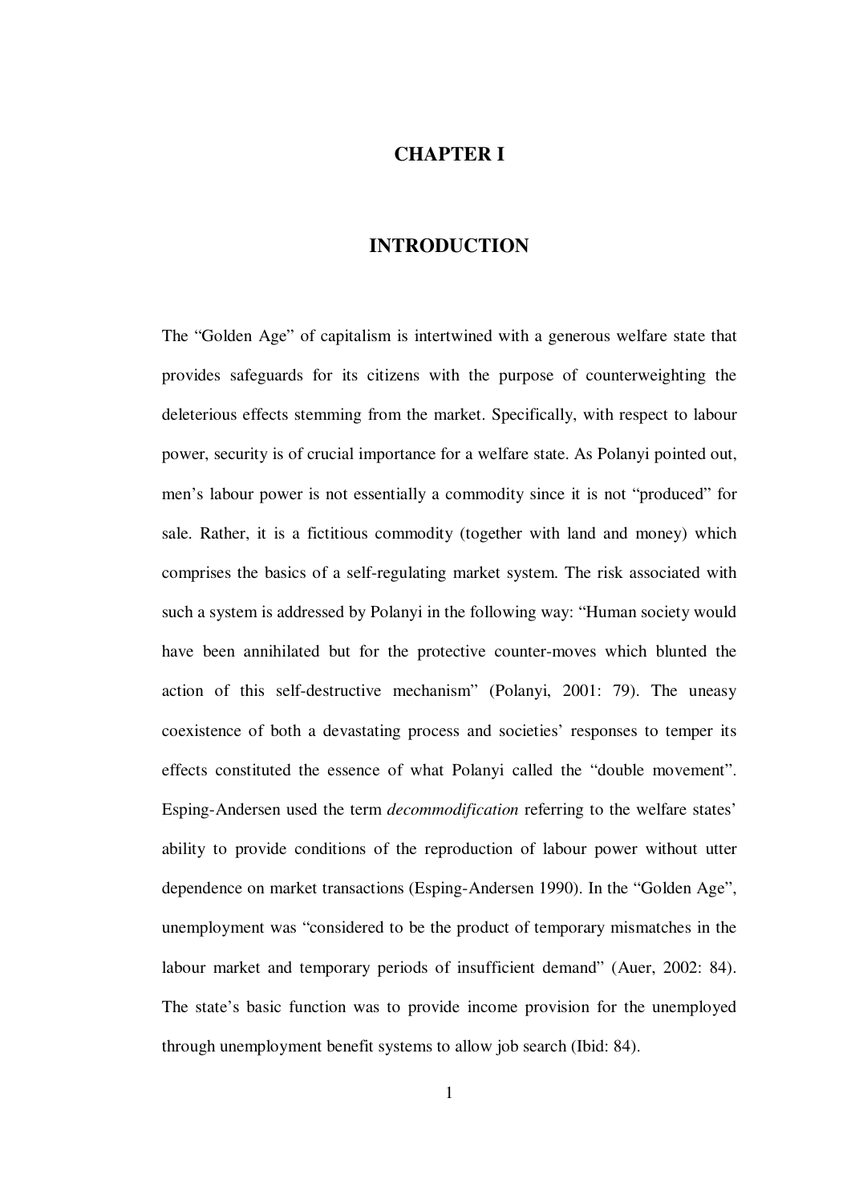# CHAPTER I

# INTRODUCTION

The "Golden Age" of capitalism is intertwined with a generous welfare state that provides safeguards for its citizens with the purpose of counterweighting the deleterious effects stemming from the market. Specifically, with respect to labour power, security is of crucial importance for a welfare state. As Polanyi pointed out, men's labour power is not essentially a commodity since it is not "produced" for sale. Rather, it is a fictitious commodity (together with land and money) which comprises the basics of a self-regulating market system. The risk associated with such a system is addressed by Polanyi in the following way: "Human society would have been annihilated but for the protective counter-moves which blunted the action of this self-destructive mechanism" (Polanyi, 2001: 79). The uneasy coexistence of both a devastating process and societies' responses to temper its effects constituted the essence of what Polanyi called the "double movement". Esping-Andersen used the term *decommodification* referring to the welfare states' ability to provide conditions of the reproduction of labour power without utter dependence on market transactions (Esping-Andersen 1990). In the "Golden Age", unemployment was "considered to be the product of temporary mismatches in the labour market and temporary periods of insufficient demand" (Auer, 2002: 84). The state's basic function was to provide income provision for the unemployed through unemployment benefit systems to allow job search (Ibid: 84).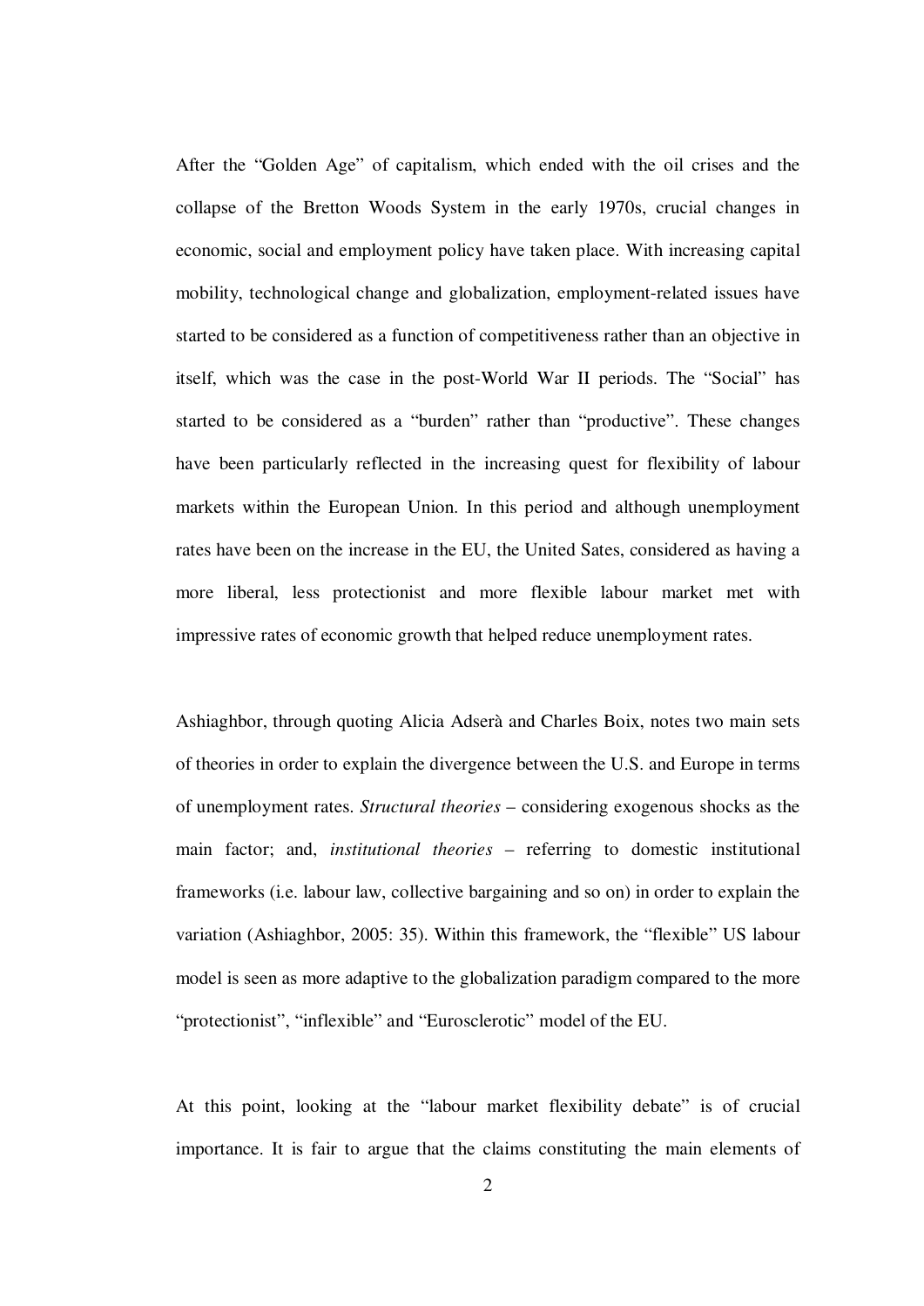After the "Golden Age" of capitalism, which ended with the oil crises and the collapse of the Bretton Woods System in the early 1970s, crucial changes in economic, social and employment policy have taken place. With increasing capital mobility, technological change and globalization, employment-related issues have started to be considered as a function of competitiveness rather than an objective in itself, which was the case in the post-World War II periods. The "Social" has started to be considered as a "burden" rather than "productive". These changes have been particularly reflected in the increasing quest for flexibility of labour markets within the European Union. In this period and although unemployment rates have been on the increase in the EU, the United Sates, considered as having a more liberal, less protectionist and more flexible labour market met with impressive rates of economic growth that helped reduce unemployment rates.

Ashiaghbor, through quoting Alicia Adserà and Charles Boix, notes two main sets of theories in order to explain the divergence between the U.S. and Europe in terms of unemployment rates. *Structural theories* – considering exogenous shocks as the main factor; and, *institutional theories* – referring to domestic institutional frameworks (i.e. labour law, collective bargaining and so on) in order to explain the variation (Ashiaghbor, 2005: 35). Within this framework, the "flexible" US labour model is seen as more adaptive to the globalization paradigm compared to the more "protectionist", "inflexible" and "Eurosclerotic" model of the EU.

At this point, looking at the "labour market flexibility debate" is of crucial importance. It is fair to argue that the claims constituting the main elements of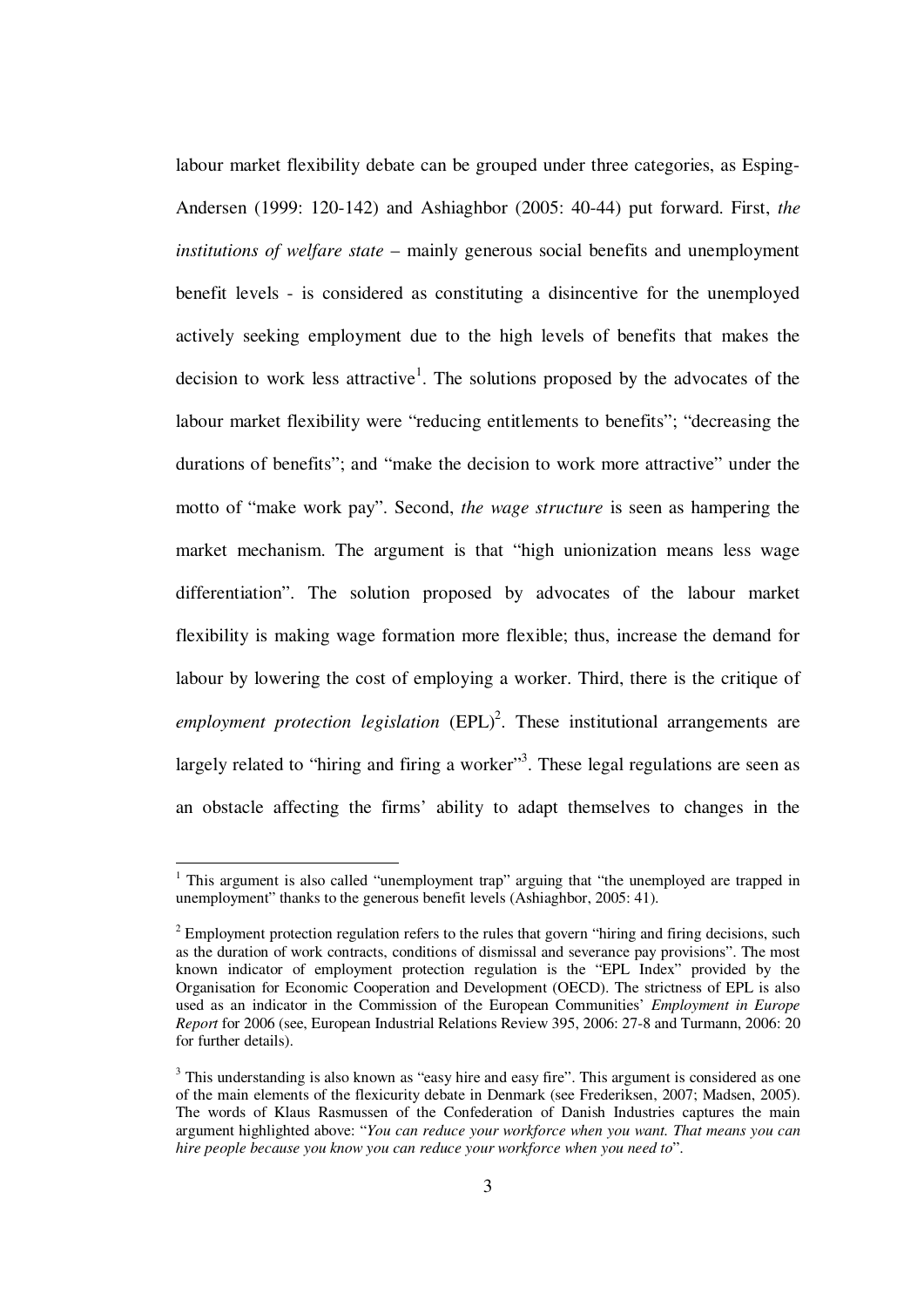labour market flexibility debate can be grouped under three categories, as Esping-Andersen (1999: 120-142) and Ashiaghbor (2005: 40-44) put forward. First, *the institutions of welfare state* – mainly generous social benefits and unemployment benefit levels - is considered as constituting a disincentive for the unemployed actively seeking employment due to the high levels of benefits that makes the decision to work less attractive[1]. The solutions proposed by the advocates of the labour market flexibility were "reducing entitlements to benefits"; "decreasing the durations of benefits"; and "make the decision to work more attractive" under the motto of "make work pay". Second, *the wage structure* is seen as hampering the market mechanism. The argument is that "high unionization means less wage differentiation". The solution proposed by advocates of the labour market flexibility is making wage formation more flexible; thus, increase the demand for labour by lowering the cost of employing a worker. Third, there is the critique of *employment protection legislation* (EPL)[2]. These institutional arrangements are largely related to "hiring and firing a worker"[3]. These legal regulations are seen as an obstacle affecting the firms' ability to adapt themselves to changes in the

---

[1] This argument is also called "unemployment trap" arguing that "the unemployed are trapped in unemployment" thanks to the generous benefit levels (Ashiaghbor, 2005: 41).

[2] Employment protection regulation refers to the rules that govern "hiring and firing decisions, such as the duration of work contracts, conditions of dismissal and severance pay provisions". The most known indicator of employment protection regulation is the "EPL Index" provided by the Organisation for Economic Cooperation and Development (OECD). The strictness of EPL is also used as an indicator in the Commission of the European Communities' *Employment in Europe Report* for 2006 (see, European Industrial Relations Review 395, 2006: 27-8 and Turmann, 2006: 20 for further details).

[3] This understanding is also known as "easy hire and easy fire". This argument is considered as one of the main elements of the flexicurity debate in Denmark (see Frederiksen, 2007; Madsen, 2005). The words of Klaus Rasmussen of the Confederation of Danish Industries captures the main argument highlighted above: "*You can reduce your workforce when you want. That means you can hire people because you know you can reduce your workforce when you need to*".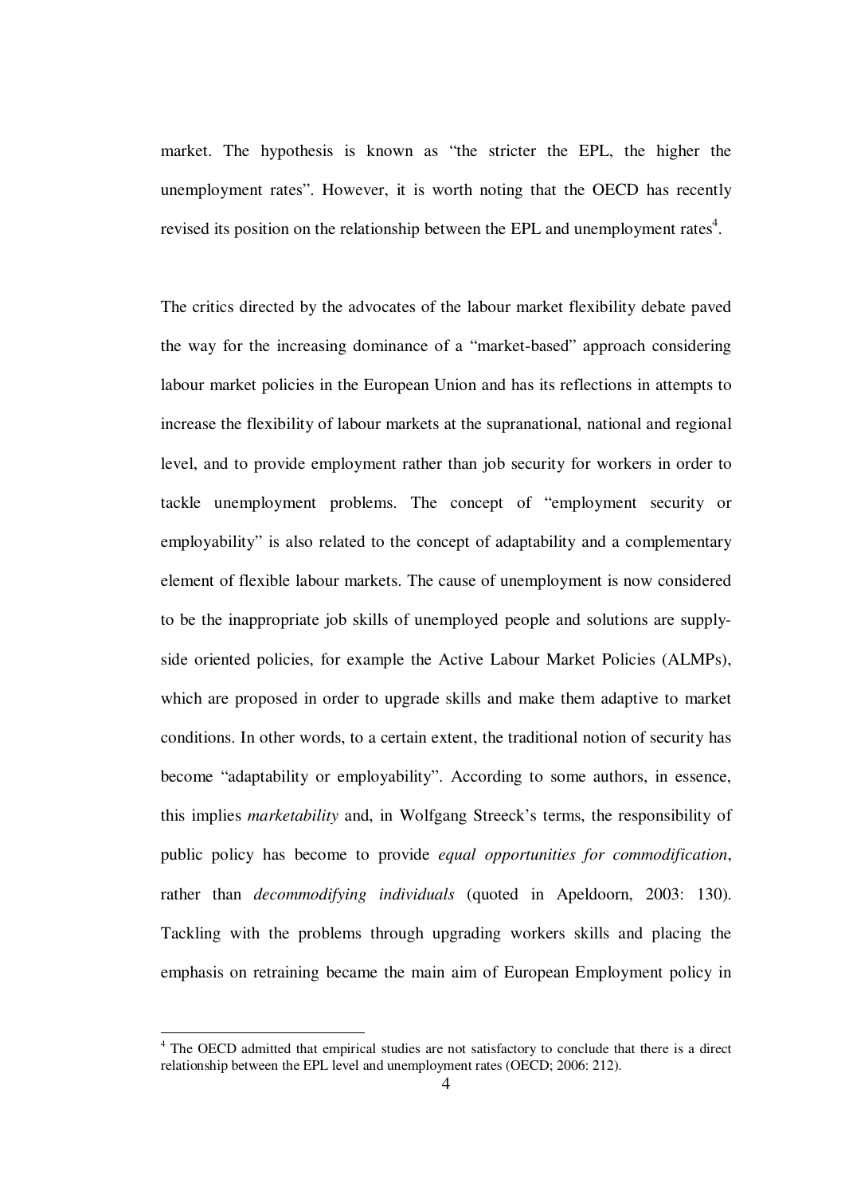market. The hypothesis is known as "the stricter the EPL, the higher the unemployment rates". However, it is worth noting that the OECD has recently revised its position on the relationship between the EPL and unemployment rates[4].

The critics directed by the advocates of the labour market flexibility debate paved the way for the increasing dominance of a "market-based" approach considering labour market policies in the European Union and has its reflections in attempts to increase the flexibility of labour markets at the supranational, national and regional level, and to provide employment rather than job security for workers in order to tackle unemployment problems. The concept of "employment security or employability" is also related to the concept of adaptability and a complementary element of flexible labour markets. The cause of unemployment is now considered to be the inappropriate job skills of unemployed people and solutions are supply-side oriented policies, for example the Active Labour Market Policies (ALMPs), which are proposed in order to upgrade skills and make them adaptive to market conditions. In other words, to a certain extent, the traditional notion of security has become "adaptability or employability". According to some authors, in essence, this implies *marketability* and, in Wolfgang Streeck's terms, the responsibility of public policy has become to provide *equal opportunities for commodification*, rather than *decommodifying individuals* (quoted in Apeldoorn, 2003: 130). Tackling with the problems through upgrading workers skills and placing the emphasis on retraining became the main aim of European Employment policy in

[4] The OECD admitted that empirical studies are not satisfactory to conclude that there is a direct relationship between the EPL level and unemployment rates (OECD; 2006: 212).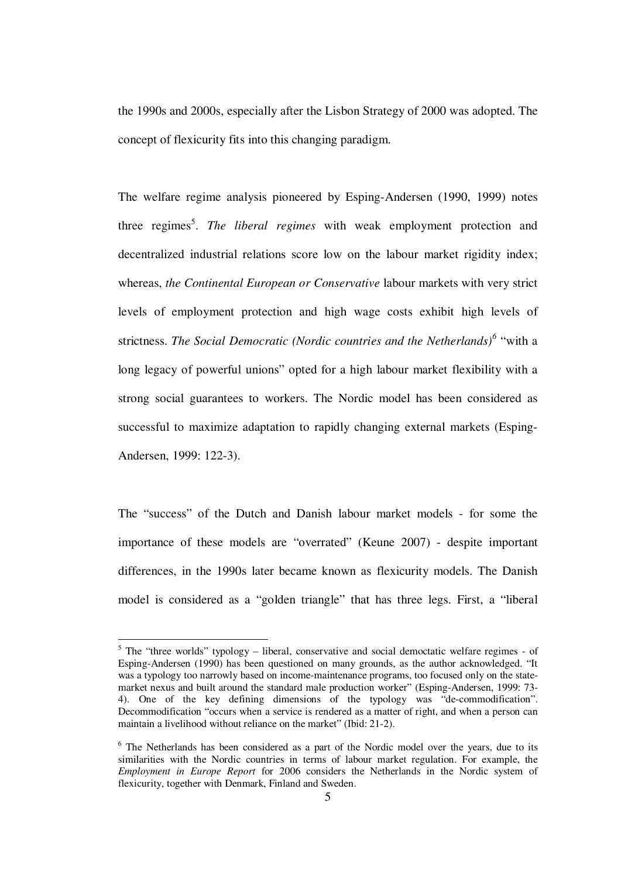the 1990s and 2000s, especially after the Lisbon Strategy of 2000 was adopted. The concept of flexicurity fits into this changing paradigm.

The welfare regime analysis pioneered by Esping-Andersen (1990, 1999) notes three regimes[5]. *The liberal regimes* with weak employment protection and decentralized industrial relations score low on the labour market rigidity index; whereas, *the Continental European or Conservative* labour markets with very strict levels of employment protection and high wage costs exhibit high levels of strictness. *The Social Democratic (Nordic countries and the Netherlands)*[6] "with a long legacy of powerful unions" opted for a high labour market flexibility with a strong social guarantees to workers. The Nordic model has been considered as successful to maximize adaptation to rapidly changing external markets (Esping-Andersen, 1999: 122-3).

The "success" of the Dutch and Danish labour market models - for some the importance of these models are "overrated" (Keune 2007) - despite important differences, in the 1990s later became known as flexicurity models. The Danish model is considered as a "golden triangle" that has three legs. First, a "liberal

---

[5] The "three worlds" typology – liberal, conservative and social democtatic welfare regimes - of Esping-Andersen (1990) has been questioned on many grounds, as the author acknowledged. "It was a typology too narrowly based on income-maintenance programs, too focused only on the state-market nexus and built around the standard male production worker" (Esping-Andersen, 1999: 73-4). One of the key defining dimensions of the typology was "de-commodification". Decommodification "occurs when a service is rendered as a matter of right, and when a person can maintain a livelihood without reliance on the market" (Ibid: 21-2).

[6] The Netherlands has been considered as a part of the Nordic model over the years, due to its similarities with the Nordic countries in terms of labour market regulation. For example, the *Employment in Europe Report* for 2006 considers the Netherlands in the Nordic system of flexicurity, together with Denmark, Finland and Sweden.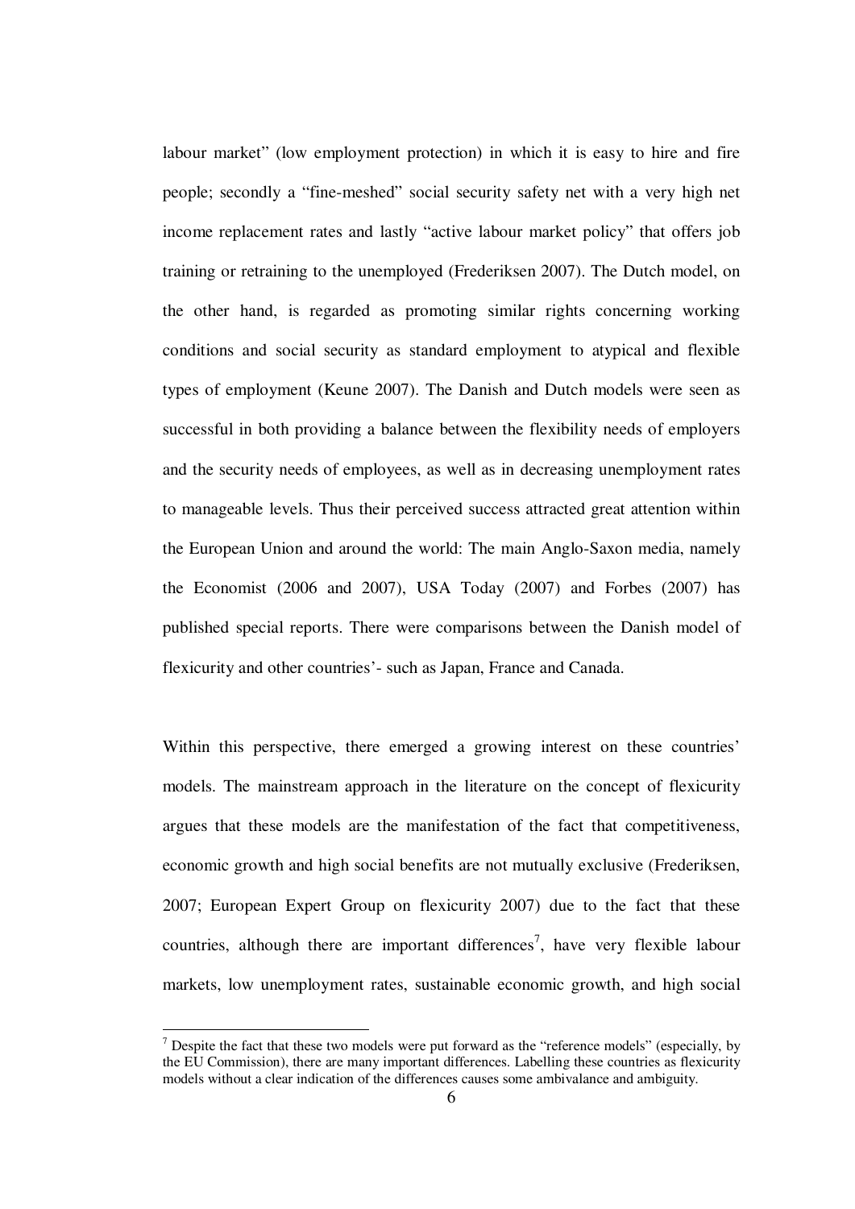labour market" (low employment protection) in which it is easy to hire and fire people; secondly a "fine-meshed" social security safety net with a very high net income replacement rates and lastly "active labour market policy" that offers job training or retraining to the unemployed (Frederiksen 2007). The Dutch model, on the other hand, is regarded as promoting similar rights concerning working conditions and social security as standard employment to atypical and flexible types of employment (Keune 2007). The Danish and Dutch models were seen as successful in both providing a balance between the flexibility needs of employers and the security needs of employees, as well as in decreasing unemployment rates to manageable levels. Thus their perceived success attracted great attention within the European Union and around the world: The main Anglo-Saxon media, namely the Economist (2006 and 2007), USA Today (2007) and Forbes (2007) has published special reports. There were comparisons between the Danish model of flexicurity and other countries'- such as Japan, France and Canada.

Within this perspective, there emerged a growing interest on these countries' models. The mainstream approach in the literature on the concept of flexicurity argues that these models are the manifestation of the fact that competitiveness, economic growth and high social benefits are not mutually exclusive (Frederiksen, 2007; European Expert Group on flexicurity 2007) due to the fact that these countries, although there are important differences[7], have very flexible labour markets, low unemployment rates, sustainable economic growth, and high social

[7] Despite the fact that these two models were put forward as the "reference models" (especially, by the EU Commission), there are many important differences. Labelling these countries as flexicurity models without a clear indication of the differences causes some ambivalance and ambiguity.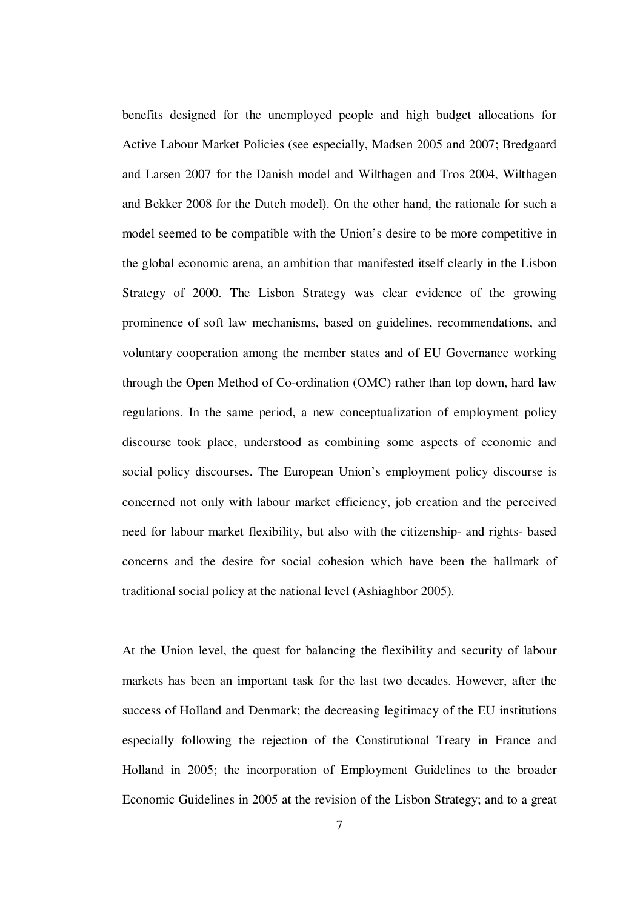benefits designed for the unemployed people and high budget allocations for Active Labour Market Policies (see especially, Madsen 2005 and 2007; Bredgaard and Larsen 2007 for the Danish model and Wilthagen and Tros 2004, Wilthagen and Bekker 2008 for the Dutch model). On the other hand, the rationale for such a model seemed to be compatible with the Union's desire to be more competitive in the global economic arena, an ambition that manifested itself clearly in the Lisbon Strategy of 2000. The Lisbon Strategy was clear evidence of the growing prominence of soft law mechanisms, based on guidelines, recommendations, and voluntary cooperation among the member states and of EU Governance working through the Open Method of Co-ordination (OMC) rather than top down, hard law regulations. In the same period, a new conceptualization of employment policy discourse took place, understood as combining some aspects of economic and social policy discourses. The European Union's employment policy discourse is concerned not only with labour market efficiency, job creation and the perceived need for labour market flexibility, but also with the citizenship- and rights- based concerns and the desire for social cohesion which have been the hallmark of traditional social policy at the national level (Ashiaghbor 2005).

At the Union level, the quest for balancing the flexibility and security of labour markets has been an important task for the last two decades. However, after the success of Holland and Denmark; the decreasing legitimacy of the EU institutions especially following the rejection of the Constitutional Treaty in France and Holland in 2005; the incorporation of Employment Guidelines to the broader Economic Guidelines in 2005 at the revision of the Lisbon Strategy; and to a great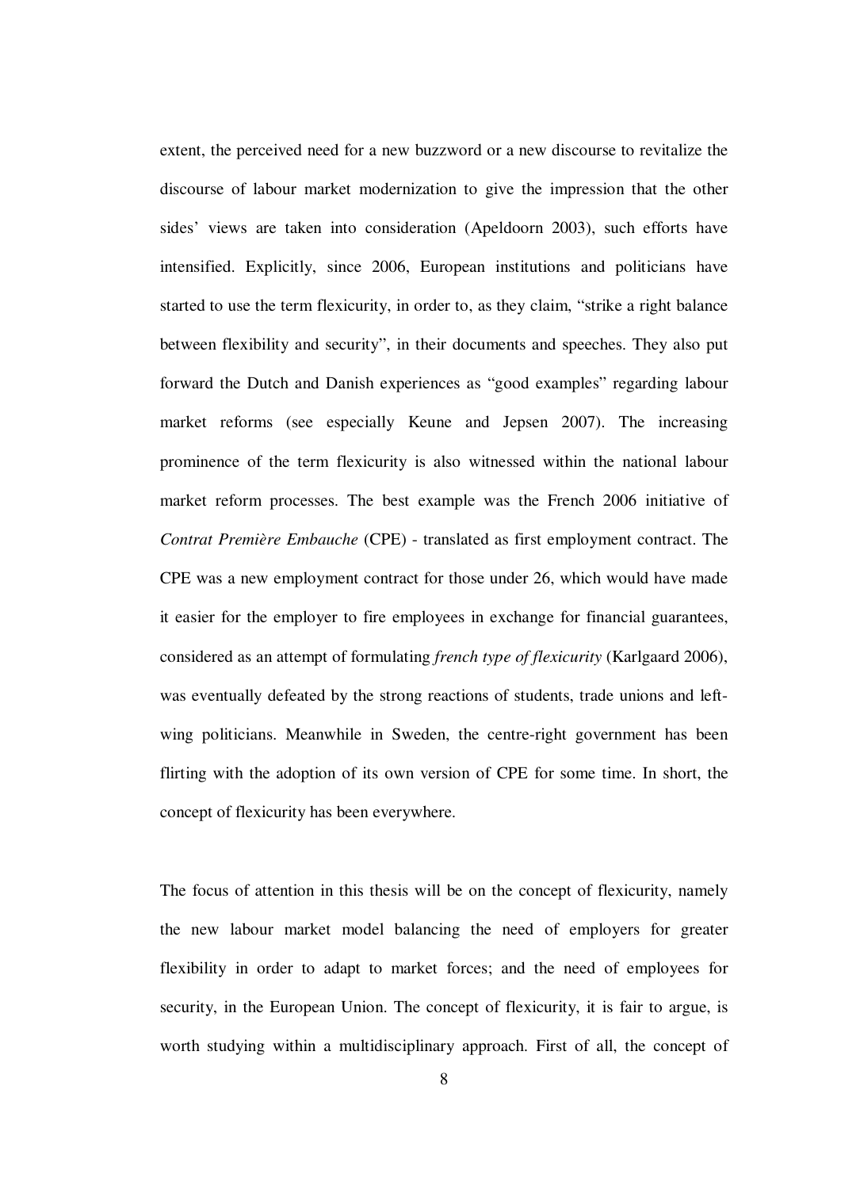extent, the perceived need for a new buzzword or a new discourse to revitalize the discourse of labour market modernization to give the impression that the other sides' views are taken into consideration (Apeldoorn 2003), such efforts have intensified. Explicitly, since 2006, European institutions and politicians have started to use the term flexicurity, in order to, as they claim, "strike a right balance between flexibility and security", in their documents and speeches. They also put forward the Dutch and Danish experiences as "good examples" regarding labour market reforms (see especially Keune and Jepsen 2007). The increasing prominence of the term flexicurity is also witnessed within the national labour market reform processes. The best example was the French 2006 initiative of *Contrat Première Embauche* (CPE) - translated as first employment contract. The CPE was a new employment contract for those under 26, which would have made it easier for the employer to fire employees in exchange for financial guarantees, considered as an attempt of formulating *french type of flexicurity* (Karlgaard 2006), was eventually defeated by the strong reactions of students, trade unions and left-wing politicians. Meanwhile in Sweden, the centre-right government has been flirting with the adoption of its own version of CPE for some time. In short, the concept of flexicurity has been everywhere.

The focus of attention in this thesis will be on the concept of flexicurity, namely the new labour market model balancing the need of employers for greater flexibility in order to adapt to market forces; and the need of employees for security, in the European Union. The concept of flexicurity, it is fair to argue, is worth studying within a multidisciplinary approach. First of all, the concept of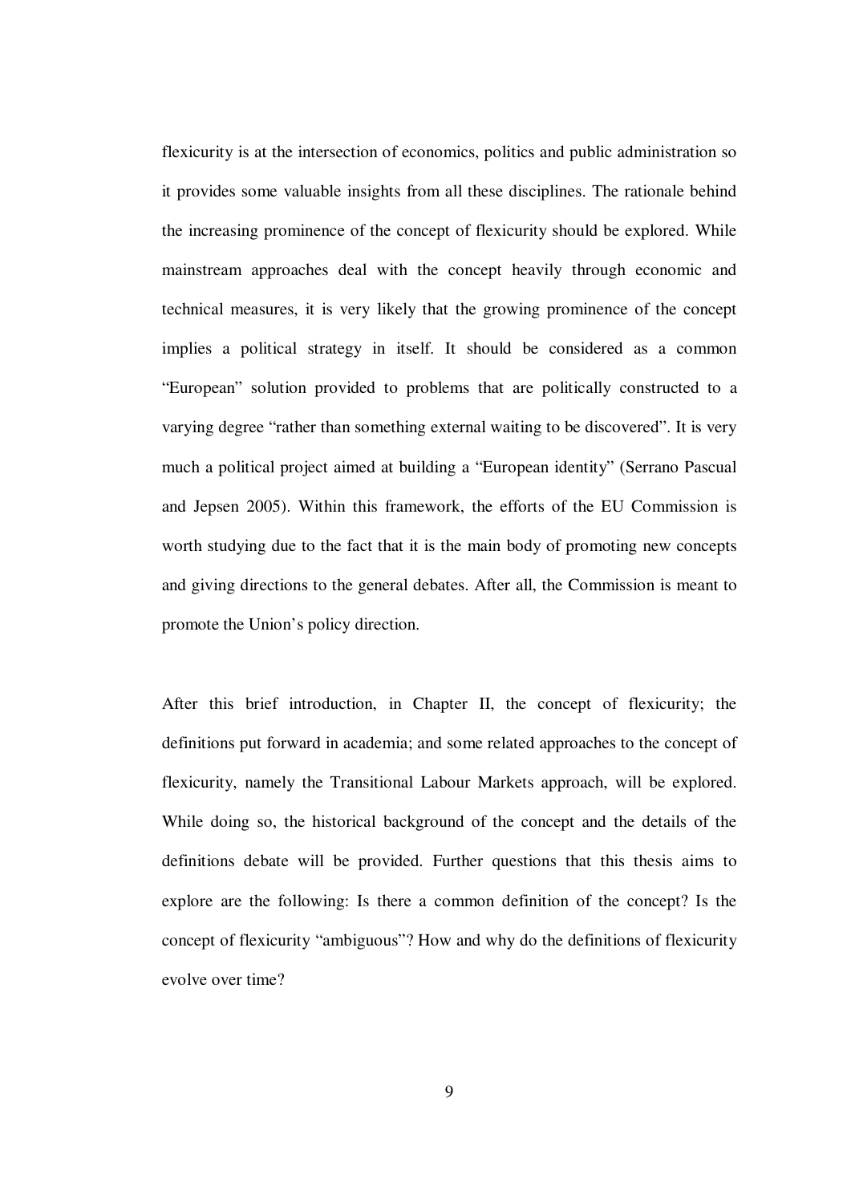flexicurity is at the intersection of economics, politics and public administration so it provides some valuable insights from all these disciplines. The rationale behind the increasing prominence of the concept of flexicurity should be explored. While mainstream approaches deal with the concept heavily through economic and technical measures, it is very likely that the growing prominence of the concept implies a political strategy in itself. It should be considered as a common "European" solution provided to problems that are politically constructed to a varying degree "rather than something external waiting to be discovered". It is very much a political project aimed at building a "European identity" (Serrano Pascual and Jepsen 2005). Within this framework, the efforts of the EU Commission is worth studying due to the fact that it is the main body of promoting new concepts and giving directions to the general debates. After all, the Commission is meant to promote the Union's policy direction.

After this brief introduction, in Chapter II, the concept of flexicurity; the definitions put forward in academia; and some related approaches to the concept of flexicurity, namely the Transitional Labour Markets approach, will be explored. While doing so, the historical background of the concept and the details of the definitions debate will be provided. Further questions that this thesis aims to explore are the following: Is there a common definition of the concept? Is the concept of flexicurity "ambiguous"? How and why do the definitions of flexicurity evolve over time?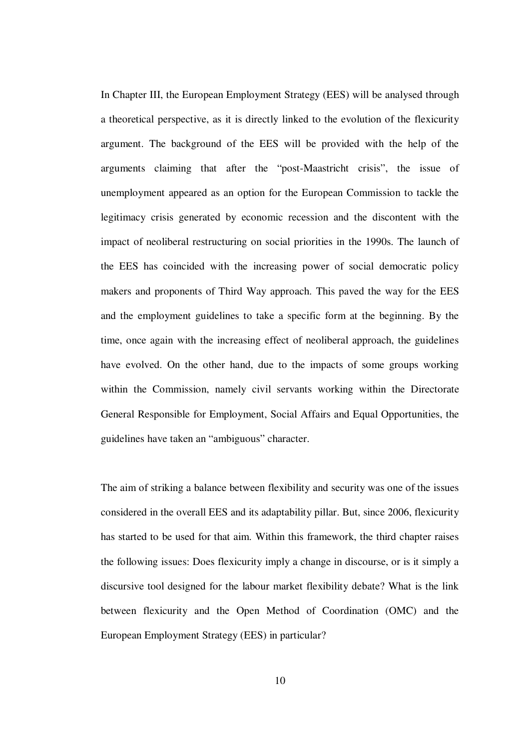In Chapter III, the European Employment Strategy (EES) will be analysed through a theoretical perspective, as it is directly linked to the evolution of the flexicurity argument. The background of the EES will be provided with the help of the arguments claiming that after the "post-Maastricht crisis", the issue of unemployment appeared as an option for the European Commission to tackle the legitimacy crisis generated by economic recession and the discontent with the impact of neoliberal restructuring on social priorities in the 1990s. The launch of the EES has coincided with the increasing power of social democratic policy makers and proponents of Third Way approach. This paved the way for the EES and the employment guidelines to take a specific form at the beginning. By the time, once again with the increasing effect of neoliberal approach, the guidelines have evolved. On the other hand, due to the impacts of some groups working within the Commission, namely civil servants working within the Directorate General Responsible for Employment, Social Affairs and Equal Opportunities, the guidelines have taken an "ambiguous" character.

The aim of striking a balance between flexibility and security was one of the issues considered in the overall EES and its adaptability pillar. But, since 2006, flexicurity has started to be used for that aim. Within this framework, the third chapter raises the following issues: Does flexicurity imply a change in discourse, or is it simply a discursive tool designed for the labour market flexibility debate? What is the link between flexicurity and the Open Method of Coordination (OMC) and the European Employment Strategy (EES) in particular?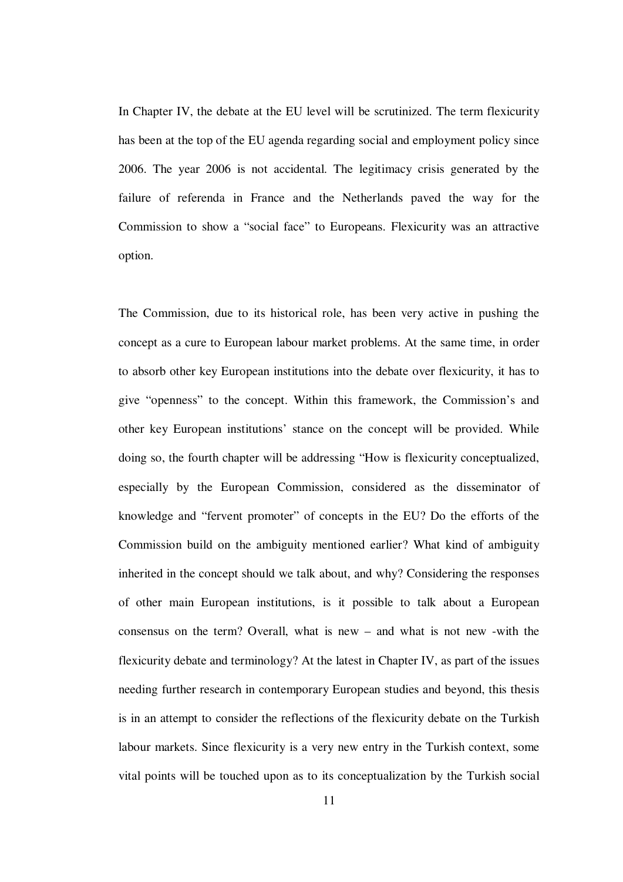In Chapter IV, the debate at the EU level will be scrutinized. The term flexicurity has been at the top of the EU agenda regarding social and employment policy since 2006. The year 2006 is not accidental. The legitimacy crisis generated by the failure of referenda in France and the Netherlands paved the way for the Commission to show a "social face" to Europeans. Flexicurity was an attractive option.

The Commission, due to its historical role, has been very active in pushing the concept as a cure to European labour market problems. At the same time, in order to absorb other key European institutions into the debate over flexicurity, it has to give "openness" to the concept. Within this framework, the Commission's and other key European institutions' stance on the concept will be provided. While doing so, the fourth chapter will be addressing "How is flexicurity conceptualized, especially by the European Commission, considered as the disseminator of knowledge and "fervent promoter" of concepts in the EU? Do the efforts of the Commission build on the ambiguity mentioned earlier? What kind of ambiguity inherited in the concept should we talk about, and why? Considering the responses of other main European institutions, is it possible to talk about a European consensus on the term? Overall, what is new – and what is not new -with the flexicurity debate and terminology? At the latest in Chapter IV, as part of the issues needing further research in contemporary European studies and beyond, this thesis is in an attempt to consider the reflections of the flexicurity debate on the Turkish labour markets. Since flexicurity is a very new entry in the Turkish context, some vital points will be touched upon as to its conceptualization by the Turkish social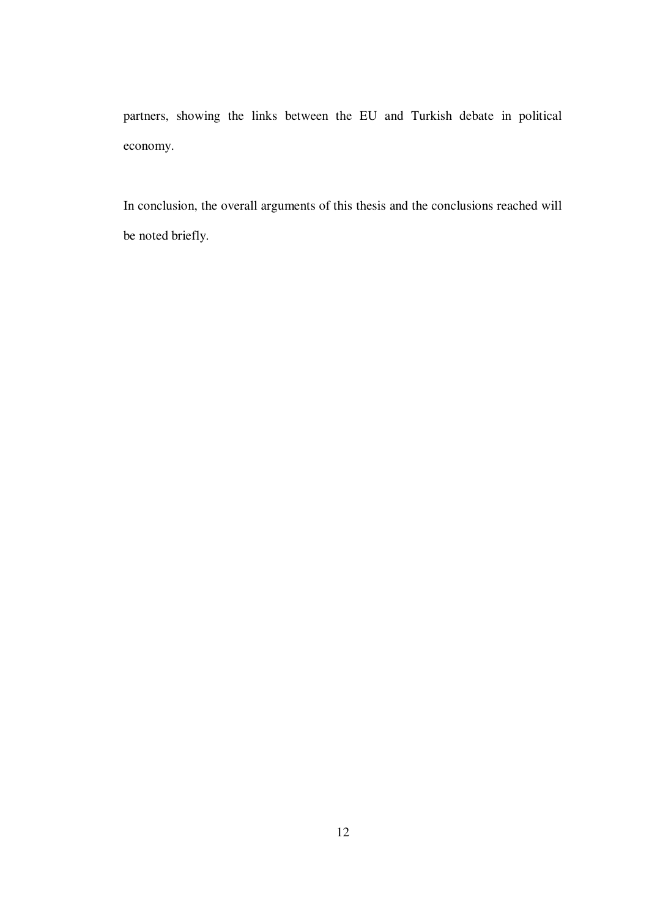partners, showing the links between the EU and Turkish debate in political economy.

In conclusion, the overall arguments of this thesis and the conclusions reached will be noted briefly.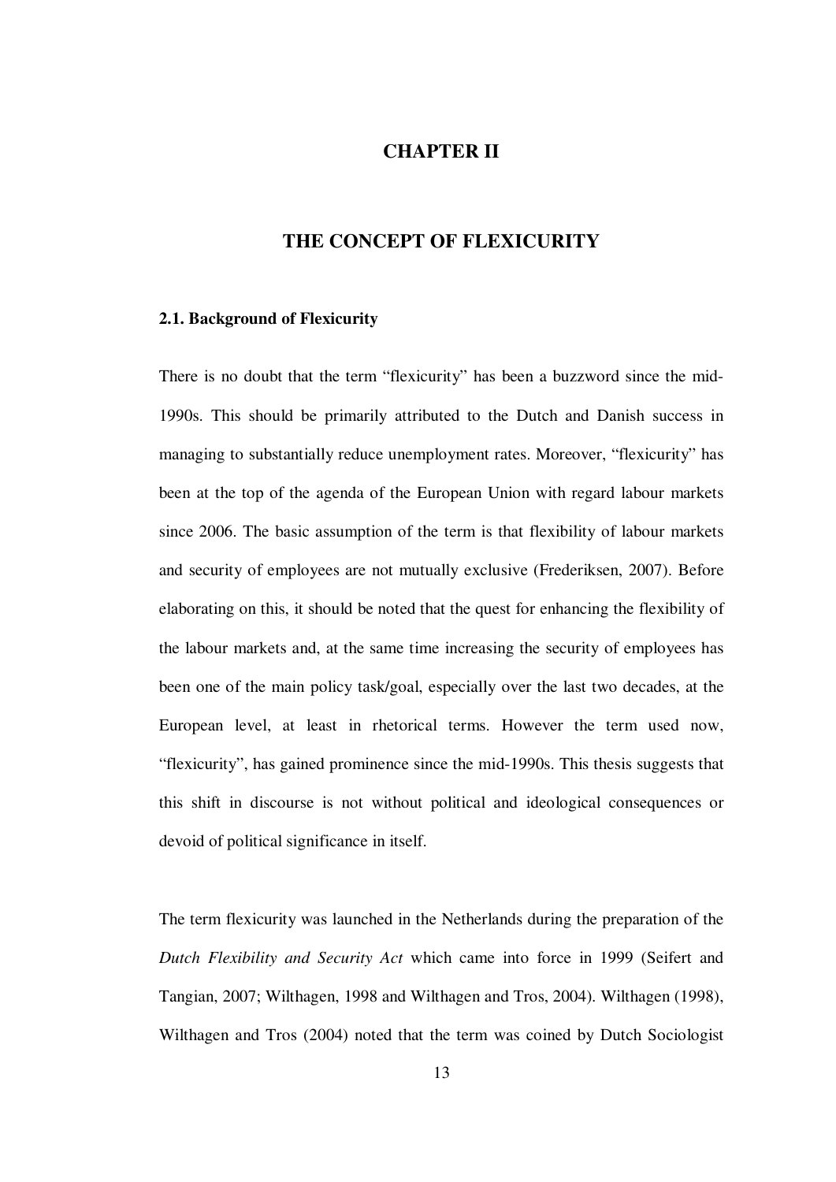# CHAPTER II

# THE CONCEPT OF FLEXICURITY

## 2.1. Background of Flexicurity

There is no doubt that the term "flexicurity" has been a buzzword since the mid-1990s. This should be primarily attributed to the Dutch and Danish success in managing to substantially reduce unemployment rates. Moreover, "flexicurity" has been at the top of the agenda of the European Union with regard labour markets since 2006. The basic assumption of the term is that flexibility of labour markets and security of employees are not mutually exclusive (Frederiksen, 2007). Before elaborating on this, it should be noted that the quest for enhancing the flexibility of the labour markets and, at the same time increasing the security of employees has been one of the main policy task/goal, especially over the last two decades, at the European level, at least in rhetorical terms. However the term used now, "flexicurity", has gained prominence since the mid-1990s. This thesis suggests that this shift in discourse is not without political and ideological consequences or devoid of political significance in itself.

The term flexicurity was launched in the Netherlands during the preparation of the *Dutch Flexibility and Security Act* which came into force in 1999 (Seifert and Tangian, 2007; Wilthagen, 1998 and Wilthagen and Tros, 2004). Wilthagen (1998), Wilthagen and Tros (2004) noted that the term was coined by Dutch Sociologist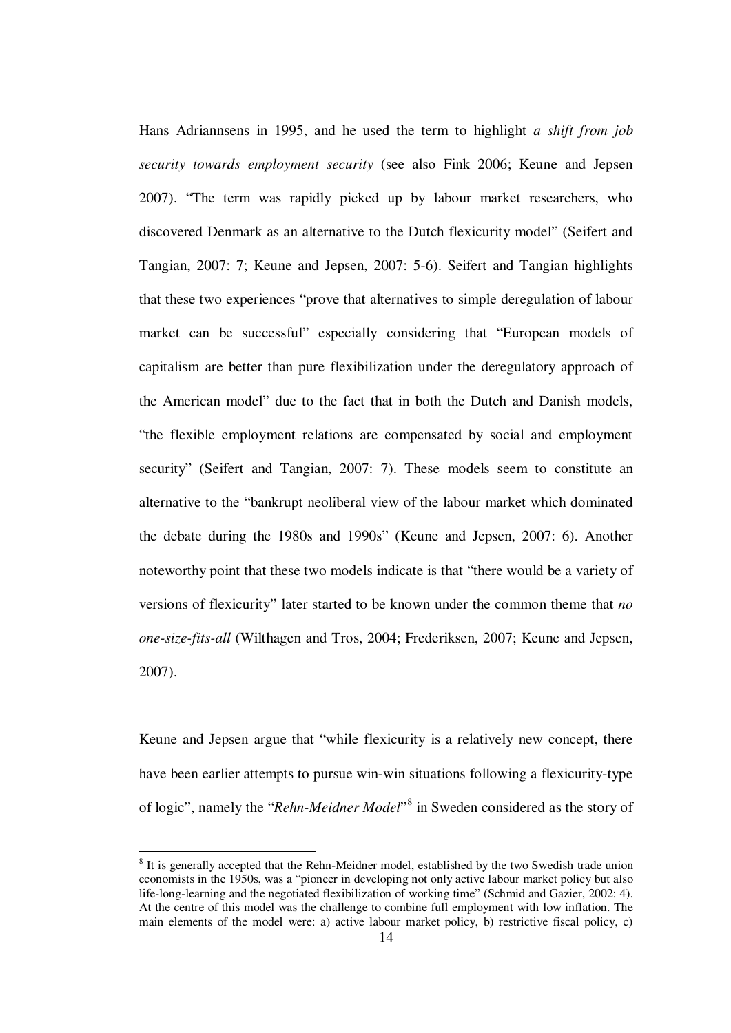Hans Adriannsens in 1995, and he used the term to highlight *a shift from job security towards employment security* (see also Fink 2006; Keune and Jepsen 2007). "The term was rapidly picked up by labour market researchers, who discovered Denmark as an alternative to the Dutch flexicurity model" (Seifert and Tangian, 2007: 7; Keune and Jepsen, 2007: 5-6). Seifert and Tangian highlights that these two experiences "prove that alternatives to simple deregulation of labour market can be successful" especially considering that "European models of capitalism are better than pure flexibilization under the deregulatory approach of the American model" due to the fact that in both the Dutch and Danish models, "the flexible employment relations are compensated by social and employment security" (Seifert and Tangian, 2007: 7). These models seem to constitute an alternative to the "bankrupt neoliberal view of the labour market which dominated the debate during the 1980s and 1990s" (Keune and Jepsen, 2007: 6). Another noteworthy point that these two models indicate is that "there would be a variety of versions of flexicurity" later started to be known under the common theme that *no one-size-fits-all* (Wilthagen and Tros, 2004; Frederiksen, 2007; Keune and Jepsen, 2007).

Keune and Jepsen argue that "while flexicurity is a relatively new concept, there have been earlier attempts to pursue win-win situations following a flexicurity-type of logic", namely the "*Rehn-Meidner Model*"[8] in Sweden considered as the story of

[8] It is generally accepted that the Rehn-Meidner model, established by the two Swedish trade union economists in the 1950s, was a "pioneer in developing not only active labour market policy but also life-long-learning and the negotiated flexibilization of working time" (Schmid and Gazier, 2002: 4). At the centre of this model was the challenge to combine full employment with low inflation. The main elements of the model were: a) active labour market policy, b) restrictive fiscal policy, c)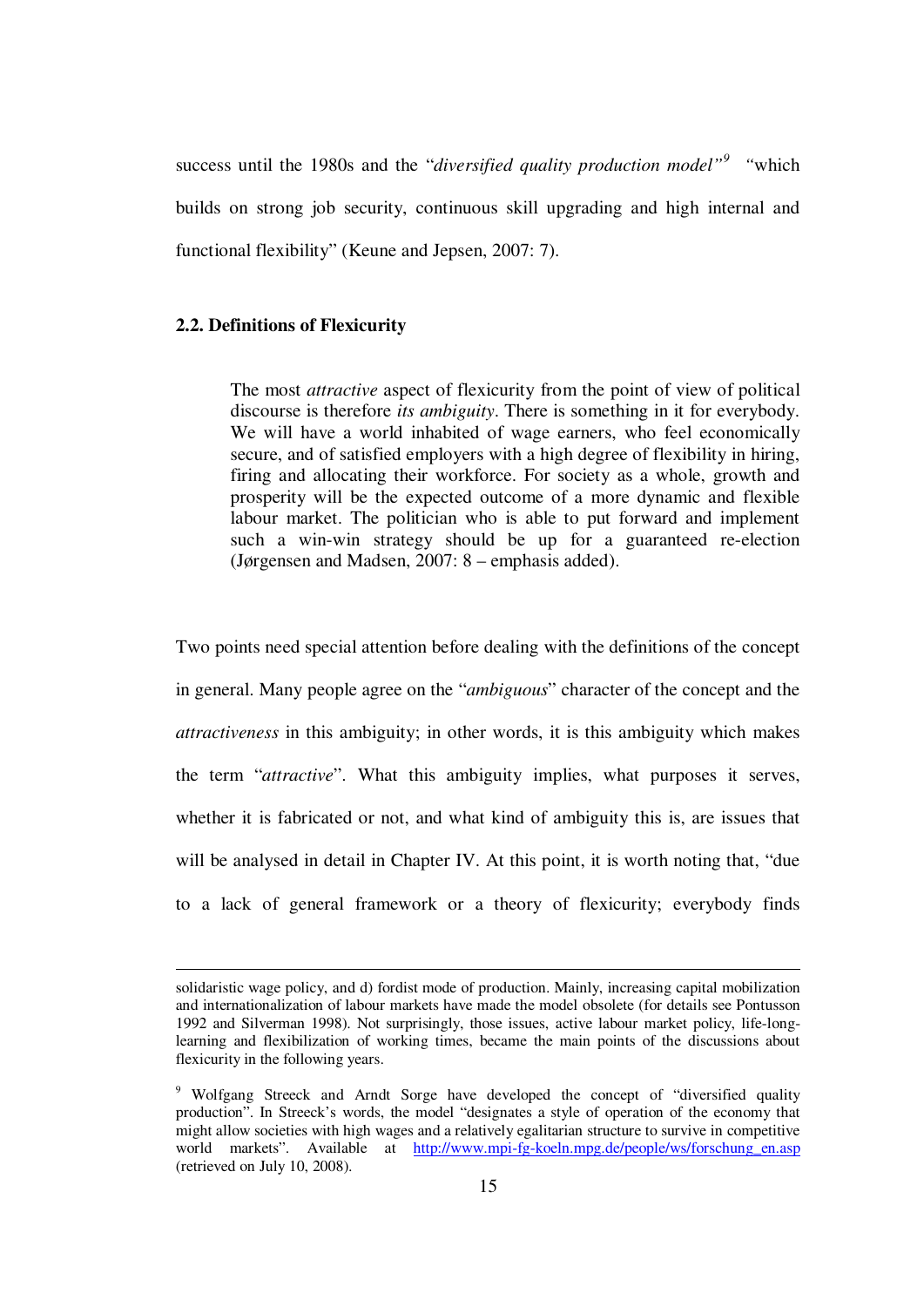success until the 1980s and the "*diversified quality production model*"[9] "which builds on strong job security, continuous skill upgrading and high internal and functional flexibility" (Keune and Jepsen, 2007: 7).

### 2.2. Definitions of Flexicurity

> The most *attractive* aspect of flexicurity from the point of view of political discourse is therefore *its ambiguity*. There is something in it for everybody. We will have a world inhabited of wage earners, who feel economically secure, and of satisfied employers with a high degree of flexibility in hiring, firing and allocating their workforce. For society as a whole, growth and prosperity will be the expected outcome of a more dynamic and flexible labour market. The politician who is able to put forward and implement such a win-win strategy should be up for a guaranteed re-election (Jørgensen and Madsen, 2007: 8 – emphasis added).

Two points need special attention before dealing with the definitions of the concept in general. Many people agree on the "*ambiguous*" character of the concept and the *attractiveness* in this ambiguity; in other words, it is this ambiguity which makes the term "*attractive*". What this ambiguity implies, what purposes it serves, whether it is fabricated or not, and what kind of ambiguity this is, are issues that will be analysed in detail in Chapter IV. At this point, it is worth noting that, "due to a lack of general framework or a theory of flexicurity; everybody finds

---

solidaristic wage policy, and d) fordist mode of production. Mainly, increasing capital mobilization and internationalization of labour markets have made the model obsolete (for details see Pontusson 1992 and Silverman 1998). Not surprisingly, those issues, active labour market policy, life-long-learning and flexibilization of working times, became the main points of the discussions about flexicurity in the following years.

[9] Wolfgang Streeck and Arndt Sorge have developed the concept of "diversified quality production". In Streeck's words, the model "designates a style of operation of the economy that might allow societies with high wages and a relatively egalitarian structure to survive in competitive world markets". Available at http://www.mpi-fg-koeln.mpg.de/people/ws/forschung_en.asp (retrieved on July 10, 2008).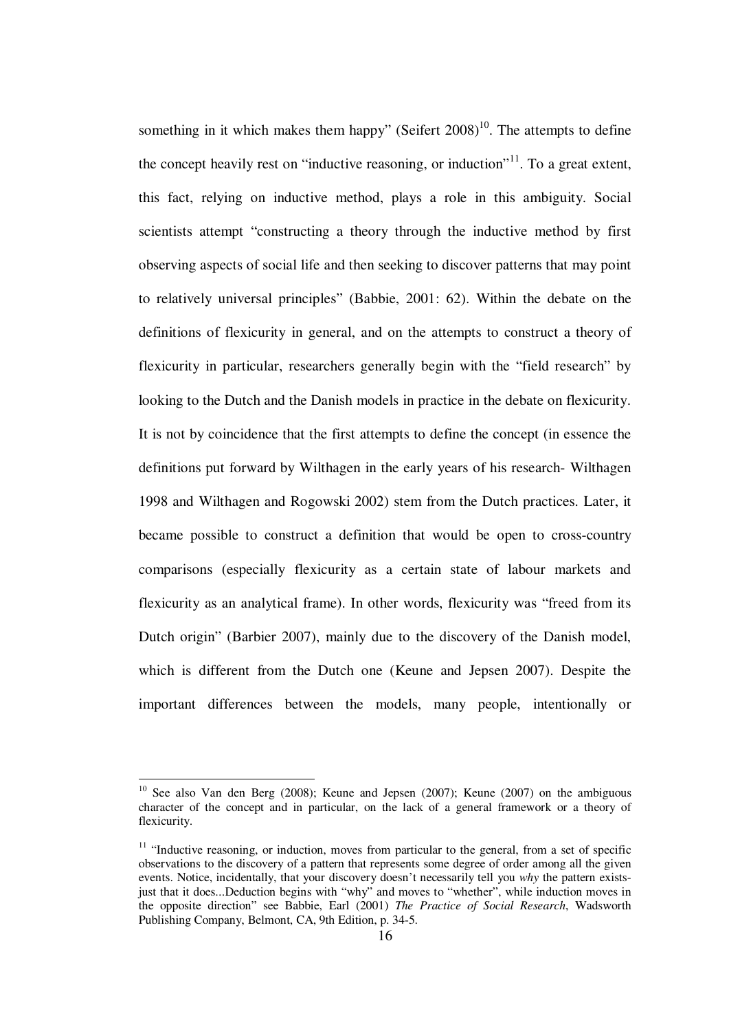something in it which makes them happy" (Seifert 2008)[10]. The attempts to define the concept heavily rest on "inductive reasoning, or induction"[11]. To a great extent, this fact, relying on inductive method, plays a role in this ambiguity. Social scientists attempt "constructing a theory through the inductive method by first observing aspects of social life and then seeking to discover patterns that may point to relatively universal principles" (Babbie, 2001: 62). Within the debate on the definitions of flexicurity in general, and on the attempts to construct a theory of flexicurity in particular, researchers generally begin with the "field research" by looking to the Dutch and the Danish models in practice in the debate on flexicurity. It is not by coincidence that the first attempts to define the concept (in essence the definitions put forward by Wilthagen in the early years of his research- Wilthagen 1998 and Wilthagen and Rogowski 2002) stem from the Dutch practices. Later, it became possible to construct a definition that would be open to cross-country comparisons (especially flexicurity as a certain state of labour markets and flexicurity as an analytical frame). In other words, flexicurity was "freed from its Dutch origin" (Barbier 2007), mainly due to the discovery of the Danish model, which is different from the Dutch one (Keune and Jepsen 2007). Despite the important differences between the models, many people, intentionally or

---

[10] See also Van den Berg (2008); Keune and Jepsen (2007); Keune (2007) on the ambiguous character of the concept and in particular, on the lack of a general framework or a theory of flexicurity.

[11] "Inductive reasoning, or induction, moves from particular to the general, from a set of specific observations to the discovery of a pattern that represents some degree of order among all the given events. Notice, incidentally, that your discovery doesn't necessarily tell you *why* the pattern exists-just that it does...Deduction begins with "why" and moves to "whether", while induction moves in the opposite direction" see Babbie, Earl (2001) *The Practice of Social Research*, Wadsworth Publishing Company, Belmont, CA, 9th Edition, p. 34-5.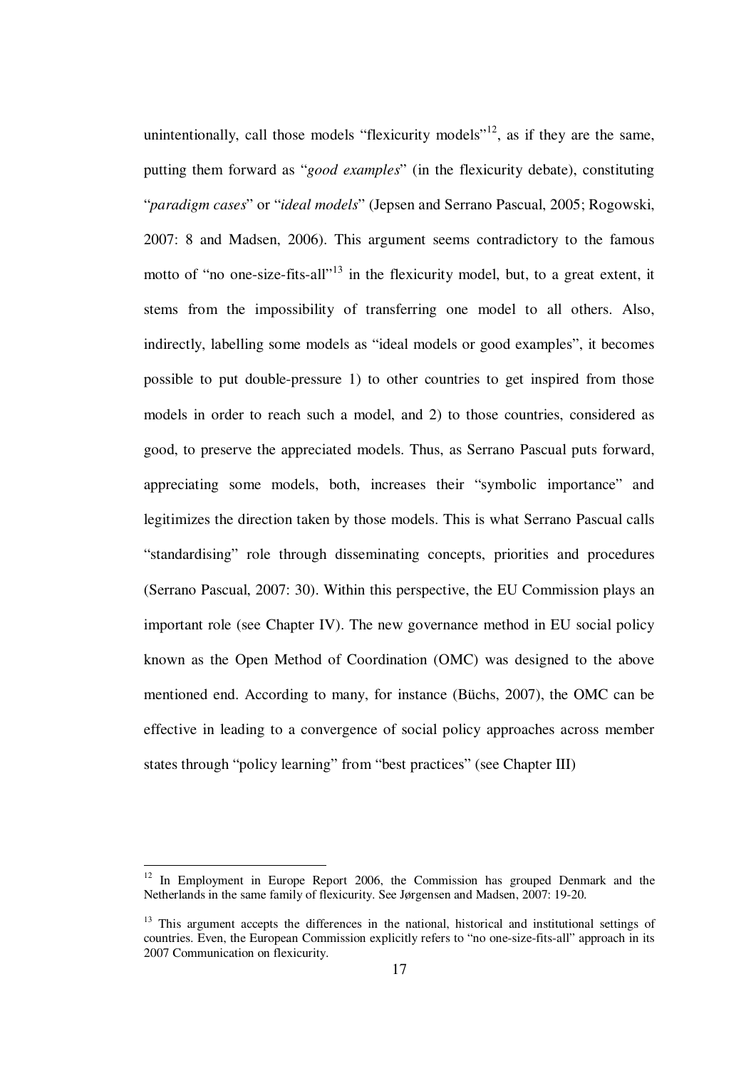unintentionally, call those models "flexicurity models"[12], as if they are the same, putting them forward as "*good examples*" (in the flexicurity debate), constituting "*paradigm cases*" or "*ideal models*" (Jepsen and Serrano Pascual, 2005; Rogowski, 2007: 8 and Madsen, 2006). This argument seems contradictory to the famous motto of "no one-size-fits-all"[13] in the flexicurity model, but, to a great extent, it stems from the impossibility of transferring one model to all others. Also, indirectly, labelling some models as "ideal models or good examples", it becomes possible to put double-pressure 1) to other countries to get inspired from those models in order to reach such a model, and 2) to those countries, considered as good, to preserve the appreciated models. Thus, as Serrano Pascual puts forward, appreciating some models, both, increases their "symbolic importance" and legitimizes the direction taken by those models. This is what Serrano Pascual calls "standardising" role through disseminating concepts, priorities and procedures (Serrano Pascual, 2007: 30). Within this perspective, the EU Commission plays an important role (see Chapter IV). The new governance method in EU social policy known as the Open Method of Coordination (OMC) was designed to the above mentioned end. According to many, for instance (Büchs, 2007), the OMC can be effective in leading to a convergence of social policy approaches across member states through "policy learning" from "best practices" (see Chapter III)

[12] In Employment in Europe Report 2006, the Commission has grouped Denmark and the Netherlands in the same family of flexicurity. See Jørgensen and Madsen, 2007: 19-20.

[13] This argument accepts the differences in the national, historical and institutional settings of countries. Even, the European Commission explicitly refers to "no one-size-fits-all" approach in its 2007 Communication on flexicurity.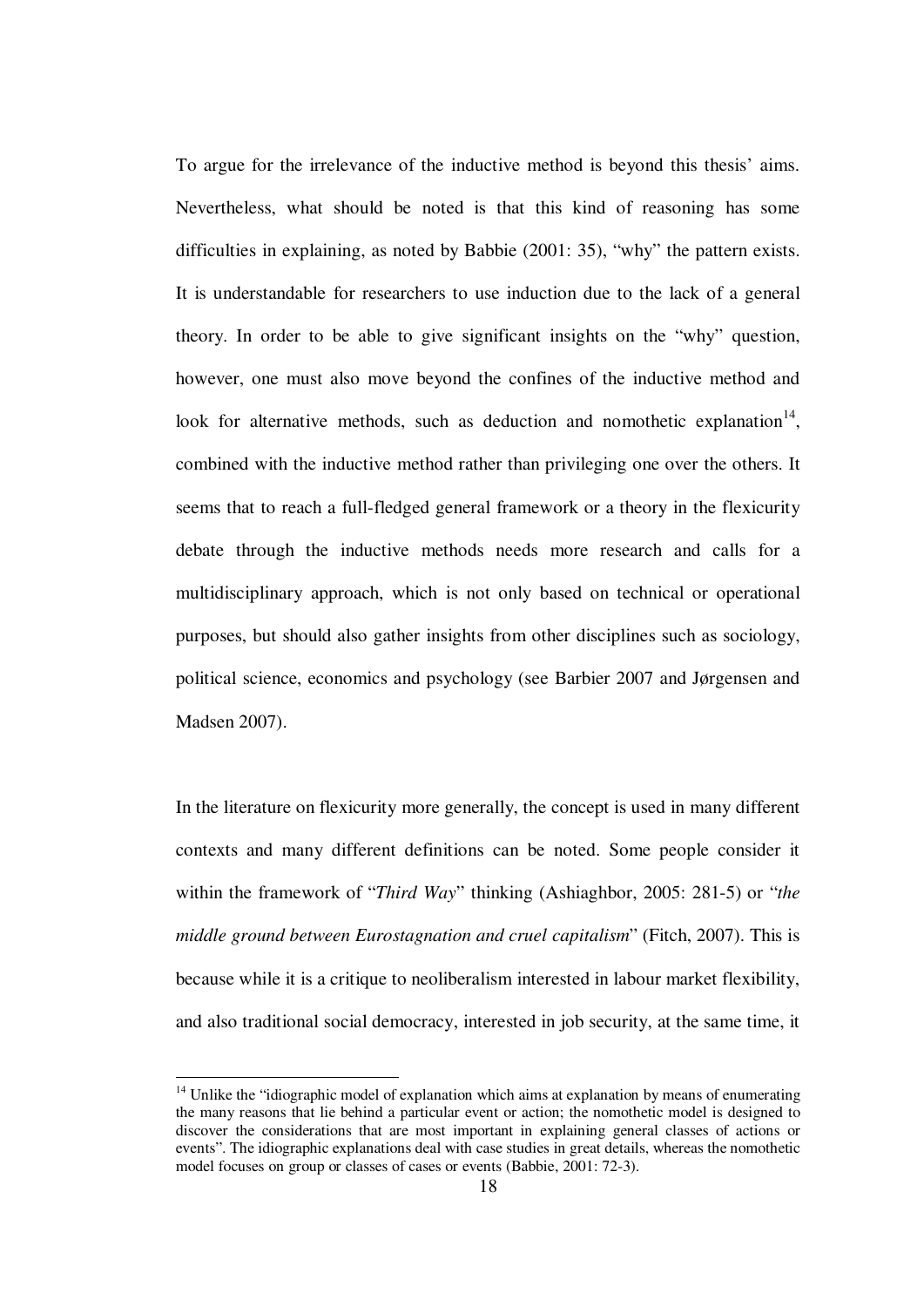To argue for the irrelevance of the inductive method is beyond this thesis' aims. Nevertheless, what should be noted is that this kind of reasoning has some difficulties in explaining, as noted by Babbie (2001: 35), "why" the pattern exists. It is understandable for researchers to use induction due to the lack of a general theory. In order to be able to give significant insights on the "why" question, however, one must also move beyond the confines of the inductive method and look for alternative methods, such as deduction and nomothetic explanation[14], combined with the inductive method rather than privileging one over the others. It seems that to reach a full-fledged general framework or a theory in the flexicurity debate through the inductive methods needs more research and calls for a multidisciplinary approach, which is not only based on technical or operational purposes, but should also gather insights from other disciplines such as sociology, political science, economics and psychology (see Barbier 2007 and Jørgensen and Madsen 2007).

In the literature on flexicurity more generally, the concept is used in many different contexts and many different definitions can be noted. Some people consider it within the framework of "*Third Way*" thinking (Ashiagbor, 2005: 281-5) or "*the middle ground between Eurostagnation and cruel capitalism*" (Fitch, 2007). This is because while it is a critique to neoliberalism interested in labour market flexibility, and also traditional social democracy, interested in job security, at the same time, it

---

[14] Unlike the "idiographic model of explanation which aims at explanation by means of enumerating the many reasons that lie behind a particular event or action; the nomothetic model is designed to discover the considerations that are most important in explaining general classes of actions or events". The idiographic explanations deal with case studies in great details, whereas the nomothetic model focuses on group or classes of cases or events (Babbie, 2001: 72-3).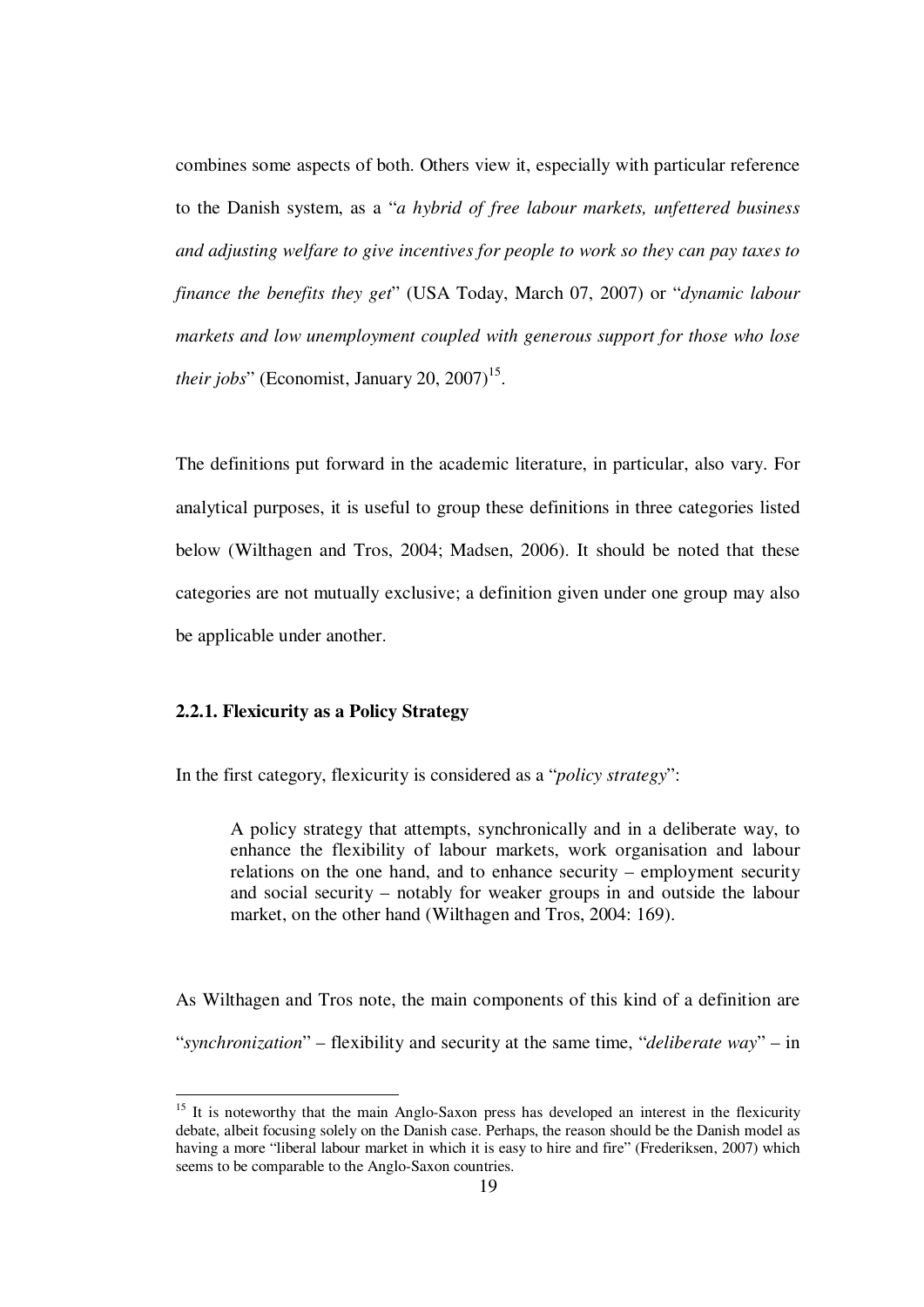combines some aspects of both. Others view it, especially with particular reference to the Danish system, as a "*a hybrid of free labour markets, unfettered business and adjusting welfare to give incentives for people to work so they can pay taxes to finance the benefits they get*" (USA Today, March 07, 2007) or "*dynamic labour markets and low unemployment coupled with generous support for those who lose their jobs*" (Economist, January 20, 2007)[15].

The definitions put forward in the academic literature, in particular, also vary. For analytical purposes, it is useful to group these definitions in three categories listed below (Wilthagen and Tros, 2004; Madsen, 2006). It should be noted that these categories are not mutually exclusive; a definition given under one group may also be applicable under another.

### 2.2.1. Flexicurity as a Policy Strategy

In the first category, flexicurity is considered as a "*policy strategy*":

> A policy strategy that attempts, synchronically and in a deliberate way, to enhance the flexibility of labour markets, work organisation and labour relations on the one hand, and to enhance security – employment security and social security – notably for weaker groups in and outside the labour market, on the other hand (Wilthagen and Tros, 2004: 169).

As Wilthagen and Tros note, the main components of this kind of a definition are "*synchronization*" – flexibility and security at the same time, "*deliberate way*" – in

---

[15] It is noteworthy that the main Anglo-Saxon press has developed an interest in the flexicurity debate, albeit focusing solely on the Danish case. Perhaps, the reason should be the Danish model as having a more "liberal labour market in which it is easy to hire and fire" (Frederiksen, 2007) which seems to be comparable to the Anglo-Saxon countries.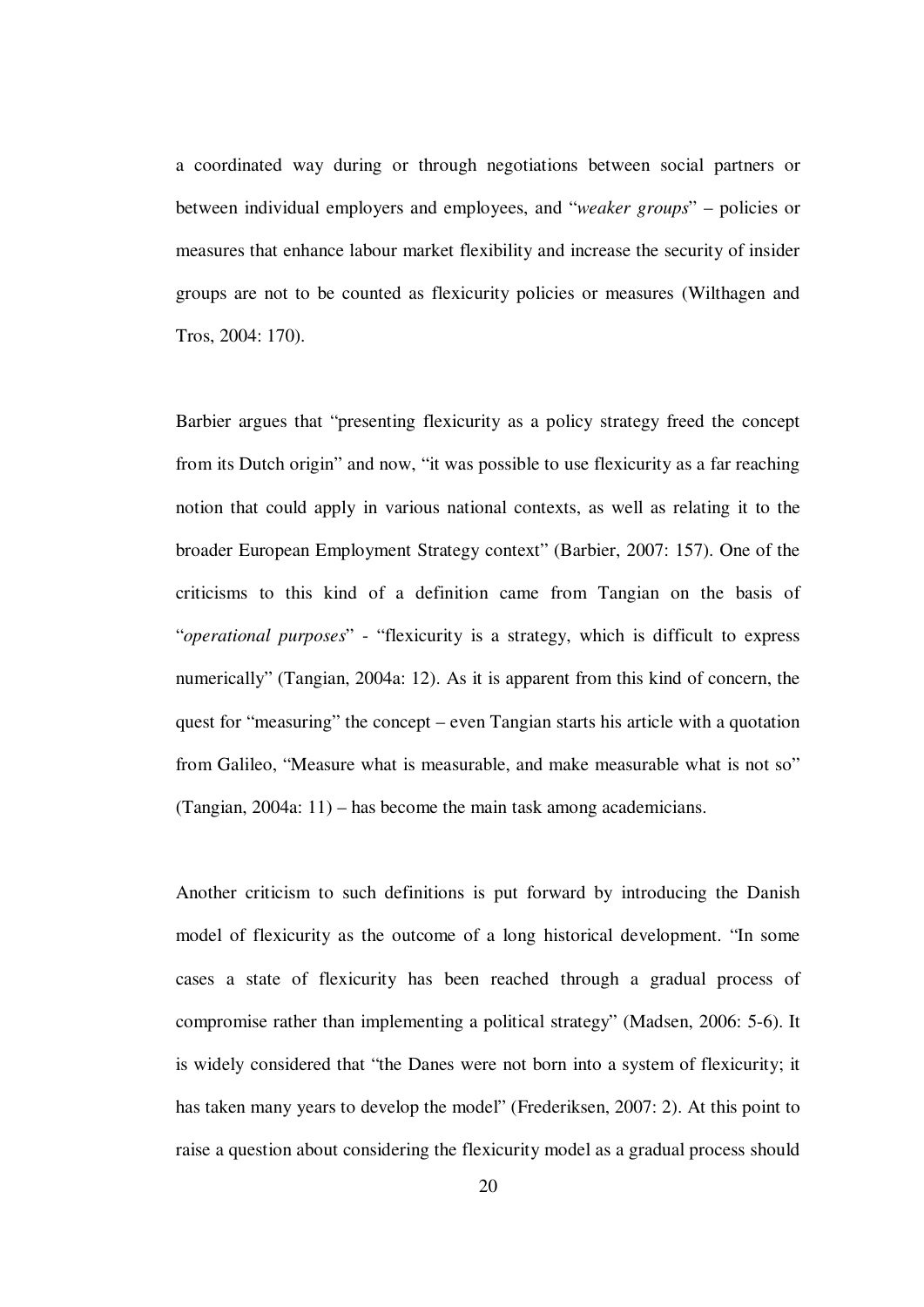a coordinated way during or through negotiations between social partners or between individual employers and employees, and "*weaker groups*" – policies or measures that enhance labour market flexibility and increase the security of insider groups are not to be counted as flexicurity policies or measures (Wilthagen and Tros, 2004: 170).

Barbier argues that "presenting flexicurity as a policy strategy freed the concept from its Dutch origin" and now, "it was possible to use flexicurity as a far reaching notion that could apply in various national contexts, as well as relating it to the broader European Employment Strategy context" (Barbier, 2007: 157). One of the criticisms to this kind of a definition came from Tangian on the basis of "*operational purposes*" - "flexicurity is a strategy, which is difficult to express numerically" (Tangian, 2004a: 12). As it is apparent from this kind of concern, the quest for "measuring" the concept – even Tangian starts his article with a quotation from Galileo, "Measure what is measurable, and make measurable what is not so" (Tangian, 2004a: 11) – has become the main task among academicians.

Another criticism to such definitions is put forward by introducing the Danish model of flexicurity as the outcome of a long historical development. "In some cases a state of flexicurity has been reached through a gradual process of compromise rather than implementing a political strategy" (Madsen, 2006: 5-6). It is widely considered that "the Danes were not born into a system of flexicurity; it has taken many years to develop the model" (Frederiksen, 2007: 2). At this point to raise a question about considering the flexicurity model as a gradual process should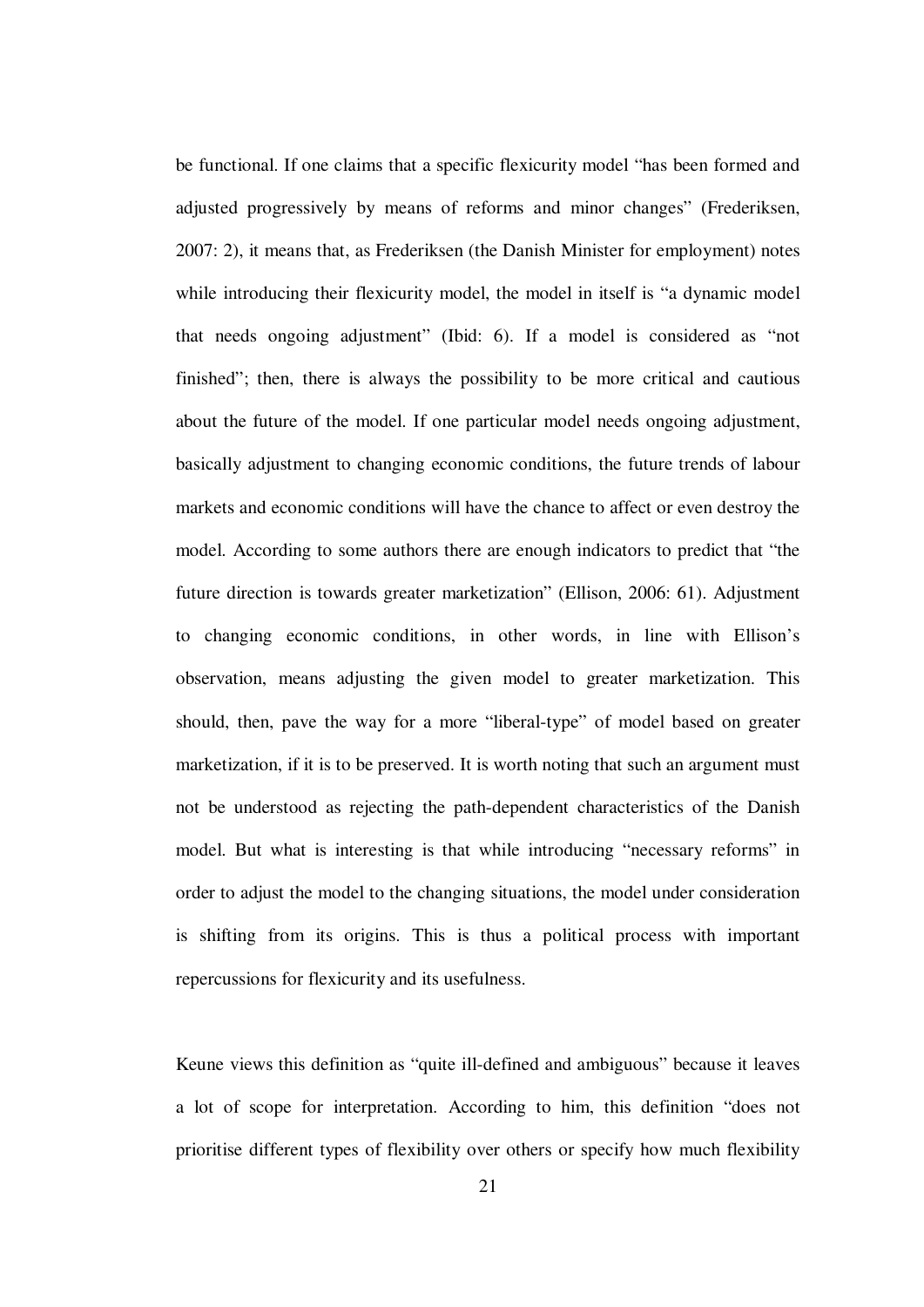be functional. If one claims that a specific flexicurity model "has been formed and adjusted progressively by means of reforms and minor changes" (Frederiksen, 2007: 2), it means that, as Frederiksen (the Danish Minister for employment) notes while introducing their flexicurity model, the model in itself is "a dynamic model that needs ongoing adjustment" (Ibid: 6). If a model is considered as "not finished"; then, there is always the possibility to be more critical and cautious about the future of the model. If one particular model needs ongoing adjustment, basically adjustment to changing economic conditions, the future trends of labour markets and economic conditions will have the chance to affect or even destroy the model. According to some authors there are enough indicators to predict that "the future direction is towards greater marketization" (Ellison, 2006: 61). Adjustment to changing economic conditions, in other words, in line with Ellison's observation, means adjusting the given model to greater marketization. This should, then, pave the way for a more "liberal-type" of model based on greater marketization, if it is to be preserved. It is worth noting that such an argument must not be understood as rejecting the path-dependent characteristics of the Danish model. But what is interesting is that while introducing "necessary reforms" in order to adjust the model to the changing situations, the model under consideration is shifting from its origins. This is thus a political process with important repercussions for flexicurity and its usefulness.

Keune views this definition as "quite ill-defined and ambiguous" because it leaves a lot of scope for interpretation. According to him, this definition "does not prioritise different types of flexibility over others or specify how much flexibility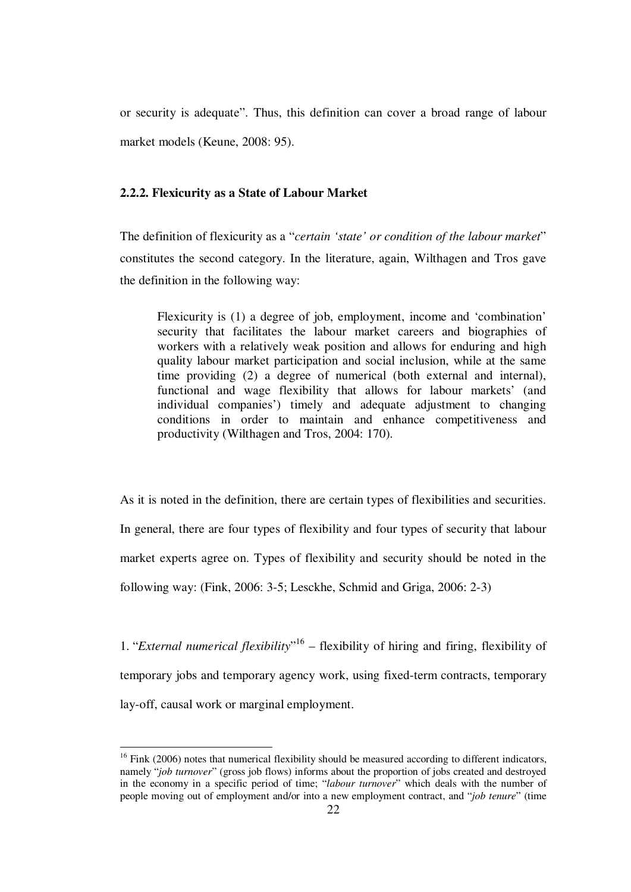or security is adequate". Thus, this definition can cover a broad range of labour market models (Keune, 2008: 95).

### 2.2.2. Flexicurity as a State of Labour Market

The definition of flexicurity as a "*certain 'state' or condition of the labour market*" constitutes the second category. In the literature, again, Wilthagen and Tros gave the definition in the following way:

> Flexicurity is (1) a degree of job, employment, income and 'combination' security that facilitates the labour market careers and biographies of workers with a relatively weak position and allows for enduring and high quality labour market participation and social inclusion, while at the same time providing (2) a degree of numerical (both external and internal), functional and wage flexibility that allows for labour markets' (and individual companies') timely and adequate adjustment to changing conditions in order to maintain and enhance competitiveness and productivity (Wilthagen and Tros, 2004: 170).

As it is noted in the definition, there are certain types of flexibilities and securities. In general, there are four types of flexibility and four types of security that labour market experts agree on. Types of flexibility and security should be noted in the following way: (Fink, 2006: 3-5; Lesckhe, Schmid and Griga, 2006: 2-3)

1. "*External numerical flexibility*"[16] – flexibility of hiring and firing, flexibility of temporary jobs and temporary agency work, using fixed-term contracts, temporary lay-off, causal work or marginal employment.

---

[16] Fink (2006) notes that numerical flexibility should be measured according to different indicators, namely "*job turnover*" (gross job flows) informs about the proportion of jobs created and destroyed in the economy in a specific period of time; "*labour turnover*" which deals with the number of people moving out of employment and/or into a new employment contract, and "*job tenure*" (time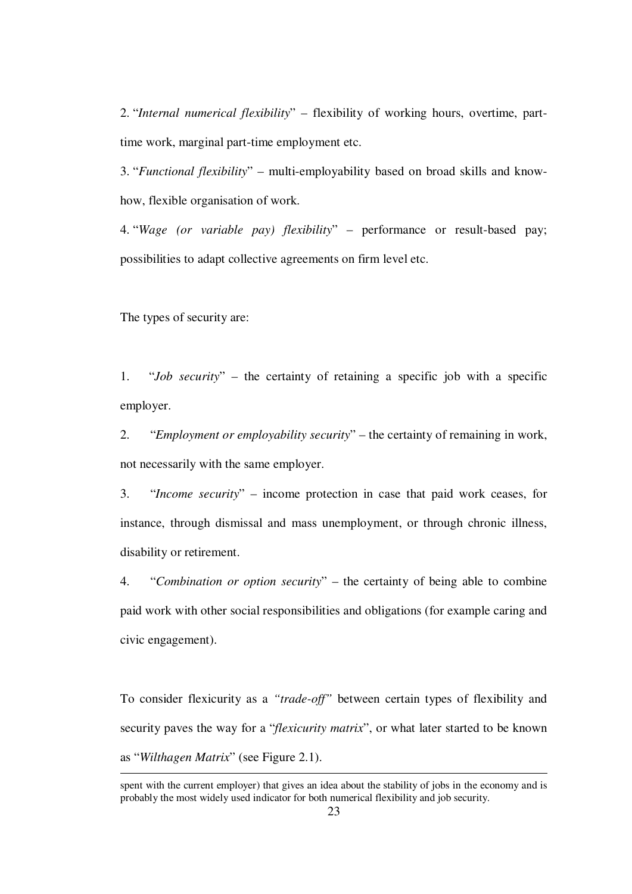2. "*Internal numerical flexibility*" – flexibility of working hours, overtime, part-time work, marginal part-time employment etc.

3. "*Functional flexibility*" – multi-employability based on broad skills and know-how, flexible organisation of work.

4. "*Wage (or variable pay) flexibility*" – performance or result-based pay; possibilities to adapt collective agreements on firm level etc.

The types of security are:

1. "*Job security*" – the certainty of retaining a specific job with a specific employer.

2. "*Employment or employability security*" – the certainty of remaining in work, not necessarily with the same employer.

3. "*Income security*" – income protection in case that paid work ceases, for instance, through dismissal and mass unemployment, or through chronic illness, disability or retirement.

4. "*Combination or option security*" – the certainty of being able to combine paid work with other social responsibilities and obligations (for example caring and civic engagement).

To consider flexicurity as a *"trade-off"* between certain types of flexibility and security paves the way for a "*flexicurity matrix*", or what later started to be known as "*Wilthagen Matrix*" (see Figure 2.1).

---

spent with the current employer) that gives an idea about the stability of jobs in the economy and is probably the most widely used indicator for both numerical flexibility and job security.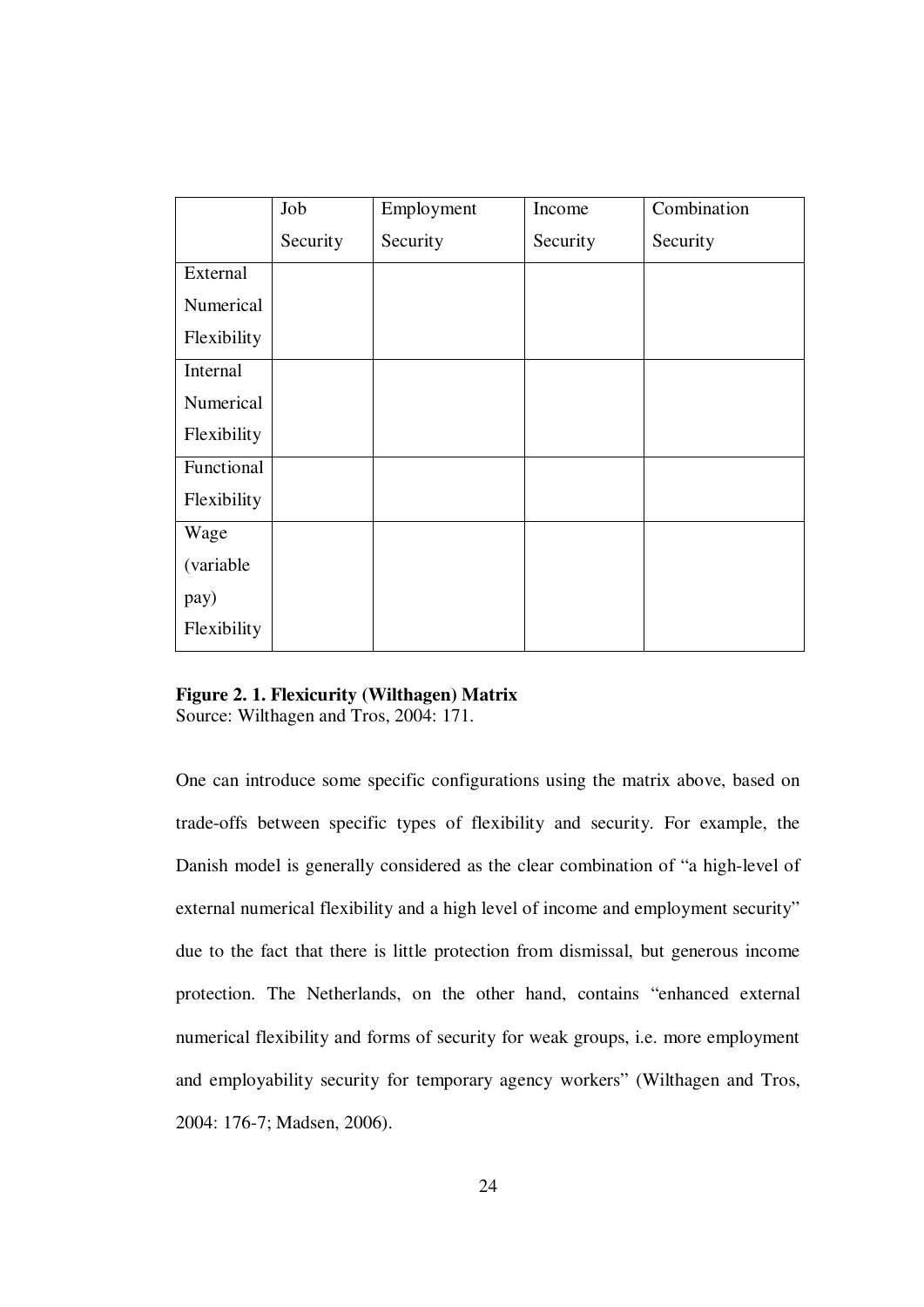| | Job Security | Employment Security | Income Security | Combination Security |
|---|---|---|---|---|
| External Numerical Flexibility | | | | |
| Internal Numerical Flexibility | | | | |
| Functional Flexibility | | | | |
| Wage (variable pay) Flexibility | | | | |

**Figure 2. 1. Flexicurity (Wilthagen) Matrix**
Source: Wilthagen and Tros, 2004: 171.

One can introduce some specific configurations using the matrix above, based on trade-offs between specific types of flexibility and security. For example, the Danish model is generally considered as the clear combination of "a high-level of external numerical flexibility and a high level of income and employment security" due to the fact that there is little protection from dismissal, but generous income protection. The Netherlands, on the other hand, contains "enhanced external numerical flexibility and forms of security for weak groups, i.e. more employment and employability security for temporary agency workers" (Wilthagen and Tros, 2004: 176-7; Madsen, 2006).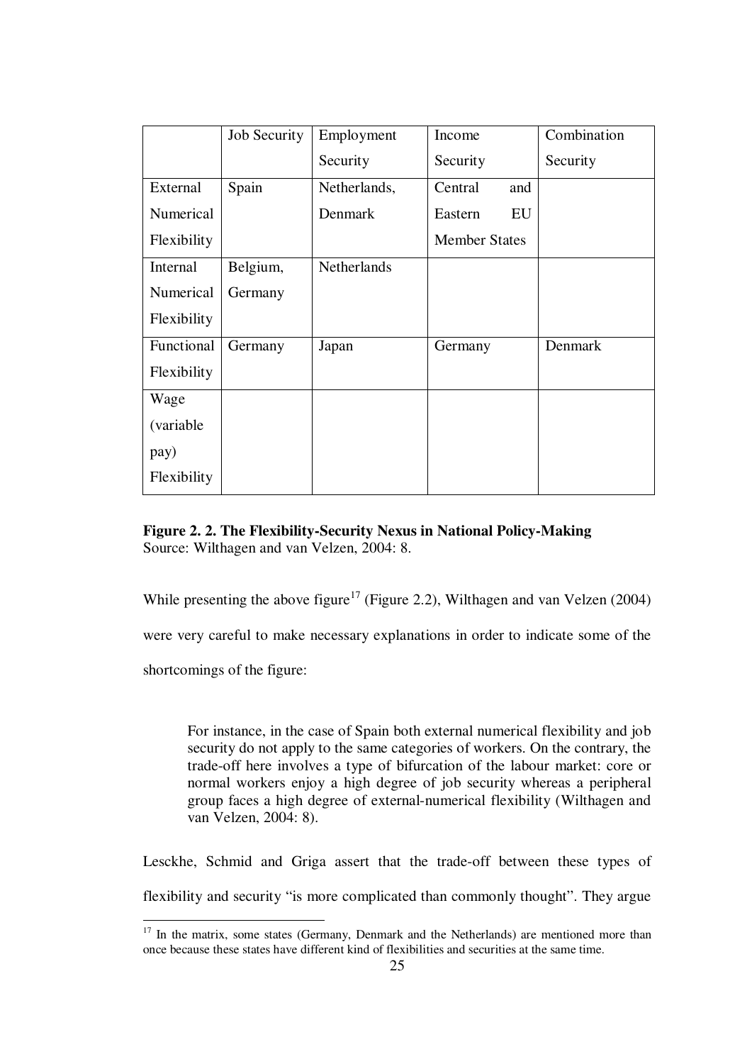| | Job Security | Employment Security | Income Security | Combination Security |
|---|---|---|---|---|
| External Numerical Flexibility | Spain | Netherlands, Denmark | Central and Eastern EU Member States | |
| Internal Numerical Flexibility | Belgium, Germany | Netherlands | | |
| Functional Flexibility | Germany | Japan | Germany | Denmark |
| Wage (variable pay) Flexibility | | | | |

**Figure 2. 2. The Flexibility-Security Nexus in National Policy-Making**
Source: Wilthagen and van Velzen, 2004: 8.

While presenting the above figure[17] (Figure 2.2), Wilthagen and van Velzen (2004) were very careful to make necessary explanations in order to indicate some of the shortcomings of the figure:

> For instance, in the case of Spain both external numerical flexibility and job security do not apply to the same categories of workers. On the contrary, the trade-off here involves a type of bifurcation of the labour market: core or normal workers enjoy a high degree of job security whereas a peripheral group faces a high degree of external-numerical flexibility (Wilthagen and van Velzen, 2004: 8).

Lesckhe, Schmid and Griga assert that the trade-off between these types of flexibility and security "is more complicated than commonly thought". They argue

[17] In the matrix, some states (Germany, Denmark and the Netherlands) are mentioned more than once because these states have different kind of flexibilities and securities at the same time.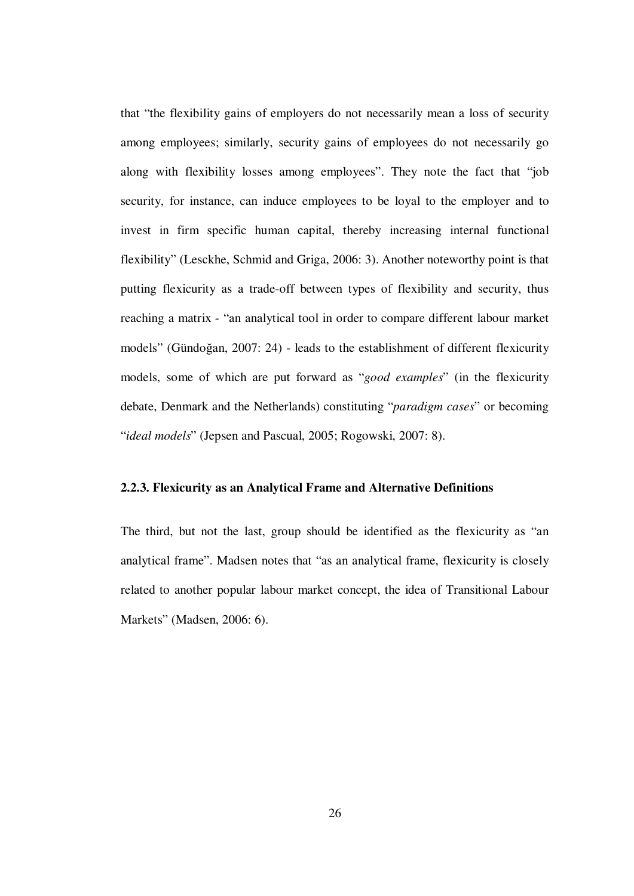that "the flexibility gains of employers do not necessarily mean a loss of security among employees; similarly, security gains of employees do not necessarily go along with flexibility losses among employees". They note the fact that "job security, for instance, can induce employees to be loyal to the employer and to invest in firm specific human capital, thereby increasing internal functional flexibility" (Lesckhe, Schmid and Griga, 2006: 3). Another noteworthy point is that putting flexicurity as a trade-off between types of flexibility and security, thus reaching a matrix - "an analytical tool in order to compare different labour market models" (Gündoğan, 2007: 24) - leads to the establishment of different flexicurity models, some of which are put forward as "*good examples*" (in the flexicurity debate, Denmark and the Netherlands) constituting "*paradigm cases*" or becoming "*ideal models*" (Jepsen and Pascual, 2005; Rogowski, 2007: 8).

### 2.2.3. Flexicurity as an Analytical Frame and Alternative Definitions

The third, but not the last, group should be identified as the flexicurity as "an analytical frame". Madsen notes that "as an analytical frame, flexicurity is closely related to another popular labour market concept, the idea of Transitional Labour Markets" (Madsen, 2006: 6).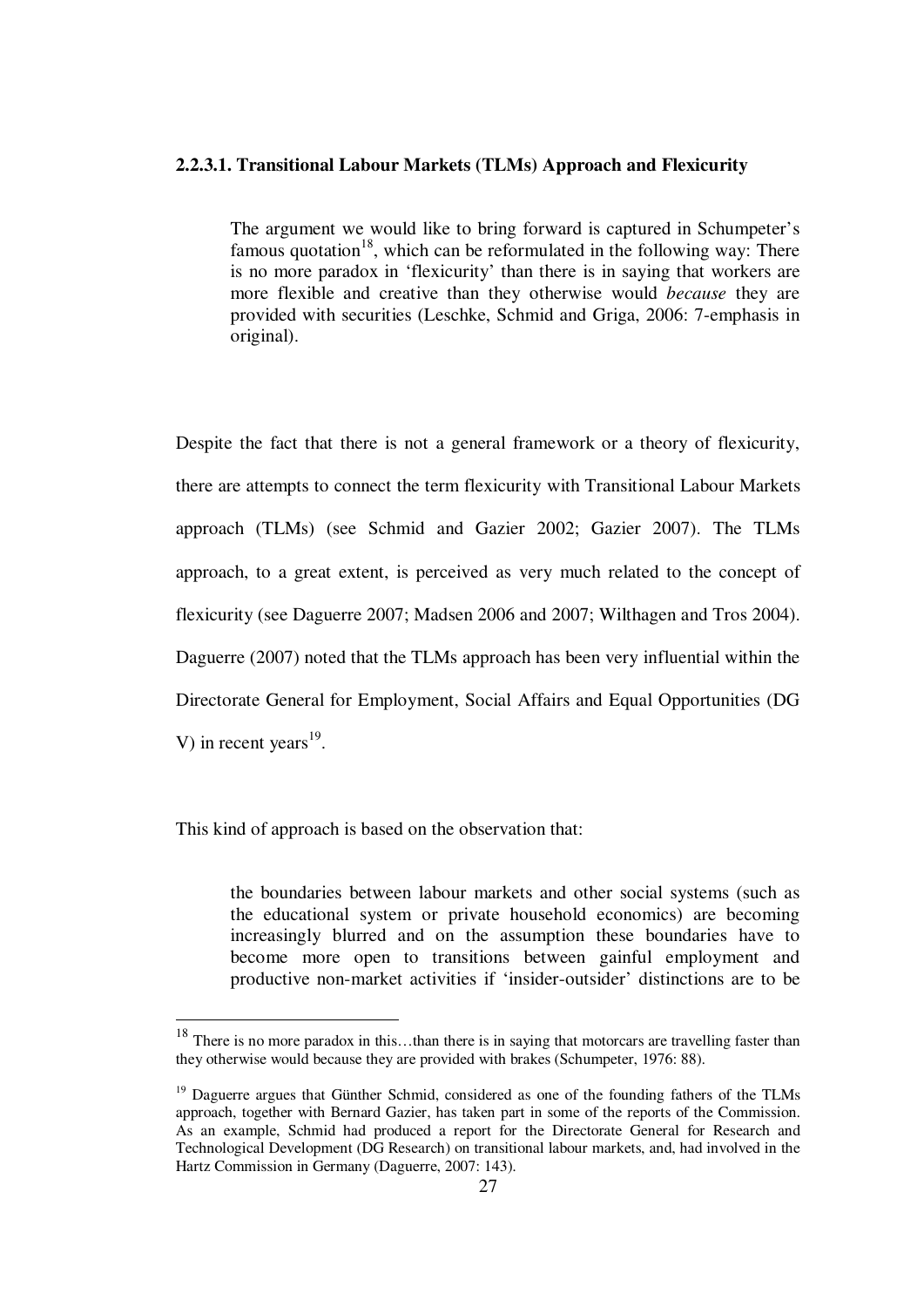#### 2.2.3.1. Transitional Labour Markets (TLMs) Approach and Flexicurity

> The argument we would like to bring forward is captured in Schumpeter's famous quotation[18], which can be reformulated in the following way: There is no more paradox in 'flexicurity' than there is in saying that workers are more flexible and creative than they otherwise would *because* they are provided with securities (Leschke, Schmid and Griga, 2006: 7-emphasis in original).

Despite the fact that there is not a general framework or a theory of flexicurity, there are attempts to connect the term flexicurity with Transitional Labour Markets approach (TLMs) (see Schmid and Gazier 2002; Gazier 2007). The TLMs approach, to a great extent, is perceived as very much related to the concept of flexicurity (see Daguerre 2007; Madsen 2006 and 2007; Wilthagen and Tros 2004). Daguerre (2007) noted that the TLMs approach has been very influential within the Directorate General for Employment, Social Affairs and Equal Opportunities (DG V) in recent years[19].

This kind of approach is based on the observation that:

> the boundaries between labour markets and other social systems (such as the educational system or private household economics) are becoming increasingly blurred and on the assumption these boundaries have to become more open to transitions between gainful employment and productive non-market activities if 'insider-outsider' distinctions are to be

---

[18] There is no more paradox in this…than there is in saying that motorcars are travelling faster than they otherwise would because they are provided with brakes (Schumpeter, 1976: 88).

[19] Daguerre argues that Günther Schmid, considered as one of the founding fathers of the TLMs approach, together with Bernard Gazier, has taken part in some of the reports of the Commission. As an example, Schmid had produced a report for the Directorate General for Research and Technological Development (DG Research) on transitional labour markets, and, had involved in the Hartz Commission in Germany (Daguerre, 2007: 143).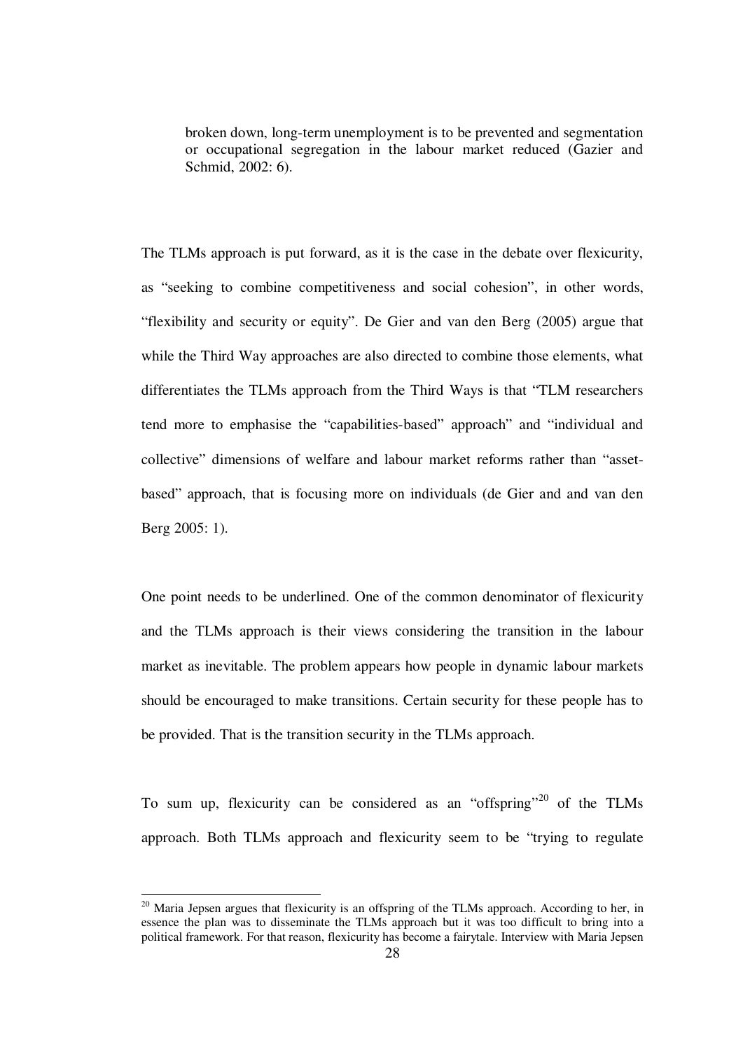> broken down, long-term unemployment is to be prevented and segmentation or occupational segregation in the labour market reduced (Gazier and Schmid, 2002: 6).

The TLMs approach is put forward, as it is the case in the debate over flexicurity, as "seeking to combine competitiveness and social cohesion", in other words, "flexibility and security or equity". De Gier and van den Berg (2005) argue that while the Third Way approaches are also directed to combine those elements, what differentiates the TLMs approach from the Third Ways is that "TLM researchers tend more to emphasise the "capabilities-based" approach" and "individual and collective" dimensions of welfare and labour market reforms rather than "asset-based" approach, that is focusing more on individuals (de Gier and and van den Berg 2005: 1).

One point needs to be underlined. One of the common denominator of flexicurity and the TLMs approach is their views considering the transition in the labour market as inevitable. The problem appears how people in dynamic labour markets should be encouraged to make transitions. Certain security for these people has to be provided. That is the transition security in the TLMs approach.

To sum up, flexicurity can be considered as an "offspring"[20] of the TLMs approach. Both TLMs approach and flexicurity seem to be "trying to regulate

---

[20] Maria Jepsen argues that flexicurity is an offspring of the TLMs approach. According to her, in essence the plan was to disseminate the TLMs approach but it was too difficult to bring into a political framework. For that reason, flexicurity has become a fairytale. Interview with Maria Jepsen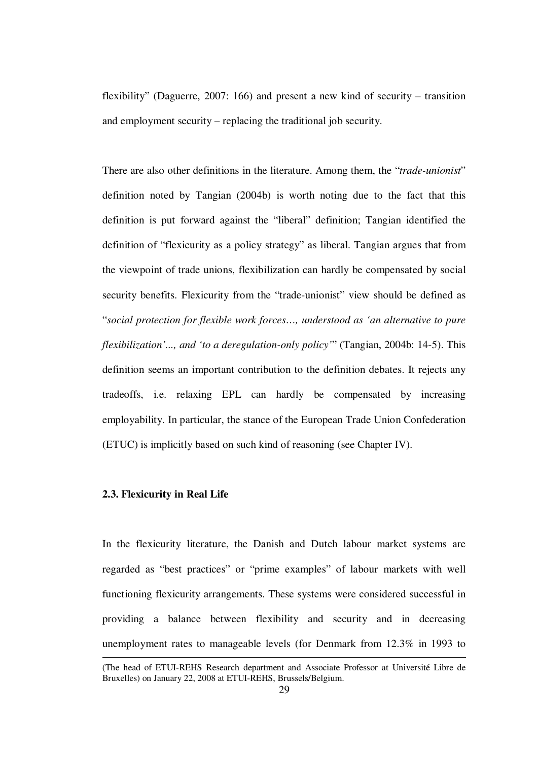flexibility" (Daguerre, 2007: 166) and present a new kind of security – transition and employment security – replacing the traditional job security.

There are also other definitions in the literature. Among them, the "*trade-unionist*" definition noted by Tangian (2004b) is worth noting due to the fact that this definition is put forward against the "liberal" definition; Tangian identified the definition of "flexicurity as a policy strategy" as liberal. Tangian argues that from the viewpoint of trade unions, flexibilization can hardly be compensated by social security benefits. Flexicurity from the "trade-unionist" view should be defined as "*social protection for flexible work forces…, understood as 'an alternative to pure flexibilization'..., and 'to a deregulation-only policy'*" (Tangian, 2004b: 14-5). This definition seems an important contribution to the definition debates. It rejects any tradeoffs, i.e. relaxing EPL can hardly be compensated by increasing employability. In particular, the stance of the European Trade Union Confederation (ETUC) is implicitly based on such kind of reasoning (see Chapter IV).

### 2.3. Flexicurity in Real Life

In the flexicurity literature, the Danish and Dutch labour market systems are regarded as "best practices" or "prime examples" of labour markets with well functioning flexicurity arrangements. These systems were considered successful in providing a balance between flexibility and security and in decreasing unemployment rates to manageable levels (for Denmark from 12.3% in 1993 to

---

(The head of ETUI-REHS Research department and Associate Professor at Université Libre de Bruxelles) on January 22, 2008 at ETUI-REHS, Brussels/Belgium.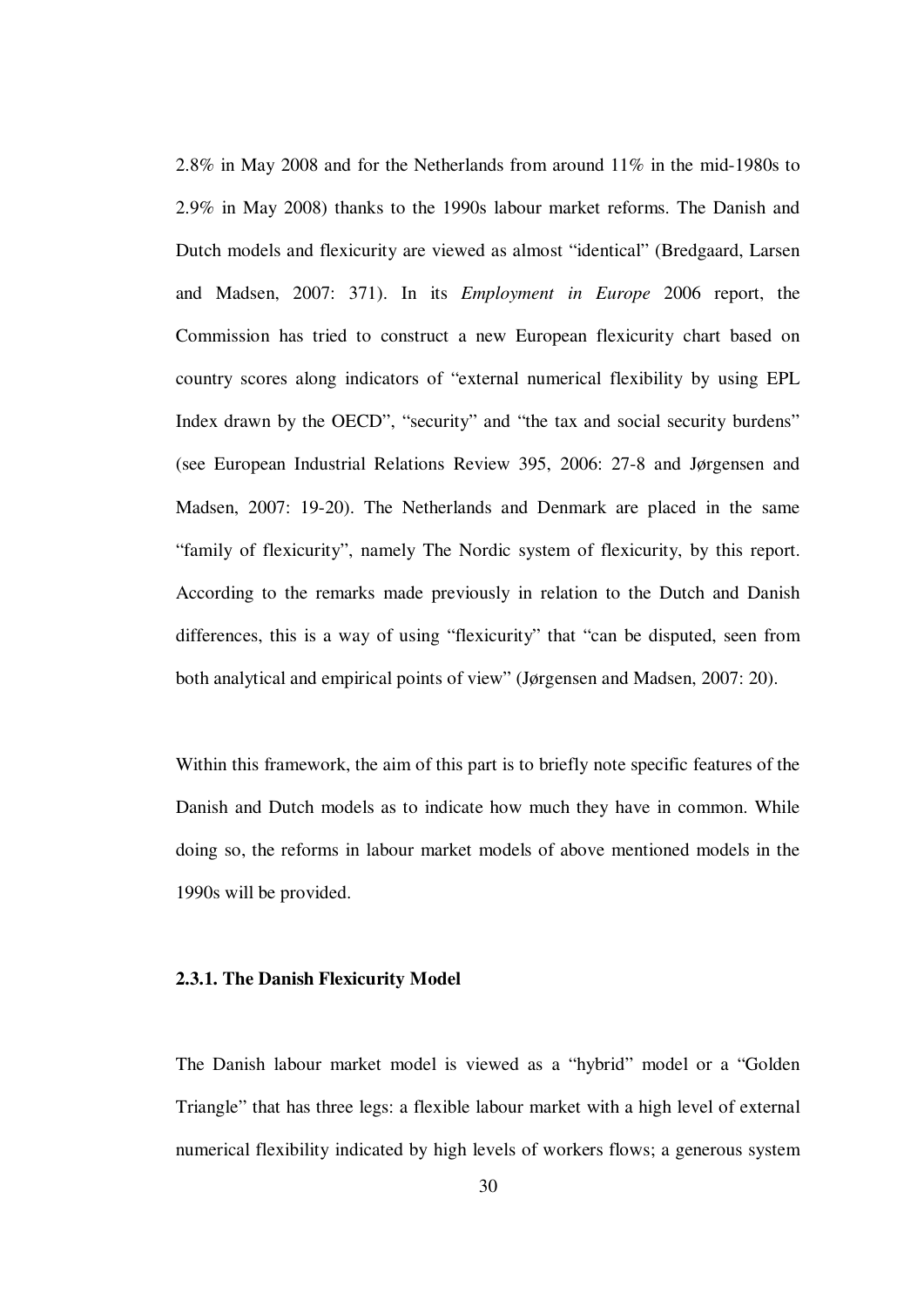2.8% in May 2008 and for the Netherlands from around 11% in the mid-1980s to 2.9% in May 2008) thanks to the 1990s labour market reforms. The Danish and Dutch models and flexicurity are viewed as almost "identical" (Bredgaard, Larsen and Madsen, 2007: 371). In its *Employment in Europe* 2006 report, the Commission has tried to construct a new European flexicurity chart based on country scores along indicators of "external numerical flexibility by using EPL Index drawn by the OECD", "security" and "the tax and social security burdens" (see European Industrial Relations Review 395, 2006: 27-8 and Jørgensen and Madsen, 2007: 19-20). The Netherlands and Denmark are placed in the same "family of flexicurity", namely The Nordic system of flexicurity, by this report. According to the remarks made previously in relation to the Dutch and Danish differences, this is a way of using "flexicurity" that "can be disputed, seen from both analytical and empirical points of view" (Jørgensen and Madsen, 2007: 20).

Within this framework, the aim of this part is to briefly note specific features of the Danish and Dutch models as to indicate how much they have in common. While doing so, the reforms in labour market models of above mentioned models in the 1990s will be provided.

### 2.3.1. The Danish Flexicurity Model

The Danish labour market model is viewed as a "hybrid" model or a "Golden Triangle" that has three legs: a flexible labour market with a high level of external numerical flexibility indicated by high levels of workers flows; a generous system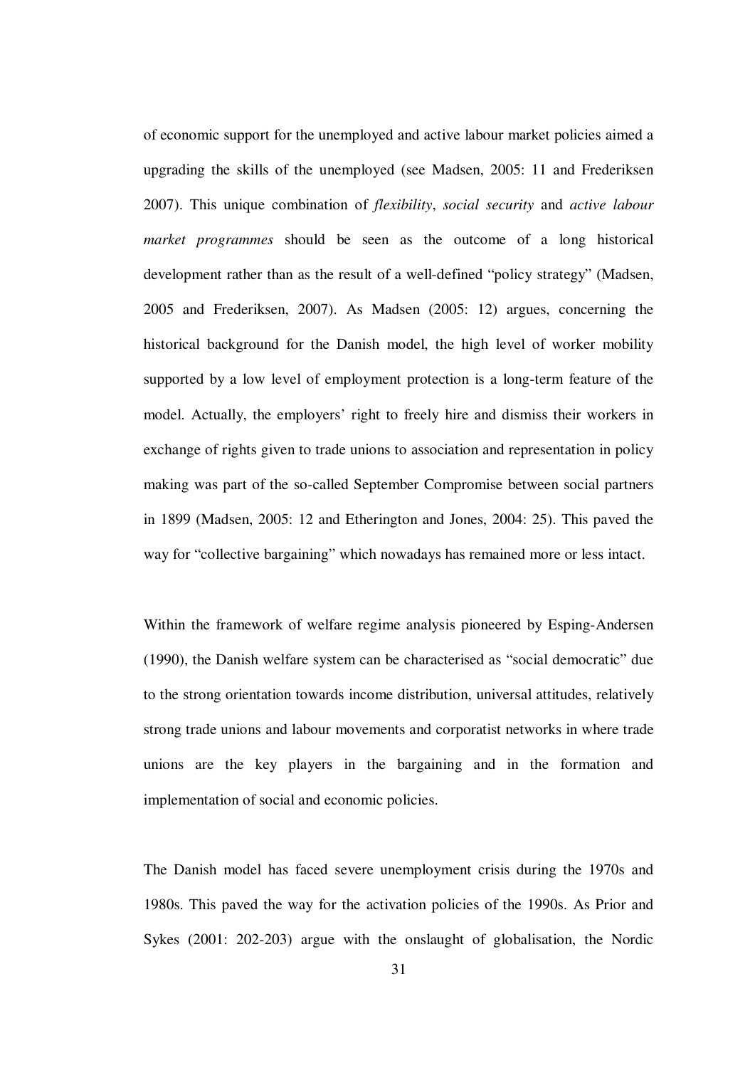of economic support for the unemployed and active labour market policies aimed a upgrading the skills of the unemployed (see Madsen, 2005: 11 and Frederiksen 2007). This unique combination of *flexibility*, *social security* and *active labour market programmes* should be seen as the outcome of a long historical development rather than as the result of a well-defined "policy strategy" (Madsen, 2005 and Frederiksen, 2007). As Madsen (2005: 12) argues, concerning the historical background for the Danish model, the high level of worker mobility supported by a low level of employment protection is a long-term feature of the model. Actually, the employers' right to freely hire and dismiss their workers in exchange of rights given to trade unions to association and representation in policy making was part of the so-called September Compromise between social partners in 1899 (Madsen, 2005: 12 and Etherington and Jones, 2004: 25). This paved the way for "collective bargaining" which nowadays has remained more or less intact.

Within the framework of welfare regime analysis pioneered by Esping-Andersen (1990), the Danish welfare system can be characterised as "social democratic" due to the strong orientation towards income distribution, universal attitudes, relatively strong trade unions and labour movements and corporatist networks in where trade unions are the key players in the bargaining and in the formation and implementation of social and economic policies.

The Danish model has faced severe unemployment crisis during the 1970s and 1980s. This paved the way for the activation policies of the 1990s. As Prior and Sykes (2001: 202-203) argue with the onslaught of globalisation, the Nordic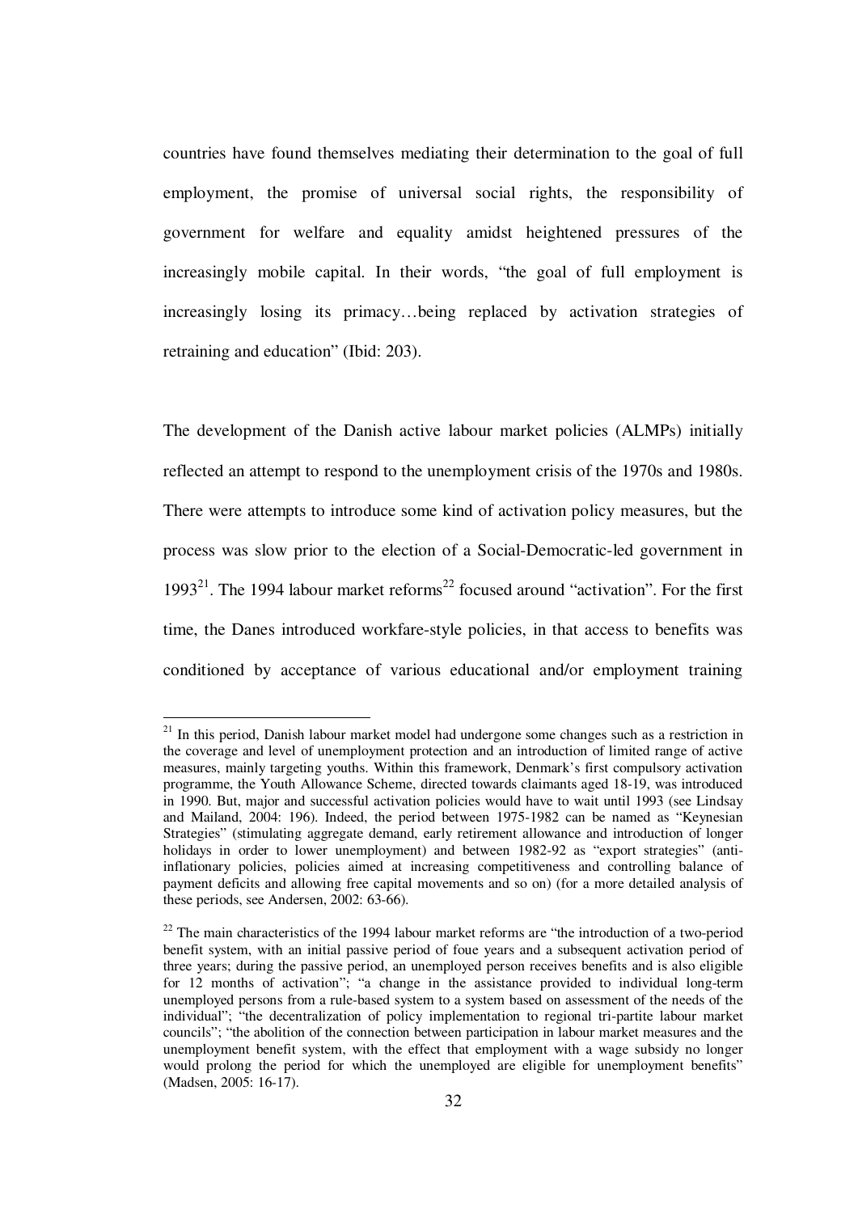countries have found themselves mediating their determination to the goal of full employment, the promise of universal social rights, the responsibility of government for welfare and equality amidst heightened pressures of the increasingly mobile capital. In their words, "the goal of full employment is increasingly losing its primacy…being replaced by activation strategies of retraining and education" (Ibid: 203).

The development of the Danish active labour market policies (ALMPs) initially reflected an attempt to respond to the unemployment crisis of the 1970s and 1980s. There were attempts to introduce some kind of activation policy measures, but the process was slow prior to the election of a Social-Democratic-led government in 1993[21]. The 1994 labour market reforms[22] focused around "activation". For the first time, the Danes introduced workfare-style policies, in that access to benefits was conditioned by acceptance of various educational and/or employment training

[21] In this period, Danish labour market model had undergone some changes such as a restriction in the coverage and level of unemployment protection and an introduction of limited range of active measures, mainly targeting youths. Within this framework, Denmark's first compulsory activation programme, the Youth Allowance Scheme, directed towards claimants aged 18-19, was introduced in 1990. But, major and successful activation policies would have to wait until 1993 (see Lindsay and Mailand, 2004: 196). Indeed, the period between 1975-1982 can be named as "Keynesian Strategies" (stimulating aggregate demand, early retirement allowance and introduction of longer holidays in order to lower unemployment) and between 1982-92 as "export strategies" (anti-inflationary policies, policies aimed at increasing competitiveness and controlling balance of payment deficits and allowing free capital movements and so on) (for a more detailed analysis of these periods, see Andersen, 2002: 63-66).

[22] The main characteristics of the 1994 labour market reforms are "the introduction of a two-period benefit system, with an initial passive period of foue years and a subsequent activation period of three years; during the passive period, an unemployed person receives benefits and is also eligible for 12 months of activation"; "a change in the assistance provided to individual long-term unemployed persons from a rule-based system to a system based on assessment of the needs of the individual"; "the decentralization of policy implementation to regional tri-partite labour market councils"; "the abolition of the connection between participation in labour market measures and the unemployment benefit system, with the effect that employment with a wage subsidy no longer would prolong the period for which the unemployed are eligible for unemployment benefits" (Madsen, 2005: 16-17).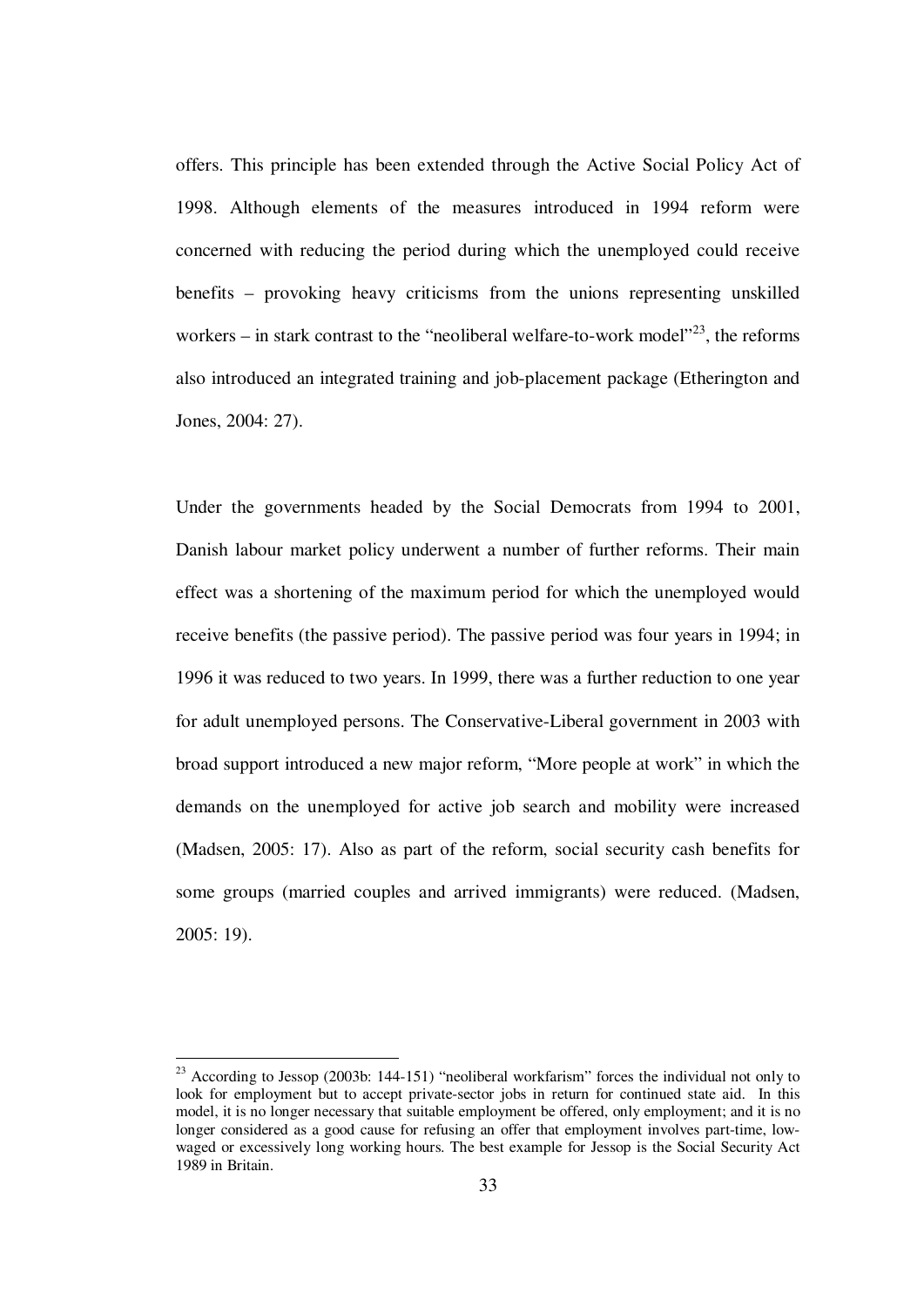offers. This principle has been extended through the Active Social Policy Act of 1998. Although elements of the measures introduced in 1994 reform were concerned with reducing the period during which the unemployed could receive benefits – provoking heavy criticisms from the unions representing unskilled workers – in stark contrast to the "neoliberal welfare-to-work model"[23], the reforms also introduced an integrated training and job-placement package (Etherington and Jones, 2004: 27).

Under the governments headed by the Social Democrats from 1994 to 2001, Danish labour market policy underwent a number of further reforms. Their main effect was a shortening of the maximum period for which the unemployed would receive benefits (the passive period). The passive period was four years in 1994; in 1996 it was reduced to two years. In 1999, there was a further reduction to one year for adult unemployed persons. The Conservative-Liberal government in 2003 with broad support introduced a new major reform, "More people at work" in which the demands on the unemployed for active job search and mobility were increased (Madsen, 2005: 17). Also as part of the reform, social security cash benefits for some groups (married couples and arrived immigrants) were reduced. (Madsen, 2005: 19).

---

[23] According to Jessop (2003b: 144-151) "neoliberal workfarism" forces the individual not only to look for employment but to accept private-sector jobs in return for continued state aid. In this model, it is no longer necessary that suitable employment be offered, only employment; and it is no longer considered as a good cause for refusing an offer that employment involves part-time, low-waged or excessively long working hours. The best example for Jessop is the Social Security Act 1989 in Britain.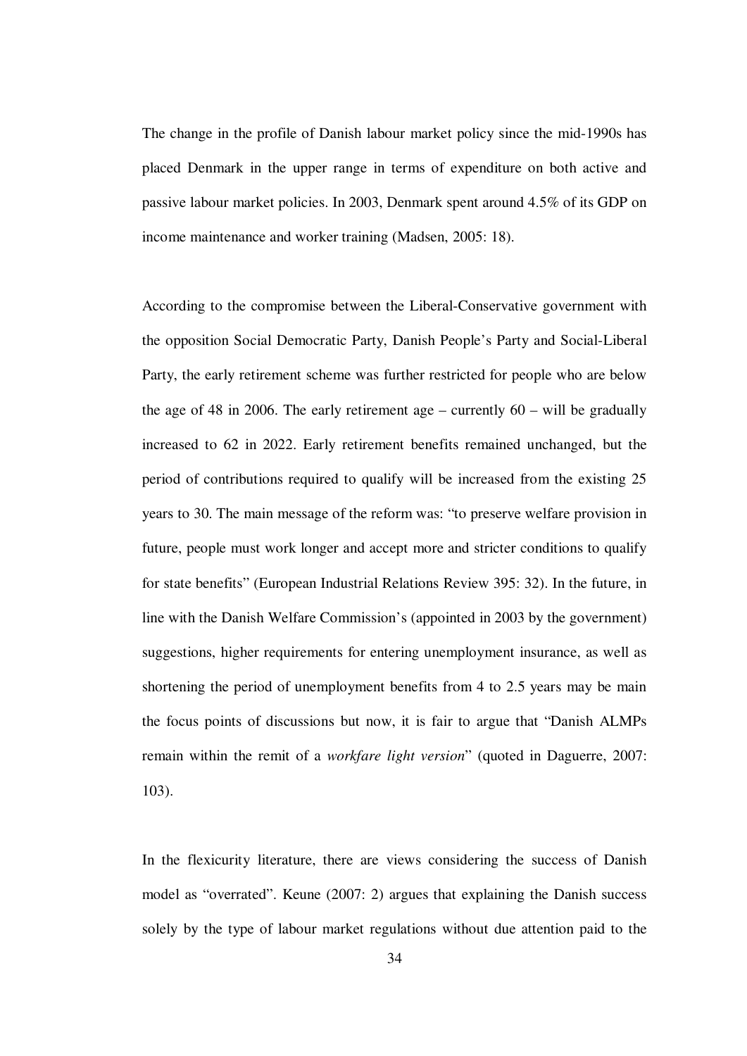The change in the profile of Danish labour market policy since the mid-1990s has placed Denmark in the upper range in terms of expenditure on both active and passive labour market policies. In 2003, Denmark spent around 4.5% of its GDP on income maintenance and worker training (Madsen, 2005: 18).

According to the compromise between the Liberal-Conservative government with the opposition Social Democratic Party, Danish People's Party and Social-Liberal Party, the early retirement scheme was further restricted for people who are below the age of 48 in 2006. The early retirement age – currently 60 – will be gradually increased to 62 in 2022. Early retirement benefits remained unchanged, but the period of contributions required to qualify will be increased from the existing 25 years to 30. The main message of the reform was: "to preserve welfare provision in future, people must work longer and accept more and stricter conditions to qualify for state benefits" (European Industrial Relations Review 395: 32). In the future, in line with the Danish Welfare Commission's (appointed in 2003 by the government) suggestions, higher requirements for entering unemployment insurance, as well as shortening the period of unemployment benefits from 4 to 2.5 years may be main the focus points of discussions but now, it is fair to argue that "Danish ALMPs remain within the remit of a *workfare light version*" (quoted in Daguerre, 2007: 103).

In the flexicurity literature, there are views considering the success of Danish model as "overrated". Keune (2007: 2) argues that explaining the Danish success solely by the type of labour market regulations without due attention paid to the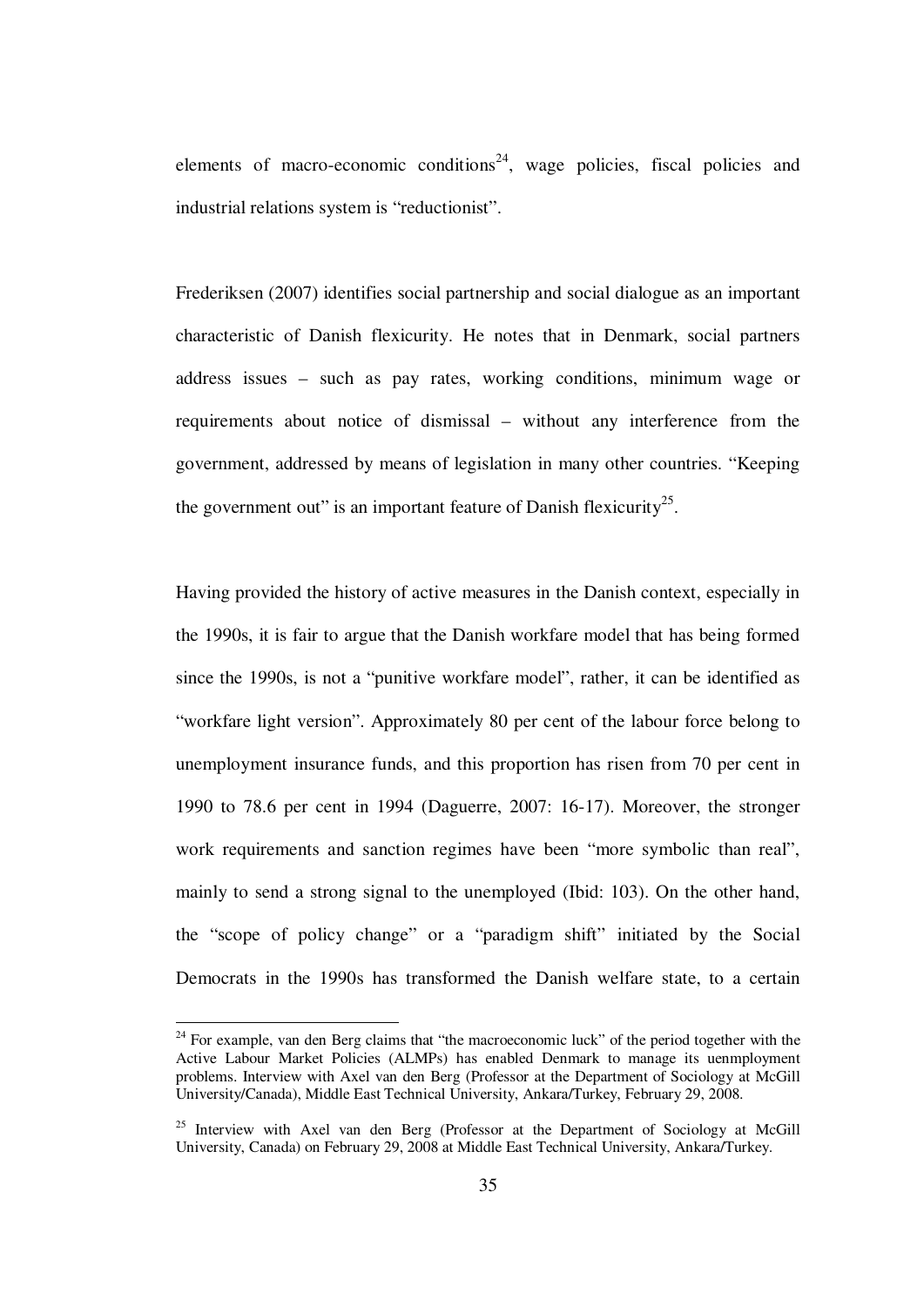elements of macro-economic conditions[24], wage policies, fiscal policies and industrial relations system is "reductionist".

Frederiksen (2007) identifies social partnership and social dialogue as an important characteristic of Danish flexicurity. He notes that in Denmark, social partners address issues – such as pay rates, working conditions, minimum wage or requirements about notice of dismissal – without any interference from the government, addressed by means of legislation in many other countries. "Keeping the government out" is an important feature of Danish flexicurity[25].

Having provided the history of active measures in the Danish context, especially in the 1990s, it is fair to argue that the Danish workfare model that has being formed since the 1990s, is not a "punitive workfare model", rather, it can be identified as "workfare light version". Approximately 80 per cent of the labour force belong to unemployment insurance funds, and this proportion has risen from 70 per cent in 1990 to 78.6 per cent in 1994 (Daguerre, 2007: 16-17). Moreover, the stronger work requirements and sanction regimes have been "more symbolic than real", mainly to send a strong signal to the unemployed (Ibid: 103). On the other hand, the "scope of policy change" or a "paradigm shift" initiated by the Social Democrats in the 1990s has transformed the Danish welfare state, to a certain

---

[24] For example, van den Berg claims that "the macroeconomic luck" of the period together with the Active Labour Market Policies (ALMPs) has enabled Denmark to manage its uenmployment problems. Interview with Axel van den Berg (Professor at the Department of Sociology at McGill University/Canada), Middle East Technical University, Ankara/Turkey, February 29, 2008.

[25] Interview with Axel van den Berg (Professor at the Department of Sociology at McGill University, Canada) on February 29, 2008 at Middle East Technical University, Ankara/Turkey.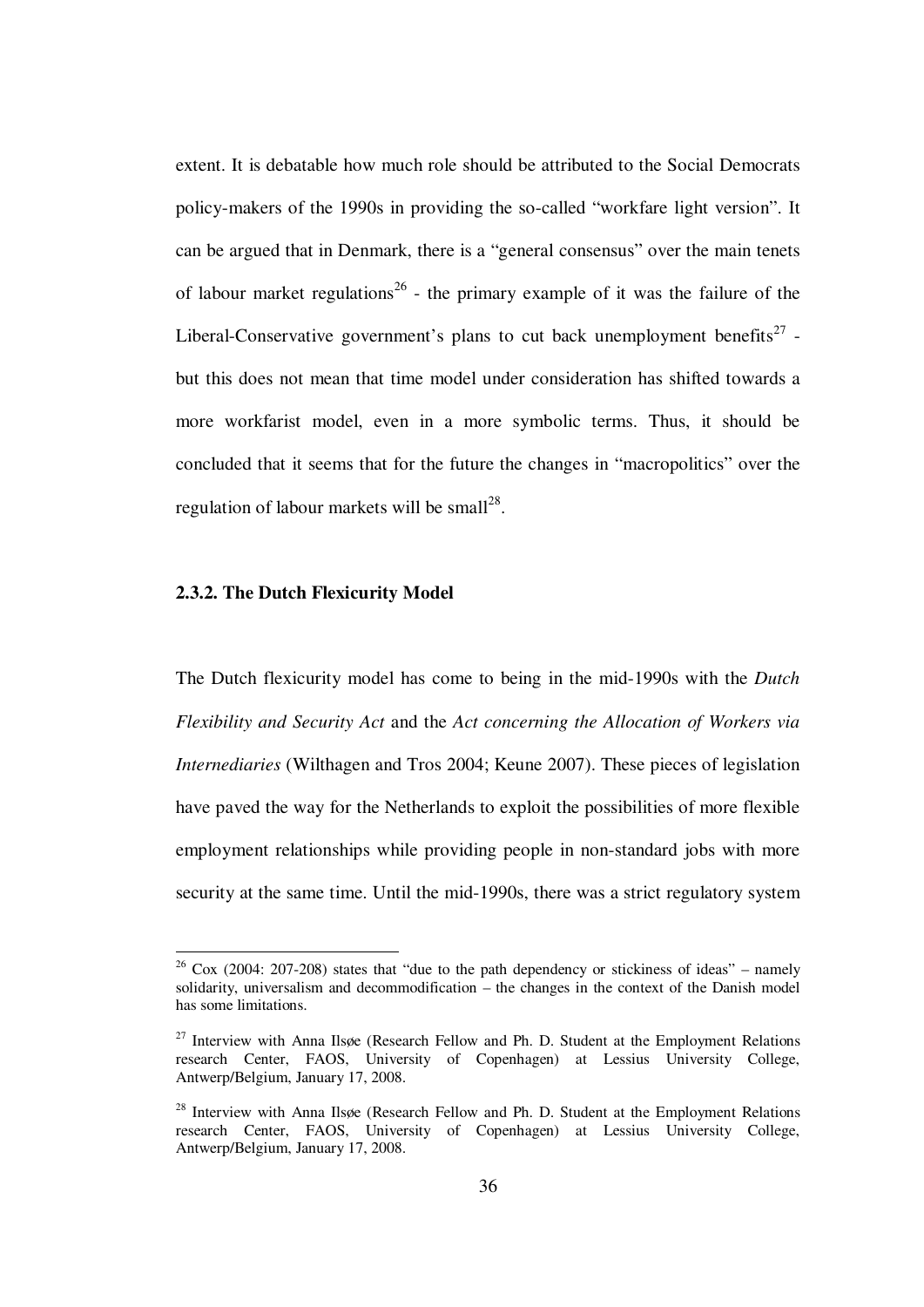extent. It is debatable how much role should be attributed to the Social Democrats policy-makers of the 1990s in providing the so-called "workfare light version". It can be argued that in Denmark, there is a "general consensus" over the main tenets of labour market regulations[26] - the primary example of it was the failure of the Liberal-Conservative government's plans to cut back unemployment benefits[27] - but this does not mean that time model under consideration has shifted towards a more workfarist model, even in a more symbolic terms. Thus, it should be concluded that it seems that for the future the changes in "macropolitics" over the regulation of labour markets will be small[28].

### 2.3.2. The Dutch Flexicurity Model

The Dutch flexicurity model has come to being in the mid-1990s with the *Dutch Flexibility and Security Act* and the *Act concerning the Allocation of Workers via Internediaries* (Wilthagen and Tros 2004; Keune 2007). These pieces of legislation have paved the way for the Netherlands to exploit the possibilities of more flexible employment relationships while providing people in non-standard jobs with more security at the same time. Until the mid-1990s, there was a strict regulatory system

---

[26] Cox (2004: 207-208) states that "due to the path dependency or stickiness of ideas" – namely solidarity, universalism and decommodification – the changes in the context of the Danish model has some limitations.

[27] Interview with Anna Ilsøe (Research Fellow and Ph. D. Student at the Employment Relations research Center, FAOS, University of Copenhagen) at Lessius University College, Antwerp/Belgium, January 17, 2008.

[28] Interview with Anna Ilsøe (Research Fellow and Ph. D. Student at the Employment Relations research Center, FAOS, University of Copenhagen) at Lessius University College, Antwerp/Belgium, January 17, 2008.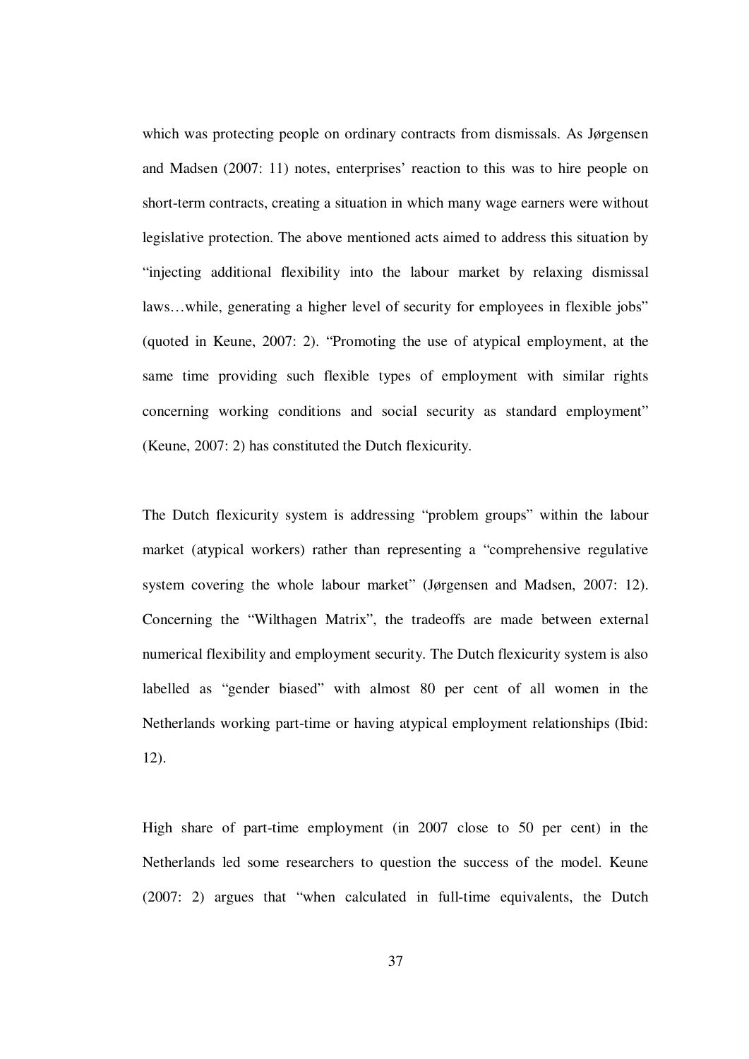which was protecting people on ordinary contracts from dismissals. As Jørgensen and Madsen (2007: 11) notes, enterprises' reaction to this was to hire people on short-term contracts, creating a situation in which many wage earners were without legislative protection. The above mentioned acts aimed to address this situation by "injecting additional flexibility into the labour market by relaxing dismissal laws…while, generating a higher level of security for employees in flexible jobs" (quoted in Keune, 2007: 2). "Promoting the use of atypical employment, at the same time providing such flexible types of employment with similar rights concerning working conditions and social security as standard employment" (Keune, 2007: 2) has constituted the Dutch flexicurity.

The Dutch flexicurity system is addressing "problem groups" within the labour market (atypical workers) rather than representing a "comprehensive regulative system covering the whole labour market" (Jørgensen and Madsen, 2007: 12). Concerning the "Wilthagen Matrix", the tradeoffs are made between external numerical flexibility and employment security. The Dutch flexicurity system is also labelled as "gender biased" with almost 80 per cent of all women in the Netherlands working part-time or having atypical employment relationships (Ibid: 12).

High share of part-time employment (in 2007 close to 50 per cent) in the Netherlands led some researchers to question the success of the model. Keune (2007: 2) argues that "when calculated in full-time equivalents, the Dutch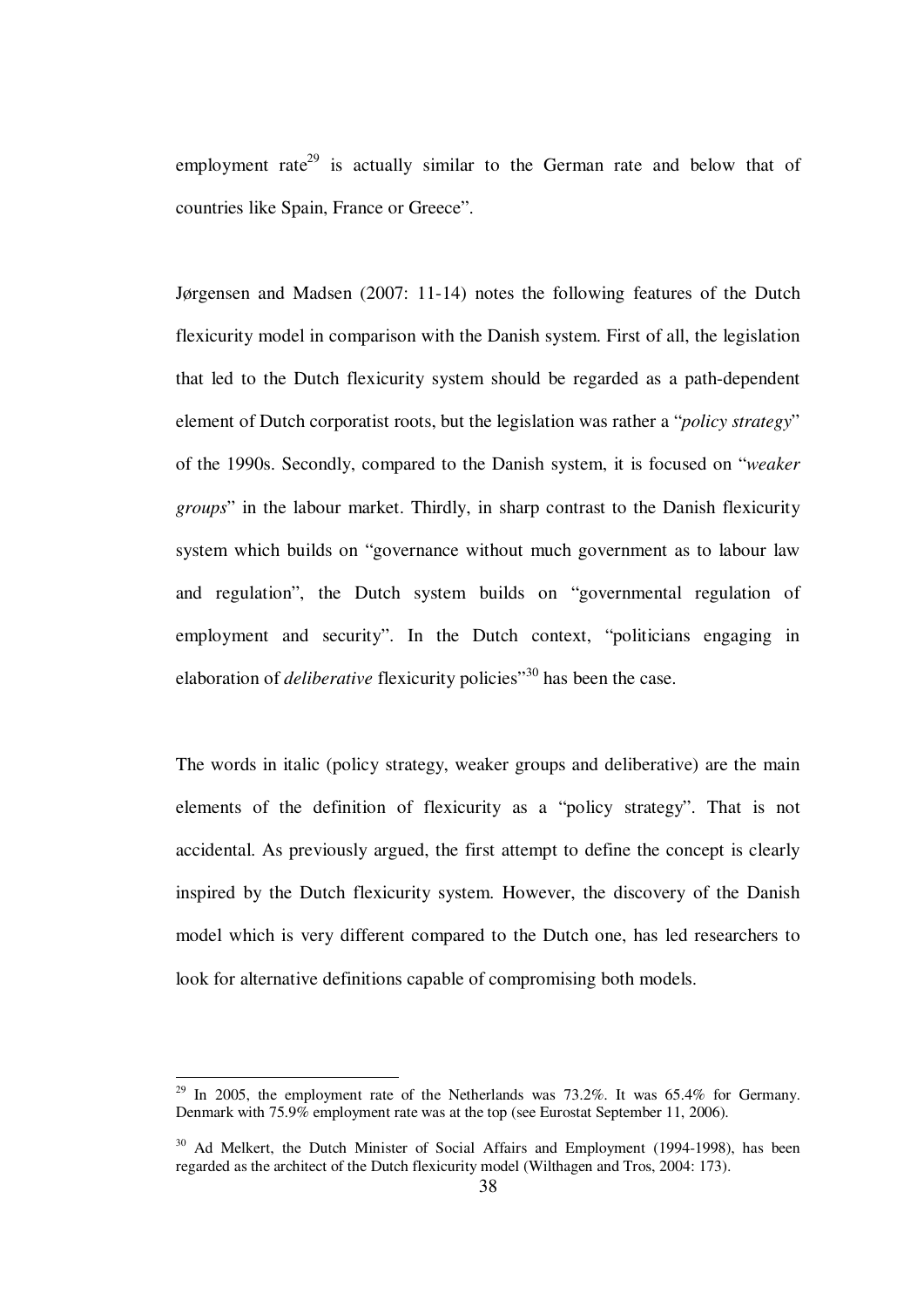employment rate[29] is actually similar to the German rate and below that of countries like Spain, France or Greece".

Jørgensen and Madsen (2007: 11-14) notes the following features of the Dutch flexicurity model in comparison with the Danish system. First of all, the legislation that led to the Dutch flexicurity system should be regarded as a path-dependent element of Dutch corporatist roots, but the legislation was rather a "*policy strategy*" of the 1990s. Secondly, compared to the Danish system, it is focused on "*weaker groups*" in the labour market. Thirdly, in sharp contrast to the Danish flexicurity system which builds on "governance without much government as to labour law and regulation", the Dutch system builds on "governmental regulation of employment and security". In the Dutch context, "politicians engaging in elaboration of *deliberative* flexicurity policies"[30] has been the case.

The words in italic (policy strategy, weaker groups and deliberative) are the main elements of the definition of flexicurity as a "policy strategy". That is not accidental. As previously argued, the first attempt to define the concept is clearly inspired by the Dutch flexicurity system. However, the discovery of the Danish model which is very different compared to the Dutch one, has led researchers to look for alternative definitions capable of compromising both models.

---

[29] In 2005, the employment rate of the Netherlands was 73.2%. It was 65.4% for Germany. Denmark with 75.9% employment rate was at the top (see Eurostat September 11, 2006).

[30] Ad Melkert, the Dutch Minister of Social Affairs and Employment (1994-1998), has been regarded as the architect of the Dutch flexicurity model (Wilthagen and Tros, 2004: 173).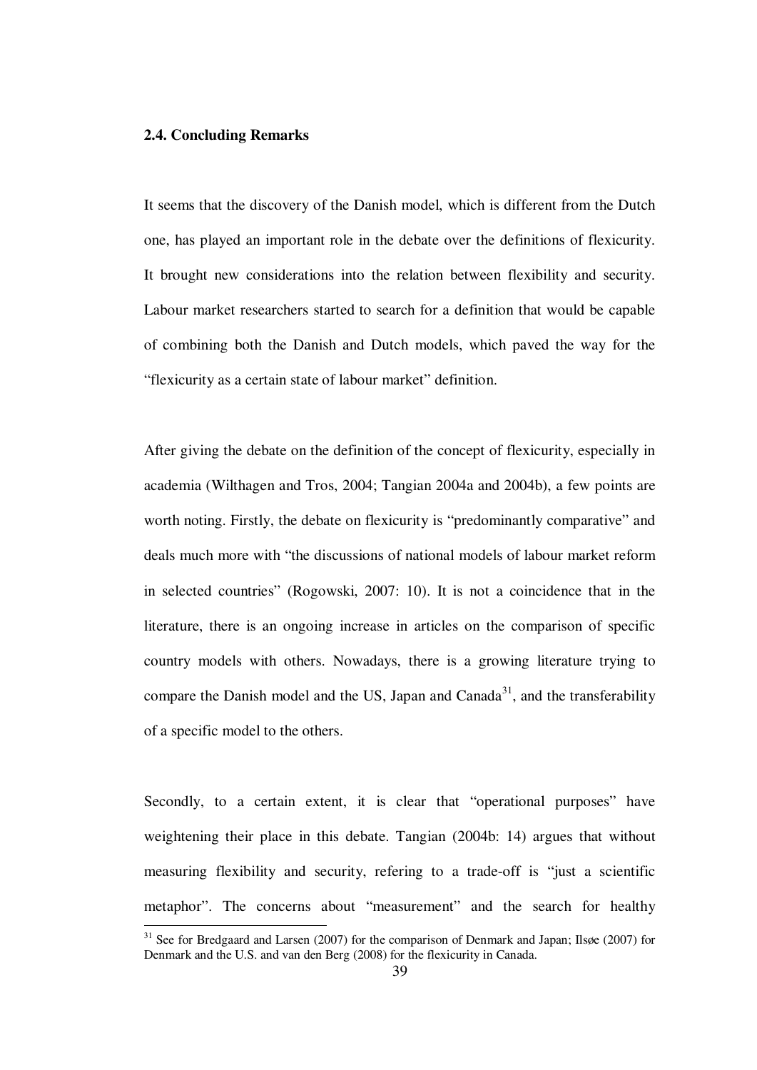### 2.4. Concluding Remarks

It seems that the discovery of the Danish model, which is different from the Dutch one, has played an important role in the debate over the definitions of flexicurity. It brought new considerations into the relation between flexibility and security. Labour market researchers started to search for a definition that would be capable of combining both the Danish and Dutch models, which paved the way for the "flexicurity as a certain state of labour market" definition.

After giving the debate on the definition of the concept of flexicurity, especially in academia (Wilthagen and Tros, 2004; Tangian 2004a and 2004b), a few points are worth noting. Firstly, the debate on flexicurity is "predominantly comparative" and deals much more with "the discussions of national models of labour market reform in selected countries" (Rogowski, 2007: 10). It is not a coincidence that in the literature, there is an ongoing increase in articles on the comparison of specific country models with others. Nowadays, there is a growing literature trying to compare the Danish model and the US, Japan and Canada[31], and the transferability of a specific model to the others.

Secondly, to a certain extent, it is clear that "operational purposes" have weightening their place in this debate. Tangian (2004b: 14) argues that without measuring flexibility and security, refering to a trade-off is "just a scientific metaphor". The concerns about "measurement" and the search for healthy

[31] See for Bredgaard and Larsen (2007) for the comparison of Denmark and Japan; Ilsøe (2007) for Denmark and the U.S. and van den Berg (2008) for the flexicurity in Canada.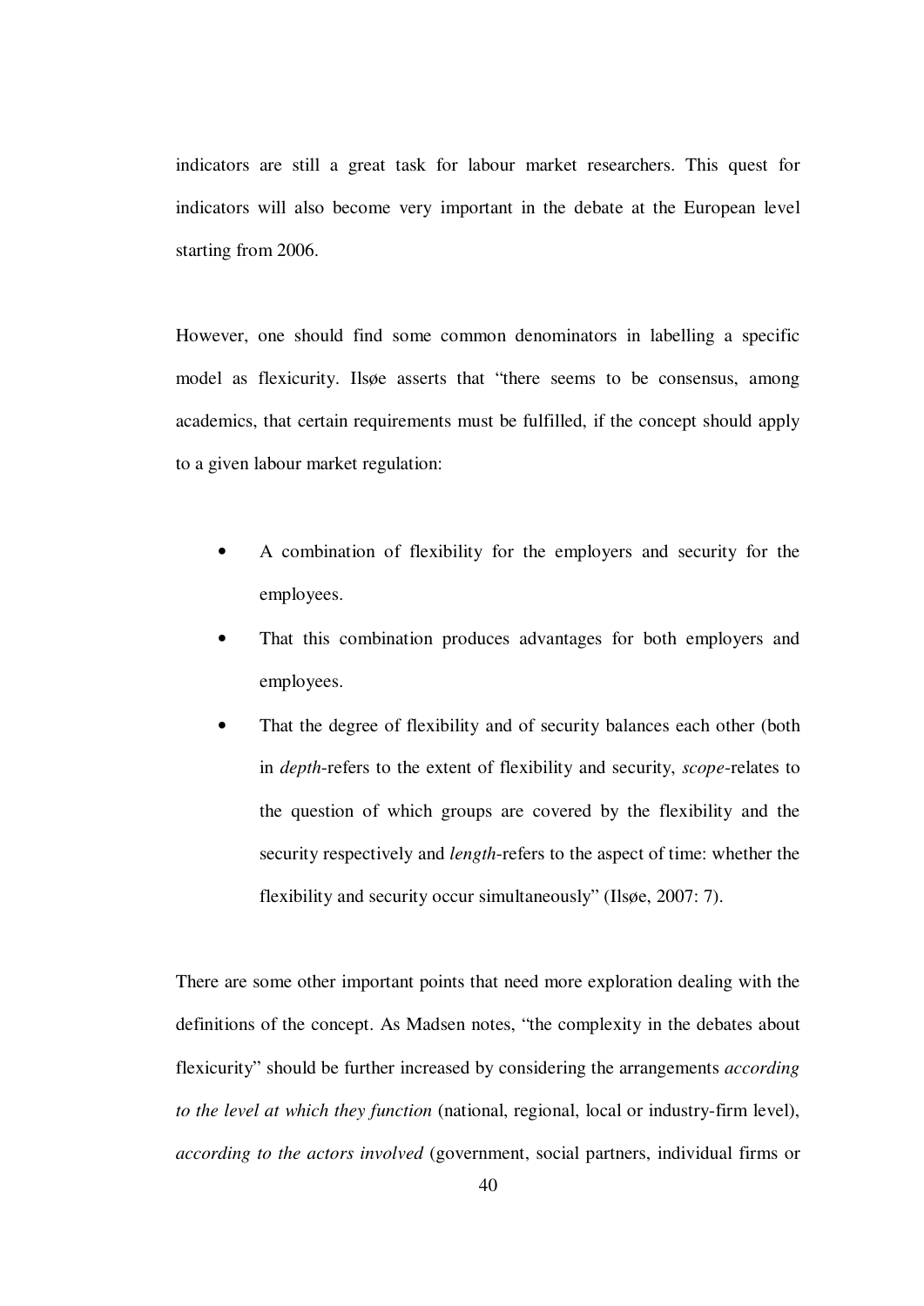indicators are still a great task for labour market researchers. This quest for indicators will also become very important in the debate at the European level starting from 2006.

However, one should find some common denominators in labelling a specific model as flexicurity. Ilsøe asserts that "there seems to be consensus, among academics, that certain requirements must be fulfilled, if the concept should apply to a given labour market regulation:

- A combination of flexibility for the employers and security for the employees.
- That this combination produces advantages for both employers and employees.
- That the degree of flexibility and of security balances each other (both in *depth*-refers to the extent of flexibility and security, *scope*-relates to the question of which groups are covered by the flexibility and the security respectively and *length*-refers to the aspect of time: whether the flexibility and security occur simultaneously" (Ilsøe, 2007: 7).

There are some other important points that need more exploration dealing with the definitions of the concept. As Madsen notes, "the complexity in the debates about flexicurity" should be further increased by considering the arrangements *according to the level at which they function* (national, regional, local or industry-firm level), *according to the actors involved* (government, social partners, individual firms or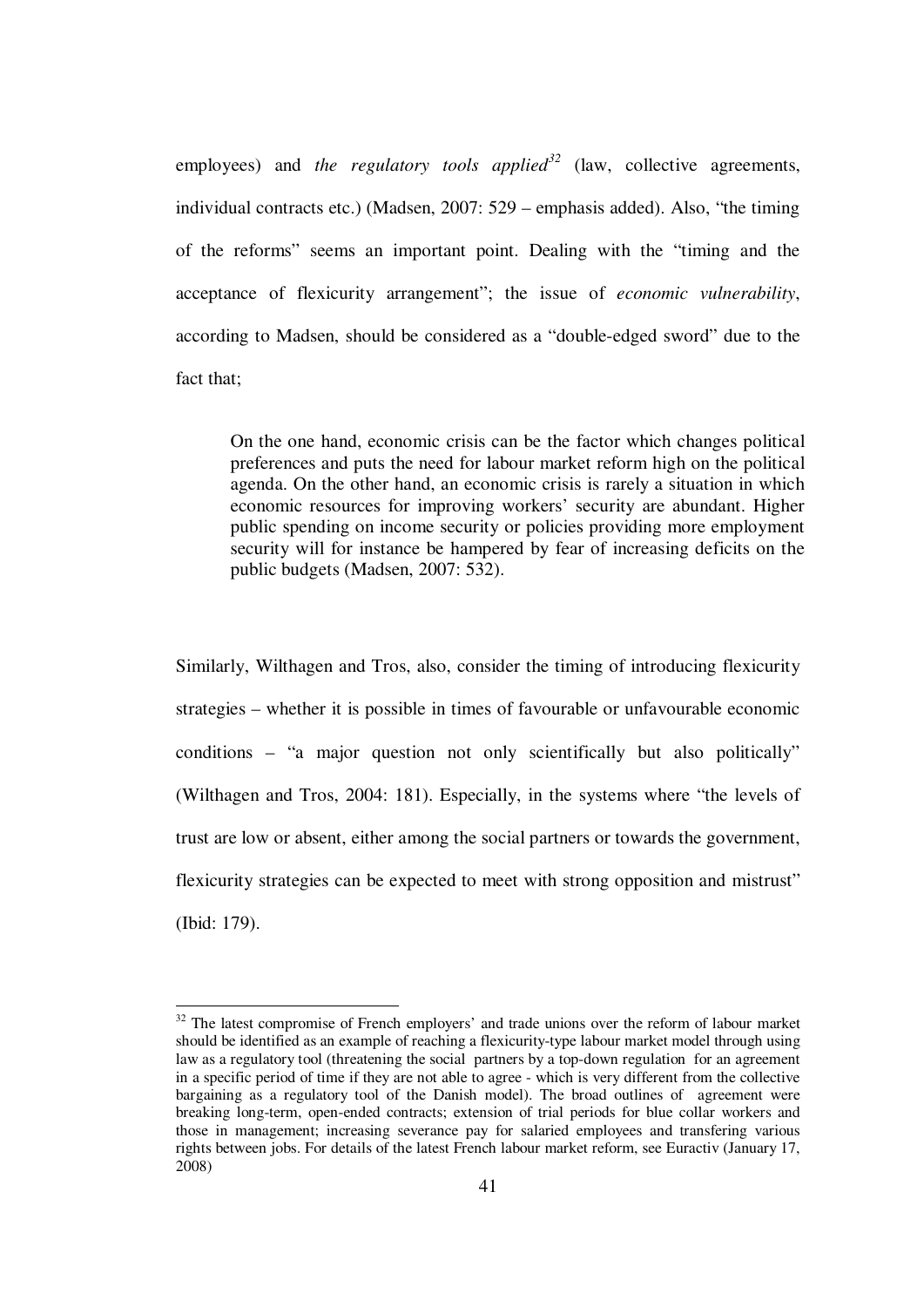employees) and *the regulatory tools applied*[32] (law, collective agreements, individual contracts etc.) (Madsen, 2007: 529 – emphasis added). Also, "the timing of the reforms" seems an important point. Dealing with the "timing and the acceptance of flexicurity arrangement"; the issue of *economic vulnerability*, according to Madsen, should be considered as a "double-edged sword" due to the fact that;

> On the one hand, economic crisis can be the factor which changes political preferences and puts the need for labour market reform high on the political agenda. On the other hand, an economic crisis is rarely a situation in which economic resources for improving workers' security are abundant. Higher public spending on income security or policies providing more employment security will for instance be hampered by fear of increasing deficits on the public budgets (Madsen, 2007: 532).

Similarly, Wilthagen and Tros, also, consider the timing of introducing flexicurity strategies – whether it is possible in times of favourable or unfavourable economic conditions – "a major question not only scientifically but also politically" (Wilthagen and Tros, 2004: 181). Especially, in the systems where "the levels of trust are low or absent, either among the social partners or towards the government, flexicurity strategies can be expected to meet with strong opposition and mistrust" (Ibid: 179).

---

[32] The latest compromise of French employers' and trade unions over the reform of labour market should be identified as an example of reaching a flexicurity-type labour market model through using law as a regulatory tool (threatening the social partners by a top-down regulation for an agreement in a specific period of time if they are not able to agree - which is very different from the collective bargaining as a regulatory tool of the Danish model). The broad outlines of agreement were breaking long-term, open-ended contracts; extension of trial periods for blue collar workers and those in management; increasing severance pay for salaried employees and transfering various rights between jobs. For details of the latest French labour market reform, see Euractiv (January 17, 2008)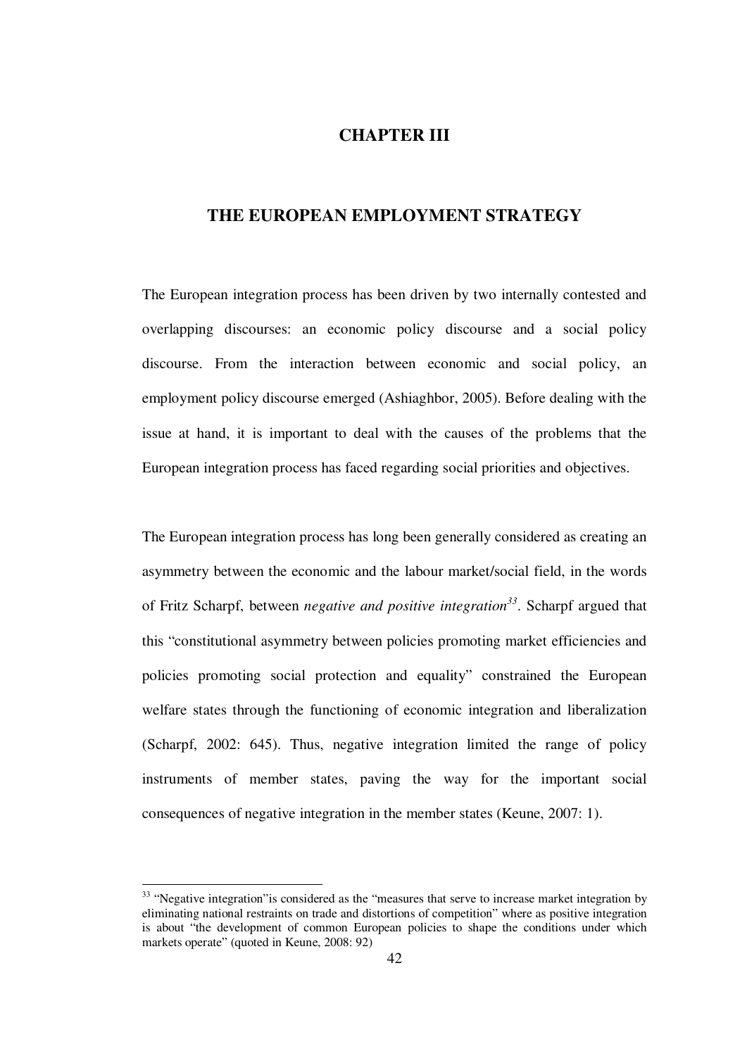# CHAPTER III

# THE EUROPEAN EMPLOYMENT STRATEGY

The European integration process has been driven by two internally contested and overlapping discourses: an economic policy discourse and a social policy discourse. From the interaction between economic and social policy, an employment policy discourse emerged (Ashiaghbor, 2005). Before dealing with the issue at hand, it is important to deal with the causes of the problems that the European integration process has faced regarding social priorities and objectives.

The European integration process has long been generally considered as creating an asymmetry between the economic and the labour market/social field, in the words of Fritz Scharpf, between *negative and positive integration*[33]. Scharpf argued that this "constitutional asymmetry between policies promoting market efficiencies and policies promoting social protection and equality" constrained the European welfare states through the functioning of economic integration and liberalization (Scharpf, 2002: 645). Thus, negative integration limited the range of policy instruments of member states, paving the way for the important social consequences of negative integration in the member states (Keune, 2007: 1).

---

[33] "Negative integration"is considered as the "measures that serve to increase market integration by eliminating national restraints on trade and distortions of competition" where as positive integration is about "the development of common European policies to shape the conditions under which markets operate" (quoted in Keune, 2008: 92)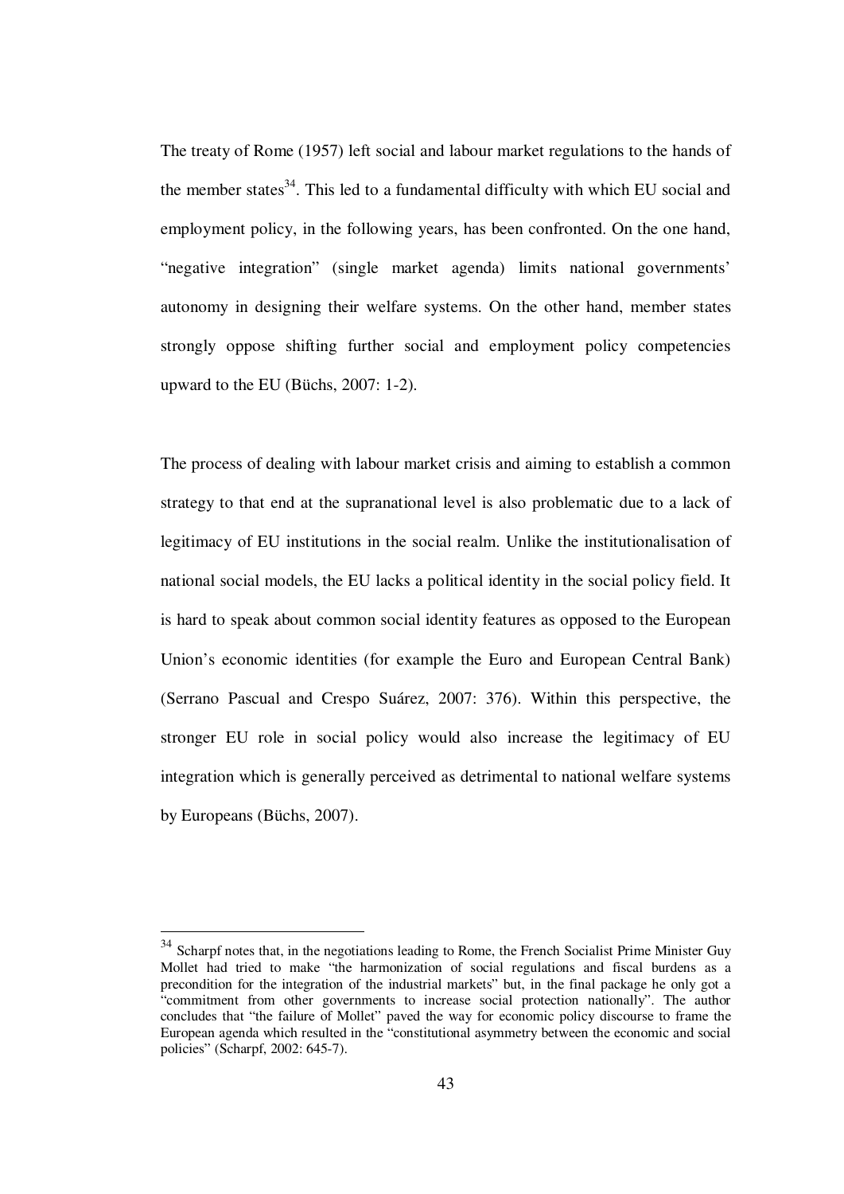The treaty of Rome (1957) left social and labour market regulations to the hands of the member states[34]. This led to a fundamental difficulty with which EU social and employment policy, in the following years, has been confronted. On the one hand, "negative integration" (single market agenda) limits national governments' autonomy in designing their welfare systems. On the other hand, member states strongly oppose shifting further social and employment policy competencies upward to the EU (Büchs, 2007: 1-2).

The process of dealing with labour market crisis and aiming to establish a common strategy to that end at the supranational level is also problematic due to a lack of legitimacy of EU institutions in the social realm. Unlike the institutionalisation of national social models, the EU lacks a political identity in the social policy field. It is hard to speak about common social identity features as opposed to the European Union's economic identities (for example the Euro and European Central Bank) (Serrano Pascual and Crespo Suárez, 2007: 376). Within this perspective, the stronger EU role in social policy would also increase the legitimacy of EU integration which is generally perceived as detrimental to national welfare systems by Europeans (Büchs, 2007).

---

[34] Scharpf notes that, in the negotiations leading to Rome, the French Socialist Prime Minister Guy Mollet had tried to make "the harmonization of social regulations and fiscal burdens as a precondition for the integration of the industrial markets" but, in the final package he only got a "commitment from other governments to increase social protection nationally". The author concludes that "the failure of Mollet" paved the way for economic policy discourse to frame the European agenda which resulted in the "constitutional asymmetry between the economic and social policies" (Scharpf, 2002: 645-7).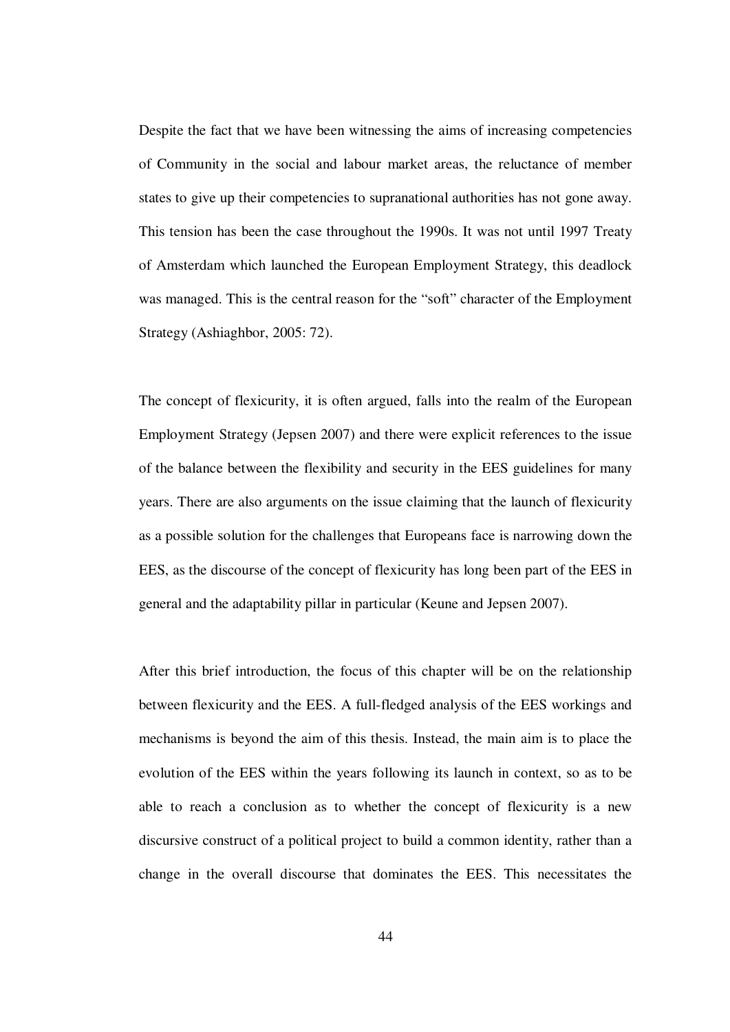Despite the fact that we have been witnessing the aims of increasing competencies of Community in the social and labour market areas, the reluctance of member states to give up their competencies to supranational authorities has not gone away. This tension has been the case throughout the 1990s. It was not until 1997 Treaty of Amsterdam which launched the European Employment Strategy, this deadlock was managed. This is the central reason for the "soft" character of the Employment Strategy (Ashiaghbor, 2005: 72).

The concept of flexicurity, it is often argued, falls into the realm of the European Employment Strategy (Jepsen 2007) and there were explicit references to the issue of the balance between the flexibility and security in the EES guidelines for many years. There are also arguments on the issue claiming that the launch of flexicurity as a possible solution for the challenges that Europeans face is narrowing down the EES, as the discourse of the concept of flexicurity has long been part of the EES in general and the adaptability pillar in particular (Keune and Jepsen 2007).

After this brief introduction, the focus of this chapter will be on the relationship between flexicurity and the EES. A full-fledged analysis of the EES workings and mechanisms is beyond the aim of this thesis. Instead, the main aim is to place the evolution of the EES within the years following its launch in context, so as to be able to reach a conclusion as to whether the concept of flexicurity is a new discursive construct of a political project to build a common identity, rather than a change in the overall discourse that dominates the EES. This necessitates the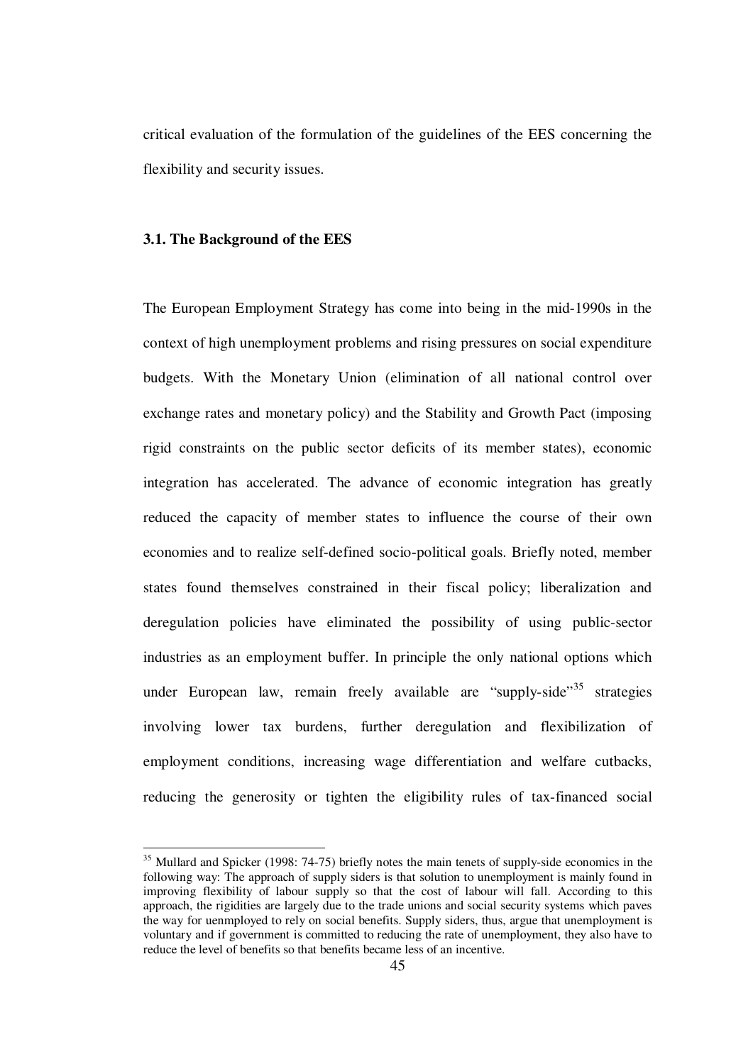critical evaluation of the formulation of the guidelines of the EES concerning the flexibility and security issues.

### 3.1. The Background of the EES

The European Employment Strategy has come into being in the mid-1990s in the context of high unemployment problems and rising pressures on social expenditure budgets. With the Monetary Union (elimination of all national control over exchange rates and monetary policy) and the Stability and Growth Pact (imposing rigid constraints on the public sector deficits of its member states), economic integration has accelerated. The advance of economic integration has greatly reduced the capacity of member states to influence the course of their own economies and to realize self-defined socio-political goals. Briefly noted, member states found themselves constrained in their fiscal policy; liberalization and deregulation policies have eliminated the possibility of using public-sector industries as an employment buffer. In principle the only national options which under European law, remain freely available are "supply-side"[35] strategies involving lower tax burdens, further deregulation and flexibilization of employment conditions, increasing wage differentiation and welfare cutbacks, reducing the generosity or tighten the eligibility rules of tax-financed social

---

[35] Mullard and Spicker (1998: 74-75) briefly notes the main tenets of supply-side economics in the following way: The approach of supply siders is that solution to unemployment is mainly found in improving flexibility of labour supply so that the cost of labour will fall. According to this approach, the rigidities are largely due to the trade unions and social security systems which paves the way for uenmployed to rely on social benefits. Supply siders, thus, argue that unemployment is voluntary and if government is committed to reducing the rate of unemployment, they also have to reduce the level of benefits so that benefits became less of an incentive.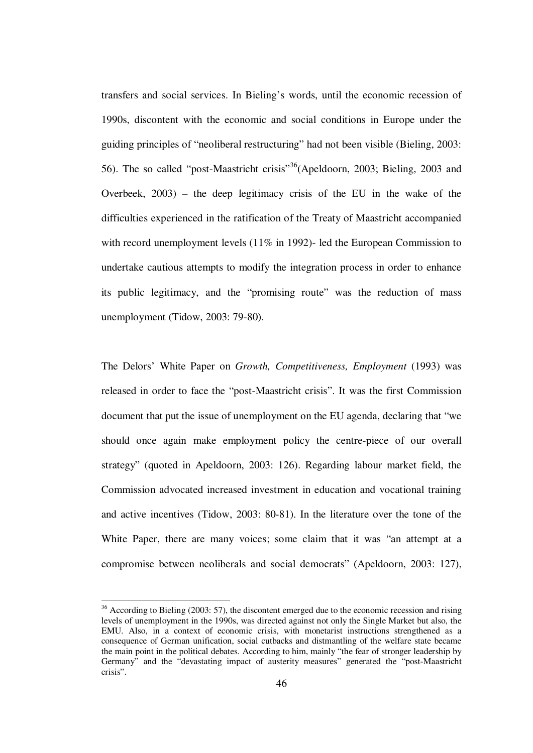transfers and social services. In Bieling's words, until the economic recession of 1990s, discontent with the economic and social conditions in Europe under the guiding principles of "neoliberal restructuring" had not been visible (Bieling, 2003: 56). The so called "post-Maastricht crisis"[36](Apeldoorn, 2003; Bieling, 2003 and Overbeek, 2003) – the deep legitimacy crisis of the EU in the wake of the difficulties experienced in the ratification of the Treaty of Maastricht accompanied with record unemployment levels (11% in 1992)- led the European Commission to undertake cautious attempts to modify the integration process in order to enhance its public legitimacy, and the "promising route" was the reduction of mass unemployment (Tidow, 2003: 79-80).

The Delors' White Paper on *Growth, Competitiveness, Employment* (1993) was released in order to face the "post-Maastricht crisis". It was the first Commission document that put the issue of unemployment on the EU agenda, declaring that "we should once again make employment policy the centre-piece of our overall strategy" (quoted in Apeldoorn, 2003: 126). Regarding labour market field, the Commission advocated increased investment in education and vocational training and active incentives (Tidow, 2003: 80-81). In the literature over the tone of the White Paper, there are many voices; some claim that it was "an attempt at a compromise between neoliberals and social democrats" (Apeldoorn, 2003: 127),

[36] According to Bieling (2003: 57), the discontent emerged due to the economic recession and rising levels of unemployment in the 1990s, was directed against not only the Single Market but also, the EMU. Also, in a context of economic crisis, with monetarist instructions strengthened as a consequence of German unification, social cutbacks and distmantling of the welfare state became the main point in the political debates. According to him, mainly "the fear of stronger leadership by Germany" and the "devastating impact of austerity measures" generated the "post-Maastricht crisis".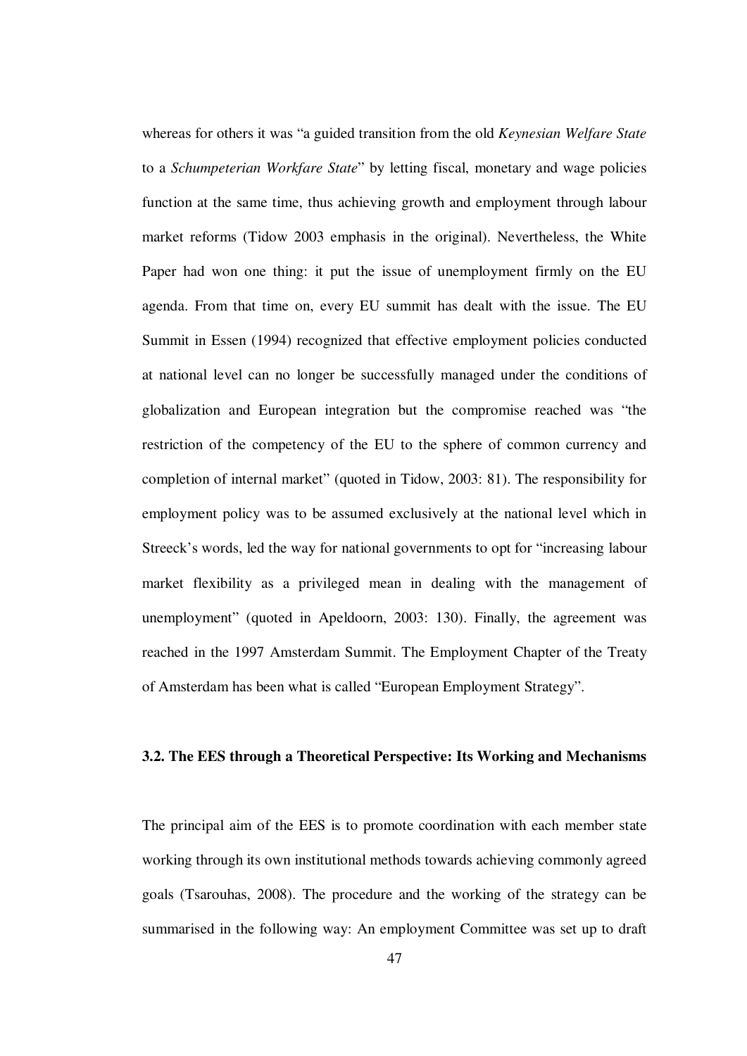whereas for others it was "a guided transition from the old *Keynesian Welfare State* to a *Schumpeterian Workfare State*" by letting fiscal, monetary and wage policies function at the same time, thus achieving growth and employment through labour market reforms (Tidow 2003 emphasis in the original). Nevertheless, the White Paper had won one thing: it put the issue of unemployment firmly on the EU agenda. From that time on, every EU summit has dealt with the issue. The EU Summit in Essen (1994) recognized that effective employment policies conducted at national level can no longer be successfully managed under the conditions of globalization and European integration but the compromise reached was "the restriction of the competency of the EU to the sphere of common currency and completion of internal market" (quoted in Tidow, 2003: 81). The responsibility for employment policy was to be assumed exclusively at the national level which in Streeck's words, led the way for national governments to opt for "increasing labour market flexibility as a privileged mean in dealing with the management of unemployment" (quoted in Apeldoorn, 2003: 130). Finally, the agreement was reached in the 1997 Amsterdam Summit. The Employment Chapter of the Treaty of Amsterdam has been what is called "European Employment Strategy".

### 3.2. The EES through a Theoretical Perspective: Its Working and Mechanisms

The principal aim of the EES is to promote coordination with each member state working through its own institutional methods towards achieving commonly agreed goals (Tsarouhas, 2008). The procedure and the working of the strategy can be summarised in the following way: An employment Committee was set up to draft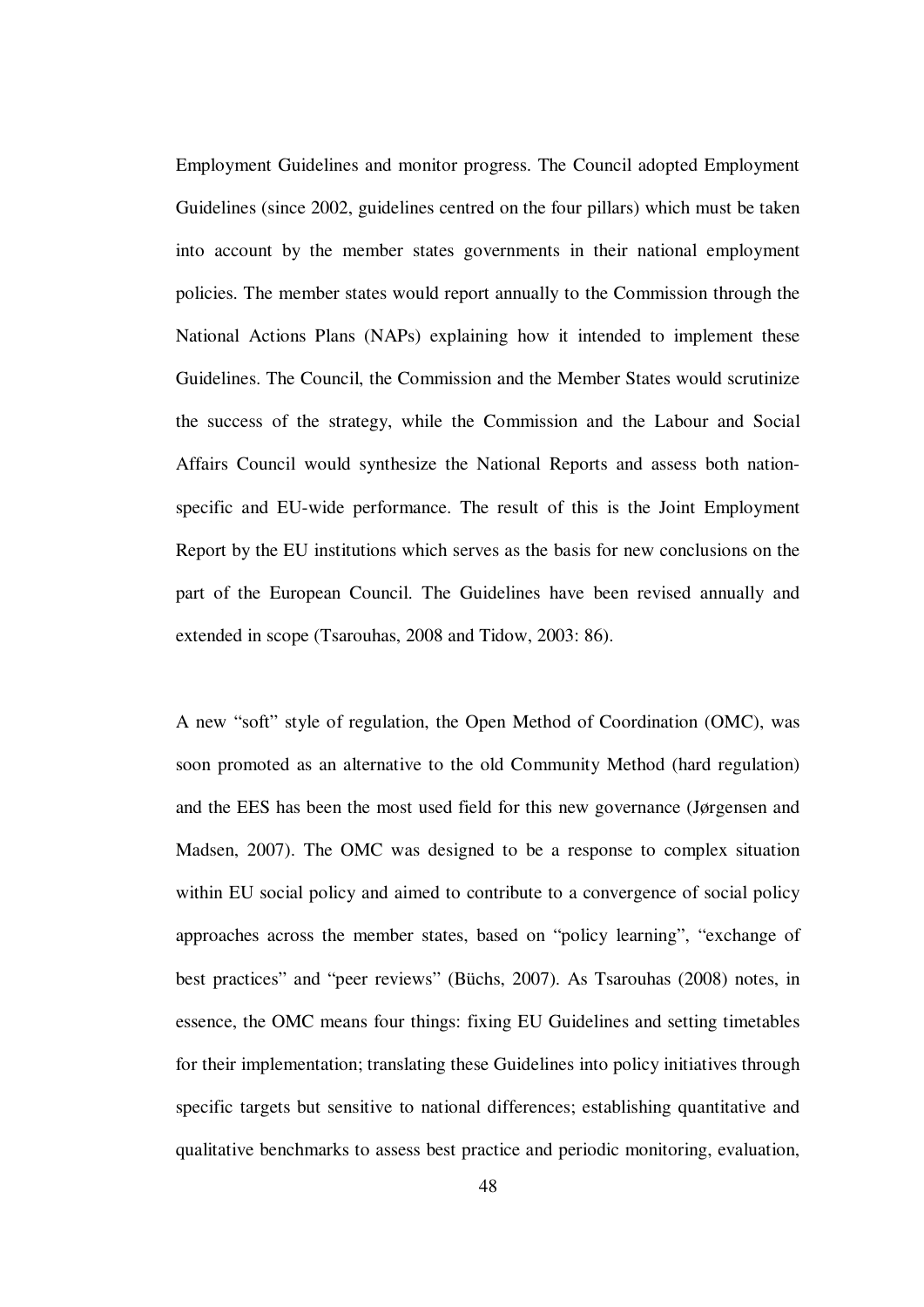Employment Guidelines and monitor progress. The Council adopted Employment Guidelines (since 2002, guidelines centred on the four pillars) which must be taken into account by the member states governments in their national employment policies. The member states would report annually to the Commission through the National Actions Plans (NAPs) explaining how it intended to implement these Guidelines. The Council, the Commission and the Member States would scrutinize the success of the strategy, while the Commission and the Labour and Social Affairs Council would synthesize the National Reports and assess both nation-specific and EU-wide performance. The result of this is the Joint Employment Report by the EU institutions which serves as the basis for new conclusions on the part of the European Council. The Guidelines have been revised annually and extended in scope (Tsarouhas, 2008 and Tidow, 2003: 86).

A new "soft" style of regulation, the Open Method of Coordination (OMC), was soon promoted as an alternative to the old Community Method (hard regulation) and the EES has been the most used field for this new governance (Jørgensen and Madsen, 2007). The OMC was designed to be a response to complex situation within EU social policy and aimed to contribute to a convergence of social policy approaches across the member states, based on "policy learning", "exchange of best practices" and "peer reviews" (Büchs, 2007). As Tsarouhas (2008) notes, in essence, the OMC means four things: fixing EU Guidelines and setting timetables for their implementation; translating these Guidelines into policy initiatives through specific targets but sensitive to national differences; establishing quantitative and qualitative benchmarks to assess best practice and periodic monitoring, evaluation,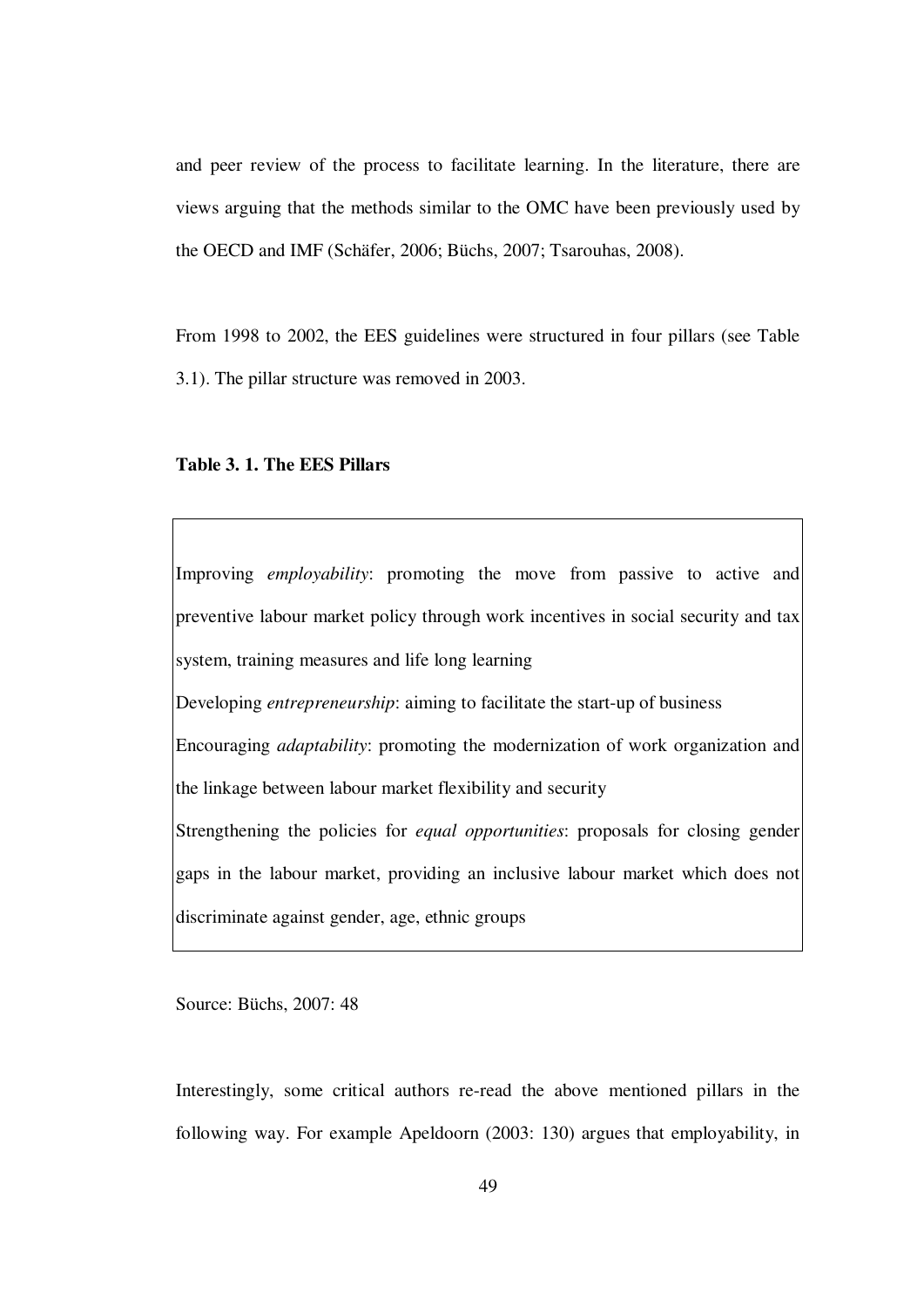and peer review of the process to facilitate learning. In the literature, there are views arguing that the methods similar to the OMC have been previously used by the OECD and IMF (Schäfer, 2006; Büchs, 2007; Tsarouhas, 2008).

From 1998 to 2002, the EES guidelines were structured in four pillars (see Table 3.1). The pillar structure was removed in 2003.

**Table 3. 1. The EES Pillars**

| |
|---|
| Improving *employability*: promoting the move from passive to active and preventive labour market policy through work incentives in social security and tax system, training measures and life long learning |
| Developing *entrepreneurship*: aiming to facilitate the start-up of business |
| Encouraging *adaptability*: promoting the modernization of work organization and the linkage between labour market flexibility and security |
| Strengthening the policies for *equal opportunities*: proposals for closing gender gaps in the labour market, providing an inclusive labour market which does not discriminate against gender, age, ethnic groups |

Source: Büchs, 2007: 48

Interestingly, some critical authors re-read the above mentioned pillars in the following way. For example Apeldoorn (2003: 130) argues that employability, in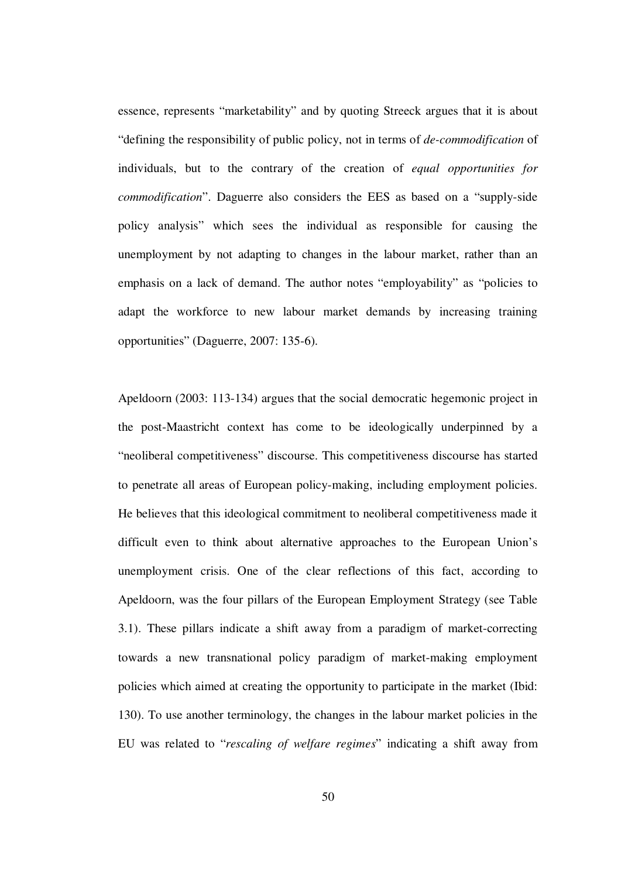essence, represents "marketability" and by quoting Streeck argues that it is about "defining the responsibility of public policy, not in terms of *de-commodification* of individuals, but to the contrary of the creation of *equal opportunities for commodification*". Daguerre also considers the EES as based on a "supply-side policy analysis" which sees the individual as responsible for causing the unemployment by not adapting to changes in the labour market, rather than an emphasis on a lack of demand. The author notes "employability" as "policies to adapt the workforce to new labour market demands by increasing training opportunities" (Daguerre, 2007: 135-6).

Apeldoorn (2003: 113-134) argues that the social democratic hegemonic project in the post-Maastricht context has come to be ideologically underpinned by a "neoliberal competitiveness" discourse. This competitiveness discourse has started to penetrate all areas of European policy-making, including employment policies. He believes that this ideological commitment to neoliberal competitiveness made it difficult even to think about alternative approaches to the European Union's unemployment crisis. One of the clear reflections of this fact, according to Apeldoorn, was the four pillars of the European Employment Strategy (see Table 3.1). These pillars indicate a shift away from a paradigm of market-correcting towards a new transnational policy paradigm of market-making employment policies which aimed at creating the opportunity to participate in the market (Ibid: 130). To use another terminology, the changes in the labour market policies in the EU was related to "*rescaling of welfare regimes*" indicating a shift away from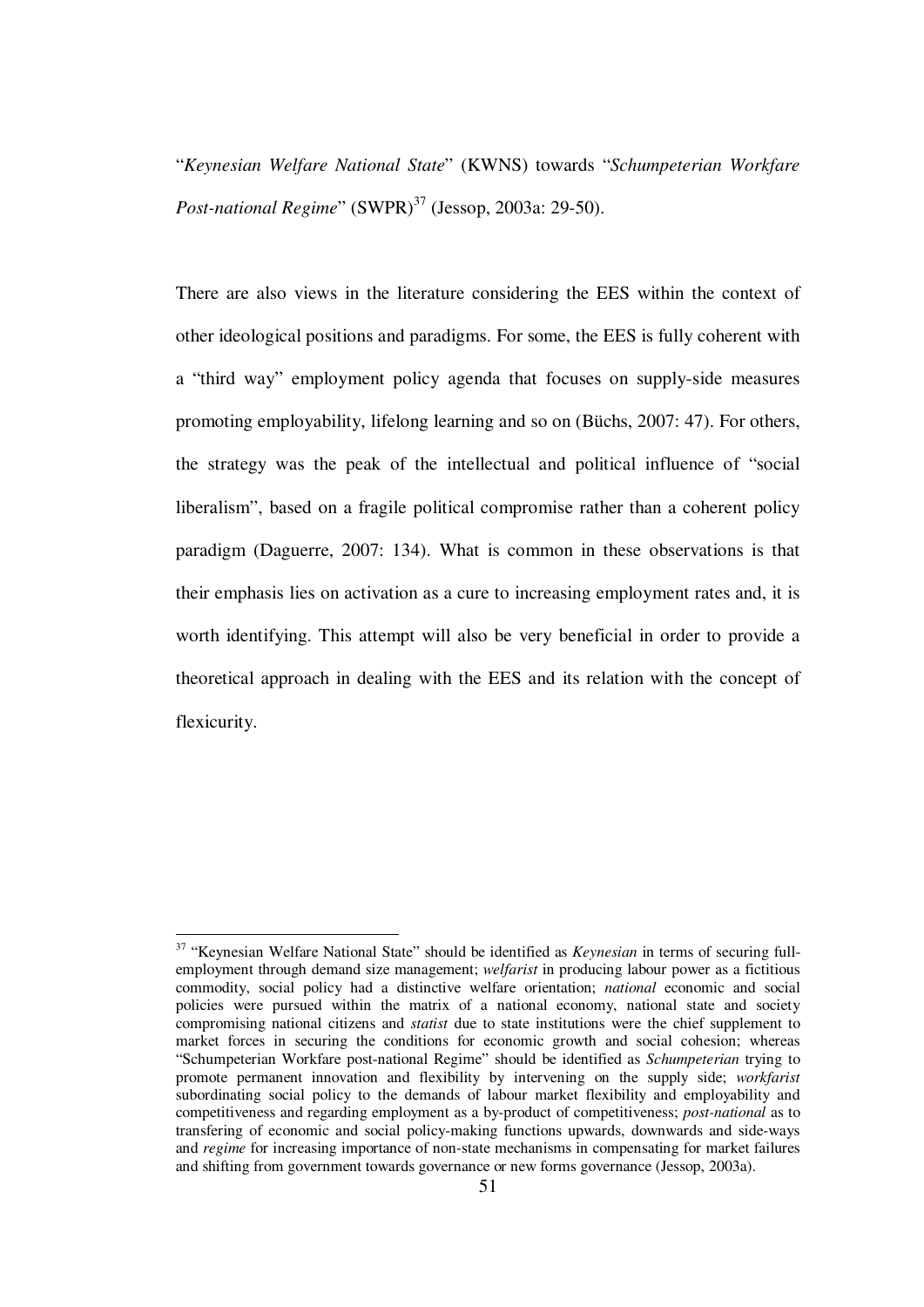"*Keynesian Welfare National State*" (KWNS) towards "*Schumpeterian Workfare Post-national Regime*" (SWPR)[37] (Jessop, 2003a: 29-50).

There are also views in the literature considering the EES within the context of other ideological positions and paradigms. For some, the EES is fully coherent with a "third way" employment policy agenda that focuses on supply-side measures promoting employability, lifelong learning and so on (Büchs, 2007: 47). For others, the strategy was the peak of the intellectual and political influence of "social liberalism", based on a fragile political compromise rather than a coherent policy paradigm (Daguerre, 2007: 134). What is common in these observations is that their emphasis lies on activation as a cure to increasing employment rates and, it is worth identifying. This attempt will also be very beneficial in order to provide a theoretical approach in dealing with the EES and its relation with the concept of flexicurity.

---

[37] "Keynesian Welfare National State" should be identified as *Keynesian* in terms of securing full-employment through demand size management; *welfarist* in producing labour power as a fictitious commodity, social policy had a distinctive welfare orientation; *national* economic and social policies were pursued within the matrix of a national economy, national state and society compromising national citizens and *statist* due to state institutions were the chief supplement to market forces in securing the conditions for economic growth and social cohesion; whereas "Schumpeterian Workfare post-national Regime" should be identified as *Schumpeterian* trying to promote permanent innovation and flexibility by intervening on the supply side; *workfarist* subordinating social policy to the demands of labour market flexibility and employability and competitiveness and regarding employment as a by-product of competitiveness; *post-national* as to transfering of economic and social policy-making functions upwards, downwards and side-ways and *regime* for increasing importance of non-state mechanisms in compensating for market failures and shifting from government towards governance or new forms governance (Jessop, 2003a).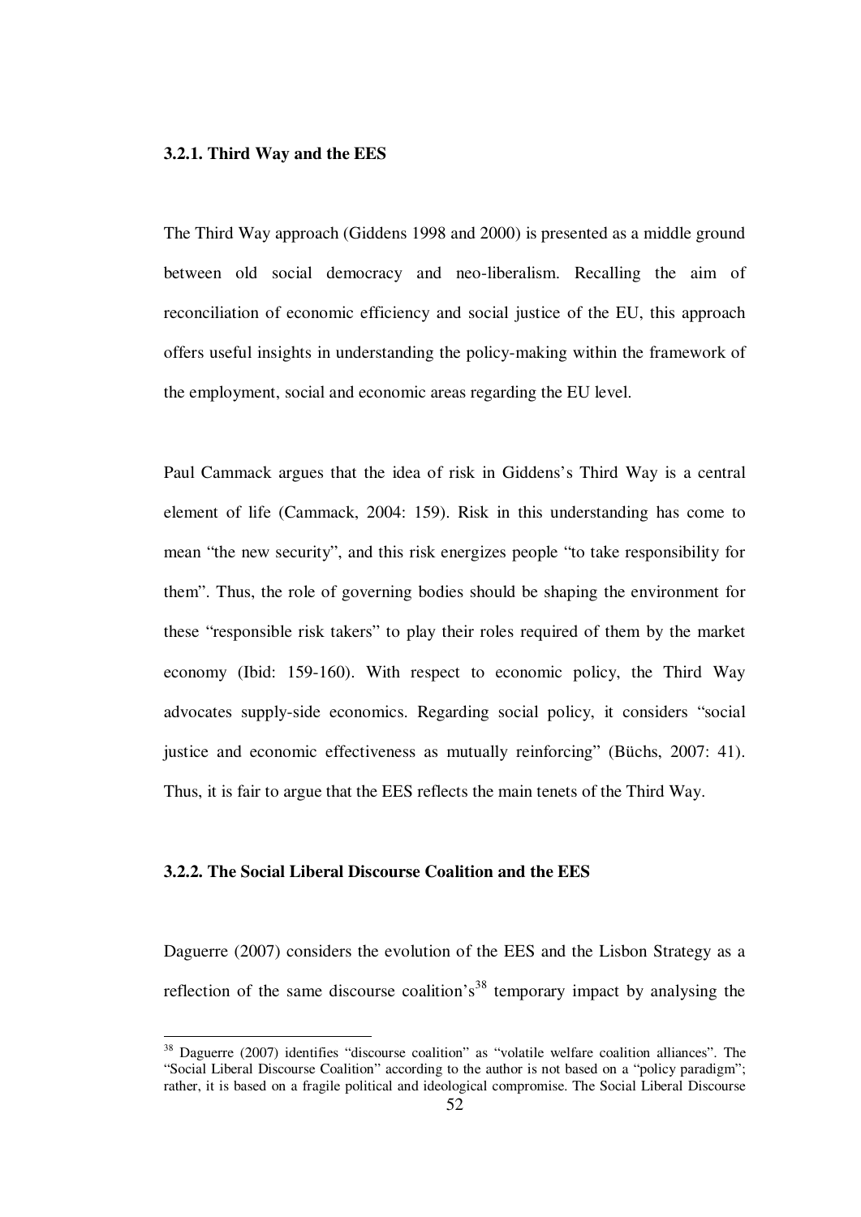### 3.2.1. Third Way and the EES

The Third Way approach (Giddens 1998 and 2000) is presented as a middle ground between old social democracy and neo-liberalism. Recalling the aim of reconciliation of economic efficiency and social justice of the EU, this approach offers useful insights in understanding the policy-making within the framework of the employment, social and economic areas regarding the EU level.

Paul Cammack argues that the idea of risk in Giddens's Third Way is a central element of life (Cammack, 2004: 159). Risk in this understanding has come to mean "the new security", and this risk energizes people "to take responsibility for them". Thus, the role of governing bodies should be shaping the environment for these "responsible risk takers" to play their roles required of them by the market economy (Ibid: 159-160). With respect to economic policy, the Third Way advocates supply-side economics. Regarding social policy, it considers "social justice and economic effectiveness as mutually reinforcing" (Büchs, 2007: 41). Thus, it is fair to argue that the EES reflects the main tenets of the Third Way.

### 3.2.2. The Social Liberal Discourse Coalition and the EES

Daguerre (2007) considers the evolution of the EES and the Lisbon Strategy as a reflection of the same discourse coalition's[38] temporary impact by analysing the

---

[38] Daguerre (2007) identifies "discourse coalition" as "volatile welfare coalition alliances". The "Social Liberal Discourse Coalition" according to the author is not based on a "policy paradigm"; rather, it is based on a fragile political and ideological compromise. The Social Liberal Discourse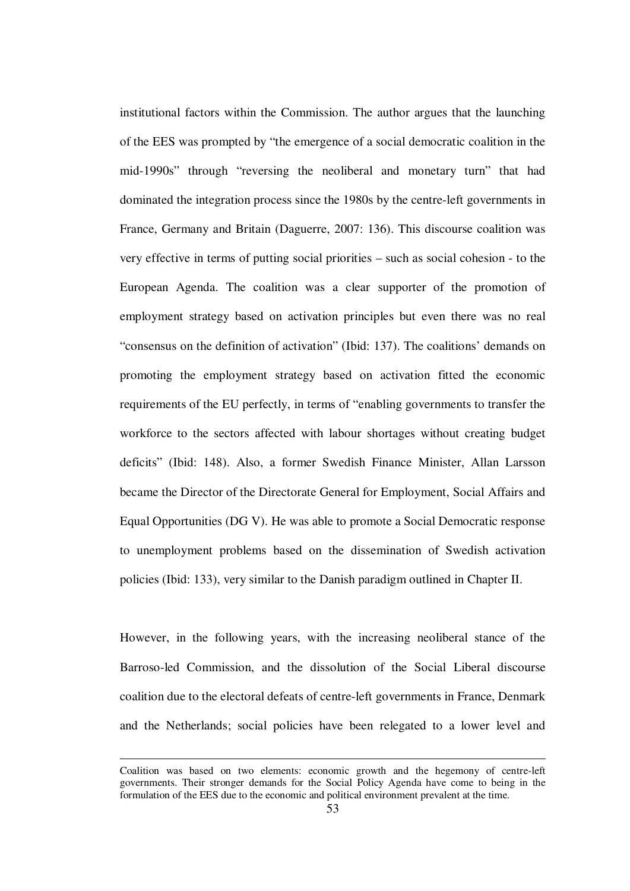institutional factors within the Commission. The author argues that the launching of the EES was prompted by "the emergence of a social democratic coalition in the mid-1990s" through "reversing the neoliberal and monetary turn" that had dominated the integration process since the 1980s by the centre-left governments in France, Germany and Britain (Daguerre, 2007: 136). This discourse coalition was very effective in terms of putting social priorities – such as social cohesion - to the European Agenda. The coalition was a clear supporter of the promotion of employment strategy based on activation principles but even there was no real "consensus on the definition of activation" (Ibid: 137). The coalitions' demands on promoting the employment strategy based on activation fitted the economic requirements of the EU perfectly, in terms of "enabling governments to transfer the workforce to the sectors affected with labour shortages without creating budget deficits" (Ibid: 148). Also, a former Swedish Finance Minister, Allan Larsson became the Director of the Directorate General for Employment, Social Affairs and Equal Opportunities (DG V). He was able to promote a Social Democratic response to unemployment problems based on the dissemination of Swedish activation policies (Ibid: 133), very similar to the Danish paradigm outlined in Chapter II.

However, in the following years, with the increasing neoliberal stance of the Barroso-led Commission, and the dissolution of the Social Liberal discourse coalition due to the electoral defeats of centre-left governments in France, Denmark and the Netherlands; social policies have been relegated to a lower level and

---

Coalition was based on two elements: economic growth and the hegemony of centre-left governments. Their stronger demands for the Social Policy Agenda have come to being in the formulation of the EES due to the economic and political environment prevalent at the time.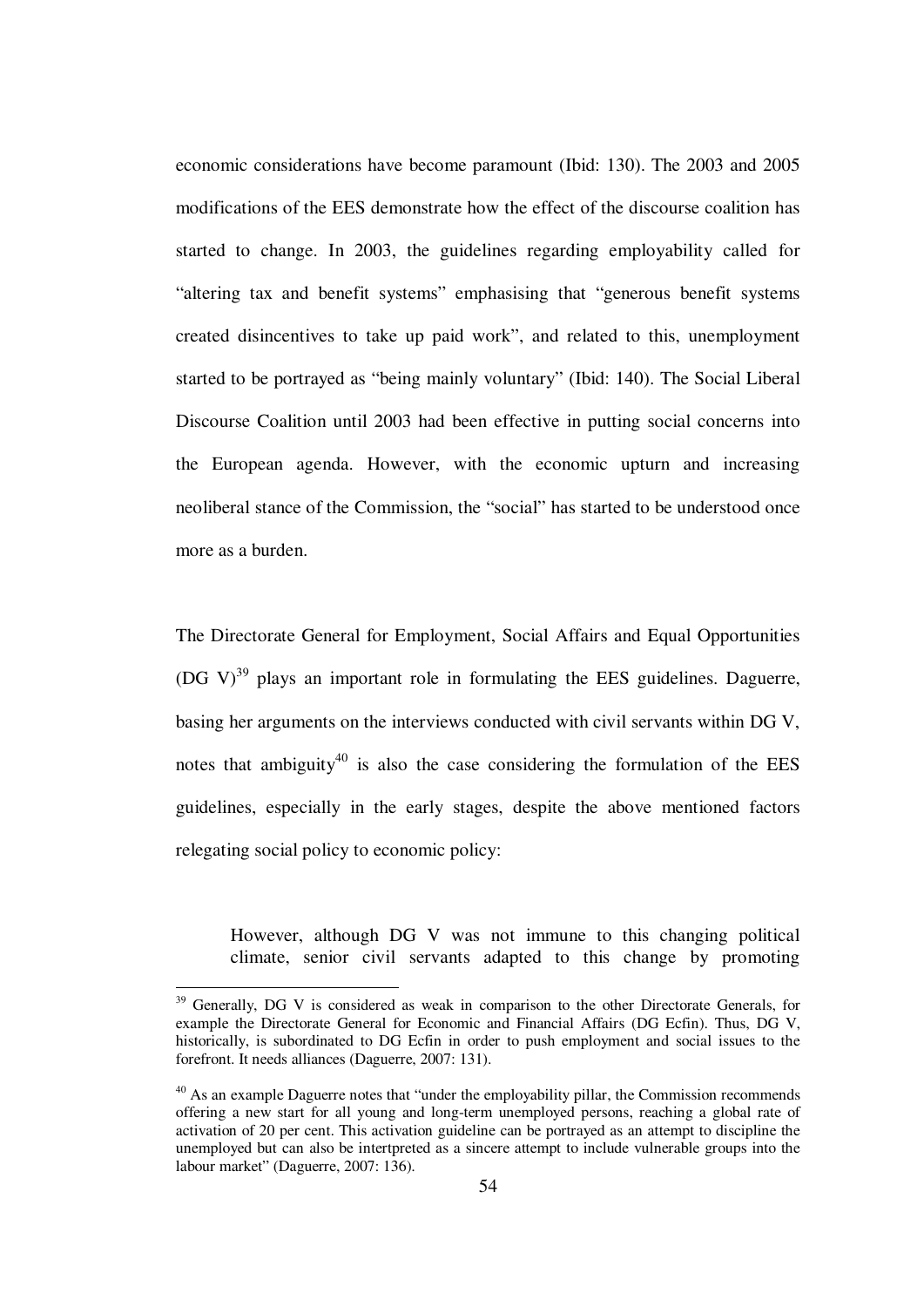economic considerations have become paramount (Ibid: 130). The 2003 and 2005 modifications of the EES demonstrate how the effect of the discourse coalition has started to change. In 2003, the guidelines regarding employability called for "altering tax and benefit systems" emphasising that "generous benefit systems created disincentives to take up paid work", and related to this, unemployment started to be portrayed as "being mainly voluntary" (Ibid: 140). The Social Liberal Discourse Coalition until 2003 had been effective in putting social concerns into the European agenda. However, with the economic upturn and increasing neoliberal stance of the Commission, the "social" has started to be understood once more as a burden.

The Directorate General for Employment, Social Affairs and Equal Opportunities (DG V)[39] plays an important role in formulating the EES guidelines. Daguerre, basing her arguments on the interviews conducted with civil servants within DG V, notes that ambiguity[40] is also the case considering the formulation of the EES guidelines, especially in the early stages, despite the above mentioned factors relegating social policy to economic policy:

> However, although DG V was not immune to this changing political climate, senior civil servants adapted to this change by promoting

---

[39] Generally, DG V is considered as weak in comparison to the other Directorate Generals, for example the Directorate General for Economic and Financial Affairs (DG Ecfin). Thus, DG V, historically, is subordinated to DG Ecfin in order to push employment and social issues to the forefront. It needs alliances (Daguerre, 2007: 131).

[40] As an example Daguerre notes that "under the employability pillar, the Commission recommends offering a new start for all young and long-term unemployed persons, reaching a global rate of activation of 20 per cent. This activation guideline can be portrayed as an attempt to discipline the unemployed but can also be intertpreted as a sincere attempt to include vulnerable groups into the labour market" (Daguerre, 2007: 136).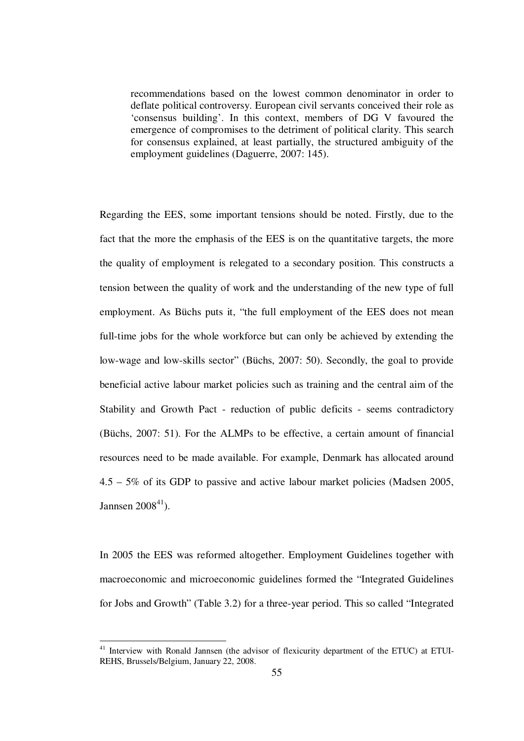> recommendations based on the lowest common denominator in order to deflate political controversy. European civil servants conceived their role as 'consensus building'. In this context, members of DG V favoured the emergence of compromises to the detriment of political clarity. This search for consensus explained, at least partially, the structured ambiguity of the employment guidelines (Daguerre, 2007: 145).

Regarding the EES, some important tensions should be noted. Firstly, due to the fact that the more the emphasis of the EES is on the quantitative targets, the more the quality of employment is relegated to a secondary position. This constructs a tension between the quality of work and the understanding of the new type of full employment. As Büchs puts it, "the full employment of the EES does not mean full-time jobs for the whole workforce but can only be achieved by extending the low-wage and low-skills sector" (Büchs, 2007: 50). Secondly, the goal to provide beneficial active labour market policies such as training and the central aim of the Stability and Growth Pact - reduction of public deficits - seems contradictory (Büchs, 2007: 51). For the ALMPs to be effective, a certain amount of financial resources need to be made available. For example, Denmark has allocated around 4.5 – 5% of its GDP to passive and active labour market policies (Madsen 2005, Jannsen 2008[41]).

In 2005 the EES was reformed altogether. Employment Guidelines together with macroeconomic and microeconomic guidelines formed the "Integrated Guidelines for Jobs and Growth" (Table 3.2) for a three-year period. This so called "Integrated

[41] Interview with Ronald Jannsen (the advisor of flexicurity department of the ETUC) at ETUI-REHS, Brussels/Belgium, January 22, 2008.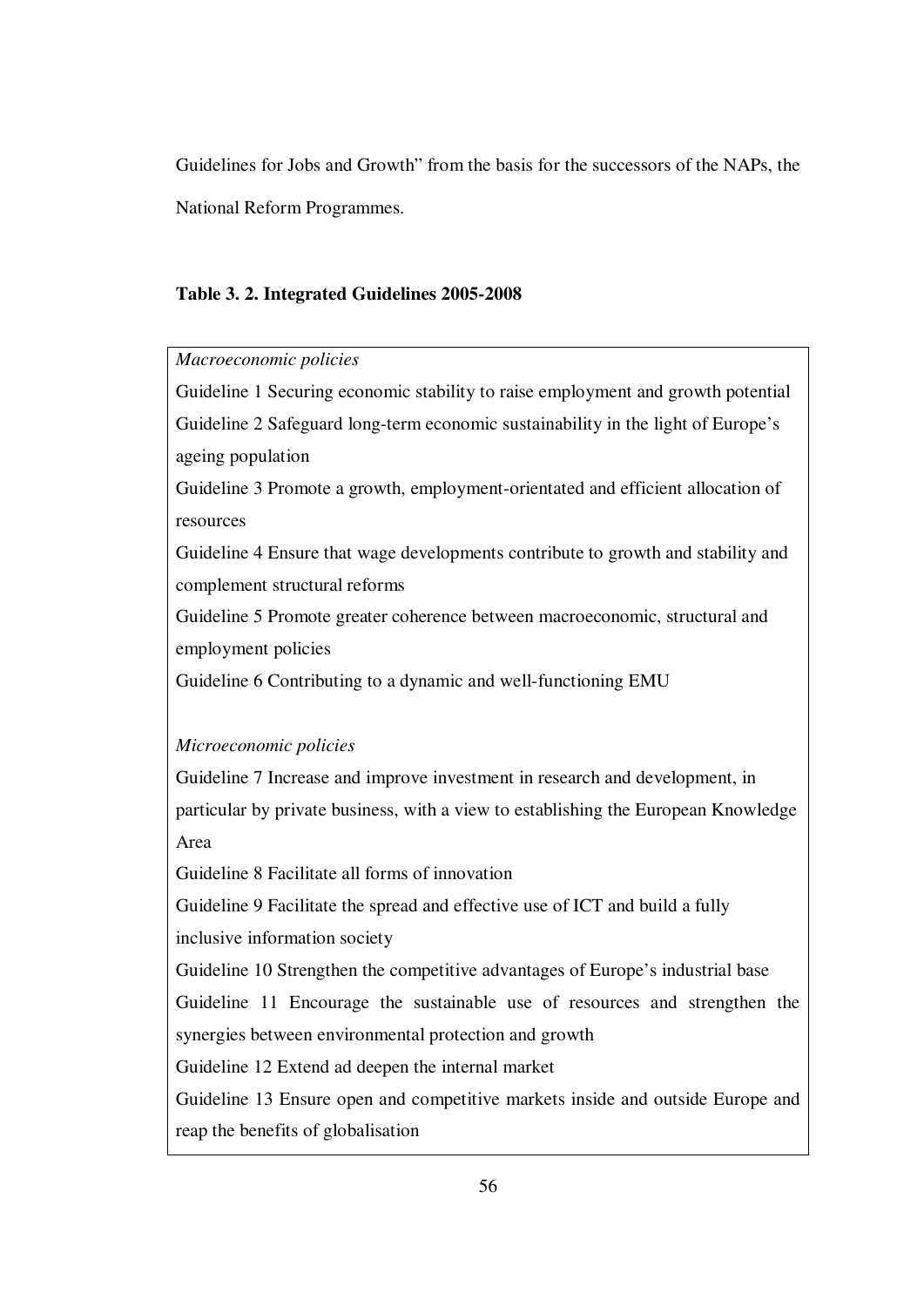Guidelines for Jobs and Growth" from the basis for the successors of the NAPs, the National Reform Programmes.

**Table 3. 2. Integrated Guidelines 2005-2008**

*Macroeconomic policies*

Guideline 1 Securing economic stability to raise employment and growth potential

Guideline 2 Safeguard long-term economic sustainability in the light of Europe's ageing population

Guideline 3 Promote a growth, employment-orientated and efficient allocation of resources

Guideline 4 Ensure that wage developments contribute to growth and stability and complement structural reforms

Guideline 5 Promote greater coherence between macroeconomic, structural and employment policies

Guideline 6 Contributing to a dynamic and well-functioning EMU

*Microeconomic policies*

Guideline 7 Increase and improve investment in research and development, in particular by private business, with a view to establishing the European Knowledge Area

Guideline 8 Facilitate all forms of innovation

Guideline 9 Facilitate the spread and effective use of ICT and build a fully inclusive information society

Guideline 10 Strengthen the competitive advantages of Europe's industrial base

Guideline 11 Encourage the sustainable use of resources and strengthen the synergies between environmental protection and growth

Guideline 12 Extend ad deepen the internal market

Guideline 13 Ensure open and competitive markets inside and outside Europe and reap the benefits of globalisation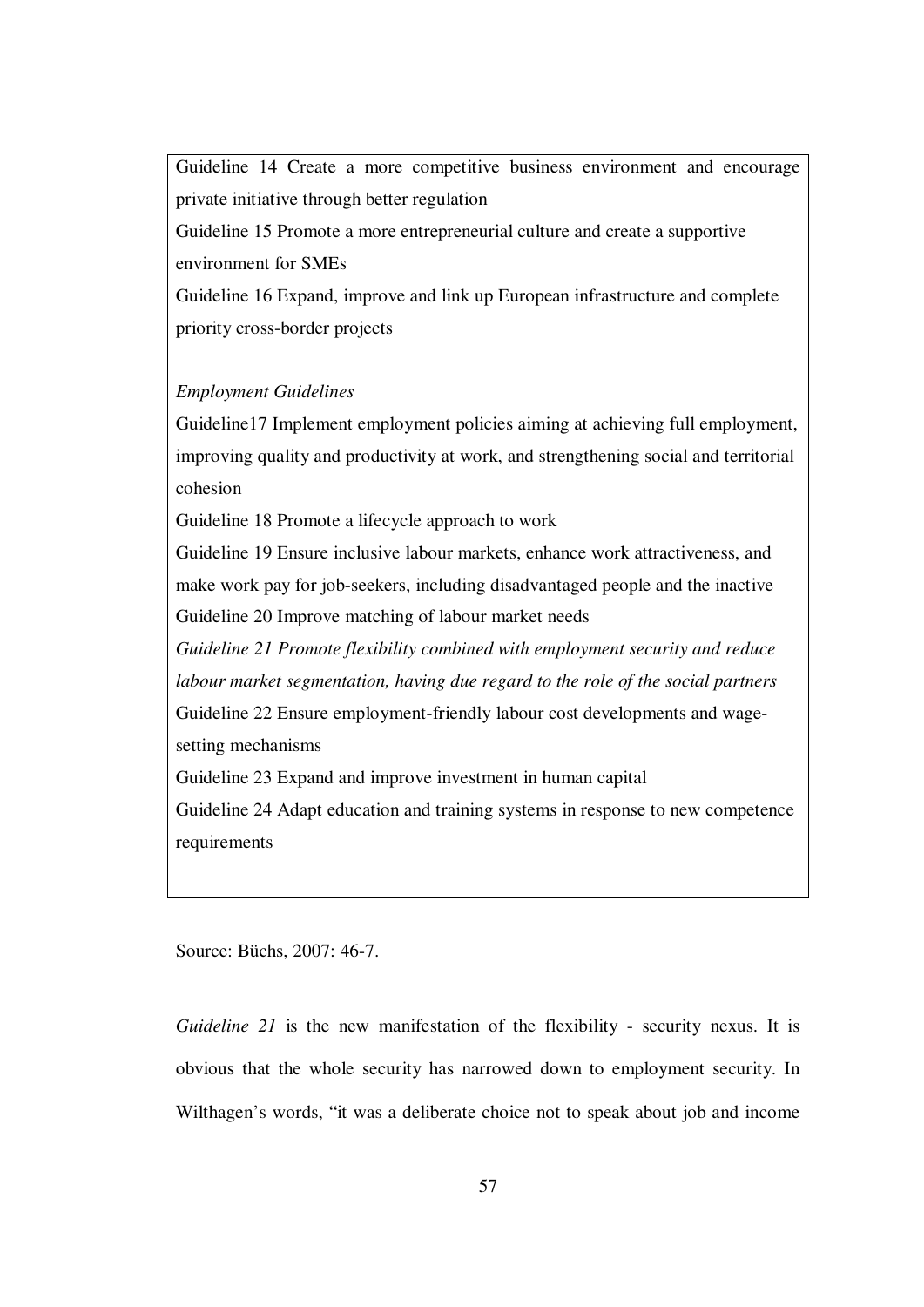Guideline 14 Create a more competitive business environment and encourage private initiative through better regulation

Guideline 15 Promote a more entrepreneurial culture and create a supportive environment for SMEs

Guideline 16 Expand, improve and link up European infrastructure and complete priority cross-border projects

*Employment Guidelines*

Guideline17 Implement employment policies aiming at achieving full employment, improving quality and productivity at work, and strengthening social and territorial cohesion

Guideline 18 Promote a lifecycle approach to work

Guideline 19 Ensure inclusive labour markets, enhance work attractiveness, and make work pay for job-seekers, including disadvantaged people and the inactive

Guideline 20 Improve matching of labour market needs

*Guideline 21 Promote flexibility combined with employment security and reduce labour market segmentation, having due regard to the role of the social partners*

Guideline 22 Ensure employment-friendly labour cost developments and wage-setting mechanisms

Guideline 23 Expand and improve investment in human capital

Guideline 24 Adapt education and training systems in response to new competence requirements

Source: Büchs, 2007: 46-7.

*Guideline 21* is the new manifestation of the flexibility - security nexus. It is obvious that the whole security has narrowed down to employment security. In Wilthagen's words, "it was a deliberate choice not to speak about job and income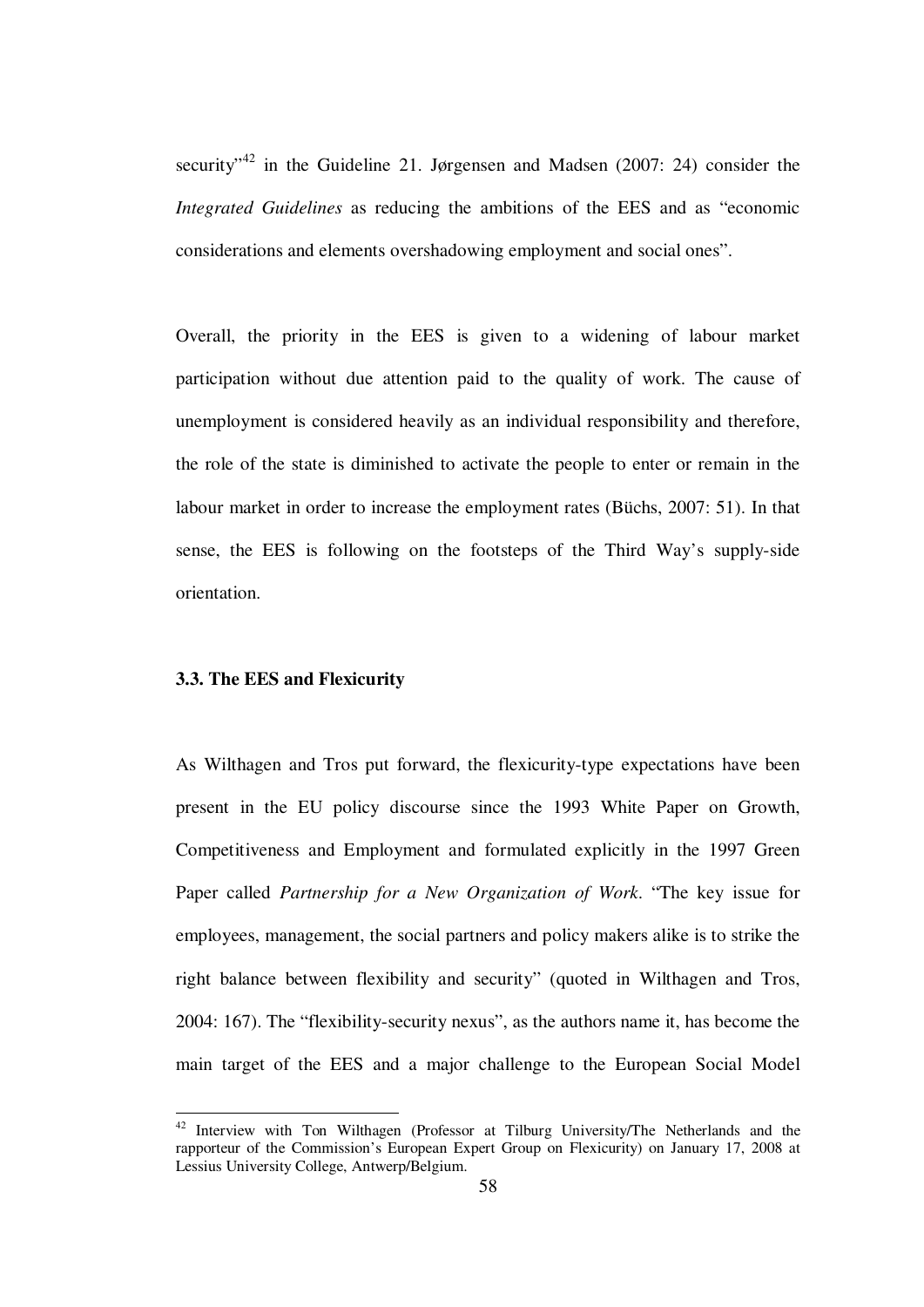security"[42] in the Guideline 21. Jørgensen and Madsen (2007: 24) consider the *Integrated Guidelines* as reducing the ambitions of the EES and as "economic considerations and elements overshadowing employment and social ones".

Overall, the priority in the EES is given to a widening of labour market participation without due attention paid to the quality of work. The cause of unemployment is considered heavily as an individual responsibility and therefore, the role of the state is diminished to activate the people to enter or remain in the labour market in order to increase the employment rates (Büchs, 2007: 51). In that sense, the EES is following on the footsteps of the Third Way's supply-side orientation.

### 3.3. The EES and Flexicurity

As Wilthagen and Tros put forward, the flexicurity-type expectations have been present in the EU policy discourse since the 1993 White Paper on Growth, Competitiveness and Employment and formulated explicitly in the 1997 Green Paper called *Partnership for a New Organization of Work*. "The key issue for employees, management, the social partners and policy makers alike is to strike the right balance between flexibility and security" (quoted in Wilthagen and Tros, 2004: 167). The "flexibility-security nexus", as the authors name it, has become the main target of the EES and a major challenge to the European Social Model

---

[42] Interview with Ton Wilthagen (Professor at Tilburg University/The Netherlands and the rapporteur of the Commission's European Expert Group on Flexicurity) on January 17, 2008 at Lessius University College, Antwerp/Belgium.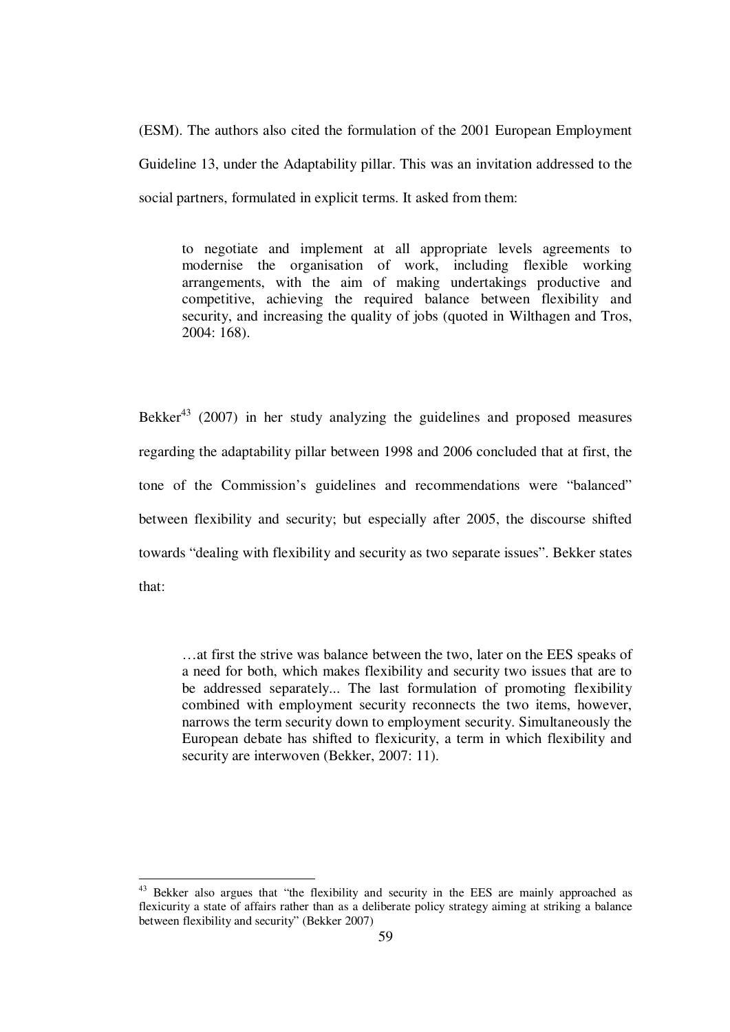(ESM). The authors also cited the formulation of the 2001 European Employment Guideline 13, under the Adaptability pillar. This was an invitation addressed to the social partners, formulated in explicit terms. It asked from them:

> to negotiate and implement at all appropriate levels agreements to modernise the organisation of work, including flexible working arrangements, with the aim of making undertakings productive and competitive, achieving the required balance between flexibility and security, and increasing the quality of jobs (quoted in Wilthagen and Tros, 2004: 168).

Bekker[43] (2007) in her study analyzing the guidelines and proposed measures regarding the adaptability pillar between 1998 and 2006 concluded that at first, the tone of the Commission's guidelines and recommendations were "balanced" between flexibility and security; but especially after 2005, the discourse shifted towards "dealing with flexibility and security as two separate issues". Bekker states that:

> …at first the strive was balance between the two, later on the EES speaks of a need for both, which makes flexibility and security two issues that are to be addressed separately... The last formulation of promoting flexibility combined with employment security reconnects the two items, however, narrows the term security down to employment security. Simultaneously the European debate has shifted to flexicurity, a term in which flexibility and security are interwoven (Bekker, 2007: 11).

---

[43] Bekker also argues that "the flexibility and security in the EES are mainly approached as flexicurity a state of affairs rather than as a deliberate policy strategy aiming at striking a balance between flexibility and security" (Bekker 2007)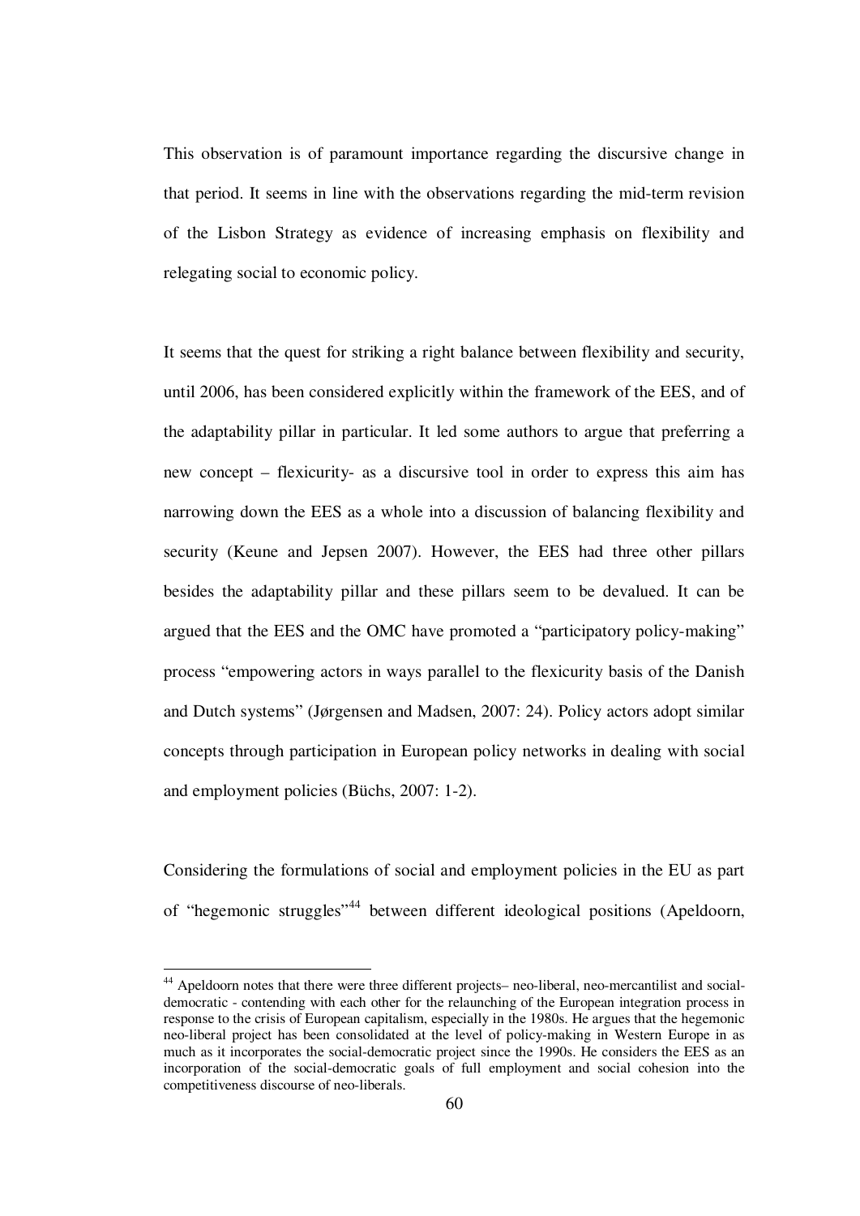This observation is of paramount importance regarding the discursive change in that period. It seems in line with the observations regarding the mid-term revision of the Lisbon Strategy as evidence of increasing emphasis on flexibility and relegating social to economic policy.

It seems that the quest for striking a right balance between flexibility and security, until 2006, has been considered explicitly within the framework of the EES, and of the adaptability pillar in particular. It led some authors to argue that preferring a new concept – flexicurity- as a discursive tool in order to express this aim has narrowing down the EES as a whole into a discussion of balancing flexibility and security (Keune and Jepsen 2007). However, the EES had three other pillars besides the adaptability pillar and these pillars seem to be devalued. It can be argued that the EES and the OMC have promoted a "participatory policy-making" process "empowering actors in ways parallel to the flexicurity basis of the Danish and Dutch systems" (Jørgensen and Madsen, 2007: 24). Policy actors adopt similar concepts through participation in European policy networks in dealing with social and employment policies (Büchs, 2007: 1-2).

Considering the formulations of social and employment policies in the EU as part of "hegemonic struggles"[44] between different ideological positions (Apeldoorn,

[44] Apeldoorn notes that there were three different projects– neo-liberal, neo-mercantilist and social-democratic - contending with each other for the relaunching of the European integration process in response to the crisis of European capitalism, especially in the 1980s. He argues that the hegemonic neo-liberal project has been consolidated at the level of policy-making in Western Europe in as much as it incorporates the social-democratic project since the 1990s. He considers the EES as an incorporation of the social-democratic goals of full employment and social cohesion into the competitiveness discourse of neo-liberals.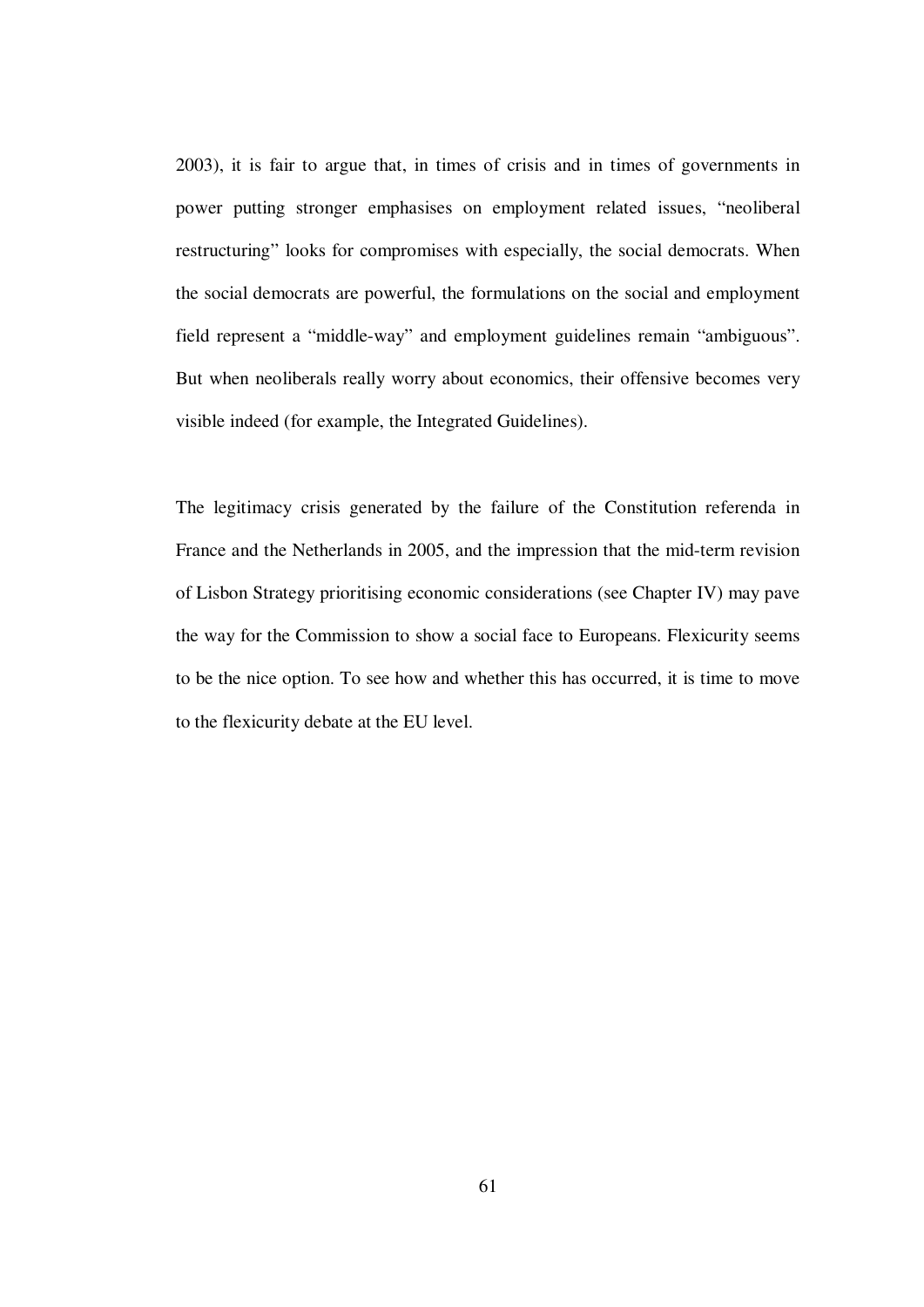2003), it is fair to argue that, in times of crisis and in times of governments in power putting stronger emphasises on employment related issues, "neoliberal restructuring" looks for compromises with especially, the social democrats. When the social democrats are powerful, the formulations on the social and employment field represent a "middle-way" and employment guidelines remain "ambiguous". But when neoliberals really worry about economics, their offensive becomes very visible indeed (for example, the Integrated Guidelines).

The legitimacy crisis generated by the failure of the Constitution referenda in France and the Netherlands in 2005, and the impression that the mid-term revision of Lisbon Strategy prioritising economic considerations (see Chapter IV) may pave the way for the Commission to show a social face to Europeans. Flexicurity seems to be the nice option. To see how and whether this has occurred, it is time to move to the flexicurity debate at the EU level.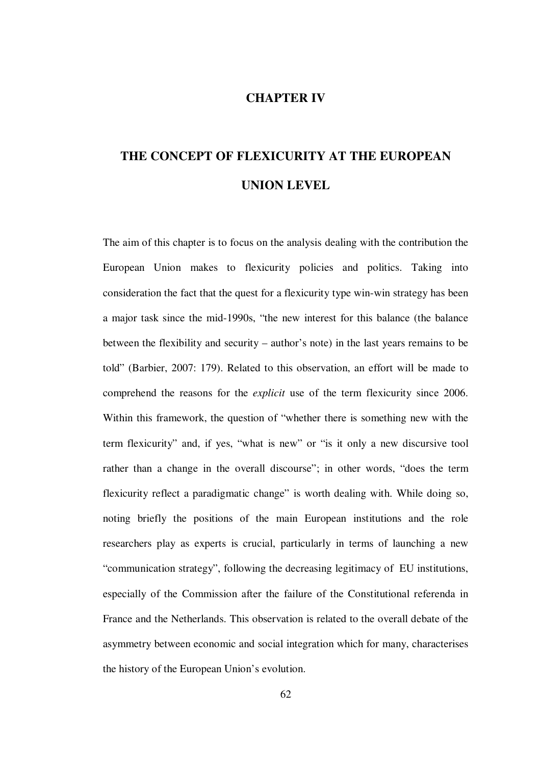# CHAPTER IV

# THE CONCEPT OF FLEXICURITY AT THE EUROPEAN UNION LEVEL

The aim of this chapter is to focus on the analysis dealing with the contribution the European Union makes to flexicurity policies and politics. Taking into consideration the fact that the quest for a flexicurity type win-win strategy has been a major task since the mid-1990s, "the new interest for this balance (the balance between the flexibility and security – author's note) in the last years remains to be told" (Barbier, 2007: 179). Related to this observation, an effort will be made to comprehend the reasons for the *explicit* use of the term flexicurity since 2006. Within this framework, the question of "whether there is something new with the term flexicurity" and, if yes, "what is new" or "is it only a new discursive tool rather than a change in the overall discourse"; in other words, "does the term flexicurity reflect a paradigmatic change" is worth dealing with. While doing so, noting briefly the positions of the main European institutions and the role researchers play as experts is crucial, particularly in terms of launching a new "communication strategy", following the decreasing legitimacy of EU institutions, especially of the Commission after the failure of the Constitutional referenda in France and the Netherlands. This observation is related to the overall debate of the asymmetry between economic and social integration which for many, characterises the history of the European Union's evolution.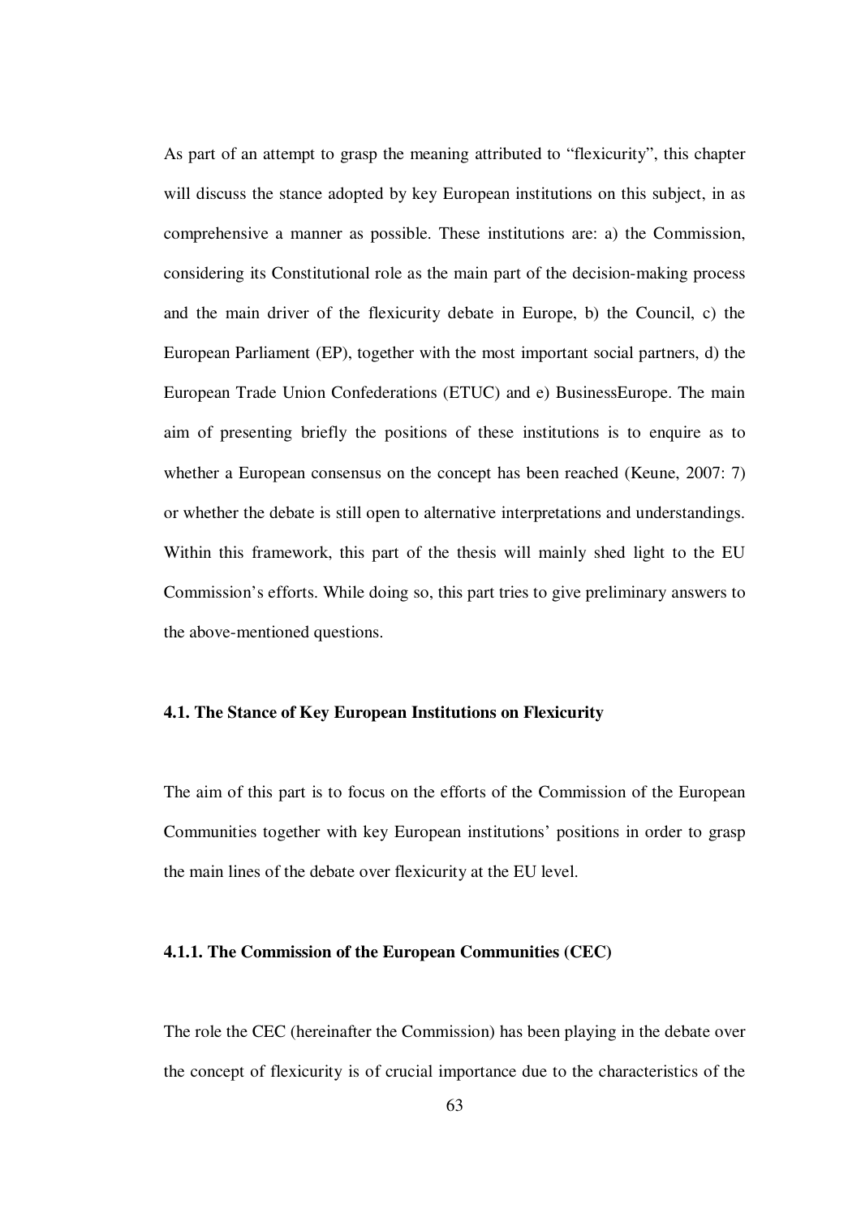As part of an attempt to grasp the meaning attributed to "flexicurity", this chapter will discuss the stance adopted by key European institutions on this subject, in as comprehensive a manner as possible. These institutions are: a) the Commission, considering its Constitutional role as the main part of the decision-making process and the main driver of the flexicurity debate in Europe, b) the Council, c) the European Parliament (EP), together with the most important social partners, d) the European Trade Union Confederations (ETUC) and e) BusinessEurope. The main aim of presenting briefly the positions of these institutions is to enquire as to whether a European consensus on the concept has been reached (Keune, 2007: 7) or whether the debate is still open to alternative interpretations and understandings. Within this framework, this part of the thesis will mainly shed light to the EU Commission's efforts. While doing so, this part tries to give preliminary answers to the above-mentioned questions.

### 4.1. The Stance of Key European Institutions on Flexicurity

The aim of this part is to focus on the efforts of the Commission of the European Communities together with key European institutions' positions in order to grasp the main lines of the debate over flexicurity at the EU level.

#### 4.1.1. The Commission of the European Communities (CEC)

The role the CEC (hereinafter the Commission) has been playing in the debate over the concept of flexicurity is of crucial importance due to the characteristics of the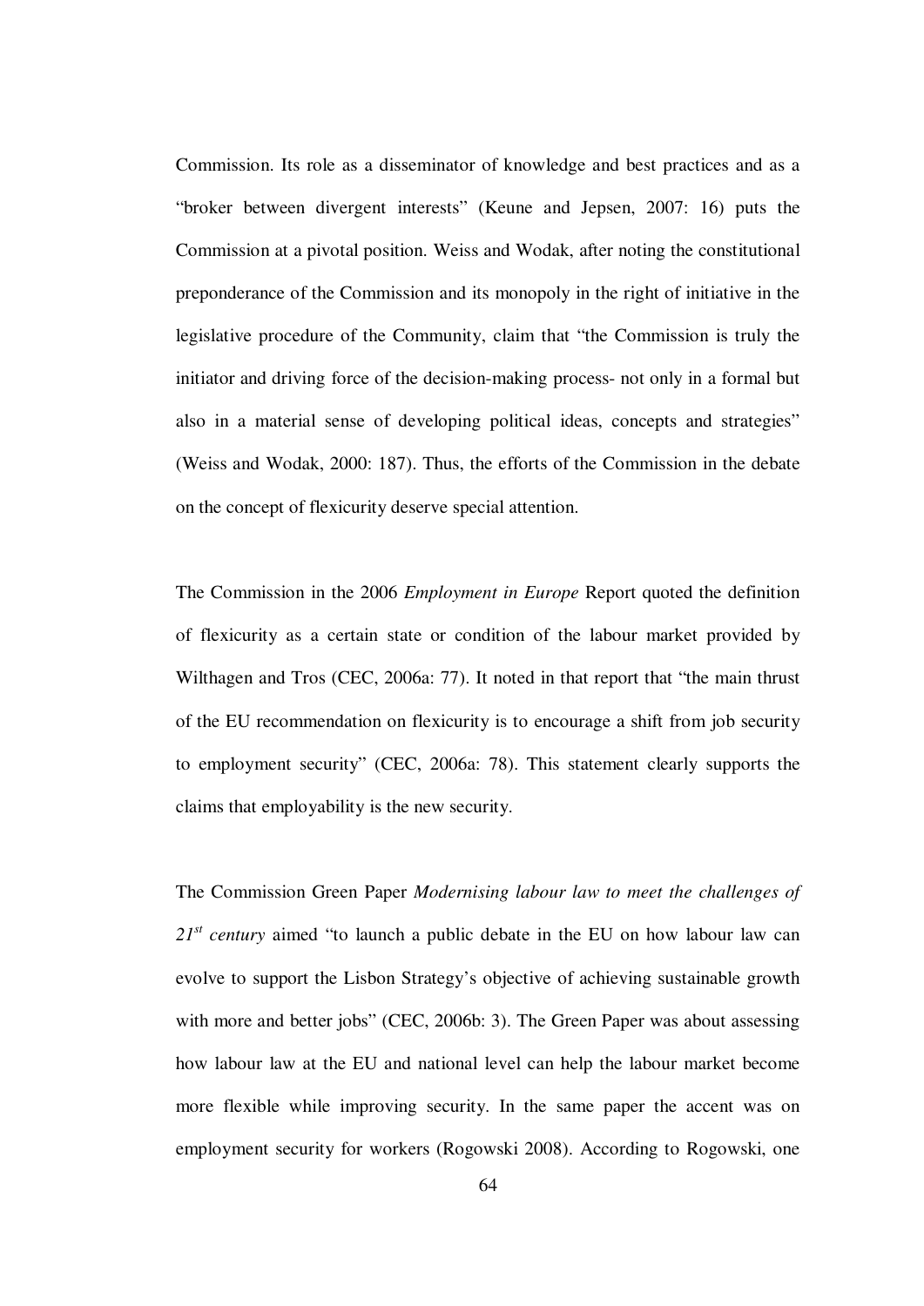Commission. Its role as a disseminator of knowledge and best practices and as a "broker between divergent interests" (Keune and Jepsen, 2007: 16) puts the Commission at a pivotal position. Weiss and Wodak, after noting the constitutional preponderance of the Commission and its monopoly in the right of initiative in the legislative procedure of the Community, claim that "the Commission is truly the initiator and driving force of the decision-making process- not only in a formal but also in a material sense of developing political ideas, concepts and strategies" (Weiss and Wodak, 2000: 187). Thus, the efforts of the Commission in the debate on the concept of flexicurity deserve special attention.

The Commission in the 2006 *Employment in Europe* Report quoted the definition of flexicurity as a certain state or condition of the labour market provided by Wilthagen and Tros (CEC, 2006a: 77). It noted in that report that "the main thrust of the EU recommendation on flexicurity is to encourage a shift from job security to employment security" (CEC, 2006a: 78). This statement clearly supports the claims that employability is the new security.

The Commission Green Paper *Modernising labour law to meet the challenges of 21st century* aimed "to launch a public debate in the EU on how labour law can evolve to support the Lisbon Strategy's objective of achieving sustainable growth with more and better jobs" (CEC, 2006b: 3). The Green Paper was about assessing how labour law at the EU and national level can help the labour market become more flexible while improving security. In the same paper the accent was on employment security for workers (Rogowski 2008). According to Rogowski, one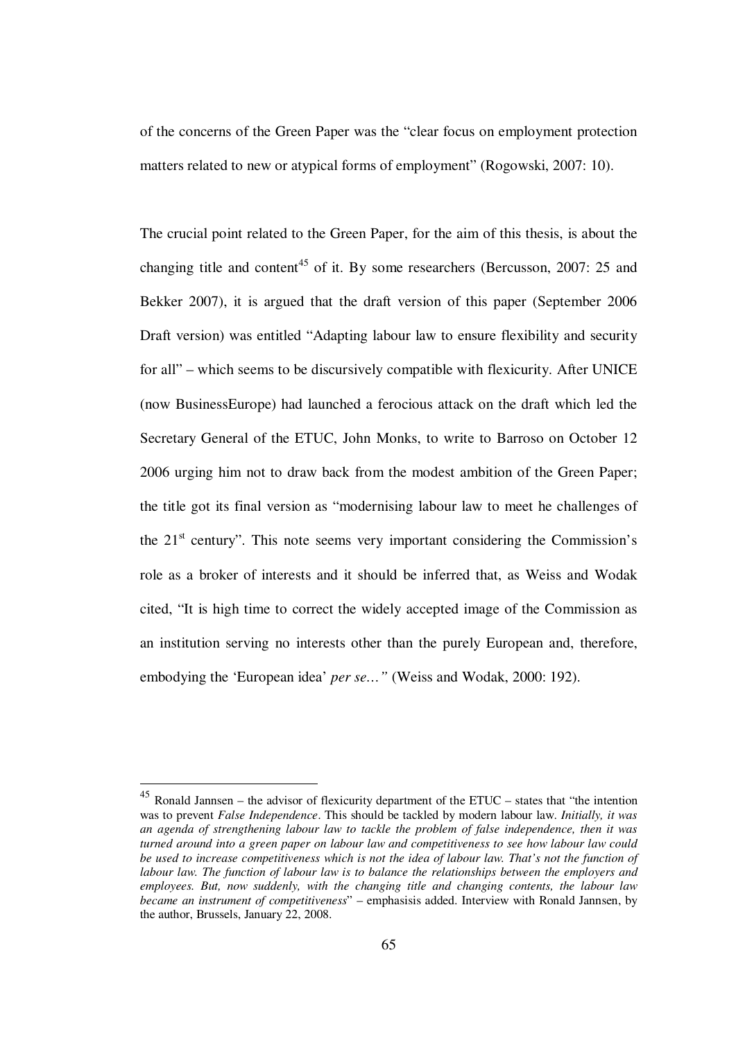of the concerns of the Green Paper was the "clear focus on employment protection matters related to new or atypical forms of employment" (Rogowski, 2007: 10).

The crucial point related to the Green Paper, for the aim of this thesis, is about the changing title and content[45] of it. By some researchers (Bercusson, 2007: 25 and Bekker 2007), it is argued that the draft version of this paper (September 2006 Draft version) was entitled "Adapting labour law to ensure flexibility and security for all" – which seems to be discursively compatible with flexicurity. After UNICE (now BusinessEurope) had launched a ferocious attack on the draft which led the Secretary General of the ETUC, John Monks, to write to Barroso on October 12 2006 urging him not to draw back from the modest ambition of the Green Paper; the title got its final version as "modernising labour law to meet he challenges of the 21st century". This note seems very important considering the Commission's role as a broker of interests and it should be inferred that, as Weiss and Wodak cited, "It is high time to correct the widely accepted image of the Commission as an institution serving no interests other than the purely European and, therefore, embodying the 'European idea' *per se…"* (Weiss and Wodak, 2000: 192).

---

[45] Ronald Jannsen – the advisor of flexicurity department of the ETUC – states that "the intention was to prevent *False Independence*. This should be tackled by modern labour law. *Initially, it was an agenda of strengthening labour law to tackle the problem of false independence, then it was turned around into a green paper on labour law and competitiveness to see how labour law could be used to increase competitiveness which is not the idea of labour law. That's not the function of labour law. The function of labour law is to balance the relationships between the employers and employees. But, now suddenly, with the changing title and changing contents, the labour law became an instrument of competitiveness*" – emphasisis added. Interview with Ronald Jannsen, by the author, Brussels, January 22, 2008.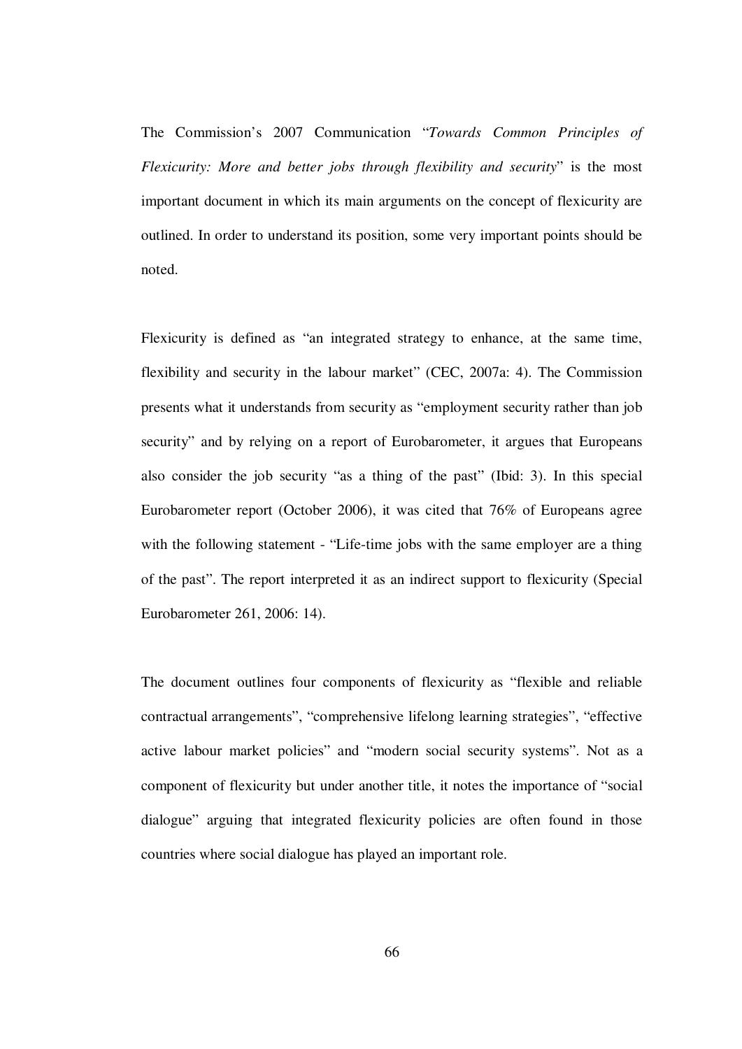The Commission's 2007 Communication "*Towards Common Principles of Flexicurity: More and better jobs through flexibility and security*" is the most important document in which its main arguments on the concept of flexicurity are outlined. In order to understand its position, some very important points should be noted.

Flexicurity is defined as "an integrated strategy to enhance, at the same time, flexibility and security in the labour market" (CEC, 2007a: 4). The Commission presents what it understands from security as "employment security rather than job security" and by relying on a report of Eurobarometer, it argues that Europeans also consider the job security "as a thing of the past" (Ibid: 3). In this special Eurobarometer report (October 2006), it was cited that 76% of Europeans agree with the following statement - "Life-time jobs with the same employer are a thing of the past". The report interpreted it as an indirect support to flexicurity (Special Eurobarometer 261, 2006: 14).

The document outlines four components of flexicurity as "flexible and reliable contractual arrangements", "comprehensive lifelong learning strategies", "effective active labour market policies" and "modern social security systems". Not as a component of flexicurity but under another title, it notes the importance of "social dialogue" arguing that integrated flexicurity policies are often found in those countries where social dialogue has played an important role.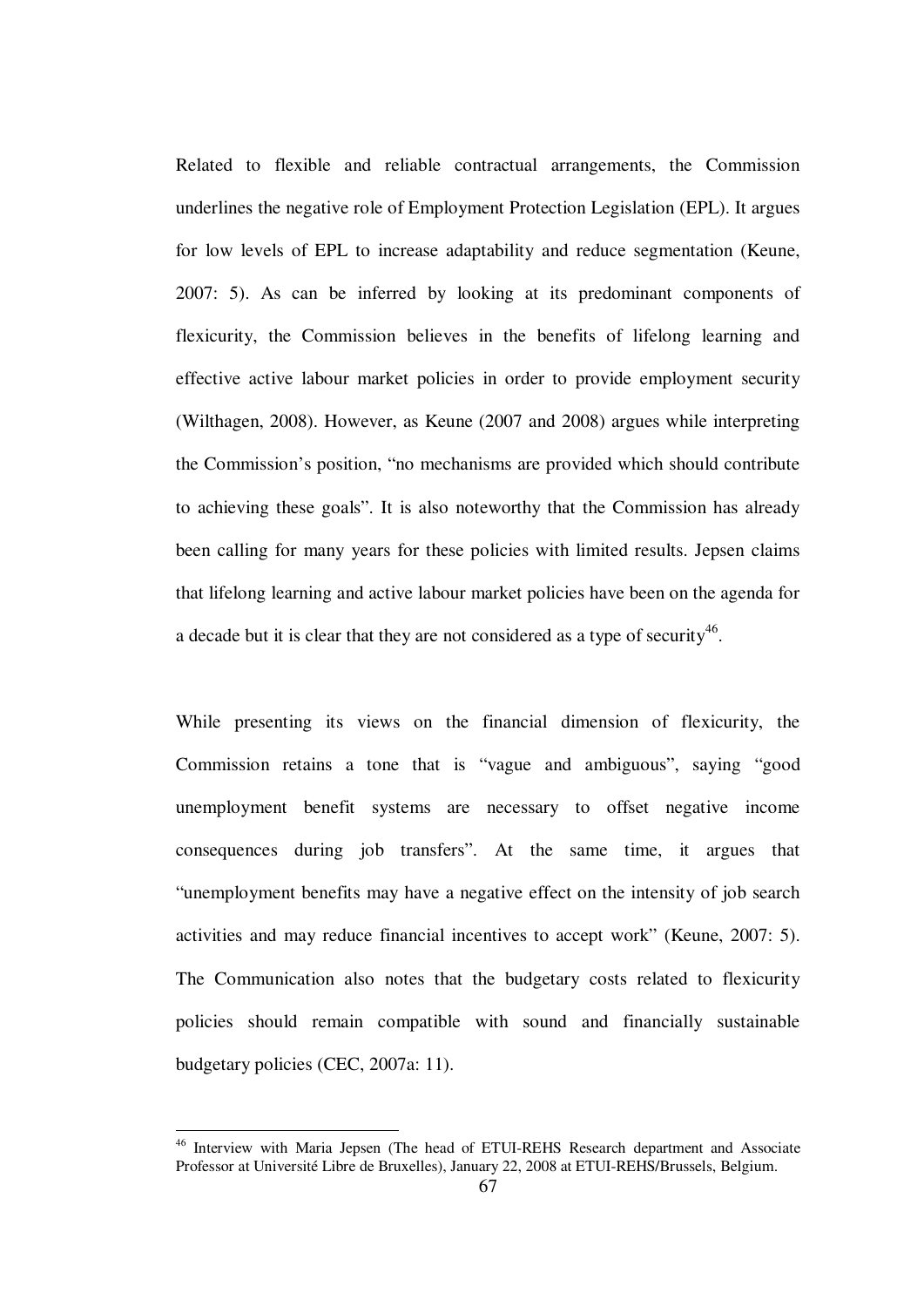Related to flexible and reliable contractual arrangements, the Commission underlines the negative role of Employment Protection Legislation (EPL). It argues for low levels of EPL to increase adaptability and reduce segmentation (Keune, 2007: 5). As can be inferred by looking at its predominant components of flexicurity, the Commission believes in the benefits of lifelong learning and effective active labour market policies in order to provide employment security (Wilthagen, 2008). However, as Keune (2007 and 2008) argues while interpreting the Commission's position, "no mechanisms are provided which should contribute to achieving these goals". It is also noteworthy that the Commission has already been calling for many years for these policies with limited results. Jepsen claims that lifelong learning and active labour market policies have been on the agenda for a decade but it is clear that they are not considered as a type of security[46].

While presenting its views on the financial dimension of flexicurity, the Commission retains a tone that is "vague and ambiguous", saying "good unemployment benefit systems are necessary to offset negative income consequences during job transfers". At the same time, it argues that "unemployment benefits may have a negative effect on the intensity of job search activities and may reduce financial incentives to accept work" (Keune, 2007: 5). The Communication also notes that the budgetary costs related to flexicurity policies should remain compatible with sound and financially sustainable budgetary policies (CEC, 2007a: 11).

---

[46] Interview with Maria Jepsen (The head of ETUI-REHS Research department and Associate Professor at Université Libre de Bruxelles), January 22, 2008 at ETUI-REHS/Brussels, Belgium.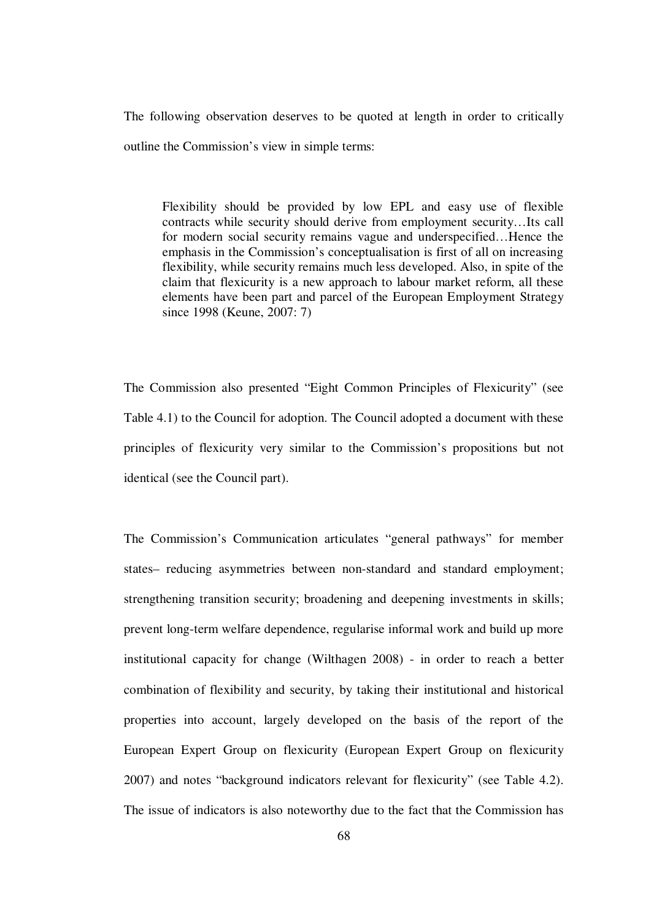The following observation deserves to be quoted at length in order to critically outline the Commission's view in simple terms:

> Flexibility should be provided by low EPL and easy use of flexible contracts while security should derive from employment security…Its call for modern social security remains vague and underspecified…Hence the emphasis in the Commission's conceptualisation is first of all on increasing flexibility, while security remains much less developed. Also, in spite of the claim that flexicurity is a new approach to labour market reform, all these elements have been part and parcel of the European Employment Strategy since 1998 (Keune, 2007: 7)

The Commission also presented "Eight Common Principles of Flexicurity" (see Table 4.1) to the Council for adoption. The Council adopted a document with these principles of flexicurity very similar to the Commission's propositions but not identical (see the Council part).

The Commission's Communication articulates "general pathways" for member states– reducing asymmetries between non-standard and standard employment; strengthening transition security; broadening and deepening investments in skills; prevent long-term welfare dependence, regularise informal work and build up more institutional capacity for change (Wilthagen 2008) - in order to reach a better combination of flexibility and security, by taking their institutional and historical properties into account, largely developed on the basis of the report of the European Expert Group on flexicurity (European Expert Group on flexicurity 2007) and notes "background indicators relevant for flexicurity" (see Table 4.2). The issue of indicators is also noteworthy due to the fact that the Commission has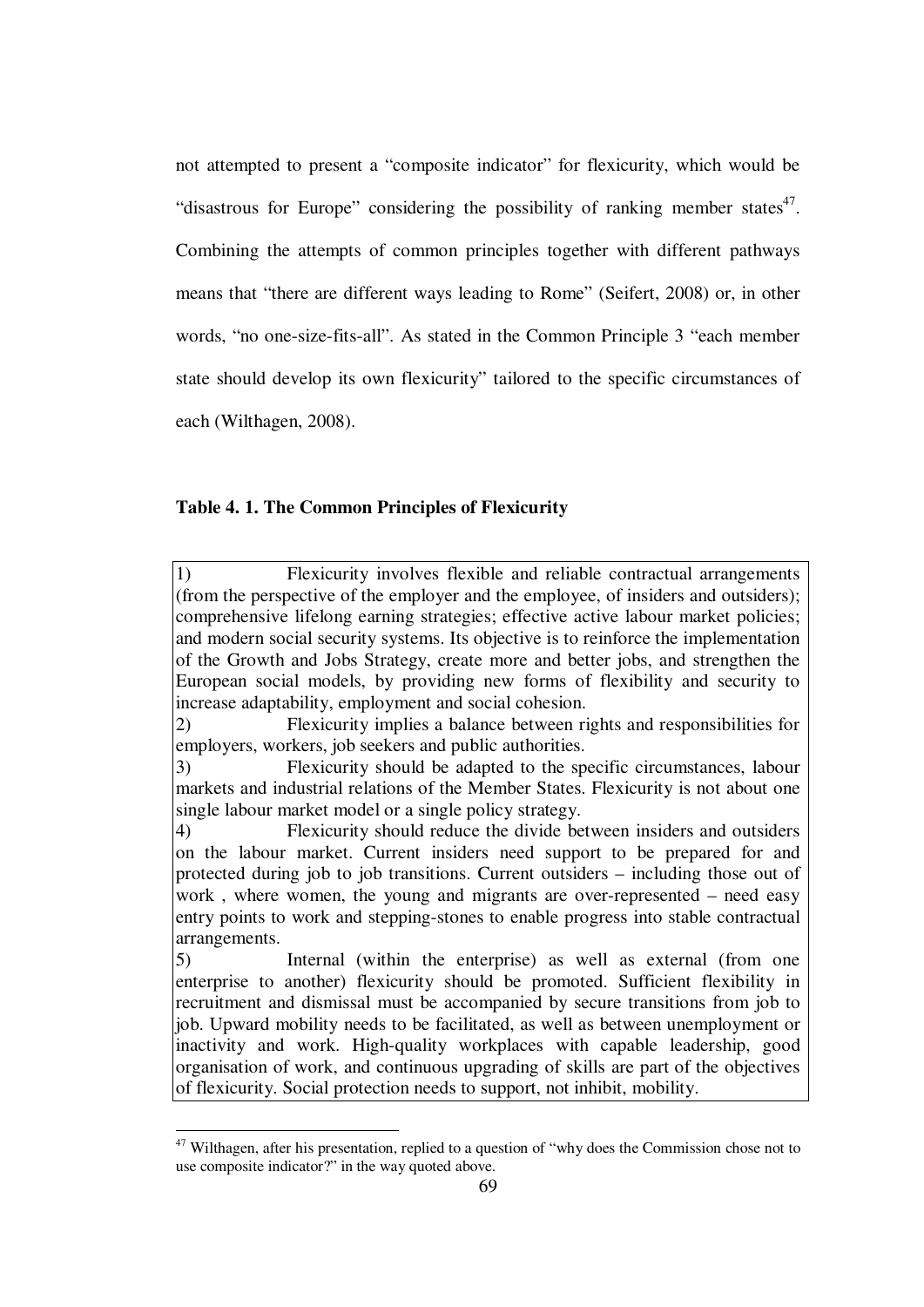not attempted to present a "composite indicator" for flexicurity, which would be "disastrous for Europe" considering the possibility of ranking member states[47]. Combining the attempts of common principles together with different pathways means that "there are different ways leading to Rome" (Seifert, 2008) or, in other words, "no one-size-fits-all". As stated in the Common Principle 3 "each member state should develop its own flexicurity" tailored to the specific circumstances of each (Wilthagen, 2008).

**Table 4. 1. The Common Principles of Flexicurity**

1) Flexicurity involves flexible and reliable contractual arrangements (from the perspective of the employer and the employee, of insiders and outsiders); comprehensive lifelong earning strategies; effective active labour market policies; and modern social security systems. Its objective is to reinforce the implementation of the Growth and Jobs Strategy, create more and better jobs, and strengthen the European social models, by providing new forms of flexibility and security to increase adaptability, employment and social cohesion.

2) Flexicurity implies a balance between rights and responsibilities for employers, workers, job seekers and public authorities.

3) Flexicurity should be adapted to the specific circumstances, labour markets and industrial relations of the Member States. Flexicurity is not about one single labour market model or a single policy strategy.

4) Flexicurity should reduce the divide between insiders and outsiders on the labour market. Current insiders need support to be prepared for and protected during job to job transitions. Current outsiders – including those out of work , where women, the young and migrants are over-represented – need easy entry points to work and stepping-stones to enable progress into stable contractual arrangements.

5) Internal (within the enterprise) as well as external (from one enterprise to another) flexicurity should be promoted. Sufficient flexibility in recruitment and dismissal must be accompanied by secure transitions from job to job. Upward mobility needs to be facilitated, as well as between unemployment or inactivity and work. High-quality workplaces with capable leadership, good organisation of work, and continuous upgrading of skills are part of the objectives of flexicurity. Social protection needs to support, not inhibit, mobility.

---

[47] Wilthagen, after his presentation, replied to a question of "why does the Commission chose not to use composite indicator?" in the way quoted above.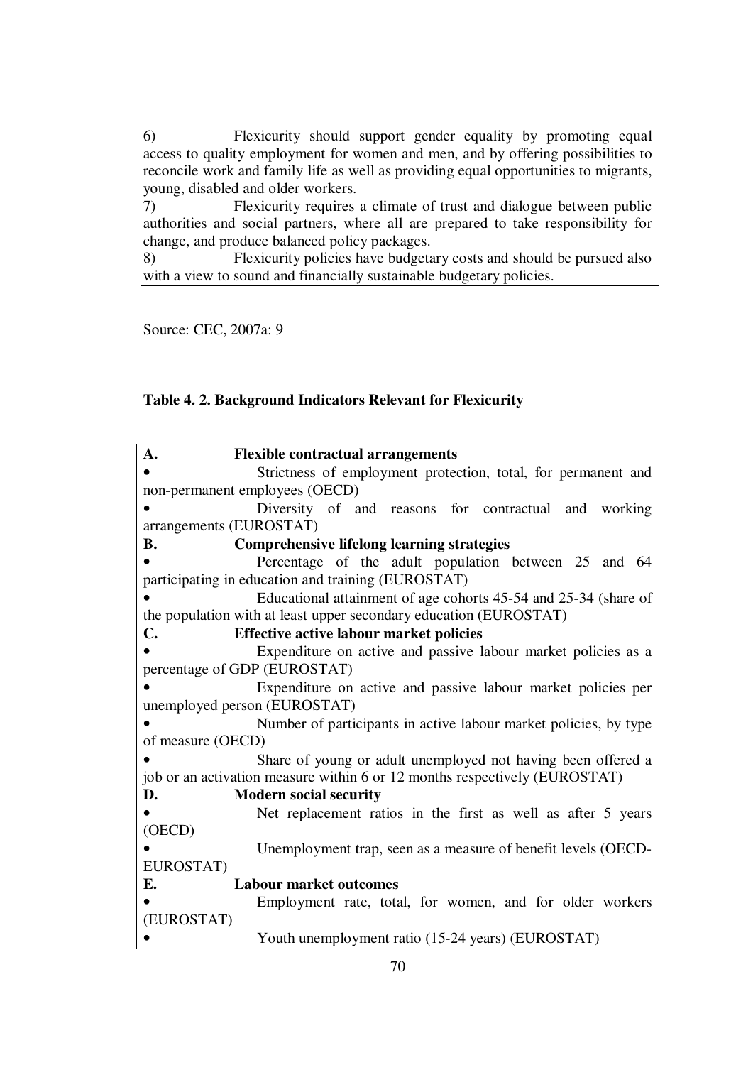6) Flexicurity should support gender equality by promoting equal access to quality employment for women and men, and by offering possibilities to reconcile work and family life as well as providing equal opportunities to migrants, young, disabled and older workers.

7) Flexicurity requires a climate of trust and dialogue between public authorities and social partners, where all are prepared to take responsibility for change, and produce balanced policy packages.

8) Flexicurity policies have budgetary costs and should be pursued also with a view to sound and financially sustainable budgetary policies.

Source: CEC, 2007a: 9

**Table 4. 2. Background Indicators Relevant for Flexicurity**

**A. Flexible contractual arrangements**

- Strictness of employment protection, total, for permanent and non-permanent employees (OECD)
- Diversity of and reasons for contractual and working arrangements (EUROSTAT)

**B. Comprehensive lifelong learning strategies**

- Percentage of the adult population between 25 and 64 participating in education and training (EUROSTAT)
- Educational attainment of age cohorts 45-54 and 25-34 (share of the population with at least upper secondary education (EUROSTAT)

**C. Effective active labour market policies**

- Expenditure on active and passive labour market policies as a percentage of GDP (EUROSTAT)
- Expenditure on active and passive labour market policies per unemployed person (EUROSTAT)
- Number of participants in active labour market policies, by type of measure (OECD)
- Share of young or adult unemployed not having been offered a job or an activation measure within 6 or 12 months respectively (EUROSTAT)

**D. Modern social security**

- Net replacement ratios in the first as well as after 5 years (OECD)
- Unemployment trap, seen as a measure of benefit levels (OECD-EUROSTAT)

**E. Labour market outcomes**

- Employment rate, total, for women, and for older workers (EUROSTAT)
- Youth unemployment ratio (15-24 years) (EUROSTAT)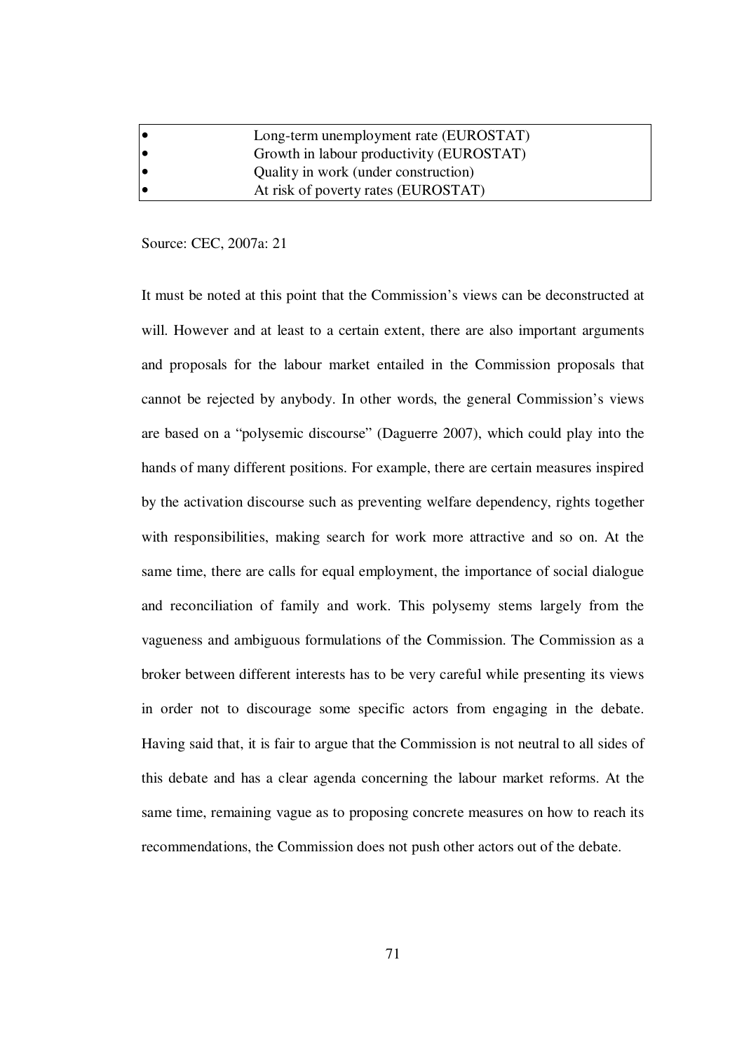| | |
|---|---|
| • | Long-term unemployment rate (EUROSTAT) |
| • | Growth in labour productivity (EUROSTAT) |
| • | Quality in work (under construction) |
| • | At risk of poverty rates (EUROSTAT) |

Source: CEC, 2007a: 21

It must be noted at this point that the Commission's views can be deconstructed at will. However and at least to a certain extent, there are also important arguments and proposals for the labour market entailed in the Commission proposals that cannot be rejected by anybody. In other words, the general Commission's views are based on a "polysemic discourse" (Daguerre 2007), which could play into the hands of many different positions. For example, there are certain measures inspired by the activation discourse such as preventing welfare dependency, rights together with responsibilities, making search for work more attractive and so on. At the same time, there are calls for equal employment, the importance of social dialogue and reconciliation of family and work. This polysemy stems largely from the vagueness and ambiguous formulations of the Commission. The Commission as a broker between different interests has to be very careful while presenting its views in order not to discourage some specific actors from engaging in the debate. Having said that, it is fair to argue that the Commission is not neutral to all sides of this debate and has a clear agenda concerning the labour market reforms. At the same time, remaining vague as to proposing concrete measures on how to reach its recommendations, the Commission does not push other actors out of the debate.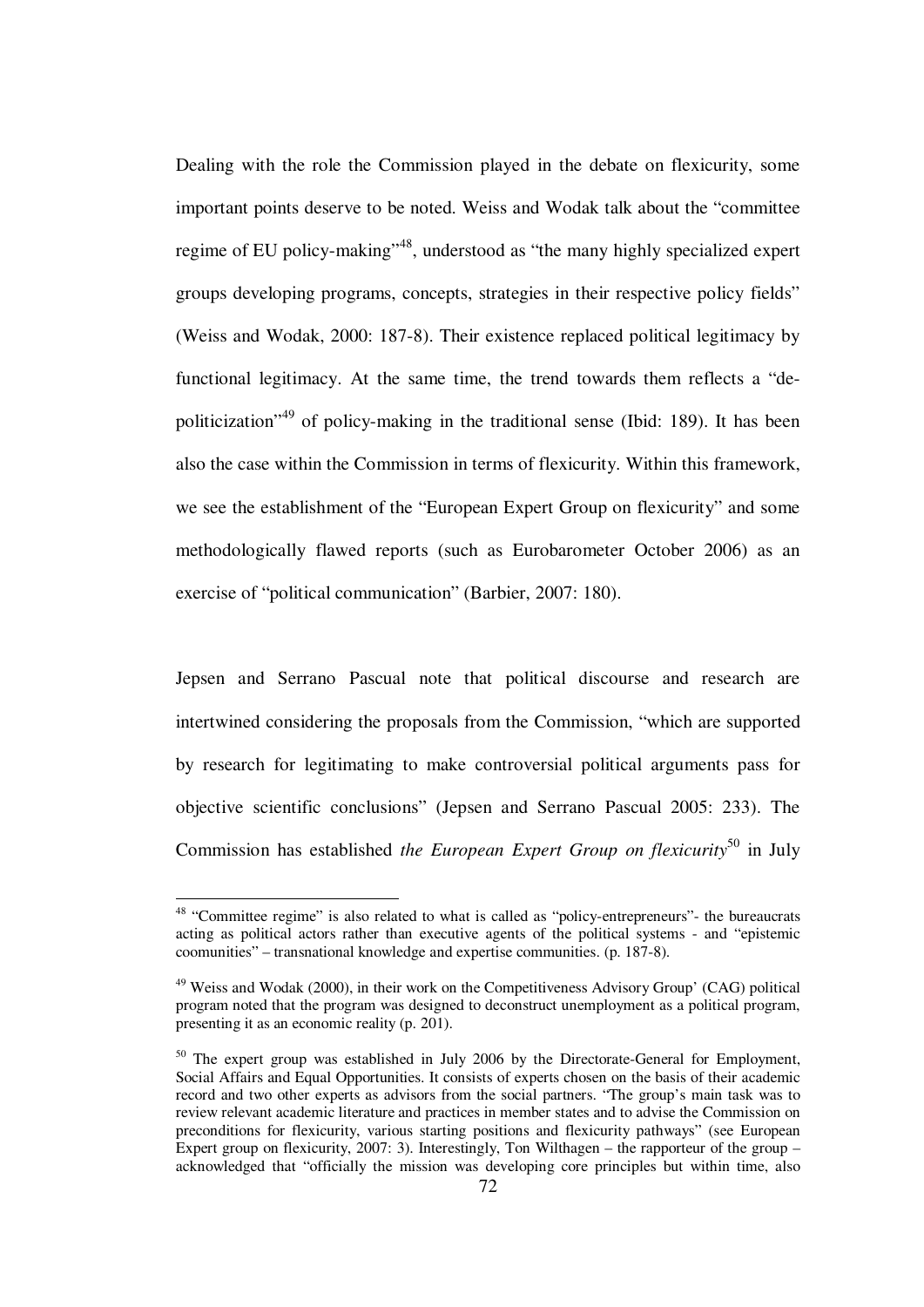Dealing with the role the Commission played in the debate on flexicurity, some important points deserve to be noted. Weiss and Wodak talk about the "committee regime of EU policy-making"[48], understood as "the many highly specialized expert groups developing programs, concepts, strategies in their respective policy fields" (Weiss and Wodak, 2000: 187-8). Their existence replaced political legitimacy by functional legitimacy. At the same time, the trend towards them reflects a "de-politicization"[49] of policy-making in the traditional sense (Ibid: 189). It has been also the case within the Commission in terms of flexicurity. Within this framework, we see the establishment of the "European Expert Group on flexicurity" and some methodologically flawed reports (such as Eurobarometer October 2006) as an exercise of "political communication" (Barbier, 2007: 180).

Jepsen and Serrano Pascual note that political discourse and research are intertwined considering the proposals from the Commission, "which are supported by research for legitimating to make controversial political arguments pass for objective scientific conclusions" (Jepsen and Serrano Pascual 2005: 233). The Commission has established *the European Expert Group on flexicurity*[50] in July

---

[48] "Committee regime" is also related to what is called as "policy-entrepreneurs"- the bureaucrats acting as political actors rather than executive agents of the political systems - and "epistemic coomunities" – transnational knowledge and expertise communities. (p. 187-8).

[49] Weiss and Wodak (2000), in their work on the Competitiveness Advisory Group' (CAG) political program noted that the program was designed to deconstruct unemployment as a political program, presenting it as an economic reality (p. 201).

[50] The expert group was established in July 2006 by the Directorate-General for Employment, Social Affairs and Equal Opportunities. It consists of experts chosen on the basis of their academic record and two other experts as advisors from the social partners. "The group's main task was to review relevant academic literature and practices in member states and to advise the Commission on preconditions for flexicurity, various starting positions and flexicurity pathways" (see European Expert group on flexicurity, 2007: 3). Interestingly, Ton Wilthagen – the rapporteur of the group – acknowledged that "officially the mission was developing core principles but within time, also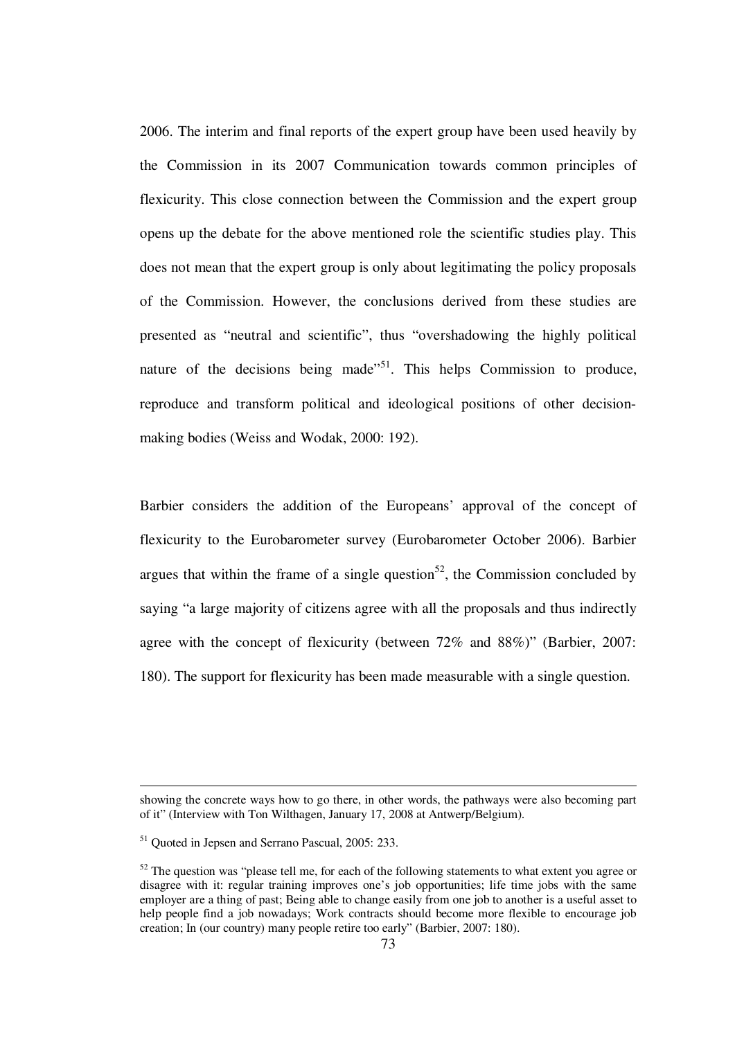2006. The interim and final reports of the expert group have been used heavily by the Commission in its 2007 Communication towards common principles of flexicurity. This close connection between the Commission and the expert group opens up the debate for the above mentioned role the scientific studies play. This does not mean that the expert group is only about legitimating the policy proposals of the Commission. However, the conclusions derived from these studies are presented as "neutral and scientific", thus "overshadowing the highly political nature of the decisions being made"[51]. This helps Commission to produce, reproduce and transform political and ideological positions of other decision-making bodies (Weiss and Wodak, 2000: 192).

Barbier considers the addition of the Europeans' approval of the concept of flexicurity to the Eurobarometer survey (Eurobarometer October 2006). Barbier argues that within the frame of a single question[52], the Commission concluded by saying "a large majority of citizens agree with all the proposals and thus indirectly agree with the concept of flexicurity (between 72% and 88%)" (Barbier, 2007: 180). The support for flexicurity has been made measurable with a single question.

---

showing the concrete ways how to go there, in other words, the pathways were also becoming part of it" (Interview with Ton Wilthagen, January 17, 2008 at Antwerp/Belgium).

[51] Quoted in Jepsen and Serrano Pascual, 2005: 233.

[52] The question was "please tell me, for each of the following statements to what extent you agree or disagree with it: regular training improves one's job opportunities; life time jobs with the same employer are a thing of past; Being able to change easily from one job to another is a useful asset to help people find a job nowadays; Work contracts should become more flexible to encourage job creation; In (our country) many people retire too early" (Barbier, 2007: 180).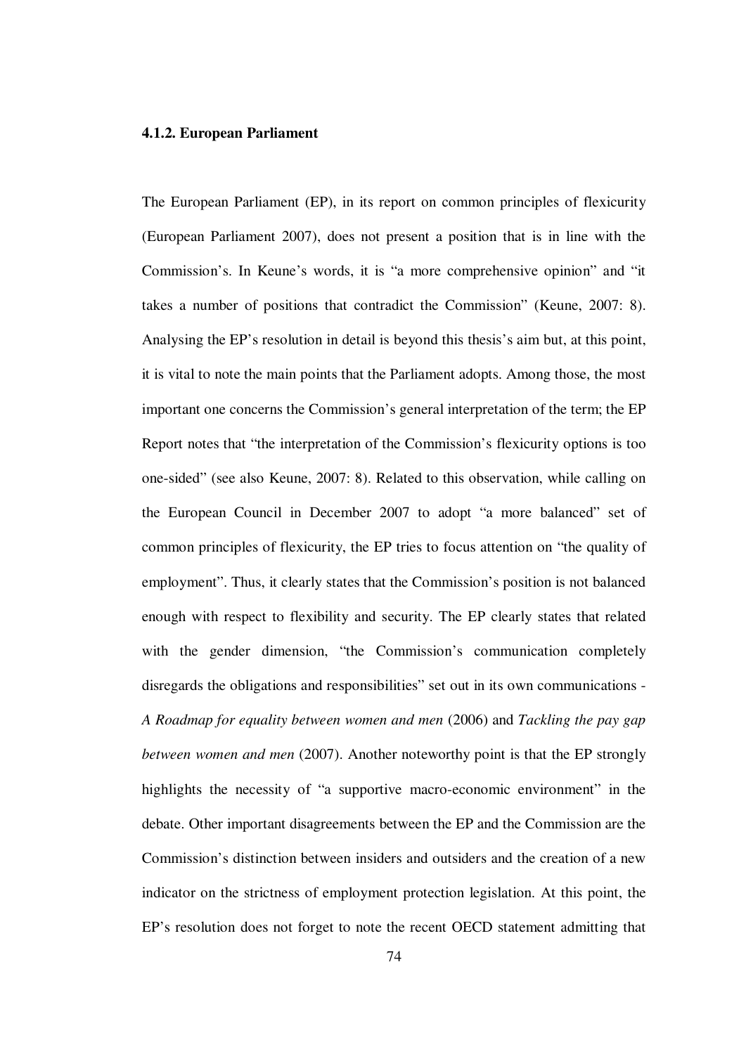#### 4.1.2. European Parliament

The European Parliament (EP), in its report on common principles of flexicurity (European Parliament 2007), does not present a position that is in line with the Commission's. In Keune's words, it is "a more comprehensive opinion" and "it takes a number of positions that contradict the Commission" (Keune, 2007: 8). Analysing the EP's resolution in detail is beyond this thesis's aim but, at this point, it is vital to note the main points that the Parliament adopts. Among those, the most important one concerns the Commission's general interpretation of the term; the EP Report notes that "the interpretation of the Commission's flexicurity options is too one-sided" (see also Keune, 2007: 8). Related to this observation, while calling on the European Council in December 2007 to adopt "a more balanced" set of common principles of flexicurity, the EP tries to focus attention on "the quality of employment". Thus, it clearly states that the Commission's position is not balanced enough with respect to flexibility and security. The EP clearly states that related with the gender dimension, "the Commission's communication completely disregards the obligations and responsibilities" set out in its own communications - *A Roadmap for equality between women and men* (2006) and *Tackling the pay gap between women and men* (2007). Another noteworthy point is that the EP strongly highlights the necessity of "a supportive macro-economic environment" in the debate. Other important disagreements between the EP and the Commission are the Commission's distinction between insiders and outsiders and the creation of a new indicator on the strictness of employment protection legislation. At this point, the EP's resolution does not forget to note the recent OECD statement admitting that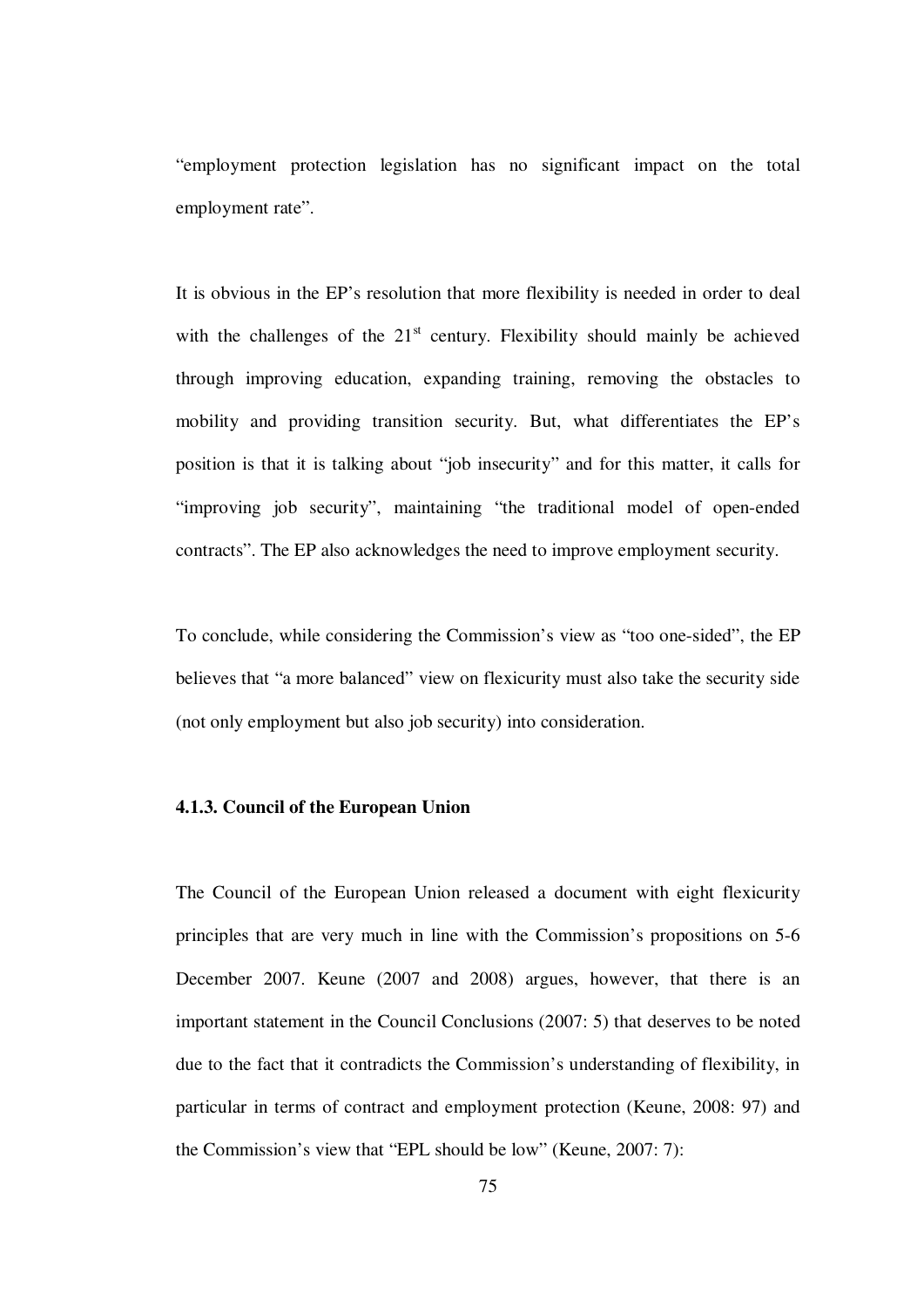"employment protection legislation has no significant impact on the total employment rate".

It is obvious in the EP's resolution that more flexibility is needed in order to deal with the challenges of the 21st century. Flexibility should mainly be achieved through improving education, expanding training, removing the obstacles to mobility and providing transition security. But, what differentiates the EP's position is that it is talking about "job insecurity" and for this matter, it calls for "improving job security", maintaining "the traditional model of open-ended contracts". The EP also acknowledges the need to improve employment security.

To conclude, while considering the Commission's view as "too one-sided", the EP believes that "a more balanced" view on flexicurity must also take the security side (not only employment but also job security) into consideration.

#### 4.1.3. Council of the European Union

The Council of the European Union released a document with eight flexicurity principles that are very much in line with the Commission's propositions on 5-6 December 2007. Keune (2007 and 2008) argues, however, that there is an important statement in the Council Conclusions (2007: 5) that deserves to be noted due to the fact that it contradicts the Commission's understanding of flexibility, in particular in terms of contract and employment protection (Keune, 2008: 97) and the Commission's view that "EPL should be low" (Keune, 2007: 7):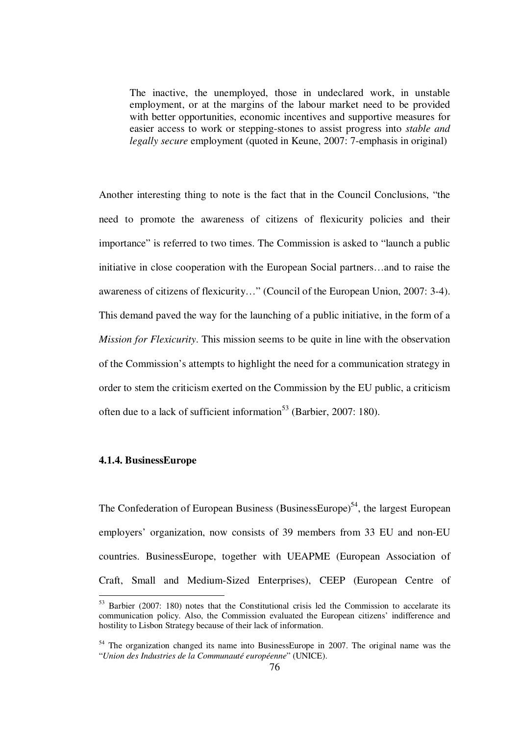> The inactive, the unemployed, those in undeclared work, in unstable employment, or at the margins of the labour market need to be provided with better opportunities, economic incentives and supportive measures for easier access to work or stepping-stones to assist progress into *stable and legally secure* employment (quoted in Keune, 2007: 7-emphasis in original)

Another interesting thing to note is the fact that in the Council Conclusions, "the need to promote the awareness of citizens of flexicurity policies and their importance" is referred to two times. The Commission is asked to "launch a public initiative in close cooperation with the European Social partners…and to raise the awareness of citizens of flexicurity…" (Council of the European Union, 2007: 3-4). This demand paved the way for the launching of a public initiative, in the form of a *Mission for Flexicurity*. This mission seems to be quite in line with the observation of the Commission's attempts to highlight the need for a communication strategy in order to stem the criticism exerted on the Commission by the EU public, a criticism often due to a lack of sufficient information[53] (Barbier, 2007: 180).

#### 4.1.4. BusinessEurope

The Confederation of European Business (BusinessEurope)[54], the largest European employers' organization, now consists of 39 members from 33 EU and non-EU countries. BusinessEurope, together with UEAPME (European Association of Craft, Small and Medium-Sized Enterprises), CEEP (European Centre of

---

[53] Barbier (2007: 180) notes that the Constitutional crisis led the Commission to accelarate its communication policy. Also, the Commission evaluated the European citizens' indifference and hostility to Lisbon Strategy because of their lack of information.

[54] The organization changed its name into BusinessEurope in 2007. The original name was the "*Union des Industries de la Communauté européenne*" (UNICE).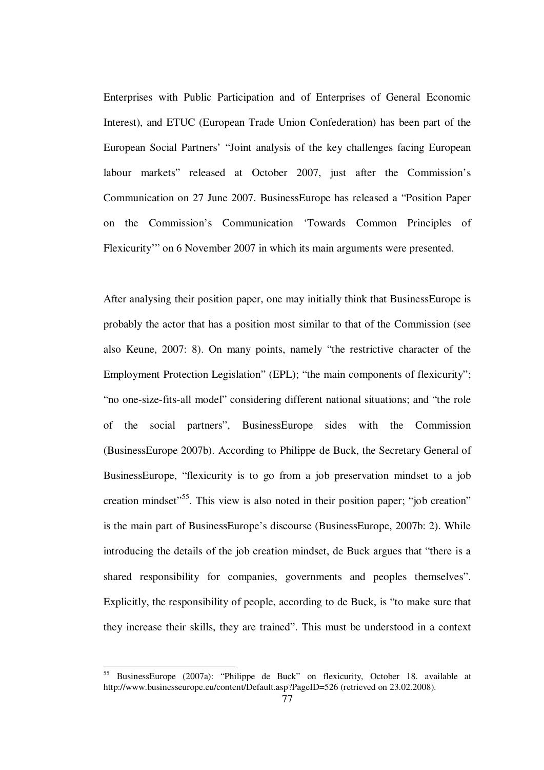Enterprises with Public Participation and of Enterprises of General Economic Interest), and ETUC (European Trade Union Confederation) has been part of the European Social Partners' "Joint analysis of the key challenges facing European labour markets" released at October 2007, just after the Commission's Communication on 27 June 2007. BusinessEurope has released a "Position Paper on the Commission's Communication 'Towards Common Principles of Flexicurity'" on 6 November 2007 in which its main arguments were presented.

After analysing their position paper, one may initially think that BusinessEurope is probably the actor that has a position most similar to that of the Commission (see also Keune, 2007: 8). On many points, namely "the restrictive character of the Employment Protection Legislation" (EPL); "the main components of flexicurity"; "no one-size-fits-all model" considering different national situations; and "the role of the social partners", BusinessEurope sides with the Commission (BusinessEurope 2007b). According to Philippe de Buck, the Secretary General of BusinessEurope, "flexicurity is to go from a job preservation mindset to a job creation mindset"[55]. This view is also noted in their position paper; "job creation" is the main part of BusinessEurope's discourse (BusinessEurope, 2007b: 2). While introducing the details of the job creation mindset, de Buck argues that "there is a shared responsibility for companies, governments and peoples themselves". Explicitly, the responsibility of people, according to de Buck, is "to make sure that they increase their skills, they are trained". This must be understood in a context

---

[55] BusinessEurope (2007a): "Philippe de Buck" on flexicurity, October 18. available at http://www.businesseurope.eu/content/Default.asp?PageID=526 (retrieved on 23.02.2008).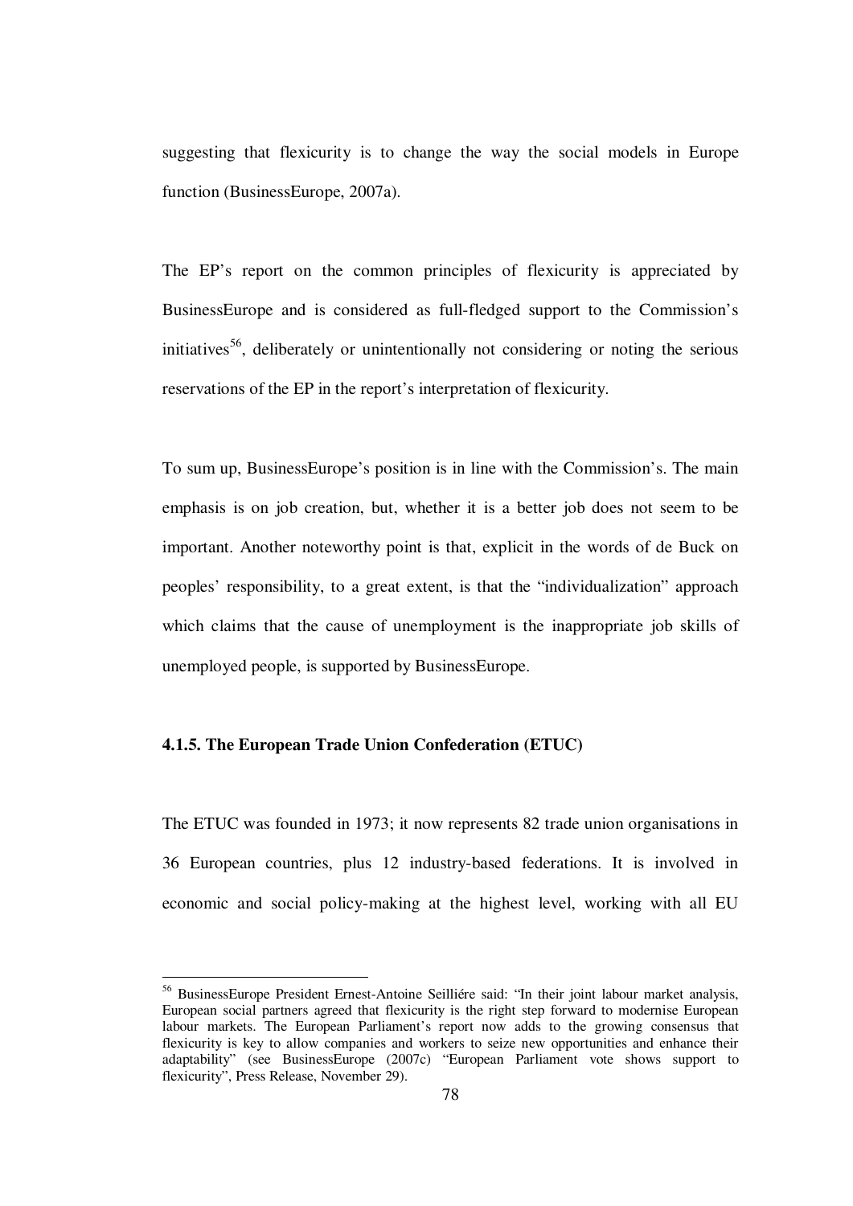suggesting that flexicurity is to change the way the social models in Europe function (BusinessEurope, 2007a).

The EP's report on the common principles of flexicurity is appreciated by BusinessEurope and is considered as full-fledged support to the Commission's initiatives[56], deliberately or unintentionally not considering or noting the serious reservations of the EP in the report's interpretation of flexicurity.

To sum up, BusinessEurope's position is in line with the Commission's. The main emphasis is on job creation, but, whether it is a better job does not seem to be important. Another noteworthy point is that, explicit in the words of de Buck on peoples' responsibility, to a great extent, is that the "individualization" approach which claims that the cause of unemployment is the inappropriate job skills of unemployed people, is supported by BusinessEurope.

### 4.1.5. The European Trade Union Confederation (ETUC)

The ETUC was founded in 1973; it now represents 82 trade union organisations in 36 European countries, plus 12 industry-based federations. It is involved in economic and social policy-making at the highest level, working with all EU

---

[56] BusinessEurope President Ernest-Antoine Seilliére said: "In their joint labour market analysis, European social partners agreed that flexicurity is the right step forward to modernise European labour markets. The European Parliament's report now adds to the growing consensus that flexicurity is key to allow companies and workers to seize new opportunities and enhance their adaptability" (see BusinessEurope (2007c) "European Parliament vote shows support to flexicurity", Press Release, November 29).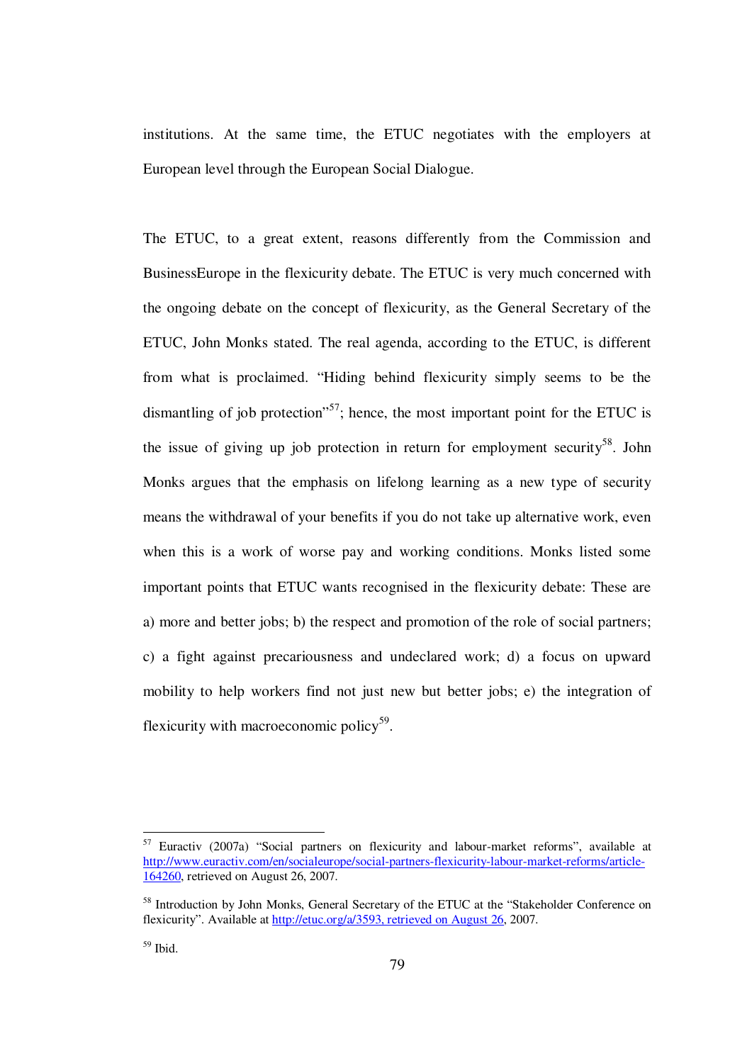institutions. At the same time, the ETUC negotiates with the employers at European level through the European Social Dialogue.

The ETUC, to a great extent, reasons differently from the Commission and BusinessEurope in the flexicurity debate. The ETUC is very much concerned with the ongoing debate on the concept of flexicurity, as the General Secretary of the ETUC, John Monks stated. The real agenda, according to the ETUC, is different from what is proclaimed. "Hiding behind flexicurity simply seems to be the dismantling of job protection"[57]; hence, the most important point for the ETUC is the issue of giving up job protection in return for employment security[58]. John Monks argues that the emphasis on lifelong learning as a new type of security means the withdrawal of your benefits if you do not take up alternative work, even when this is a work of worse pay and working conditions. Monks listed some important points that ETUC wants recognised in the flexicurity debate: These are a) more and better jobs; b) the respect and promotion of the role of social partners; c) a fight against precariousness and undeclared work; d) a focus on upward mobility to help workers find not just new but better jobs; e) the integration of flexicurity with macroeconomic policy[59].

---

[57] Euractiv (2007a) "Social partners on flexicurity and labour-market reforms", available at http://www.euractiv.com/en/socialeurope/social-partners-flexicurity-labour-market-reforms/article-164260, retrieved on August 26, 2007.

[58] Introduction by John Monks, General Secretary of the ETUC at the "Stakeholder Conference on flexicurity". Available at http://etuc.org/a/3593, retrieved on August 26, 2007.

[59] Ibid.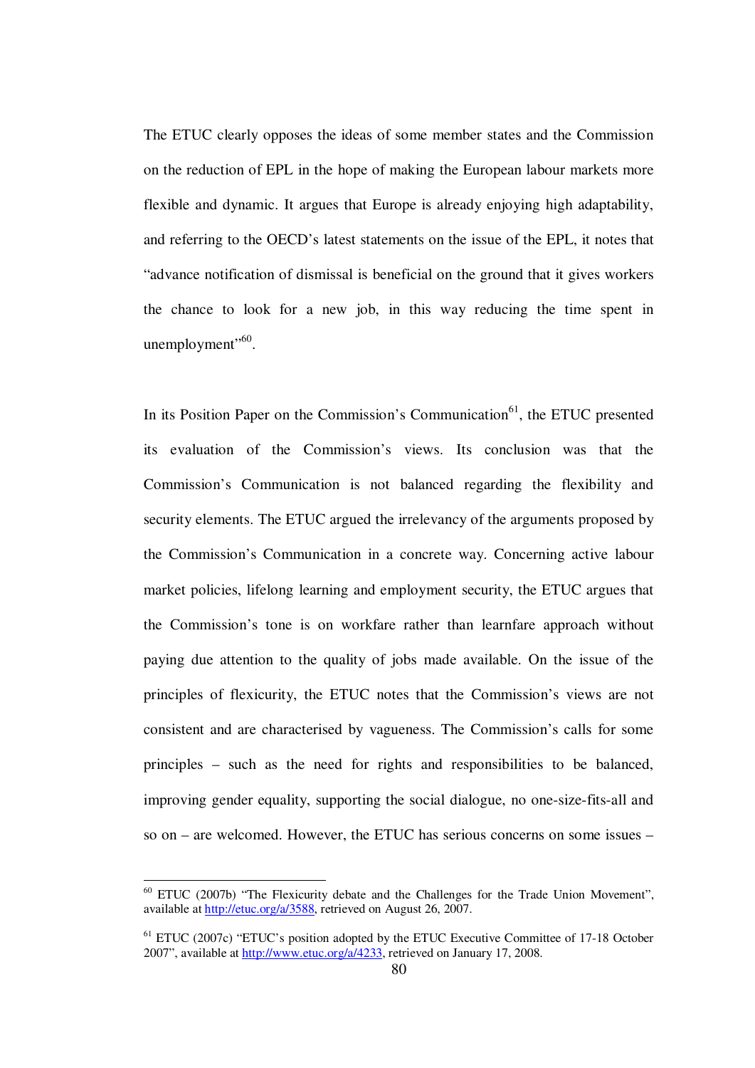The ETUC clearly opposes the ideas of some member states and the Commission on the reduction of EPL in the hope of making the European labour markets more flexible and dynamic. It argues that Europe is already enjoying high adaptability, and referring to the OECD's latest statements on the issue of the EPL, it notes that "advance notification of dismissal is beneficial on the ground that it gives workers the chance to look for a new job, in this way reducing the time spent in unemployment"[60].

In its Position Paper on the Commission's Communication[61], the ETUC presented its evaluation of the Commission's views. Its conclusion was that the Commission's Communication is not balanced regarding the flexibility and security elements. The ETUC argued the irrelevancy of the arguments proposed by the Commission's Communication in a concrete way. Concerning active labour market policies, lifelong learning and employment security, the ETUC argues that the Commission's tone is on workfare rather than learnfare approach without paying due attention to the quality of jobs made available. On the issue of the principles of flexicurity, the ETUC notes that the Commission's views are not consistent and are characterised by vagueness. The Commission's calls for some principles – such as the need for rights and responsibilities to be balanced, improving gender equality, supporting the social dialogue, no one-size-fits-all and so on – are welcomed. However, the ETUC has serious concerns on some issues –

---

[60] ETUC (2007b) "The Flexicurity debate and the Challenges for the Trade Union Movement", available at http://etuc.org/a/3588, retrieved on August 26, 2007.

[61] ETUC (2007c) "ETUC's position adopted by the ETUC Executive Committee of 17-18 October 2007", available at http://www.etuc.org/a/4233, retrieved on January 17, 2008.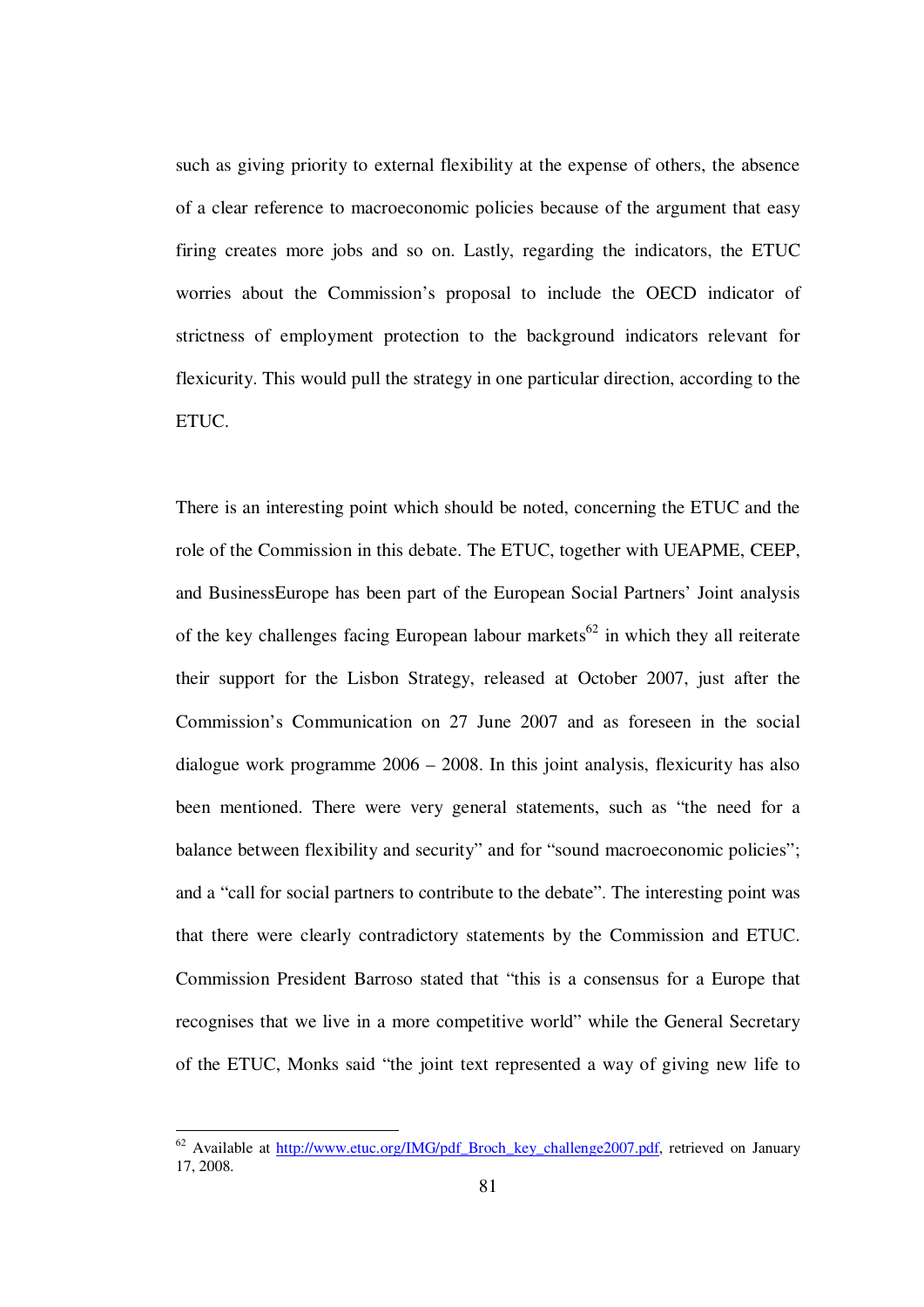such as giving priority to external flexibility at the expense of others, the absence of a clear reference to macroeconomic policies because of the argument that easy firing creates more jobs and so on. Lastly, regarding the indicators, the ETUC worries about the Commission's proposal to include the OECD indicator of strictness of employment protection to the background indicators relevant for flexicurity. This would pull the strategy in one particular direction, according to the ETUC.

There is an interesting point which should be noted, concerning the ETUC and the role of the Commission in this debate. The ETUC, together with UEAPME, CEEP, and BusinessEurope has been part of the European Social Partners' Joint analysis of the key challenges facing European labour markets[62] in which they all reiterate their support for the Lisbon Strategy, released at October 2007, just after the Commission's Communication on 27 June 2007 and as foreseen in the social dialogue work programme 2006 – 2008. In this joint analysis, flexicurity has also been mentioned. There were very general statements, such as "the need for a balance between flexibility and security" and for "sound macroeconomic policies"; and a "call for social partners to contribute to the debate". The interesting point was that there were clearly contradictory statements by the Commission and ETUC. Commission President Barroso stated that "this is a consensus for a Europe that recognises that we live in a more competitive world" while the General Secretary of the ETUC, Monks said "the joint text represented a way of giving new life to

[62] Available at http://www.etuc.org/IMG/pdf_Broch_key_challenge2007.pdf, retrieved on January 17, 2008.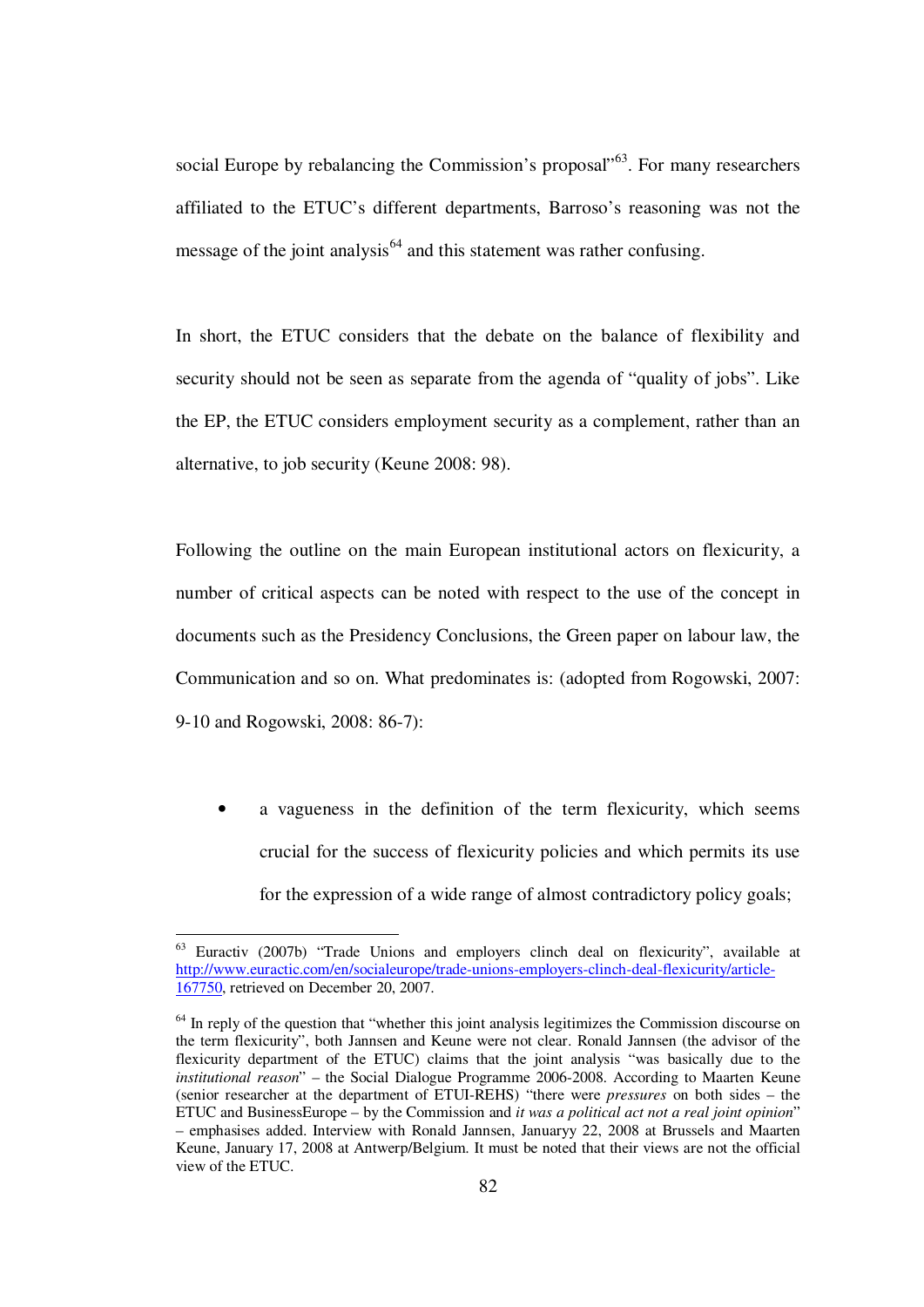social Europe by rebalancing the Commission's proposal"[63]. For many researchers affiliated to the ETUC's different departments, Barroso's reasoning was not the message of the joint analysis[64] and this statement was rather confusing.

In short, the ETUC considers that the debate on the balance of flexibility and security should not be seen as separate from the agenda of "quality of jobs". Like the EP, the ETUC considers employment security as a complement, rather than an alternative, to job security (Keune 2008: 98).

Following the outline on the main European institutional actors on flexicurity, a number of critical aspects can be noted with respect to the use of the concept in documents such as the Presidency Conclusions, the Green paper on labour law, the Communication and so on. What predominates is: (adopted from Rogowski, 2007: 9-10 and Rogowski, 2008: 86-7):

- a vagueness in the definition of the term flexicurity, which seems crucial for the success of flexicurity policies and which permits its use for the expression of a wide range of almost contradictory policy goals;

---

[63] Euractiv (2007b) "Trade Unions and employers clinch deal on flexicurity", available at http://www.euractic.com/en/socialeurope/trade-unions-employers-clinch-deal-flexicurity/article-167750, retrieved on December 20, 2007.

[64] In reply of the question that "whether this joint analysis legitimizes the Commission discourse on the term flexicurity", both Jannsen and Keune were not clear. Ronald Jannsen (the advisor of the flexicurity department of the ETUC) claims that the joint analysis "was basically due to the *institutional reason*" – the Social Dialogue Programme 2006-2008. According to Maarten Keune (senior researcher at the department of ETUI-REHS) "there were *pressures* on both sides – the ETUC and BusinessEurope – by the Commission and *it was a political act not a real joint opinion*" – emphasises added. Interview with Ronald Jannsen, Januaryy 22, 2008 at Brussels and Maarten Keune, January 17, 2008 at Antwerp/Belgium. It must be noted that their views are not the official view of the ETUC.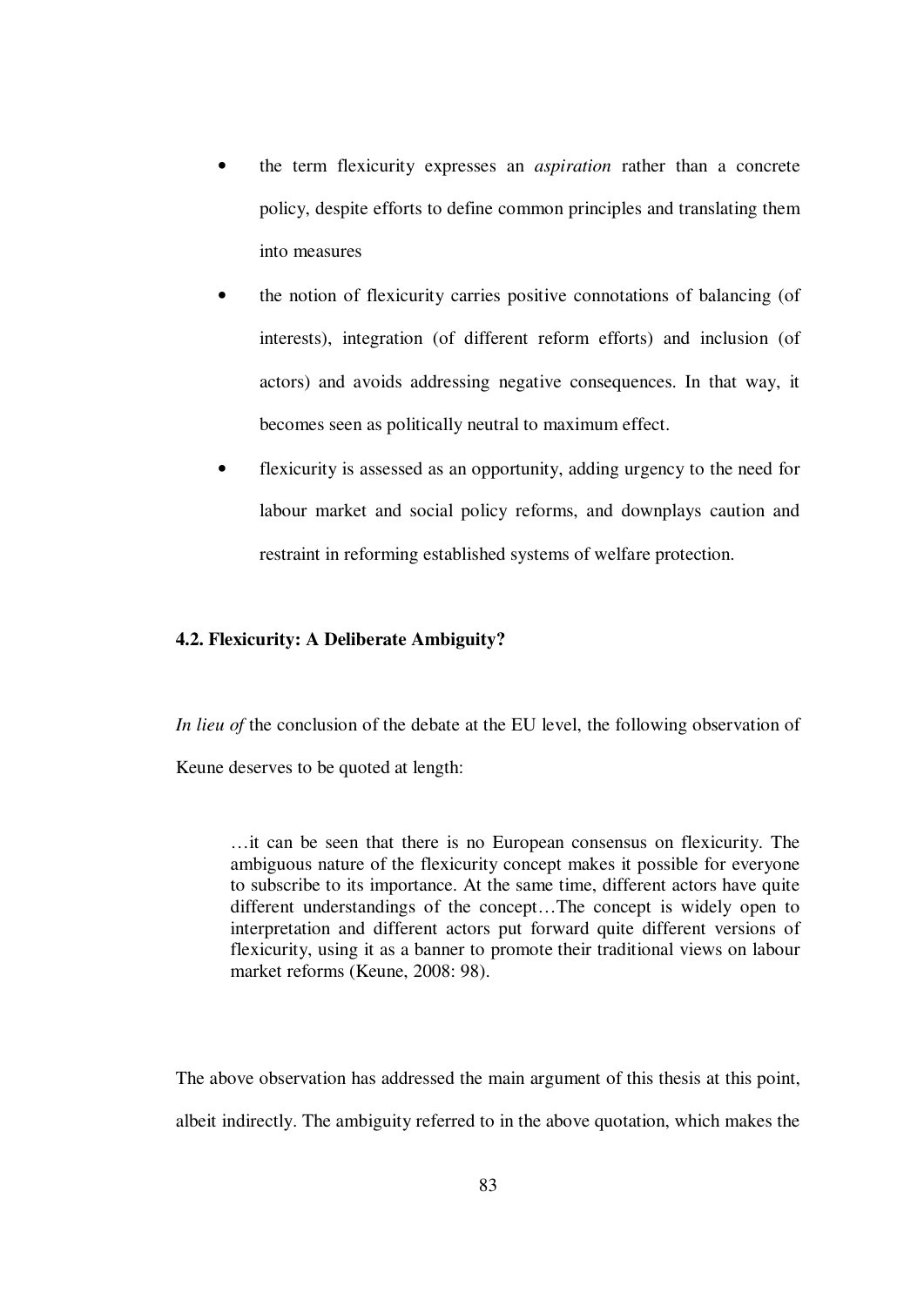- the term flexicurity expresses an *aspiration* rather than a concrete policy, despite efforts to define common principles and translating them into measures
- the notion of flexicurity carries positive connotations of balancing (of interests), integration (of different reform efforts) and inclusion (of actors) and avoids addressing negative consequences. In that way, it becomes seen as politically neutral to maximum effect.
- flexicurity is assessed as an opportunity, adding urgency to the need for labour market and social policy reforms, and downplays caution and restraint in reforming established systems of welfare protection.

### 4.2. Flexicurity: A Deliberate Ambiguity?

*In lieu of* the conclusion of the debate at the EU level, the following observation of Keune deserves to be quoted at length:

> …it can be seen that there is no European consensus on flexicurity. The ambiguous nature of the flexicurity concept makes it possible for everyone to subscribe to its importance. At the same time, different actors have quite different understandings of the concept…The concept is widely open to interpretation and different actors put forward quite different versions of flexicurity, using it as a banner to promote their traditional views on labour market reforms (Keune, 2008: 98).

The above observation has addressed the main argument of this thesis at this point, albeit indirectly. The ambiguity referred to in the above quotation, which makes the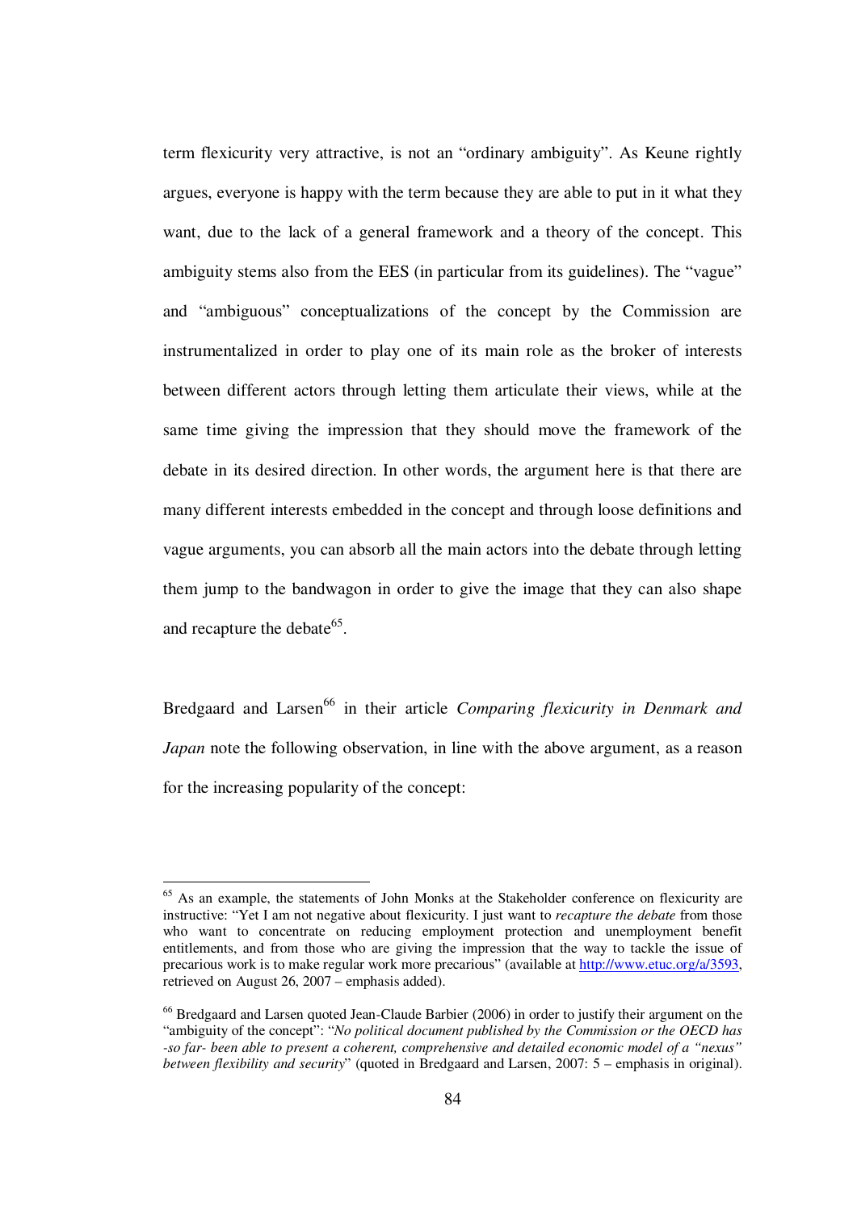term flexicurity very attractive, is not an "ordinary ambiguity". As Keune rightly argues, everyone is happy with the term because they are able to put in it what they want, due to the lack of a general framework and a theory of the concept. This ambiguity stems also from the EES (in particular from its guidelines). The "vague" and "ambiguous" conceptualizations of the concept by the Commission are instrumentalized in order to play one of its main role as the broker of interests between different actors through letting them articulate their views, while at the same time giving the impression that they should move the framework of the debate in its desired direction. In other words, the argument here is that there are many different interests embedded in the concept and through loose definitions and vague arguments, you can absorb all the main actors into the debate through letting them jump to the bandwagon in order to give the image that they can also shape and recapture the debate[65].

Bredgaard and Larsen[66] in their article *Comparing flexicurity in Denmark and Japan* note the following observation, in line with the above argument, as a reason for the increasing popularity of the concept:

---

[65] As an example, the statements of John Monks at the Stakeholder conference on flexicurity are instructive: "Yet I am not negative about flexicurity. I just want to *recapture the debate* from those who want to concentrate on reducing employment protection and unemployment benefit entitlements, and from those who are giving the impression that the way to tackle the issue of precarious work is to make regular work more precarious" (available at http://www.etuc.org/a/3593, retrieved on August 26, 2007 – emphasis added).

[66] Bredgaard and Larsen quoted Jean-Claude Barbier (2006) in order to justify their argument on the "ambiguity of the concept": "*No political document published by the Commission or the OECD has -so far- been able to present a coherent, comprehensive and detailed economic model of a "nexus" between flexibility and security*" (quoted in Bredgaard and Larsen, 2007: 5 – emphasis in original).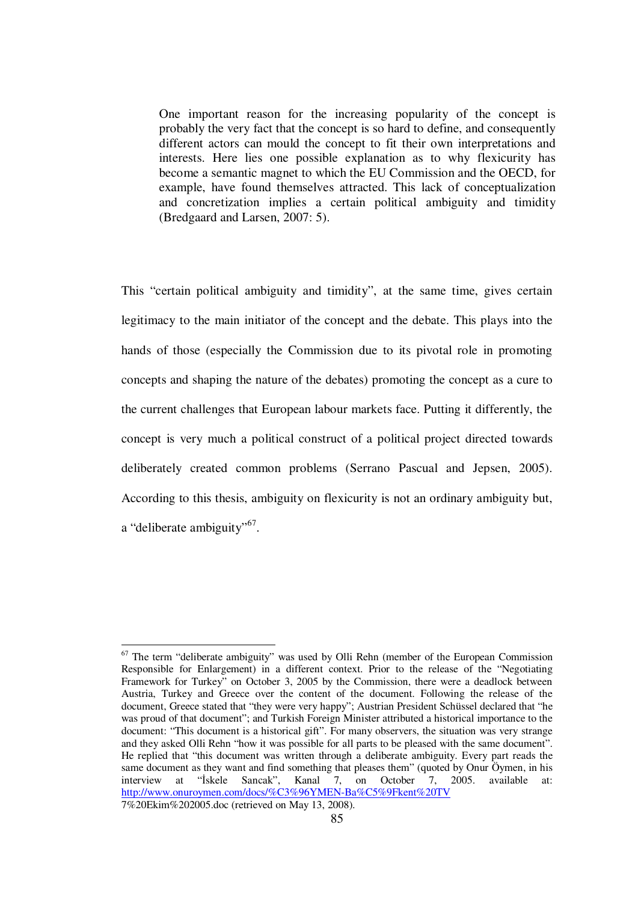> One important reason for the increasing popularity of the concept is probably the very fact that the concept is so hard to define, and consequently different actors can mould the concept to fit their own interpretations and interests. Here lies one possible explanation as to why flexicurity has become a semantic magnet to which the EU Commission and the OECD, for example, have found themselves attracted. This lack of conceptualization and concretization implies a certain political ambiguity and timidity (Bredgaard and Larsen, 2007: 5).

This "certain political ambiguity and timidity", at the same time, gives certain legitimacy to the main initiator of the concept and the debate. This plays into the hands of those (especially the Commission due to its pivotal role in promoting concepts and shaping the nature of the debates) promoting the concept as a cure to the current challenges that European labour markets face. Putting it differently, the concept is very much a political construct of a political project directed towards deliberately created common problems (Serrano Pascual and Jepsen, 2005). According to this thesis, ambiguity on flexicurity is not an ordinary ambiguity but, a "deliberate ambiguity"[67].

---

[67] The term "deliberate ambiguity" was used by Olli Rehn (member of the European Commission Responsible for Enlargement) in a different context. Prior to the release of the "Negotiating Framework for Turkey" on October 3, 2005 by the Commission, there were a deadlock between Austria, Turkey and Greece over the content of the document. Following the release of the document, Greece stated that "they were very happy"; Austrian President Schüssel declared that "he was proud of that document"; and Turkish Foreign Minister attributed a historical importance to the document: "This document is a historical gift". For many observers, the situation was very strange and they asked Olli Rehn "how it was possible for all parts to be pleased with the same document". He replied that "this document was written through a deliberate ambiguity. Every part reads the same document as they want and find something that pleases them" (quoted by Onur Öymen, in his interview at "İskele Sancak", Kanal 7, on October 7, 2005. available at: http://www.onuroymen.com/docs/%C3%96YMEN-Ba%C5%9Fkent%20TV 7%20Ekim%202005.doc (retrieved on May 13, 2008).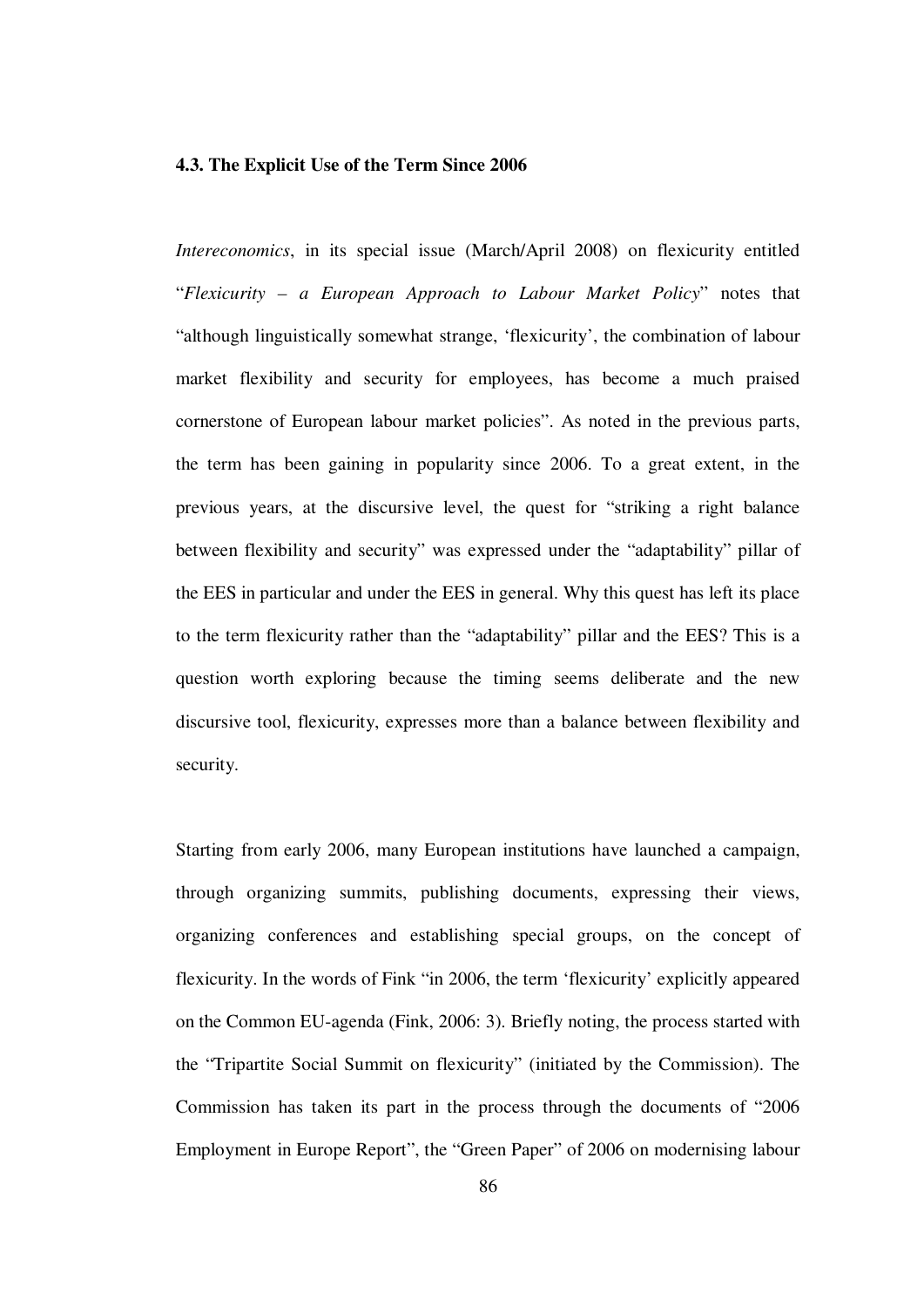### 4.3. The Explicit Use of the Term Since 2006

*Intereconomics*, in its special issue (March/April 2008) on flexicurity entitled "*Flexicurity – a European Approach to Labour Market Policy*" notes that "although linguistically somewhat strange, 'flexicurity', the combination of labour market flexibility and security for employees, has become a much praised cornerstone of European labour market policies". As noted in the previous parts, the term has been gaining in popularity since 2006. To a great extent, in the previous years, at the discursive level, the quest for "striking a right balance between flexibility and security" was expressed under the "adaptability" pillar of the EES in particular and under the EES in general. Why this quest has left its place to the term flexicurity rather than the "adaptability" pillar and the EES? This is a question worth exploring because the timing seems deliberate and the new discursive tool, flexicurity, expresses more than a balance between flexibility and security.

Starting from early 2006, many European institutions have launched a campaign, through organizing summits, publishing documents, expressing their views, organizing conferences and establishing special groups, on the concept of flexicurity. In the words of Fink "in 2006, the term 'flexicurity' explicitly appeared on the Common EU-agenda (Fink, 2006: 3). Briefly noting, the process started with the "Tripartite Social Summit on flexicurity" (initiated by the Commission). The Commission has taken its part in the process through the documents of "2006 Employment in Europe Report", the "Green Paper" of 2006 on modernising labour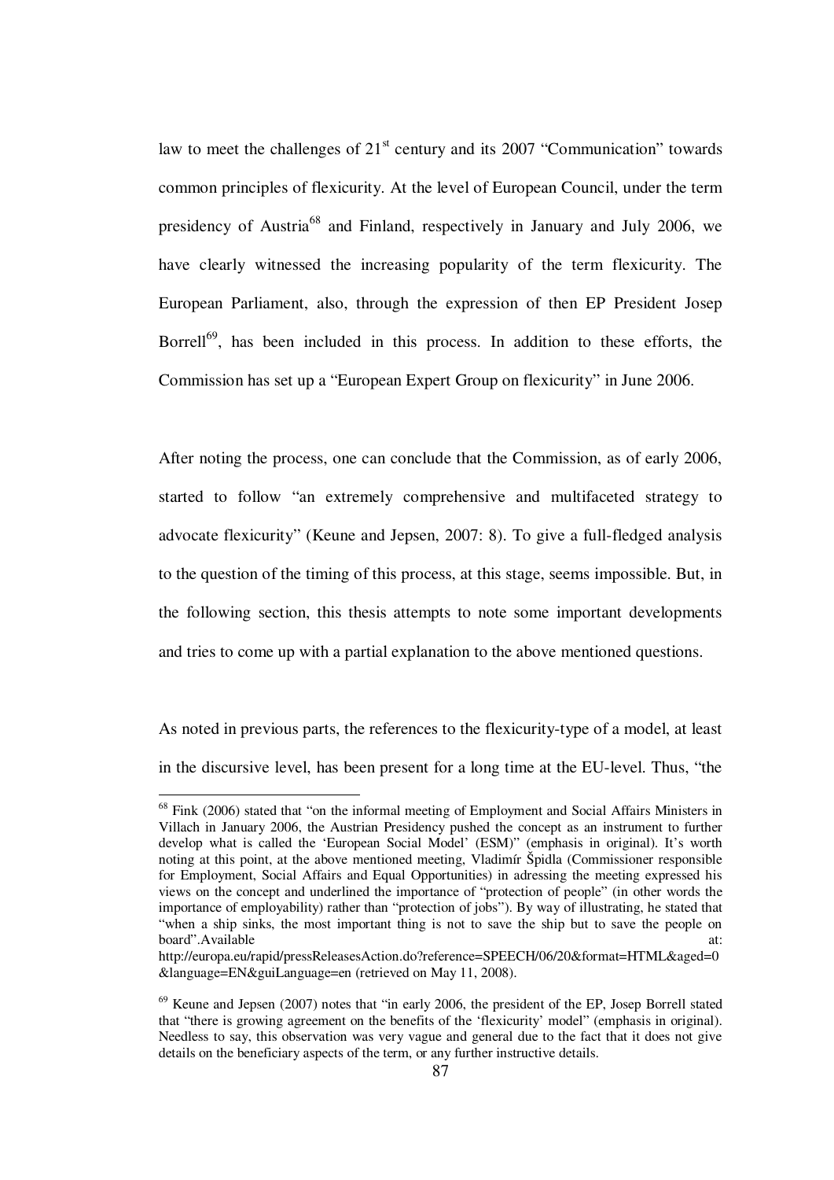law to meet the challenges of 21st century and its 2007 "Communication" towards common principles of flexicurity. At the level of European Council, under the term presidency of Austria[68] and Finland, respectively in January and July 2006, we have clearly witnessed the increasing popularity of the term flexicurity. The European Parliament, also, through the expression of then EP President Josep Borrell[69], has been included in this process. In addition to these efforts, the Commission has set up a "European Expert Group on flexicurity" in June 2006.

After noting the process, one can conclude that the Commission, as of early 2006, started to follow "an extremely comprehensive and multifaceted strategy to advocate flexicurity" (Keune and Jepsen, 2007: 8). To give a full-fledged analysis to the question of the timing of this process, at this stage, seems impossible. But, in the following section, this thesis attempts to note some important developments and tries to come up with a partial explanation to the above mentioned questions.

As noted in previous parts, the references to the flexicurity-type of a model, at least in the discursive level, has been present for a long time at the EU-level. Thus, "the

---

[68] Fink (2006) stated that "on the informal meeting of Employment and Social Affairs Ministers in Villach in January 2006, the Austrian Presidency pushed the concept as an instrument to further develop what is called the 'European Social Model' (ESM)" (emphasis in original). It's worth noting at this point, at the above mentioned meeting, Vladimír Špidla (Commissioner responsible for Employment, Social Affairs and Equal Opportunities) in adressing the meeting expressed his views on the concept and underlined the importance of "protection of people" (in other words the importance of employability) rather than "protection of jobs"). By way of illustrating, he stated that "when a ship sinks, the most important thing is not to save the ship but to save the people on board".Available at: http://europa.eu/rapid/pressReleasesAction.do?reference=SPEECH/06/20&format=HTML&aged=0&language=EN&guiLanguage=en (retrieved on May 11, 2008).

[69] Keune and Jepsen (2007) notes that "in early 2006, the president of the EP, Josep Borrell stated that "there is growing agreement on the benefits of the 'flexicurity' model" (emphasis in original). Needless to say, this observation was very vague and general due to the fact that it does not give details on the beneficiary aspects of the term, or any further instructive details.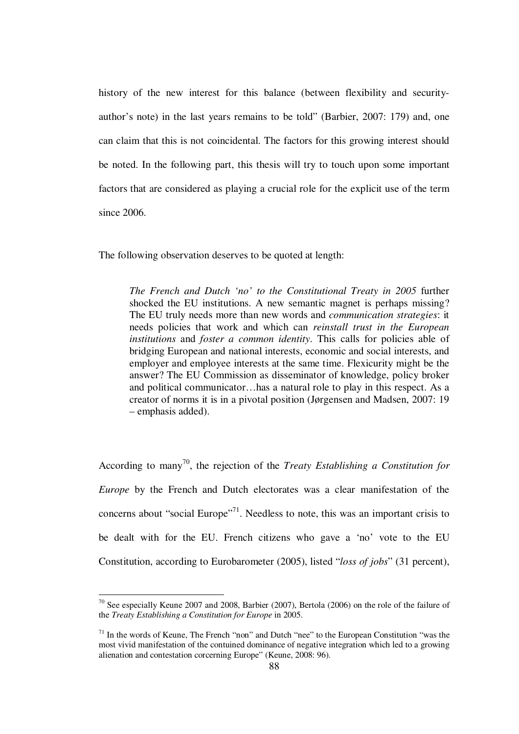history of the new interest for this balance (between flexibility and security-author's note) in the last years remains to be told" (Barbier, 2007: 179) and, one can claim that this is not coincidental. The factors for this growing interest should be noted. In the following part, this thesis will try to touch upon some important factors that are considered as playing a crucial role for the explicit use of the term since 2006.

The following observation deserves to be quoted at length:

> *The French and Dutch 'no' to the Constitutional Treaty in 2005* further shocked the EU institutions. A new semantic magnet is perhaps missing? The EU truly needs more than new words and *communication strategies*: it needs policies that work and which can *reinstall trust in the European institutions* and *foster a common identity*. This calls for policies able of bridging European and national interests, economic and social interests, and employer and employee interests at the same time. Flexicurity might be the answer? The EU Commission as disseminator of knowledge, policy broker and political communicator…has a natural role to play in this respect. As a creator of norms it is in a pivotal position (Jørgensen and Madsen, 2007: 19 – emphasis added).

According to many[70], the rejection of the *Treaty Establishing a Constitution for Europe* by the French and Dutch electorates was a clear manifestation of the concerns about "social Europe"[71]. Needless to note, this was an important crisis to be dealt with for the EU. French citizens who gave a 'no' vote to the EU Constitution, according to Eurobarometer (2005), listed "*loss of jobs*" (31 percent),

---

[70] See especially Keune 2007 and 2008, Barbier (2007), Bertola (2006) on the role of the failure of the *Treaty Establishing a Constitution for Europe* in 2005.

[71] In the words of Keune, The French "non" and Dutch "nee" to the European Constitution "was the most vivid manifestation of the contuined dominance of negative integration which led to a growing alienation and contestation corcerning Europe" (Keune, 2008: 96).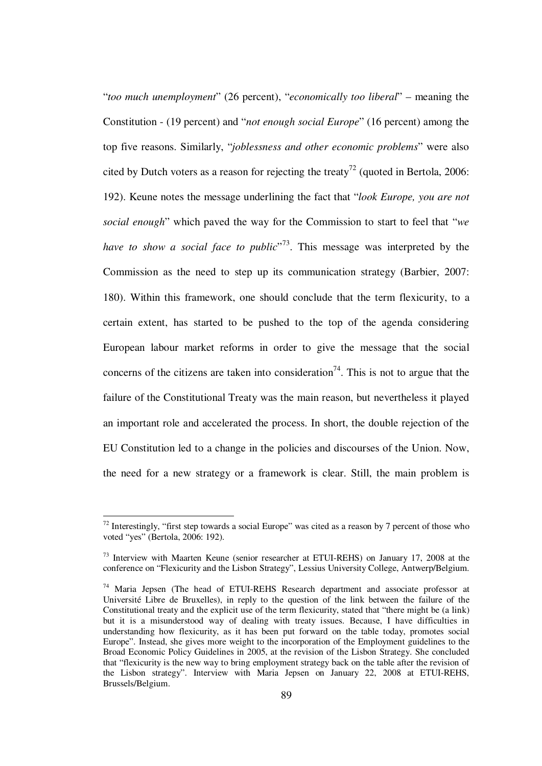"*too much unemployment*" (26 percent), "*economically too liberal*" – meaning the Constitution - (19 percent) and "*not enough social Europe*" (16 percent) among the top five reasons. Similarly, "*joblessness and other economic problems*" were also cited by Dutch voters as a reason for rejecting the treaty[72] (quoted in Bertola, 2006: 192). Keune notes the message underlining the fact that "*look Europe, you are not social enough*" which paved the way for the Commission to start to feel that "*we have to show a social face to public*"[73]. This message was interpreted by the Commission as the need to step up its communication strategy (Barbier, 2007: 180). Within this framework, one should conclude that the term flexicurity, to a certain extent, has started to be pushed to the top of the agenda considering European labour market reforms in order to give the message that the social concerns of the citizens are taken into consideration[74]. This is not to argue that the failure of the Constitutional Treaty was the main reason, but nevertheless it played an important role and accelerated the process. In short, the double rejection of the EU Constitution led to a change in the policies and discourses of the Union. Now, the need for a new strategy or a framework is clear. Still, the main problem is

---

[72] Interestingly, "first step towards a social Europe" was cited as a reason by 7 percent of those who voted "yes" (Bertola, 2006: 192).

[73] Interview with Maarten Keune (senior researcher at ETUI-REHS) on January 17, 2008 at the conference on "Flexicurity and the Lisbon Strategy", Lessius University College, Antwerp/Belgium.

[74] Maria Jepsen (The head of ETUI-REHS Research department and associate professor at Université Libre de Bruxelles), in reply to the question of the link between the failure of the Constitutional treaty and the explicit use of the term flexicurity, stated that "there might be (a link) but it is a misunderstood way of dealing with treaty issues. Because, I have difficulties in understanding how flexicurity, as it has been put forward on the table today, promotes social Europe". Instead, she gives more weight to the incorporation of the Employment guidelines to the Broad Economic Policy Guidelines in 2005, at the revision of the Lisbon Strategy. She concluded that "flexicurity is the new way to bring employment strategy back on the table after the revision of the Lisbon strategy". Interview with Maria Jepsen on January 22, 2008 at ETUI-REHS, Brussels/Belgium.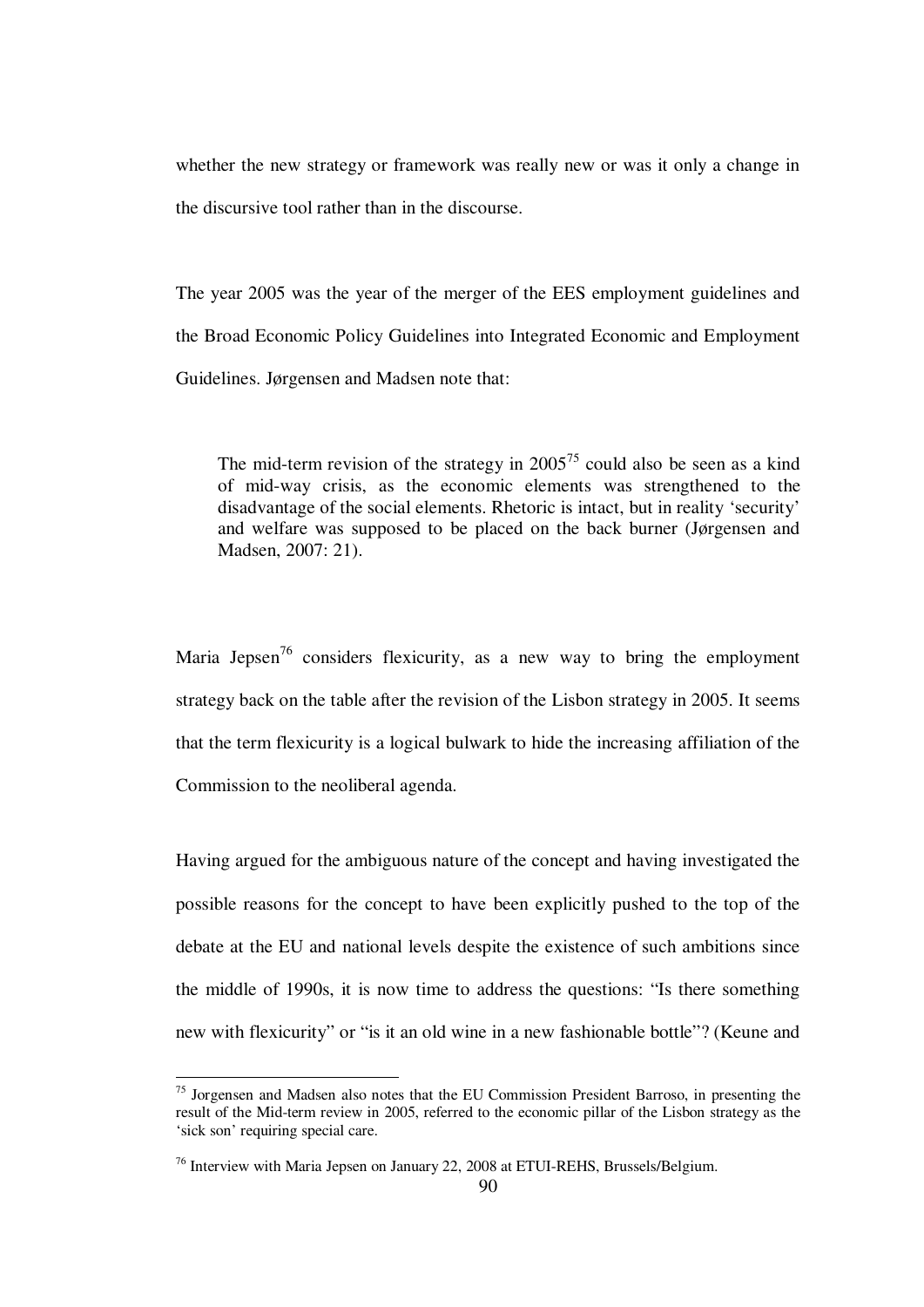whether the new strategy or framework was really new or was it only a change in the discursive tool rather than in the discourse.

The year 2005 was the year of the merger of the EES employment guidelines and the Broad Economic Policy Guidelines into Integrated Economic and Employment Guidelines. Jørgensen and Madsen note that:

> The mid-term revision of the strategy in 2005[75] could also be seen as a kind of mid-way crisis, as the economic elements was strengthened to the disadvantage of the social elements. Rhetoric is intact, but in reality 'security' and welfare was supposed to be placed on the back burner (Jørgensen and Madsen, 2007: 21).

Maria Jepsen[76] considers flexicurity, as a new way to bring the employment strategy back on the table after the revision of the Lisbon strategy in 2005. It seems that the term flexicurity is a logical bulwark to hide the increasing affiliation of the Commission to the neoliberal agenda.

Having argued for the ambiguous nature of the concept and having investigated the possible reasons for the concept to have been explicitly pushed to the top of the debate at the EU and national levels despite the existence of such ambitions since the middle of 1990s, it is now time to address the questions: "Is there something new with flexicurity" or "is it an old wine in a new fashionable bottle"? (Keune and

---

[75] Jorgensen and Madsen also notes that the EU Commission President Barroso, in presenting the result of the Mid-term review in 2005, referred to the economic pillar of the Lisbon strategy as the 'sick son' requiring special care.

[76] Interview with Maria Jepsen on January 22, 2008 at ETUI-REHS, Brussels/Belgium.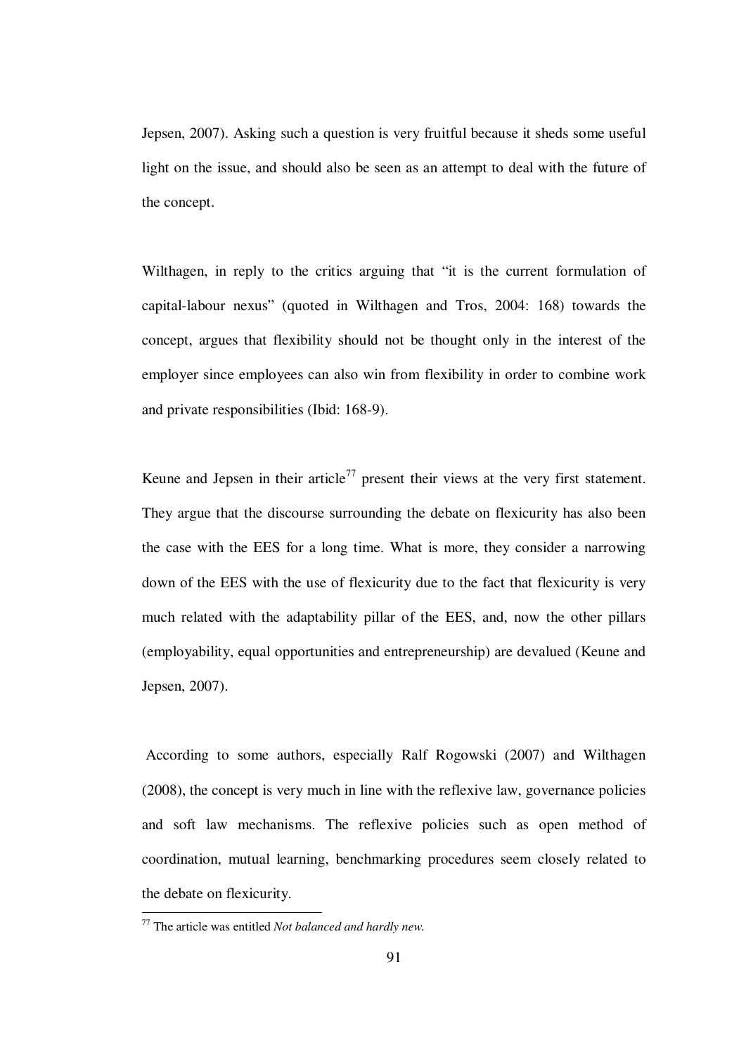Jepsen, 2007). Asking such a question is very fruitful because it sheds some useful light on the issue, and should also be seen as an attempt to deal with the future of the concept.

Wilthagen, in reply to the critics arguing that "it is the current formulation of capital-labour nexus" (quoted in Wilthagen and Tros, 2004: 168) towards the concept, argues that flexibility should not be thought only in the interest of the employer since employees can also win from flexibility in order to combine work and private responsibilities (Ibid: 168-9).

Keune and Jepsen in their article[77] present their views at the very first statement. They argue that the discourse surrounding the debate on flexicurity has also been the case with the EES for a long time. What is more, they consider a narrowing down of the EES with the use of flexicurity due to the fact that flexicurity is very much related with the adaptability pillar of the EES, and, now the other pillars (employability, equal opportunities and entrepreneurship) are devalued (Keune and Jepsen, 2007).

According to some authors, especially Ralf Rogowski (2007) and Wilthagen (2008), the concept is very much in line with the reflexive law, governance policies and soft law mechanisms. The reflexive policies such as open method of coordination, mutual learning, benchmarking procedures seem closely related to the debate on flexicurity.

---

[77] The article was entitled *Not balanced and hardly new.*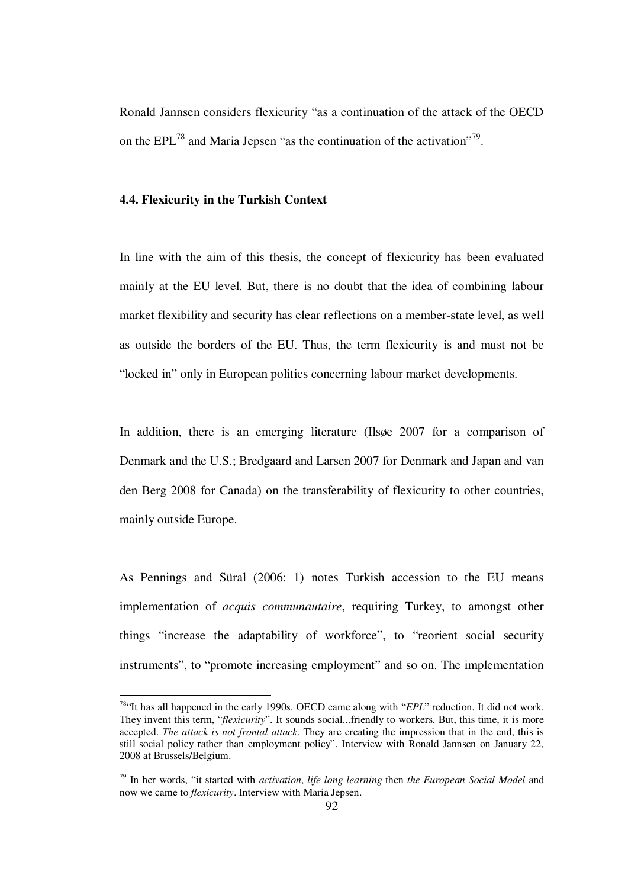Ronald Jannsen considers flexicurity "as a continuation of the attack of the OECD on the EPL[78] and Maria Jepsen "as the continuation of the activation"[79].

### 4.4. Flexicurity in the Turkish Context

In line with the aim of this thesis, the concept of flexicurity has been evaluated mainly at the EU level. But, there is no doubt that the idea of combining labour market flexibility and security has clear reflections on a member-state level, as well as outside the borders of the EU. Thus, the term flexicurity is and must not be "locked in" only in European politics concerning labour market developments.

In addition, there is an emerging literature (Ilsøe 2007 for a comparison of Denmark and the U.S.; Bredgaard and Larsen 2007 for Denmark and Japan and van den Berg 2008 for Canada) on the transferability of flexicurity to other countries, mainly outside Europe.

As Pennings and Süral (2006: 1) notes Turkish accession to the EU means implementation of *acquis communautaire*, requiring Turkey, to amongst other things "increase the adaptability of workforce", to "reorient social security instruments", to "promote increasing employment" and so on. The implementation

---

[78] "It has all happened in the early 1990s. OECD came along with "*EPL*" reduction. It did not work. They invent this term, "*flexicurity*". It sounds social...friendly to workers. But, this time, it is more accepted. *The attack is not frontal attack*. They are creating the impression that in the end, this is still social policy rather than employment policy". Interview with Ronald Jannsen on January 22, 2008 at Brussels/Belgium.

[79] In her words, "it started with *activation*, *life long learning* then *the European Social Model* and now we came to *flexicurity*. Interview with Maria Jepsen.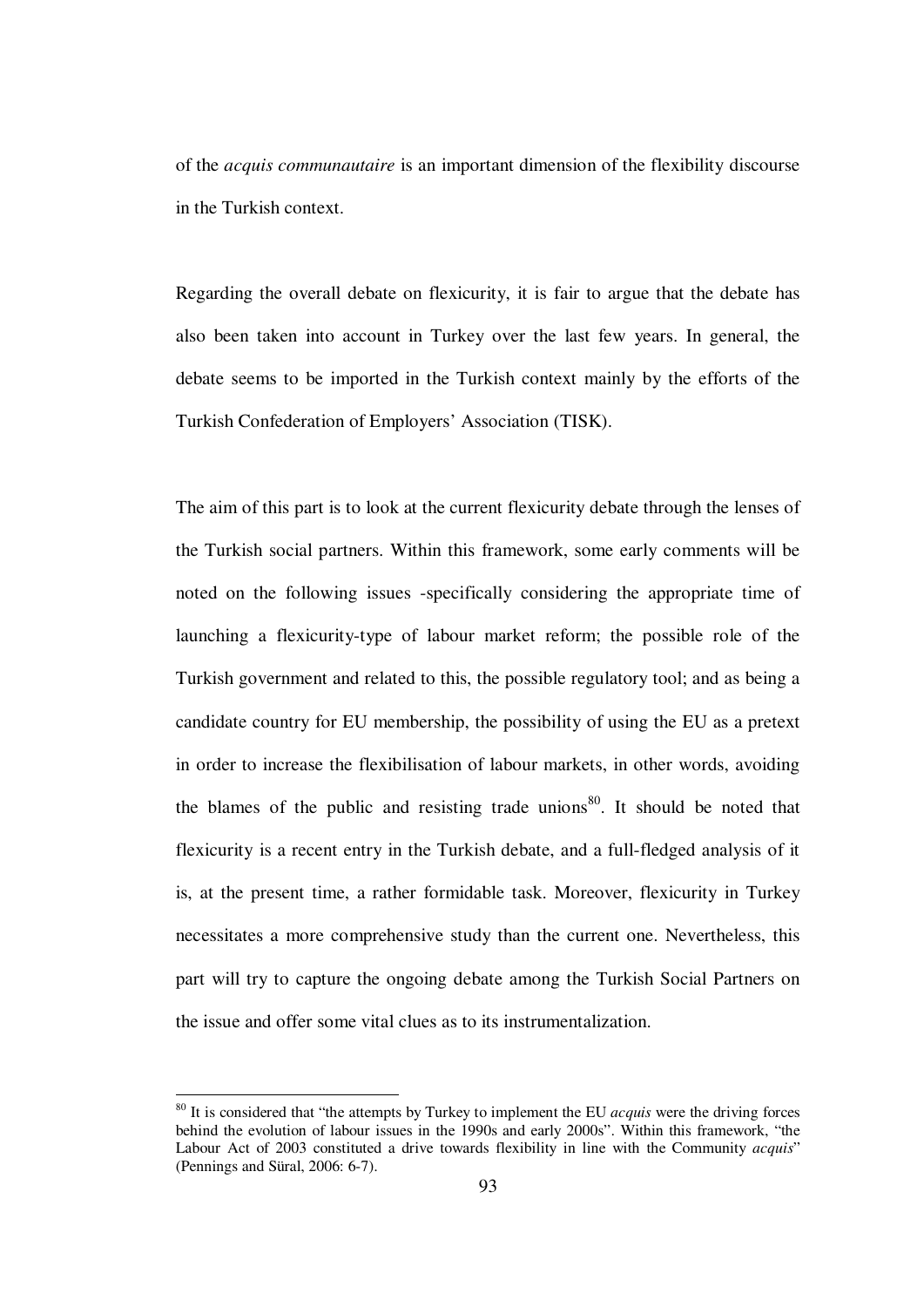of the *acquis communautaire* is an important dimension of the flexibility discourse in the Turkish context.

Regarding the overall debate on flexicurity, it is fair to argue that the debate has also been taken into account in Turkey over the last few years. In general, the debate seems to be imported in the Turkish context mainly by the efforts of the Turkish Confederation of Employers' Association (TISK).

The aim of this part is to look at the current flexicurity debate through the lenses of the Turkish social partners. Within this framework, some early comments will be noted on the following issues -specifically considering the appropriate time of launching a flexicurity-type of labour market reform; the possible role of the Turkish government and related to this, the possible regulatory tool; and as being a candidate country for EU membership, the possibility of using the EU as a pretext in order to increase the flexibilisation of labour markets, in other words, avoiding the blames of the public and resisting trade unions[80]. It should be noted that flexicurity is a recent entry in the Turkish debate, and a full-fledged analysis of it is, at the present time, a rather formidable task. Moreover, flexicurity in Turkey necessitates a more comprehensive study than the current one. Nevertheless, this part will try to capture the ongoing debate among the Turkish Social Partners on the issue and offer some vital clues as to its instrumentalization.

---

[80] It is considered that "the attempts by Turkey to implement the EU *acquis* were the driving forces behind the evolution of labour issues in the 1990s and early 2000s". Within this framework, "the Labour Act of 2003 constituted a drive towards flexibility in line with the Community *acquis*" (Pennings and Süral, 2006: 6-7).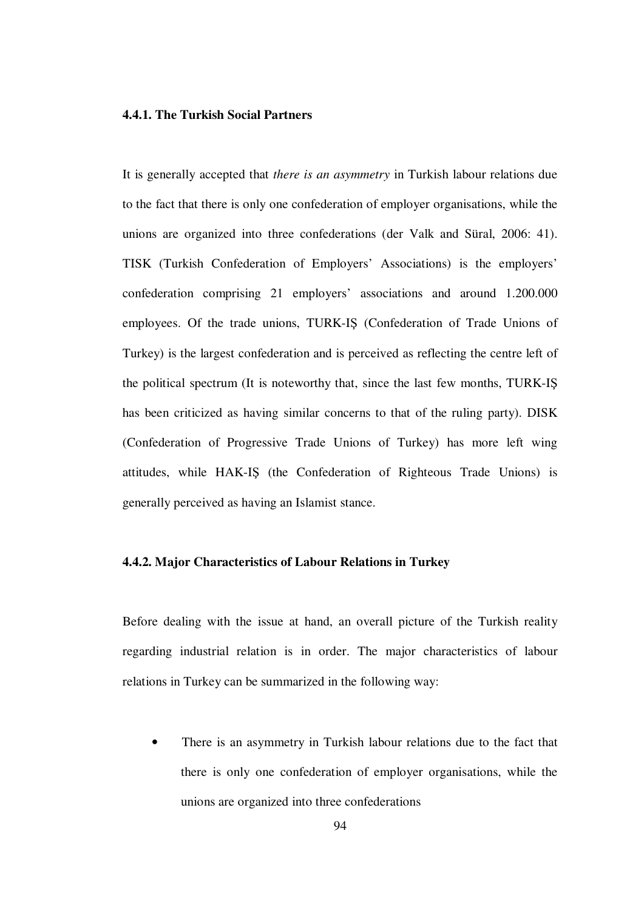### 4.4.1. The Turkish Social Partners

It is generally accepted that *there is an asymmetry* in Turkish labour relations due to the fact that there is only one confederation of employer organisations, while the unions are organized into three confederations (der Valk and Süral, 2006: 41). TISK (Turkish Confederation of Employers' Associations) is the employers' confederation comprising 21 employers' associations and around 1.200.000 employees. Of the trade unions, TURK-IŞ (Confederation of Trade Unions of Turkey) is the largest confederation and is perceived as reflecting the centre left of the political spectrum (It is noteworthy that, since the last few months, TURK-IŞ has been criticized as having similar concerns to that of the ruling party). DISK (Confederation of Progressive Trade Unions of Turkey) has more left wing attitudes, while HAK-IŞ (the Confederation of Righteous Trade Unions) is generally perceived as having an Islamist stance.

### 4.4.2. Major Characteristics of Labour Relations in Turkey

Before dealing with the issue at hand, an overall picture of the Turkish reality regarding industrial relation is in order. The major characteristics of labour relations in Turkey can be summarized in the following way:

- There is an asymmetry in Turkish labour relations due to the fact that there is only one confederation of employer organisations, while the unions are organized into three confederations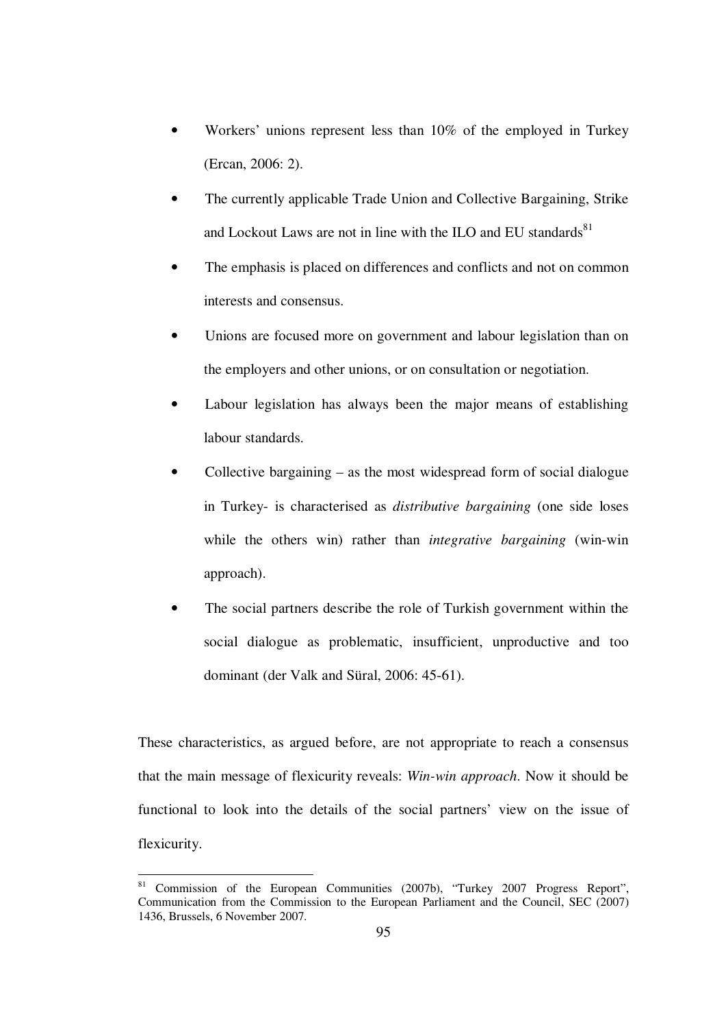- Workers' unions represent less than 10% of the employed in Turkey (Ercan, 2006: 2).
- The currently applicable Trade Union and Collective Bargaining, Strike and Lockout Laws are not in line with the ILO and EU standards[81]
- The emphasis is placed on differences and conflicts and not on common interests and consensus.
- Unions are focused more on government and labour legislation than on the employers and other unions, or on consultation or negotiation.
- Labour legislation has always been the major means of establishing labour standards.
- Collective bargaining – as the most widespread form of social dialogue in Turkey- is characterised as *distributive bargaining* (one side loses while the others win) rather than *integrative bargaining* (win-win approach).
- The social partners describe the role of Turkish government within the social dialogue as problematic, insufficient, unproductive and too dominant (der Valk and Süral, 2006: 45-61).

These characteristics, as argued before, are not appropriate to reach a consensus that the main message of flexicurity reveals: *Win-win approach*. Now it should be functional to look into the details of the social partners' view on the issue of flexicurity.

---

[81] Commission of the European Communities (2007b), "Turkey 2007 Progress Report", Communication from the Commission to the European Parliament and the Council, SEC (2007) 1436, Brussels, 6 November 2007.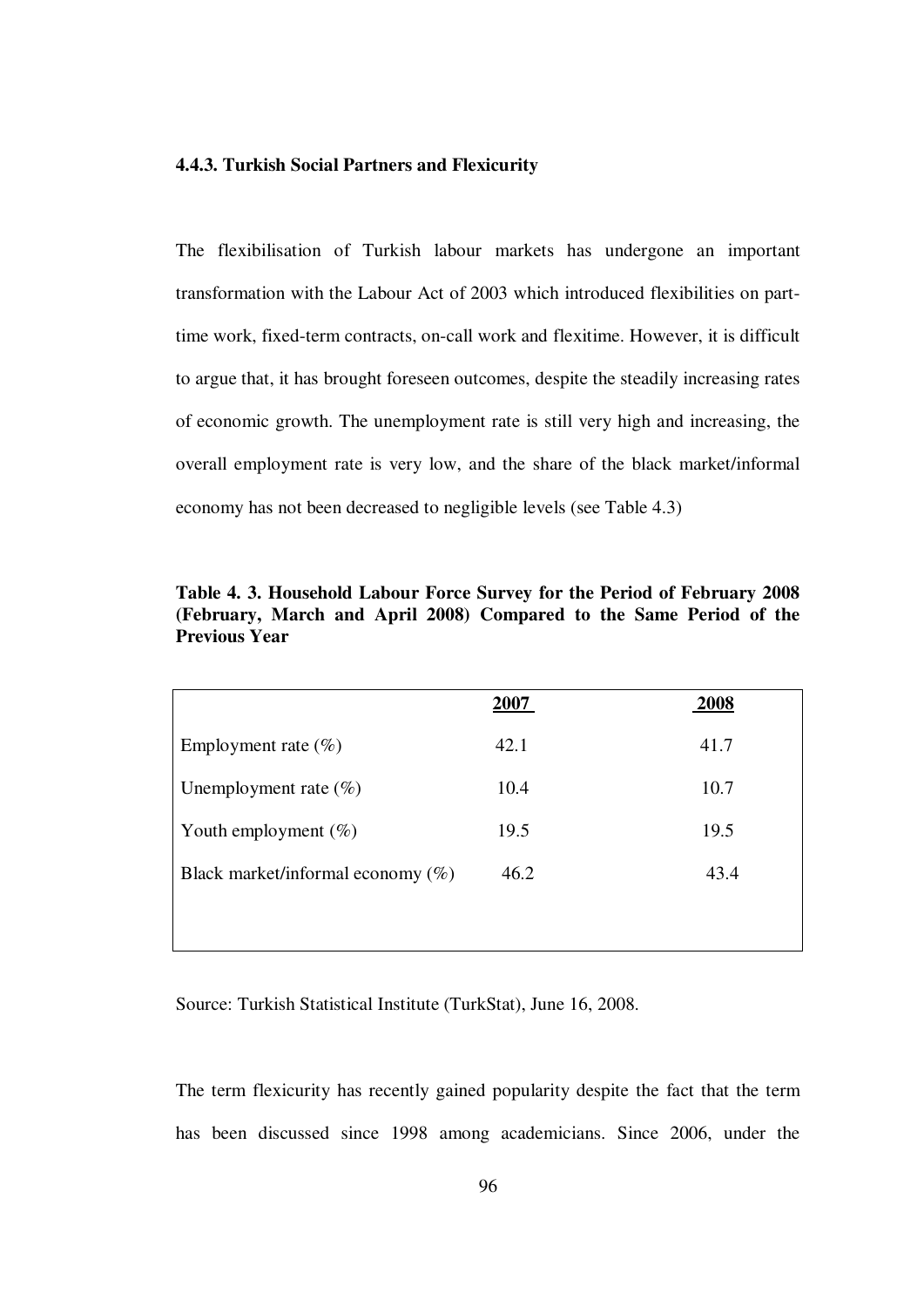### 4.4.3. Turkish Social Partners and Flexicurity

The flexibilisation of Turkish labour markets has undergone an important transformation with the Labour Act of 2003 which introduced flexibilities on part-time work, fixed-term contracts, on-call work and flexitime. However, it is difficult to argue that, it has brought foreseen outcomes, despite the steadily increasing rates of economic growth. The unemployment rate is still very high and increasing, the overall employment rate is very low, and the share of the black market/informal economy has not been decreased to negligible levels (see Table 4.3)

**Table 4. 3. Household Labour Force Survey for the Period of February 2008 (February, March and April 2008) Compared to the Same Period of the Previous Year**

| | 2007 | 2008 |
|---|---|---|
| Employment rate (%) | 42.1 | 41.7 |
| Unemployment rate (%) | 10.4 | 10.7 |
| Youth employment (%) | 19.5 | 19.5 |
| Black market/informal economy (%) | 46.2 | 43.4 |

Source: Turkish Statistical Institute (TurkStat), June 16, 2008.

The term flexicurity has recently gained popularity despite the fact that the term has been discussed since 1998 among academicians. Since 2006, under the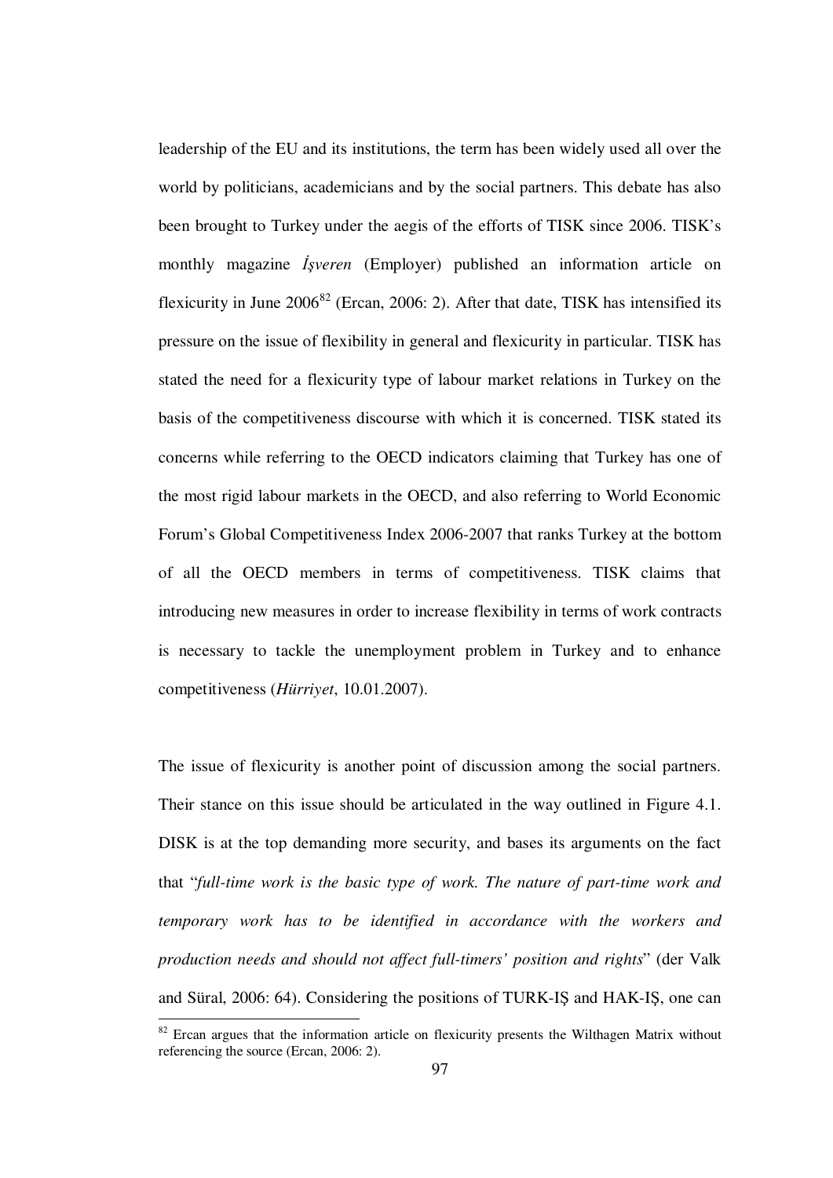leadership of the EU and its institutions, the term has been widely used all over the world by politicians, academicians and by the social partners. This debate has also been brought to Turkey under the aegis of the efforts of TISK since 2006. TISK's monthly magazine *İşveren* (Employer) published an information article on flexicurity in June 2006[82] (Ercan, 2006: 2). After that date, TISK has intensified its pressure on the issue of flexibility in general and flexicurity in particular. TISK has stated the need for a flexicurity type of labour market relations in Turkey on the basis of the competitiveness discourse with which it is concerned. TISK stated its concerns while referring to the OECD indicators claiming that Turkey has one of the most rigid labour markets in the OECD, and also referring to World Economic Forum's Global Competitiveness Index 2006-2007 that ranks Turkey at the bottom of all the OECD members in terms of competitiveness. TISK claims that introducing new measures in order to increase flexibility in terms of work contracts is necessary to tackle the unemployment problem in Turkey and to enhance competitiveness (*Hürriyet*, 10.01.2007).

The issue of flexicurity is another point of discussion among the social partners. Their stance on this issue should be articulated in the way outlined in Figure 4.1. DISK is at the top demanding more security, and bases its arguments on the fact that "*full-time work is the basic type of work. The nature of part-time work and temporary work has to be identified in accordance with the workers and production needs and should not affect full-timers' position and rights*" (der Valk and Süral, 2006: 64). Considering the positions of TURK-IŞ and HAK-IŞ, one can

---

[82] Ercan argues that the information article on flexicurity presents the Wilthagen Matrix without referencing the source (Ercan, 2006: 2).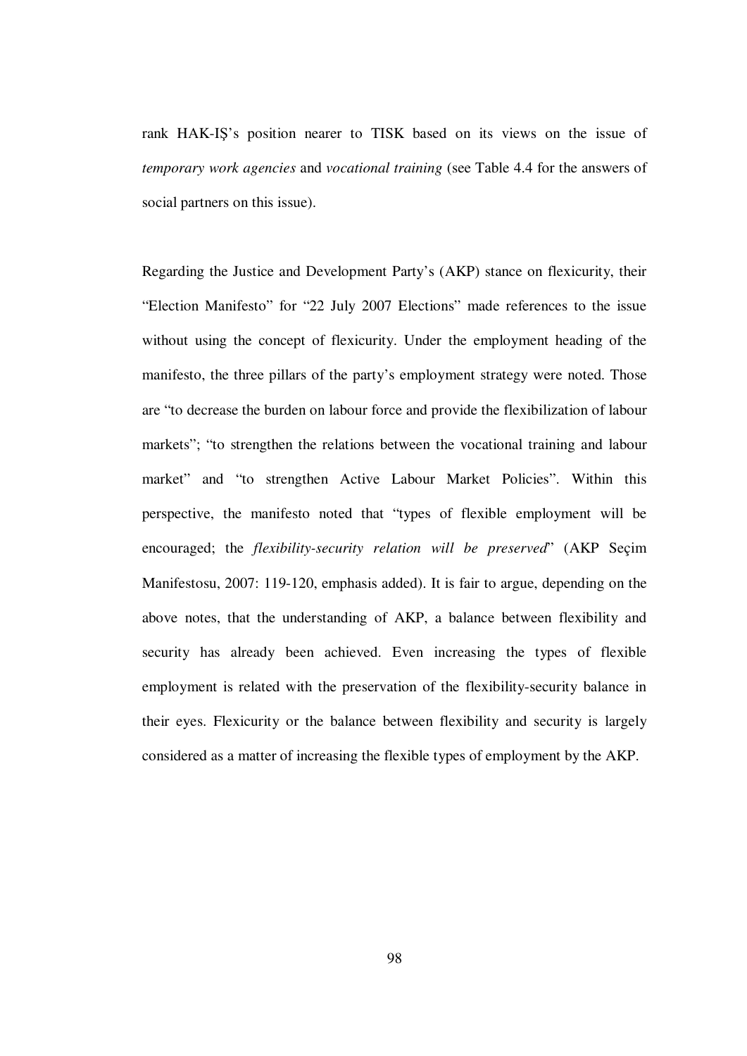rank HAK-IŞ's position nearer to TISK based on its views on the issue of *temporary work agencies* and *vocational training* (see Table 4.4 for the answers of social partners on this issue).

Regarding the Justice and Development Party's (AKP) stance on flexicurity, their "Election Manifesto" for "22 July 2007 Elections" made references to the issue without using the concept of flexicurity. Under the employment heading of the manifesto, the three pillars of the party's employment strategy were noted. Those are "to decrease the burden on labour force and provide the flexibilization of labour markets"; "to strengthen the relations between the vocational training and labour market" and "to strengthen Active Labour Market Policies". Within this perspective, the manifesto noted that "types of flexible employment will be encouraged; the *flexibility-security relation will be preserved*" (AKP Seçim Manifestosu, 2007: 119-120, emphasis added). It is fair to argue, depending on the above notes, that the understanding of AKP, a balance between flexibility and security has already been achieved. Even increasing the types of flexible employment is related with the preservation of the flexibility-security balance in their eyes. Flexicurity or the balance between flexibility and security is largely considered as a matter of increasing the flexible types of employment by the AKP.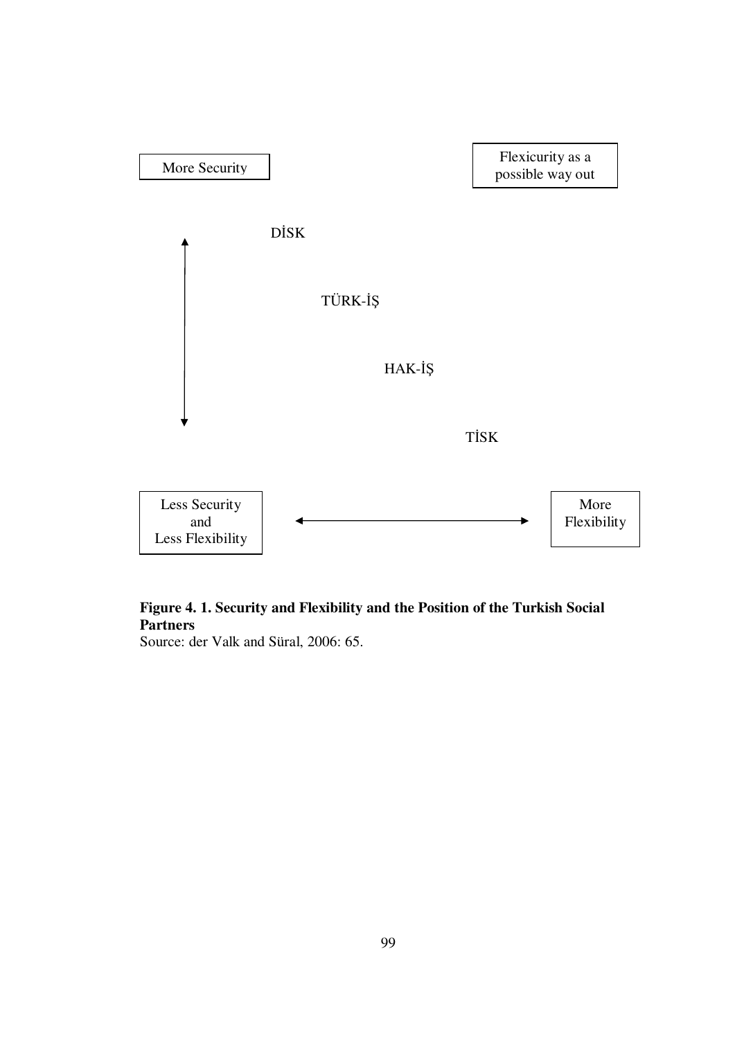More Security

Flexicurity as a possible way out

DİSK

TÜRK-İŞ

HAK-İŞ

TİSK

Less Security and Less Flexibility

More Flexibility

**Figure 4. 1. Security and Flexibility and the Position of the Turkish Social Partners**

Source: der Valk and Süral, 2006: 65.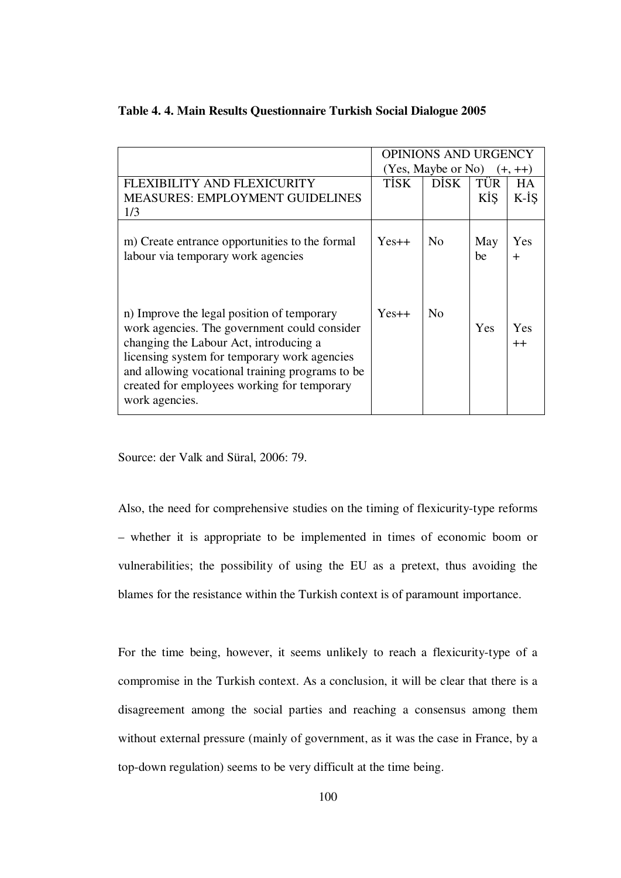**Table 4. 4. Main Results Questionnaire Turkish Social Dialogue 2005**

| | OPINIONS AND URGENCY (Yes, Maybe or No) (+, ++) | | | |
|---|---|---|---|---|
| FLEXIBILITY AND FLEXICURITY MEASURES: EMPLOYMENT GUIDELINES 1/3 | TİSK | DİSK | TÜRKİŞ | HAK-İŞ |
| m) Create entrance opportunities to the formal labour via temporary work agencies | Yes++ | No | Maybe | Yes + |
| n) Improve the legal position of temporary work agencies. The government could consider changing the Labour Act, introducing a licensing system for temporary work agencies and allowing vocational training programs to be created for employees working for temporary work agencies. | Yes++ | No | Yes | Yes ++ |

Source: der Valk and Süral, 2006: 79.

Also, the need for comprehensive studies on the timing of flexicurity-type reforms – whether it is appropriate to be implemented in times of economic boom or vulnerabilities; the possibility of using the EU as a pretext, thus avoiding the blames for the resistance within the Turkish context is of paramount importance.

For the time being, however, it seems unlikely to reach a flexicurity-type of a compromise in the Turkish context. As a conclusion, it will be clear that there is a disagreement among the social parties and reaching a consensus among them without external pressure (mainly of government, as it was the case in France, by a top-down regulation) seems to be very difficult at the time being.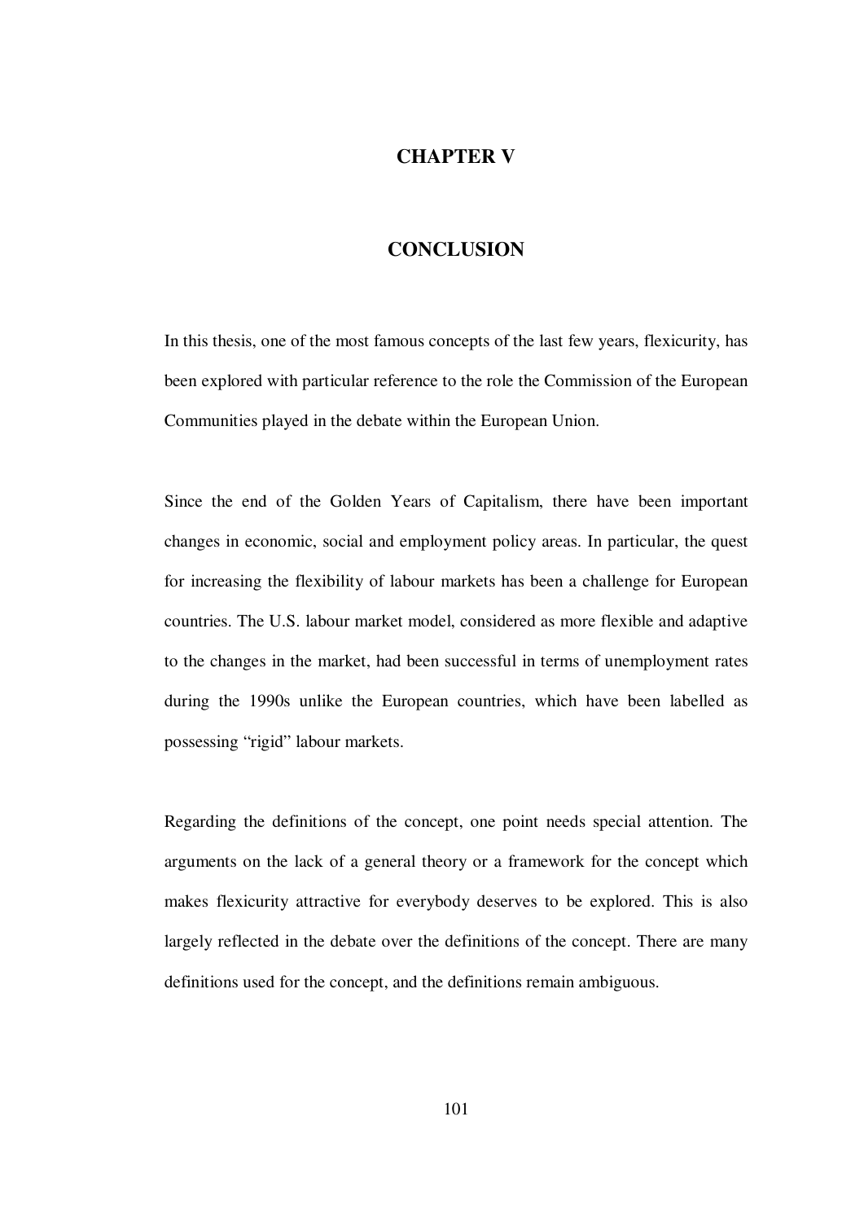# CHAPTER V

# CONCLUSION

In this thesis, one of the most famous concepts of the last few years, flexicurity, has been explored with particular reference to the role the Commission of the European Communities played in the debate within the European Union.

Since the end of the Golden Years of Capitalism, there have been important changes in economic, social and employment policy areas. In particular, the quest for increasing the flexibility of labour markets has been a challenge for European countries. The U.S. labour market model, considered as more flexible and adaptive to the changes in the market, had been successful in terms of unemployment rates during the 1990s unlike the European countries, which have been labelled as possessing "rigid" labour markets.

Regarding the definitions of the concept, one point needs special attention. The arguments on the lack of a general theory or a framework for the concept which makes flexicurity attractive for everybody deserves to be explored. This is also largely reflected in the debate over the definitions of the concept. There are many definitions used for the concept, and the definitions remain ambiguous.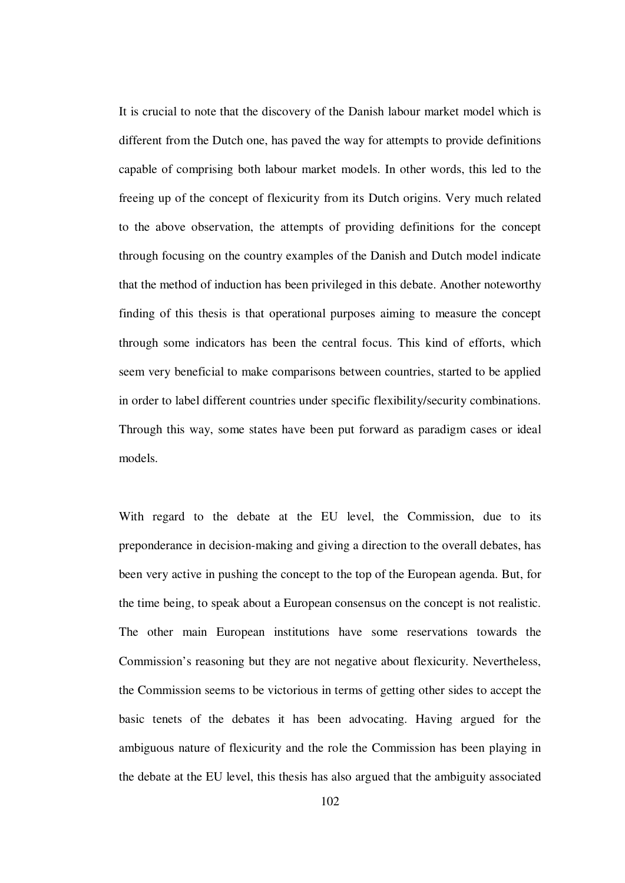It is crucial to note that the discovery of the Danish labour market model which is different from the Dutch one, has paved the way for attempts to provide definitions capable of comprising both labour market models. In other words, this led to the freeing up of the concept of flexicurity from its Dutch origins. Very much related to the above observation, the attempts of providing definitions for the concept through focusing on the country examples of the Danish and Dutch model indicate that the method of induction has been privileged in this debate. Another noteworthy finding of this thesis is that operational purposes aiming to measure the concept through some indicators has been the central focus. This kind of efforts, which seem very beneficial to make comparisons between countries, started to be applied in order to label different countries under specific flexibility/security combinations. Through this way, some states have been put forward as paradigm cases or ideal models.

With regard to the debate at the EU level, the Commission, due to its preponderance in decision-making and giving a direction to the overall debates, has been very active in pushing the concept to the top of the European agenda. But, for the time being, to speak about a European consensus on the concept is not realistic. The other main European institutions have some reservations towards the Commission's reasoning but they are not negative about flexicurity. Nevertheless, the Commission seems to be victorious in terms of getting other sides to accept the basic tenets of the debates it has been advocating. Having argued for the ambiguous nature of flexicurity and the role the Commission has been playing in the debate at the EU level, this thesis has also argued that the ambiguity associated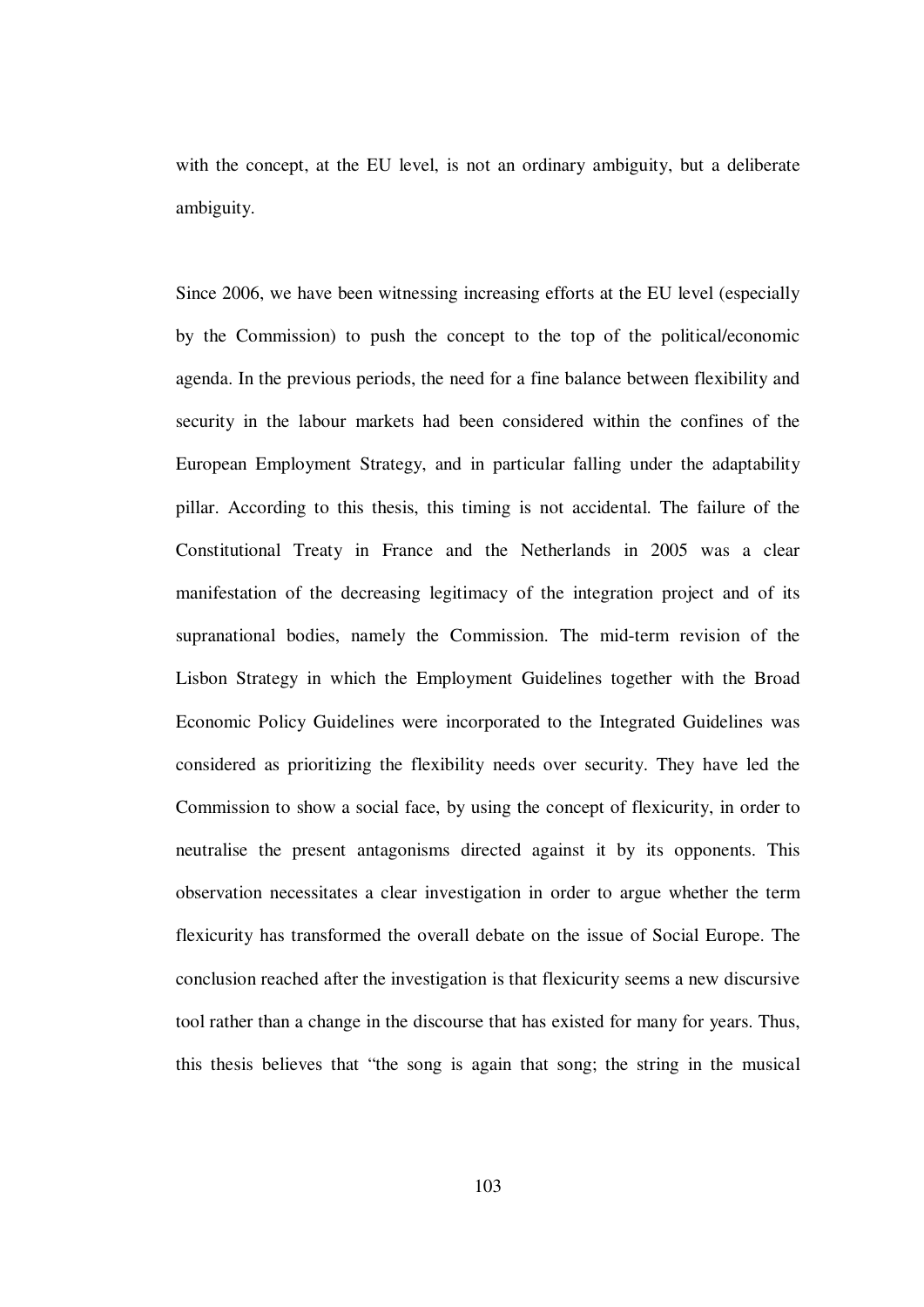with the concept, at the EU level, is not an ordinary ambiguity, but a deliberate ambiguity.

Since 2006, we have been witnessing increasing efforts at the EU level (especially by the Commission) to push the concept to the top of the political/economic agenda. In the previous periods, the need for a fine balance between flexibility and security in the labour markets had been considered within the confines of the European Employment Strategy, and in particular falling under the adaptability pillar. According to this thesis, this timing is not accidental. The failure of the Constitutional Treaty in France and the Netherlands in 2005 was a clear manifestation of the decreasing legitimacy of the integration project and of its supranational bodies, namely the Commission. The mid-term revision of the Lisbon Strategy in which the Employment Guidelines together with the Broad Economic Policy Guidelines were incorporated to the Integrated Guidelines was considered as prioritizing the flexibility needs over security. They have led the Commission to show a social face, by using the concept of flexicurity, in order to neutralise the present antagonisms directed against it by its opponents. This observation necessitates a clear investigation in order to argue whether the term flexicurity has transformed the overall debate on the issue of Social Europe. The conclusion reached after the investigation is that flexicurity seems a new discursive tool rather than a change in the discourse that has existed for many for years. Thus, this thesis believes that "the song is again that song; the string in the musical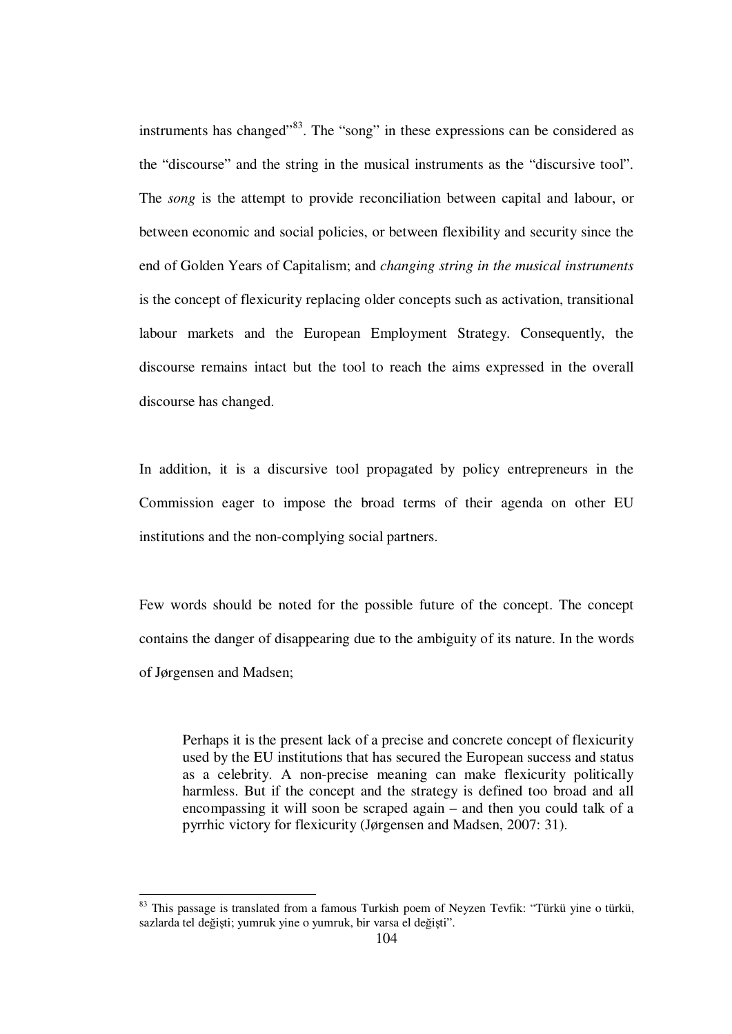instruments has changed"[83]. The "song" in these expressions can be considered as the "discourse" and the string in the musical instruments as the "discursive tool". The *song* is the attempt to provide reconciliation between capital and labour, or between economic and social policies, or between flexibility and security since the end of Golden Years of Capitalism; and *changing string in the musical instruments* is the concept of flexicurity replacing older concepts such as activation, transitional labour markets and the European Employment Strategy. Consequently, the discourse remains intact but the tool to reach the aims expressed in the overall discourse has changed.

In addition, it is a discursive tool propagated by policy entrepreneurs in the Commission eager to impose the broad terms of their agenda on other EU institutions and the non-complying social partners.

Few words should be noted for the possible future of the concept. The concept contains the danger of disappearing due to the ambiguity of its nature. In the words of Jørgensen and Madsen;

> Perhaps it is the present lack of a precise and concrete concept of flexicurity used by the EU institutions that has secured the European success and status as a celebrity. A non-precise meaning can make flexicurity politically harmless. But if the concept and the strategy is defined too broad and all encompassing it will soon be scraped again – and then you could talk of a pyrrhic victory for flexicurity (Jørgensen and Madsen, 2007: 31).

---

[83] This passage is translated from a famous Turkish poem of Neyzen Tevfik: "Türkü yine o türkü, sazlarda tel değişti; yumruk yine o yumruk, bir varsa el değişti".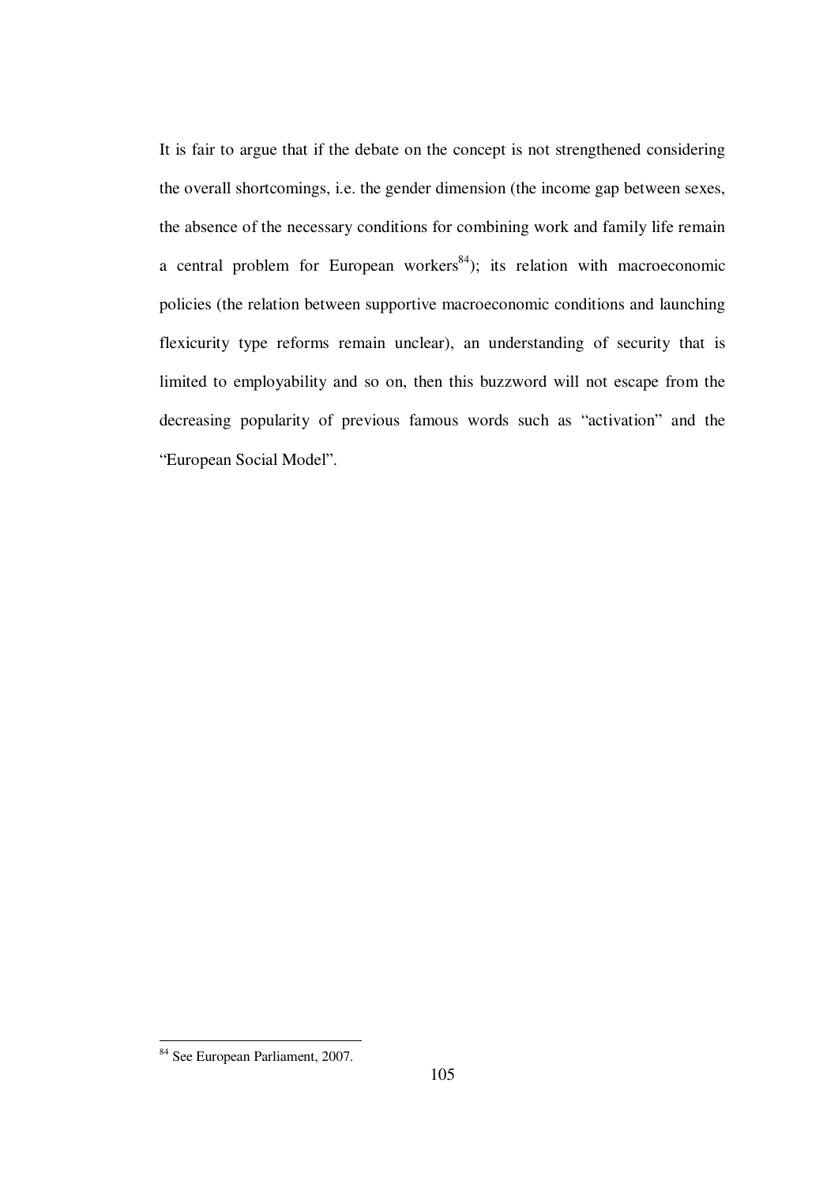It is fair to argue that if the debate on the concept is not strengthened considering the overall shortcomings, i.e. the gender dimension (the income gap between sexes, the absence of the necessary conditions for combining work and family life remain a central problem for European workers[84]); its relation with macroeconomic policies (the relation between supportive macroeconomic conditions and launching flexicurity type reforms remain unclear), an understanding of security that is limited to employability and so on, then this buzzword will not escape from the decreasing popularity of previous famous words such as "activation" and the "European Social Model".

[84] See European Parliament, 2007.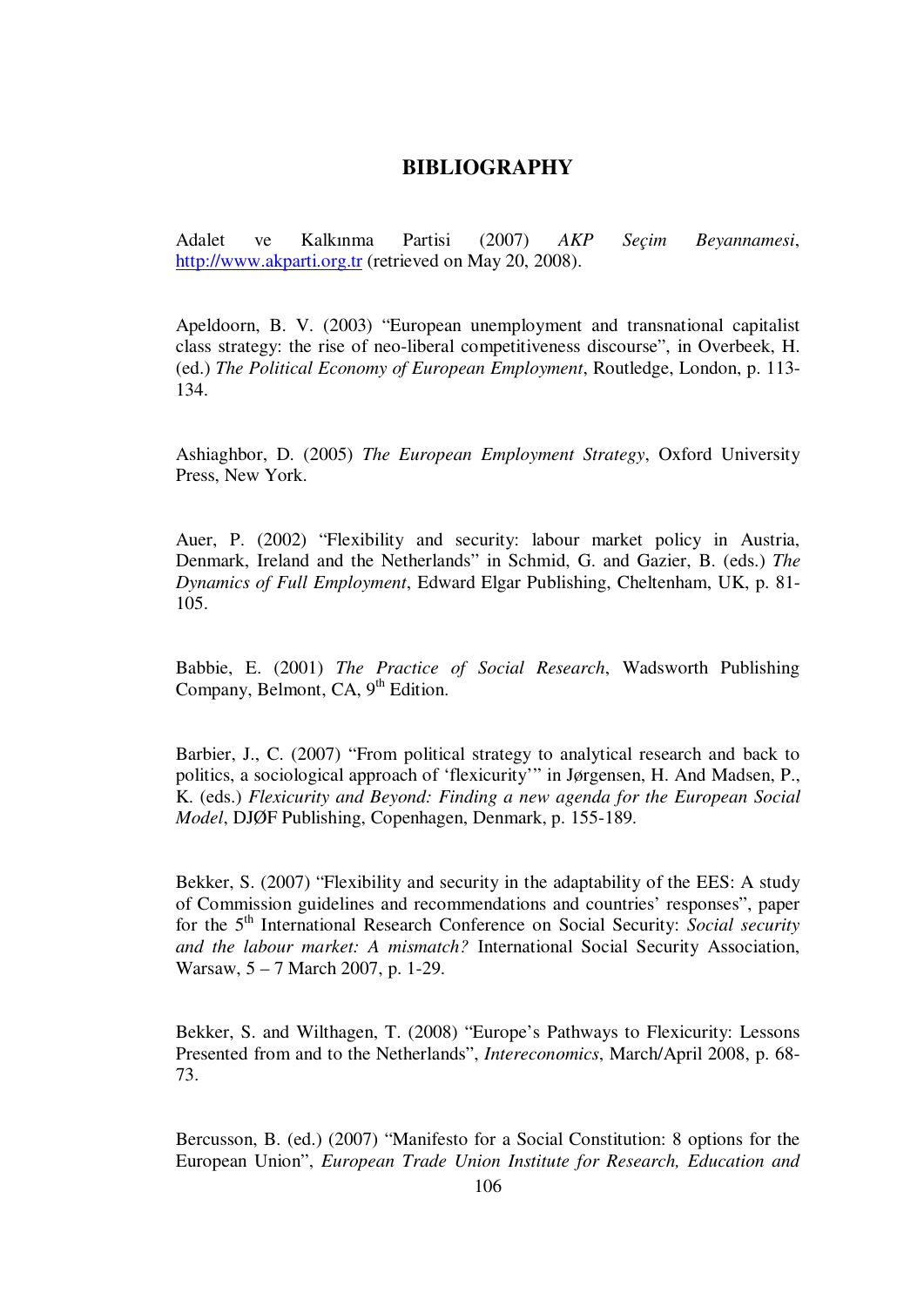# BIBLIOGRAPHY

Adalet ve Kalkınma Partisi (2007) *AKP Seçim Beyannamesi*, http://www.akparti.org.tr (retrieved on May 20, 2008).

Apeldoorn, B. V. (2003) "European unemployment and transnational capitalist class strategy: the rise of neo-liberal competitiveness discourse", in Overbeek, H. (ed.) *The Political Economy of European Employment*, Routledge, London, p. 113-134.

Ashiaghbor, D. (2005) *The European Employment Strategy*, Oxford University Press, New York.

Auer, P. (2002) "Flexibility and security: labour market policy in Austria, Denmark, Ireland and the Netherlands" in Schmid, G. and Gazier, B. (eds.) *The Dynamics of Full Employment*, Edward Elgar Publishing, Cheltenham, UK, p. 81-105.

Babbie, E. (2001) *The Practice of Social Research*, Wadsworth Publishing Company, Belmont, CA, 9th Edition.

Barbier, J., C. (2007) "From political strategy to analytical research and back to politics, a sociological approach of 'flexicurity'" in Jørgensen, H. And Madsen, P., K. (eds.) *Flexicurity and Beyond: Finding a new agenda for the European Social Model*, DJØF Publishing, Copenhagen, Denmark, p. 155-189.

Bekker, S. (2007) "Flexibility and security in the adaptability of the EES: A study of Commission guidelines and recommendations and countries' responses", paper for the 5th International Research Conference on Social Security: *Social security and the labour market: A mismatch?* International Social Security Association, Warsaw, 5 – 7 March 2007, p. 1-29.

Bekker, S. and Wilthagen, T. (2008) "Europe's Pathways to Flexicurity: Lessons Presented from and to the Netherlands", *Intereconomics*, March/April 2008, p. 68-73.

Bercusson, B. (ed.) (2007) "Manifesto for a Social Constitution: 8 options for the European Union", *European Trade Union Institute for Research, Education and*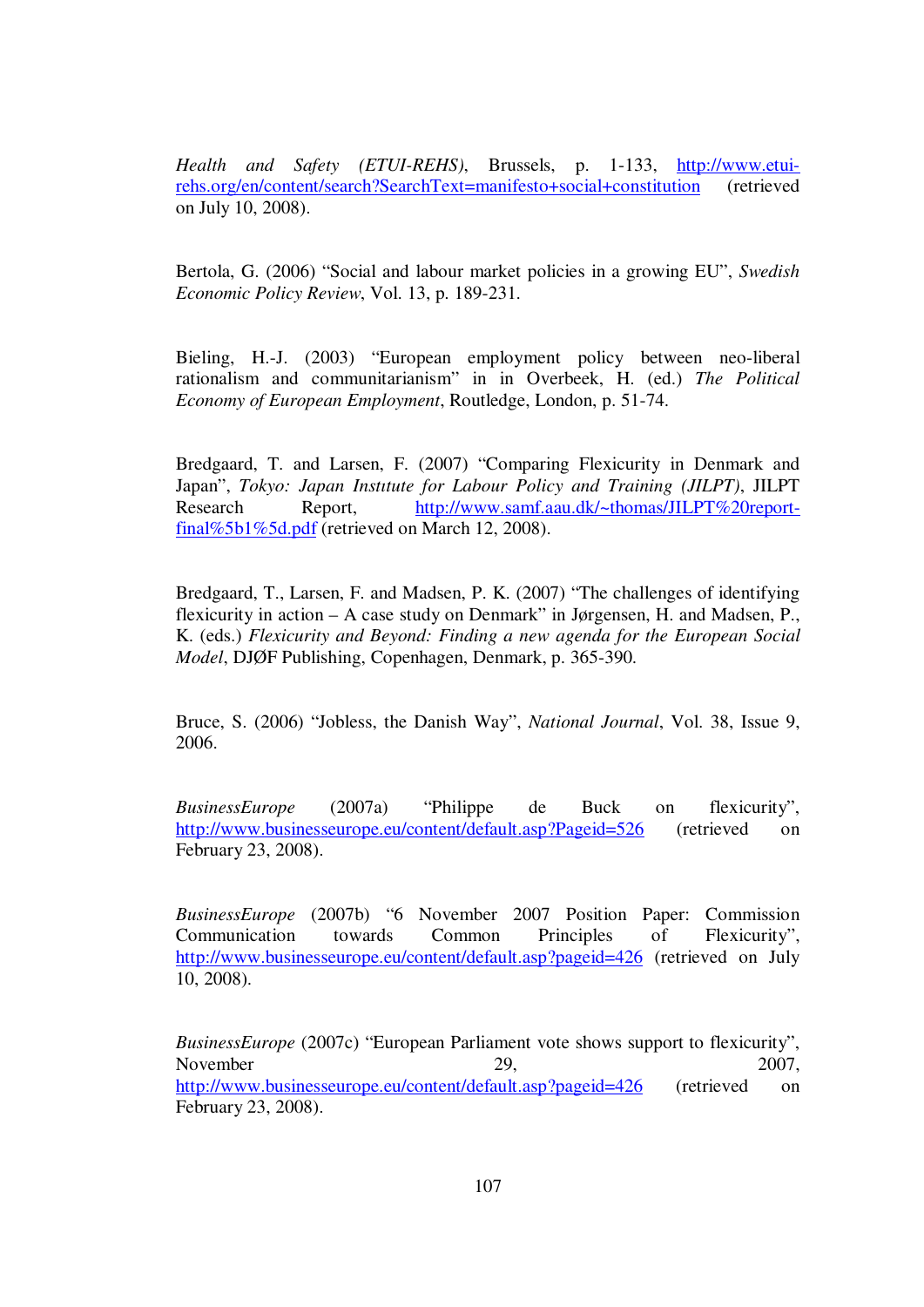*Health and Safety (ETUI-REHS)*, Brussels, p. 1-133, http://www.etui-rehs.org/en/content/search?SearchText=manifesto+social+constitution (retrieved on July 10, 2008).

Bertola, G. (2006) "Social and labour market policies in a growing EU", *Swedish Economic Policy Review*, Vol. 13, p. 189-231.

Bieling, H.-J. (2003) "European employment policy between neo-liberal rationalism and communitarianism" in in Overbeek, H. (ed.) *The Political Economy of European Employment*, Routledge, London, p. 51-74.

Bredgaard, T. and Larsen, F. (2007) "Comparing Flexicurity in Denmark and Japan", *Tokyo: Japan Institute for Labour Policy and Training (JILPT)*, JILPT Research Report, http://www.samf.aau.dk/~thomas/JILPT%20report-final%5b1%5d.pdf (retrieved on March 12, 2008).

Bredgaard, T., Larsen, F. and Madsen, P. K. (2007) "The challenges of identifying flexicurity in action – A case study on Denmark" in Jørgensen, H. and Madsen, P., K. (eds.) *Flexicurity and Beyond: Finding a new agenda for the European Social Model*, DJØF Publishing, Copenhagen, Denmark, p. 365-390.

Bruce, S. (2006) "Jobless, the Danish Way", *National Journal*, Vol. 38, Issue 9, 2006.

*BusinessEurope* (2007a) "Philippe de Buck on flexicurity", http://www.businesseurope.eu/content/default.asp?Pageid=526 (retrieved on February 23, 2008).

*BusinessEurope* (2007b) "6 November 2007 Position Paper: Commission Communication towards Common Principles of Flexicurity", http://www.businesseurope.eu/content/default.asp?pageid=426 (retrieved on July 10, 2008).

*BusinessEurope* (2007c) "European Parliament vote shows support to flexicurity", November 29, 2007, http://www.businesseurope.eu/content/default.asp?pageid=426 (retrieved on February 23, 2008).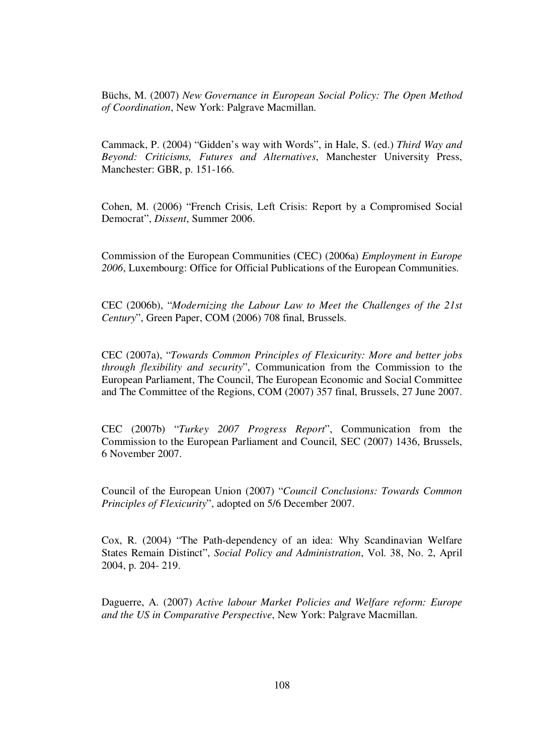Büchs, M. (2007) *New Governance in European Social Policy: The Open Method of Coordination*, New York: Palgrave Macmillan.

Cammack, P. (2004) "Gidden's way with Words", in Hale, S. (ed.) *Third Way and Beyond: Criticisms, Futures and Alternatives*, Manchester University Press, Manchester: GBR, p. 151-166.

Cohen, M. (2006) "French Crisis, Left Crisis: Report by a Compromised Social Democrat", *Dissent*, Summer 2006.

Commission of the European Communities (CEC) (2006a) *Employment in Europe 2006*, Luxembourg: Office for Official Publications of the European Communities.

CEC (2006b), "*Modernizing the Labour Law to Meet the Challenges of the 21st Century*", Green Paper, COM (2006) 708 final, Brussels.

CEC (2007a), "*Towards Common Principles of Flexicurity: More and better jobs through flexibility and security*", Communication from the Commission to the European Parliament, The Council, The European Economic and Social Committee and The Committee of the Regions, COM (2007) 357 final, Brussels, 27 June 2007.

CEC (2007b) "*Turkey 2007 Progress Report*", Communication from the Commission to the European Parliament and Council, SEC (2007) 1436, Brussels, 6 November 2007.

Council of the European Union (2007) "*Council Conclusions: Towards Common Principles of Flexicurity*", adopted on 5/6 December 2007.

Cox, R. (2004) "The Path-dependency of an idea: Why Scandinavian Welfare States Remain Distinct", *Social Policy and Administration*, Vol. 38, No. 2, April 2004, p. 204- 219.

Daguerre, A. (2007) *Active labour Market Policies and Welfare reform: Europe and the US in Comparative Perspective*, New York: Palgrave Macmillan.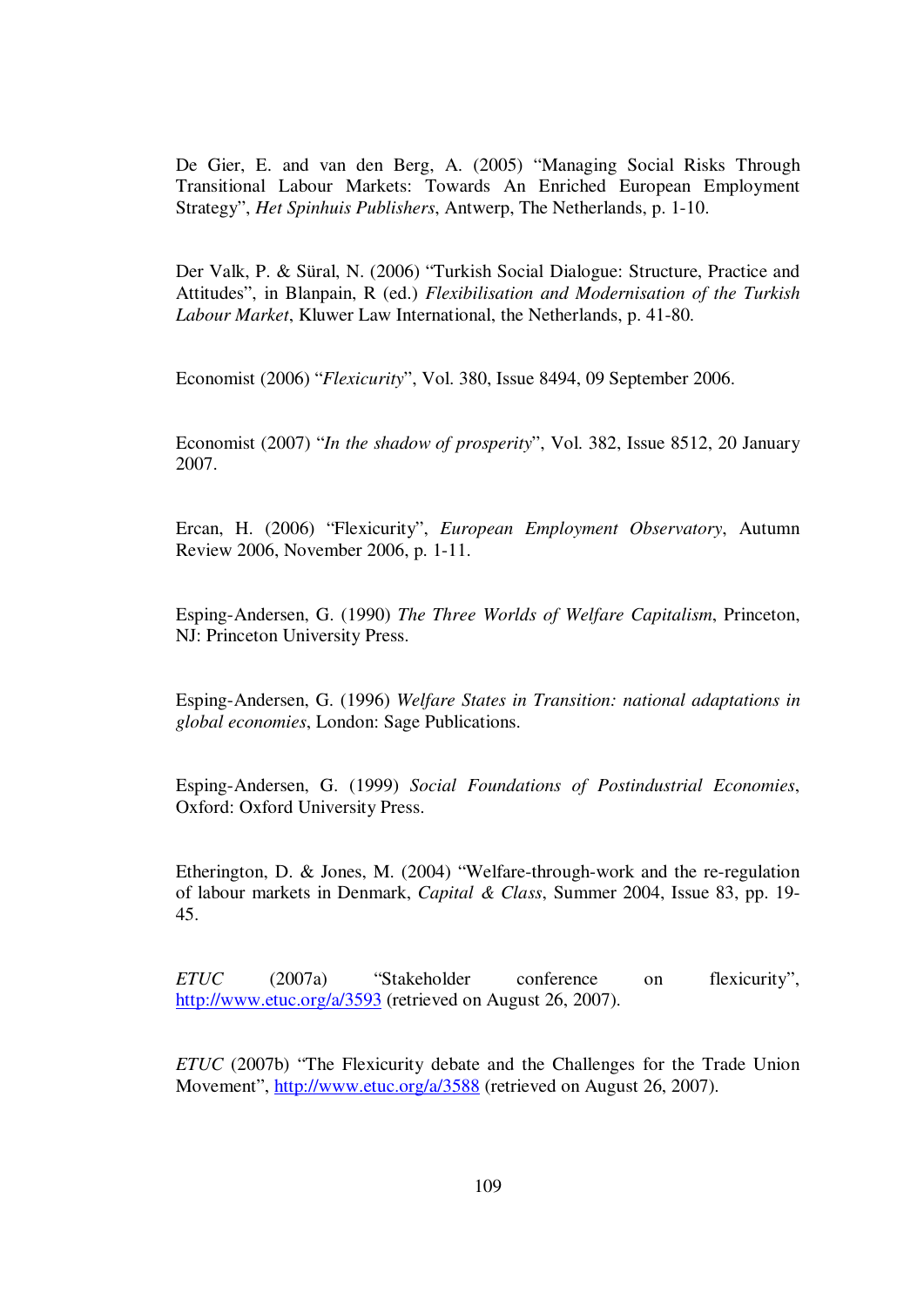De Gier, E. and van den Berg, A. (2005) "Managing Social Risks Through Transitional Labour Markets: Towards An Enriched European Employment Strategy", *Het Spinhuis Publishers*, Antwerp, The Netherlands, p. 1-10.

Der Valk, P. & Süral, N. (2006) "Turkish Social Dialogue: Structure, Practice and Attitudes", in Blanpain, R (ed.) *Flexibilisation and Modernisation of the Turkish Labour Market*, Kluwer Law International, the Netherlands, p. 41-80.

Economist (2006) "*Flexicurity*", Vol. 380, Issue 8494, 09 September 2006.

Economist (2007) "*In the shadow of prosperity*", Vol. 382, Issue 8512, 20 January 2007.

Ercan, H. (2006) "Flexicurity", *European Employment Observatory*, Autumn Review 2006, November 2006, p. 1-11.

Esping-Andersen, G. (1990) *The Three Worlds of Welfare Capitalism*, Princeton, NJ: Princeton University Press.

Esping-Andersen, G. (1996) *Welfare States in Transition: national adaptations in global economies*, London: Sage Publications.

Esping-Andersen, G. (1999) *Social Foundations of Postindustrial Economies*, Oxford: Oxford University Press.

Etherington, D. & Jones, M. (2004) "Welfare-through-work and the re-regulation of labour markets in Denmark, *Capital & Class*, Summer 2004, Issue 83, pp. 19-45.

*ETUC* (2007a) "Stakeholder conference on flexicurity", http://www.etuc.org/a/3593 (retrieved on August 26, 2007).

*ETUC* (2007b) "The Flexicurity debate and the Challenges for the Trade Union Movement", http://www.etuc.org/a/3588 (retrieved on August 26, 2007).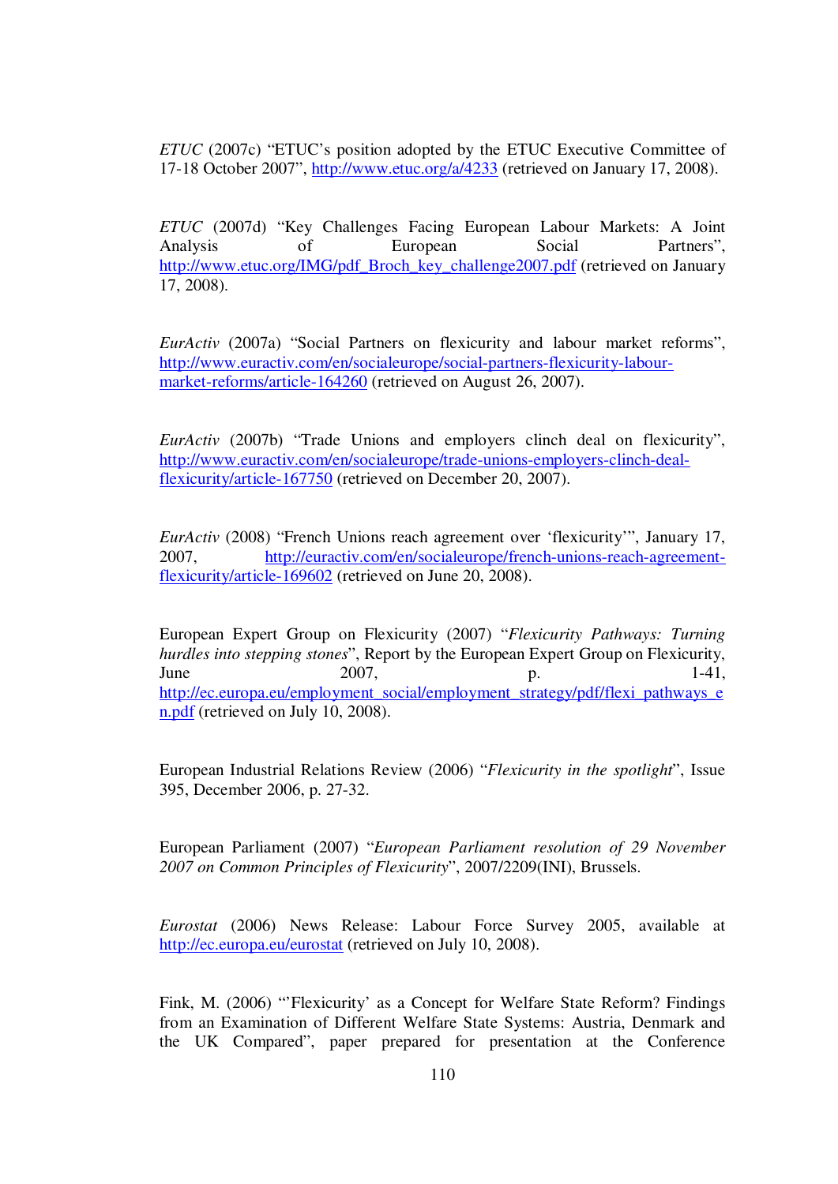*ETUC* (2007c) "ETUC's position adopted by the ETUC Executive Committee of 17-18 October 2007", http://www.etuc.org/a/4233 (retrieved on January 17, 2008).

*ETUC* (2007d) "Key Challenges Facing European Labour Markets: A Joint Analysis of European Social Partners", http://www.etuc.org/IMG/pdf_Broch_key_challenge2007.pdf (retrieved on January 17, 2008).

*EurActiv* (2007a) "Social Partners on flexicurity and labour market reforms", http://www.euractiv.com/en/socialeurope/social-partners-flexicurity-labour-market-reforms/article-164260 (retrieved on August 26, 2007).

*EurActiv* (2007b) "Trade Unions and employers clinch deal on flexicurity", http://www.euractiv.com/en/socialeurope/trade-unions-employers-clinch-deal-flexicurity/article-167750 (retrieved on December 20, 2007).

*EurActiv* (2008) "French Unions reach agreement over 'flexicurity'", January 17, 2007, http://euractiv.com/en/socialeurope/french-unions-reach-agreement-flexicurity/article-169602 (retrieved on June 20, 2008).

European Expert Group on Flexicurity (2007) "*Flexicurity Pathways: Turning hurdles into stepping stones*", Report by the European Expert Group on Flexicurity, June 2007, p. 1-41, http://ec.europa.eu/employment_social/employment_strategy/pdf/flexi_pathways_en.pdf (retrieved on July 10, 2008).

European Industrial Relations Review (2006) "*Flexicurity in the spotlight*", Issue 395, December 2006, p. 27-32.

European Parliament (2007) "*European Parliament resolution of 29 November 2007 on Common Principles of Flexicurity*", 2007/2209(INI), Brussels.

*Eurostat* (2006) News Release: Labour Force Survey 2005, available at http://ec.europa.eu/eurostat (retrieved on July 10, 2008).

Fink, M. (2006) "'Flexicurity' as a Concept for Welfare State Reform? Findings from an Examination of Different Welfare State Systems: Austria, Denmark and the UK Compared", paper prepared for presentation at the Conference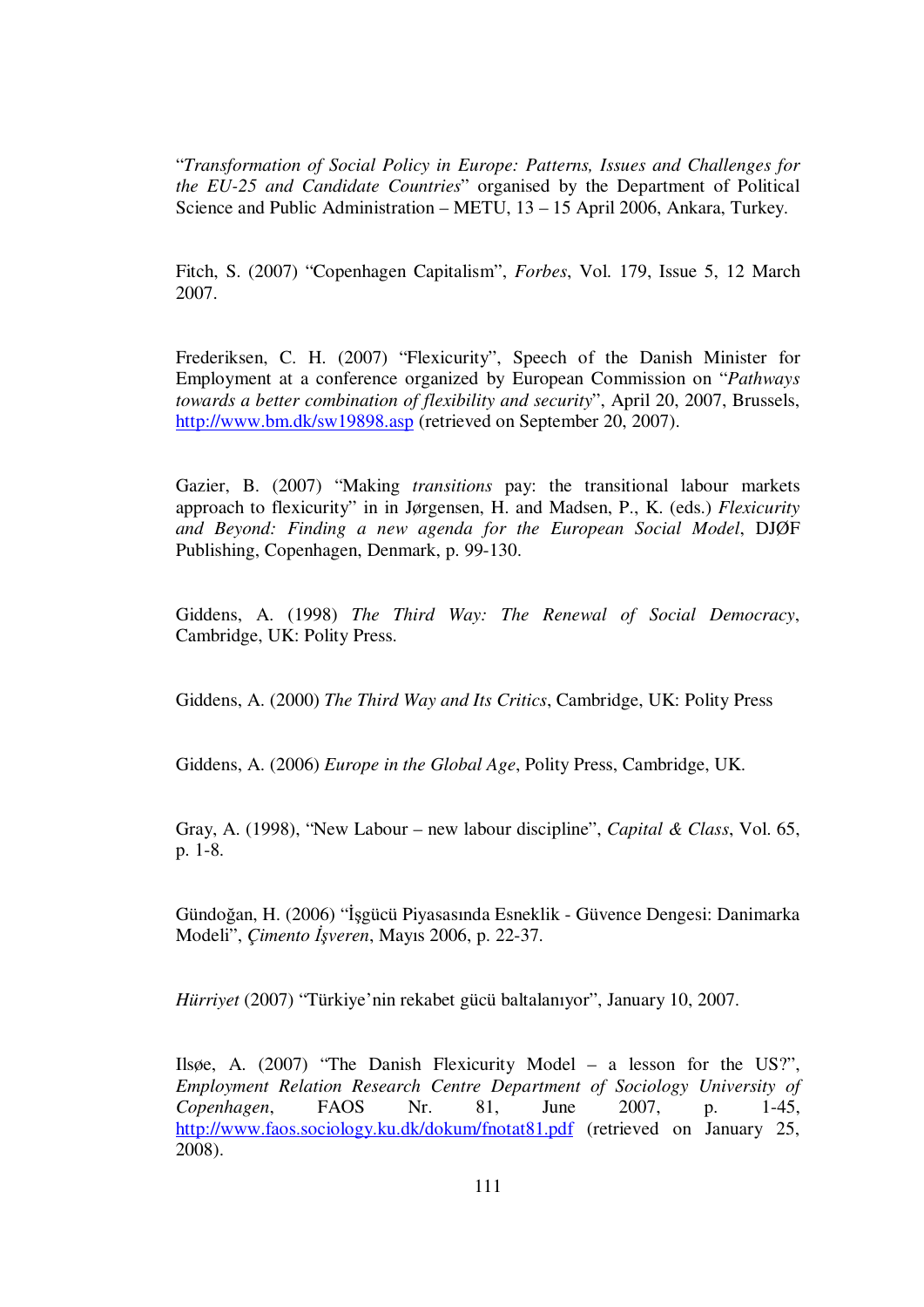"*Transformation of Social Policy in Europe: Patterns, Issues and Challenges for the EU-25 and Candidate Countries*" organised by the Department of Political Science and Public Administration – METU, 13 – 15 April 2006, Ankara, Turkey.

Fitch, S. (2007) "Copenhagen Capitalism", *Forbes*, Vol. 179, Issue 5, 12 March 2007.

Frederiksen, C. H. (2007) "Flexicurity", Speech of the Danish Minister for Employment at a conference organized by European Commission on "*Pathways towards a better combination of flexibility and security*", April 20, 2007, Brussels, http://www.bm.dk/sw19898.asp (retrieved on September 20, 2007).

Gazier, B. (2007) "Making *transitions* pay: the transitional labour markets approach to flexicurity" in in Jørgensen, H. and Madsen, P., K. (eds.) *Flexicurity and Beyond: Finding a new agenda for the European Social Model*, DJØF Publishing, Copenhagen, Denmark, p. 99-130.

Giddens, A. (1998) *The Third Way: The Renewal of Social Democracy*, Cambridge, UK: Polity Press.

Giddens, A. (2000) *The Third Way and Its Critics*, Cambridge, UK: Polity Press

Giddens, A. (2006) *Europe in the Global Age*, Polity Press, Cambridge, UK.

Gray, A. (1998), "New Labour – new labour discipline", *Capital & Class*, Vol. 65, p. 1-8.

Gündoğan, H. (2006) "İşgücü Piyasasında Esneklik - Güvence Dengesi: Danimarka Modeli", *Çimento İşveren*, Mayıs 2006, p. 22-37.

*Hürriyet* (2007) "Türkiye'nin rekabet gücü baltalanıyor", January 10, 2007.

Ilsøe, A. (2007) "The Danish Flexicurity Model – a lesson for the US?", *Employment Relation Research Centre Department of Sociology University of Copenhagen*, FAOS Nr. 81, June 2007, p. 1-45, http://www.faos.sociology.ku.dk/dokum/fnotat81.pdf (retrieved on January 25, 2008).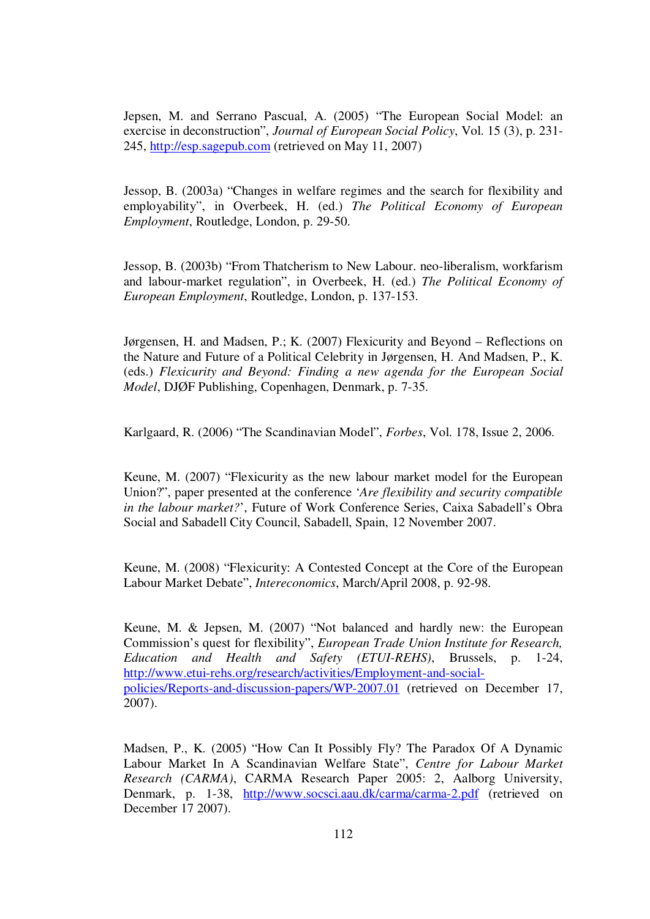Jepsen, M. and Serrano Pascual, A. (2005) "The European Social Model: an exercise in deconstruction", *Journal of European Social Policy*, Vol. 15 (3), p. 231-245, http://esp.sagepub.com (retrieved on May 11, 2007)

Jessop, B. (2003a) "Changes in welfare regimes and the search for flexibility and employability", in Overbeek, H. (ed.) *The Political Economy of European Employment*, Routledge, London, p. 29-50.

Jessop, B. (2003b) "From Thatcherism to New Labour. neo-liberalism, workfarism and labour-market regulation", in Overbeek, H. (ed.) *The Political Economy of European Employment*, Routledge, London, p. 137-153.

Jørgensen, H. and Madsen, P.; K. (2007) Flexicurity and Beyond – Reflections on the Nature and Future of a Political Celebrity in Jørgensen, H. And Madsen, P., K. (eds.) *Flexicurity and Beyond: Finding a new agenda for the European Social Model*, DJØF Publishing, Copenhagen, Denmark, p. 7-35.

Karlgaard, R. (2006) "The Scandinavian Model", *Forbes*, Vol. 178, Issue 2, 2006.

Keune, M. (2007) "Flexicurity as the new labour market model for the European Union?", paper presented at the conference *'Are flexibility and security compatible in the labour market?'*, Future of Work Conference Series, Caixa Sabadell's Obra Social and Sabadell City Council, Sabadell, Spain, 12 November 2007.

Keune, M. (2008) "Flexicurity: A Contested Concept at the Core of the European Labour Market Debate", *Intereconomics*, March/April 2008, p. 92-98.

Keune, M. & Jepsen, M. (2007) "Not balanced and hardly new: the European Commission's quest for flexibility", *European Trade Union Institute for Research, Education and Health and Safety (ETUI-REHS)*, Brussels, p. 1-24, http://www.etui-rehs.org/research/activities/Employment-and-social-policies/Reports-and-discussion-papers/WP-2007.01 (retrieved on December 17, 2007).

Madsen, P., K. (2005) "How Can It Possibly Fly? The Paradox Of A Dynamic Labour Market In A Scandinavian Welfare State", *Centre for Labour Market Research (CARMA)*, CARMA Research Paper 2005: 2, Aalborg University, Denmark, p. 1-38, http://www.socsci.aau.dk/carma/carma-2.pdf (retrieved on December 17 2007).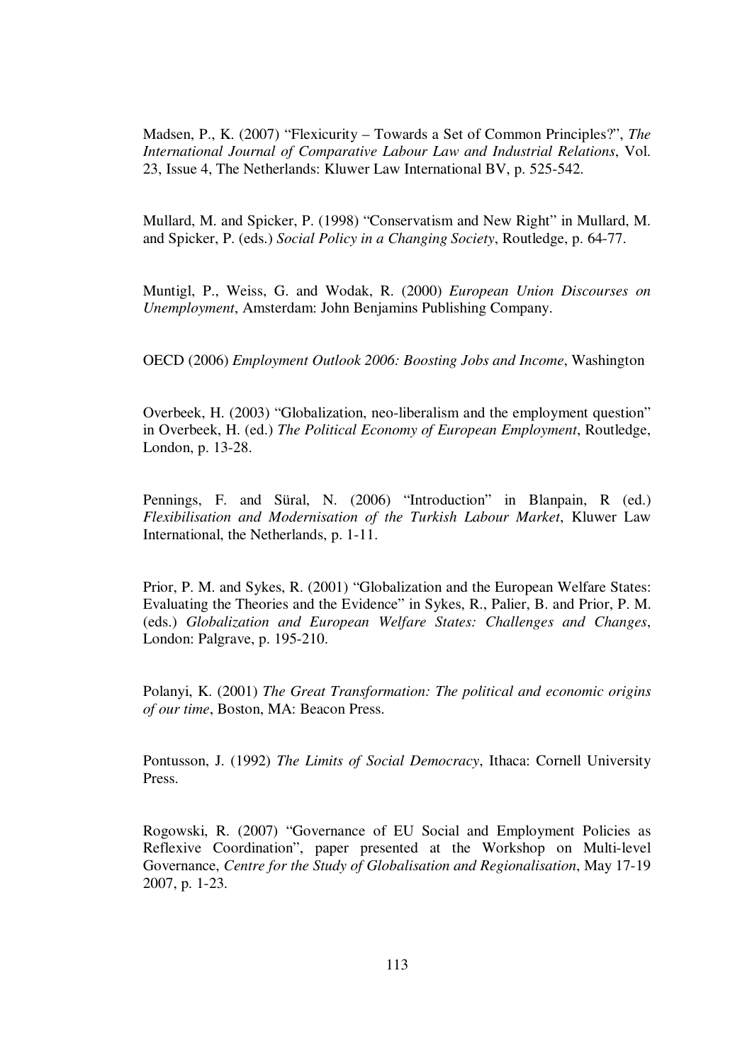Madsen, P., K. (2007) "Flexicurity – Towards a Set of Common Principles?", *The International Journal of Comparative Labour Law and Industrial Relations*, Vol. 23, Issue 4, The Netherlands: Kluwer Law International BV, p. 525-542.

Mullard, M. and Spicker, P. (1998) "Conservatism and New Right" in Mullard, M. and Spicker, P. (eds.) *Social Policy in a Changing Society*, Routledge, p. 64-77.

Muntigl, P., Weiss, G. and Wodak, R. (2000) *European Union Discourses on Unemployment*, Amsterdam: John Benjamins Publishing Company.

OECD (2006) *Employment Outlook 2006: Boosting Jobs and Income*, Washington

Overbeek, H. (2003) "Globalization, neo-liberalism and the employment question" in Overbeek, H. (ed.) *The Political Economy of European Employment*, Routledge, London, p. 13-28.

Pennings, F. and Süral, N. (2006) "Introduction" in Blanpain, R (ed.) *Flexibilisation and Modernisation of the Turkish Labour Market*, Kluwer Law International, the Netherlands, p. 1-11.

Prior, P. M. and Sykes, R. (2001) "Globalization and the European Welfare States: Evaluating the Theories and the Evidence" in Sykes, R., Palier, B. and Prior, P. M. (eds.) *Globalization and European Welfare States: Challenges and Changes*, London: Palgrave, p. 195-210.

Polanyi, K. (2001) *The Great Transformation: The political and economic origins of our time*, Boston, MA: Beacon Press.

Pontusson, J. (1992) *The Limits of Social Democracy*, Ithaca: Cornell University Press.

Rogowski, R. (2007) "Governance of EU Social and Employment Policies as Reflexive Coordination", paper presented at the Workshop on Multi-level Governance, *Centre for the Study of Globalisation and Regionalisation*, May 17-19 2007, p. 1-23.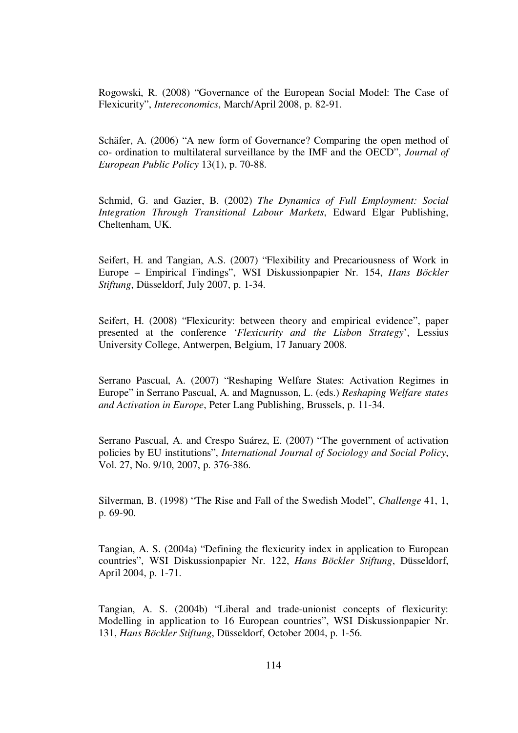Rogowski, R. (2008) "Governance of the European Social Model: The Case of Flexicurity", *Intereconomics*, March/April 2008, p. 82-91.

Schäfer, A. (2006) "A new form of Governance? Comparing the open method of co- ordination to multilateral surveillance by the IMF and the OECD", *Journal of European Public Policy* 13(1), p. 70-88.

Schmid, G. and Gazier, B. (2002) *The Dynamics of Full Employment: Social Integration Through Transitional Labour Markets*, Edward Elgar Publishing, Cheltenham, UK.

Seifert, H. and Tangian, A.S. (2007) "Flexibility and Precariousness of Work in Europe – Empirical Findings", WSI Diskussionpapier Nr. 154, *Hans Böckler Stiftung*, Düsseldorf, July 2007, p. 1-34.

Seifert, H. (2008) "Flexicurity: between theory and empirical evidence", paper presented at the conference '*Flexicurity and the Lisbon Strategy*', Lessius University College, Antwerpen, Belgium, 17 January 2008.

Serrano Pascual, A. (2007) "Reshaping Welfare States: Activation Regimes in Europe" in Serrano Pascual, A. and Magnusson, L. (eds.) *Reshaping Welfare states and Activation in Europe*, Peter Lang Publishing, Brussels, p. 11-34.

Serrano Pascual, A. and Crespo Suárez, E. (2007) "The government of activation policies by EU institutions", *International Journal of Sociology and Social Policy*, Vol. 27, No. 9/10, 2007, p. 376-386.

Silverman, B. (1998) "The Rise and Fall of the Swedish Model", *Challenge* 41, 1, p. 69-90.

Tangian, A. S. (2004a) "Defining the flexicurity index in application to European countries", WSI Diskussionpapier Nr. 122, *Hans Böckler Stiftung*, Düsseldorf, April 2004, p. 1-71.

Tangian, A. S. (2004b) "Liberal and trade-unionist concepts of flexicurity: Modelling in application to 16 European countries", WSI Diskussionpapier Nr. 131, *Hans Böckler Stiftung*, Düsseldorf, October 2004, p. 1-56.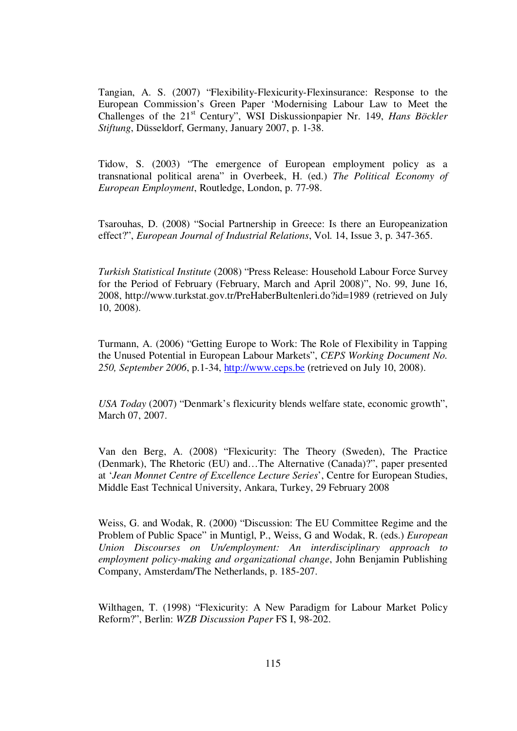Tangian, A. S. (2007) "Flexibility-Flexicurity-Flexinsurance: Response to the European Commission's Green Paper 'Modernising Labour Law to Meet the Challenges of the 21st Century", WSI Diskussionpapier Nr. 149, *Hans Böckler Stiftung*, Düsseldorf, Germany, January 2007, p. 1-38.

Tidow, S. (2003) "The emergence of European employment policy as a transnational political arena" in Overbeek, H. (ed.) *The Political Economy of European Employment*, Routledge, London, p. 77-98.

Tsarouhas, D. (2008) "Social Partnership in Greece: Is there an Europeanization effect?", *European Journal of Industrial Relations*, Vol. 14, Issue 3, p. 347-365.

*Turkish Statistical Institute* (2008) "Press Release: Household Labour Force Survey for the Period of February (February, March and April 2008)", No. 99, June 16, 2008, http://www.turkstat.gov.tr/PreHaberBultenleri.do?id=1989 (retrieved on July 10, 2008).

Turmann, A. (2006) "Getting Europe to Work: The Role of Flexibility in Tapping the Unused Potential in European Labour Markets", *CEPS Working Document No. 250, September 2006*, p.1-34, http://www.ceps.be (retrieved on July 10, 2008).

*USA Today* (2007) "Denmark's flexicurity blends welfare state, economic growth", March 07, 2007.

Van den Berg, A. (2008) "Flexicurity: The Theory (Sweden), The Practice (Denmark), The Rhetoric (EU) and…The Alternative (Canada)?", paper presented at '*Jean Monnet Centre of Excellence Lecture Series*', Centre for European Studies, Middle East Technical University, Ankara, Turkey, 29 February 2008

Weiss, G. and Wodak, R. (2000) "Discussion: The EU Committee Regime and the Problem of Public Space" in Muntigl, P., Weiss, G and Wodak, R. (eds.) *European Union Discourses on Un/employment: An interdisciplinary approach to employment policy-making and organizational change*, John Benjamin Publishing Company, Amsterdam/The Netherlands, p. 185-207.

Wilthagen, T. (1998) "Flexicurity: A New Paradigm for Labour Market Policy Reform?", Berlin: *WZB Discussion Paper* FS I, 98-202.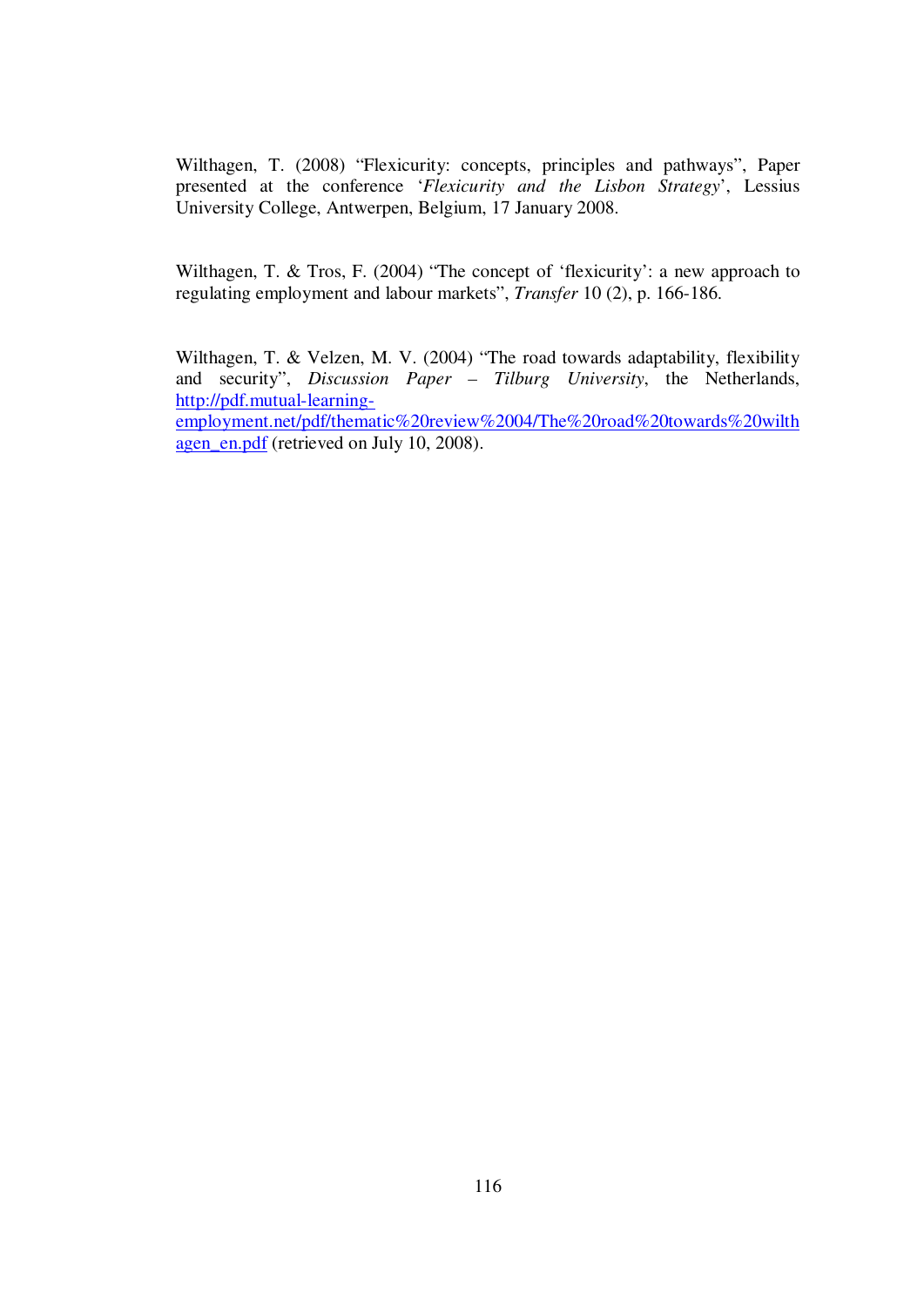Wilthagen, T. (2008) “Flexicurity: concepts, principles and pathways”, Paper presented at the conference ‘*Flexicurity and the Lisbon Strategy*’, Lessius University College, Antwerpen, Belgium, 17 January 2008.

Wilthagen, T. & Tros, F. (2004) “The concept of ‘flexicurity’: a new approach to regulating employment and labour markets”, *Transfer* 10 (2), p. 166-186.

Wilthagen, T. & Velzen, M. V. (2004) “The road towards adaptability, flexibility and security”, *Discussion Paper – Tilburg University*, the Netherlands, http://pdf.mutual-learning-employment.net/pdf/thematic%20review%2004/The%20road%20towards%20wilthagen_en.pdf (retrieved on July 10, 2008).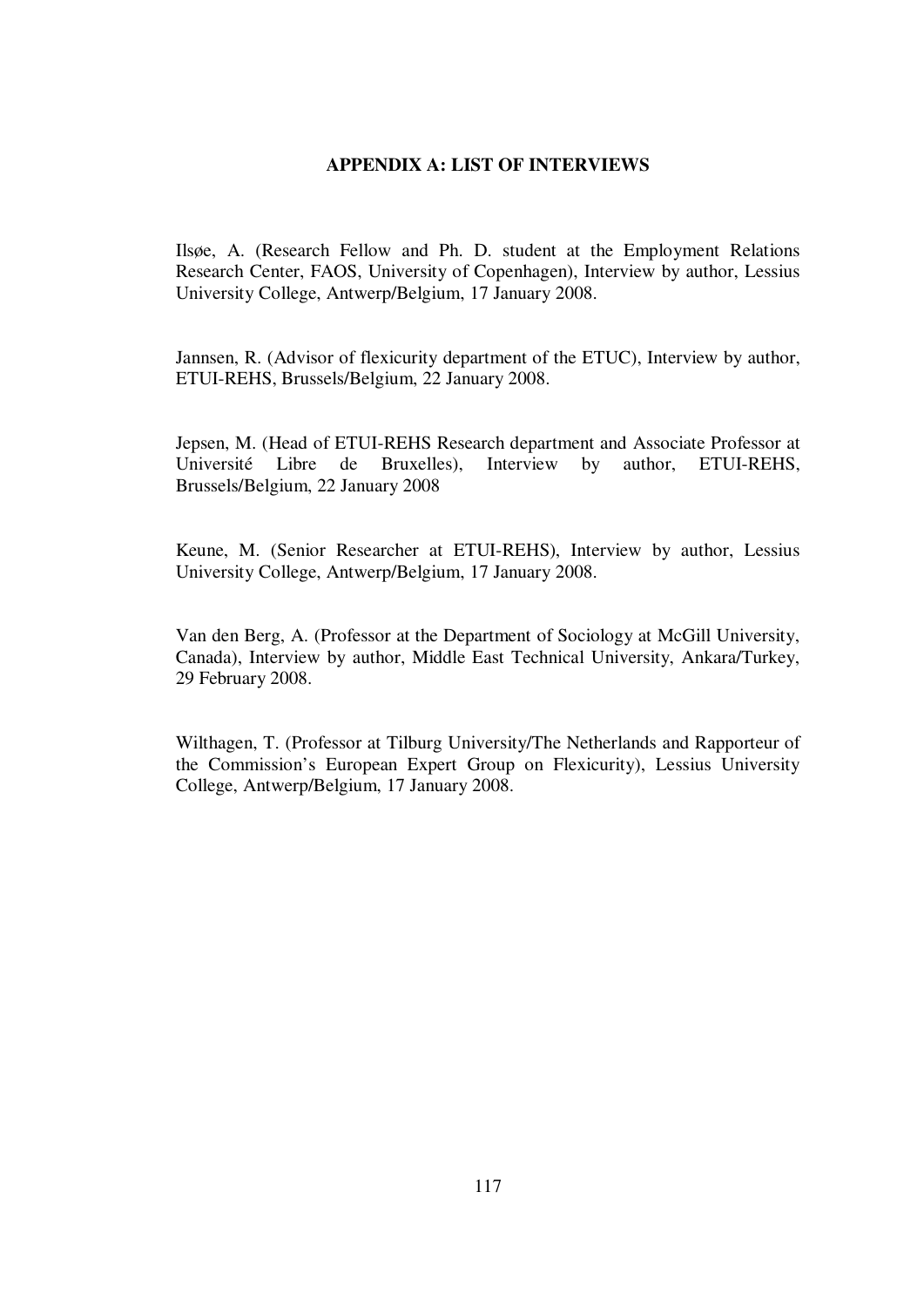# APPENDIX A: LIST OF INTERVIEWS

Ilsøe, A. (Research Fellow and Ph. D. student at the Employment Relations Research Center, FAOS, University of Copenhagen), Interview by author, Lessius University College, Antwerp/Belgium, 17 January 2008.

Jannsen, R. (Advisor of flexicurity department of the ETUC), Interview by author, ETUI-REHS, Brussels/Belgium, 22 January 2008.

Jepsen, M. (Head of ETUI-REHS Research department and Associate Professor at Université Libre de Bruxelles), Interview by author, ETUI-REHS, Brussels/Belgium, 22 January 2008

Keune, M. (Senior Researcher at ETUI-REHS), Interview by author, Lessius University College, Antwerp/Belgium, 17 January 2008.

Van den Berg, A. (Professor at the Department of Sociology at McGill University, Canada), Interview by author, Middle East Technical University, Ankara/Turkey, 29 February 2008.

Wilthagen, T. (Professor at Tilburg University/The Netherlands and Rapporteur of the Commission's European Expert Group on Flexicurity), Lessius University College, Antwerp/Belgium, 17 January 2008.